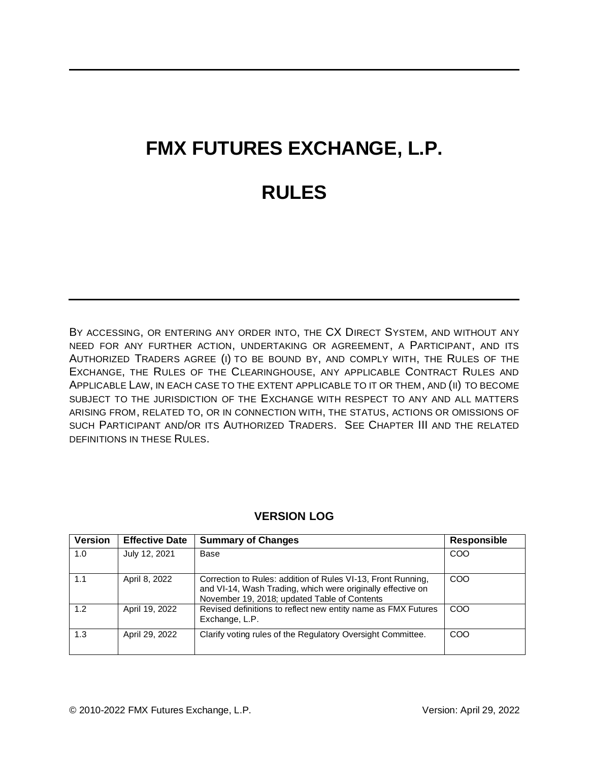# FMX FUTURES EXCHANGE, L.P.

# RULES

BY ACCESSING, OR ENTERING ANY ORDER INTO, THE CX DIRECT SYSTEM, AND WITHOUT ANY NEED FOR ANY FURTHER ACTION, UNDERTAKING OR AGREEMENT, A PARTICIPANT, AND ITS AUTHORIZED TRADERS AGREE (I) TO BE BOUND BY, AND COMPLY WITH, THE RULES OF THE EXCHANGE, THE RULES OF THE CLEARINGHOUSE, ANY APPLICABLE CONTRACT RULES AND APPLICABLE LAW, IN EACH CASE TO THE EXTENT APPLICABLE TO IT OR THEM, AND (II) TO BECOME SUBJECT TO THE JURISDICTION OF THE EXCHANGE WITH RESPECT TO ANY AND ALL MATTERS ARISING FROM, RELATED TO, OR IN CONNECTION WITH, THE STATUS, ACTIONS OR OMISSIONS OF SUCH PARTICIPANT AND/OR ITS AUTHORIZED TRADERS. SEE CHAPTER III AND THE RELATED DEFINITIONS IN THESE RULES.

**VERSION LOG**

| Version | Effective Date | Summary of Changes | Responsible |
|---|---|---|---|
| 1.0 | July 12, 2021 | Base | COO |
| 1.1 | April 8, 2022 | Correction to Rules: addition of Rules VI-13, Front Running, and VI-14, Wash Trading, which were originally effective on November 19, 2018; updated Table of Contents | COO |
| 1.2 | April 19, 2022 | Revised definitions to reflect new entity name as FMX Futures Exchange, L.P. | COO |
| 1.3 | April 29, 2022 | Clarify voting rules of the Regulatory Oversight Committee. | COO |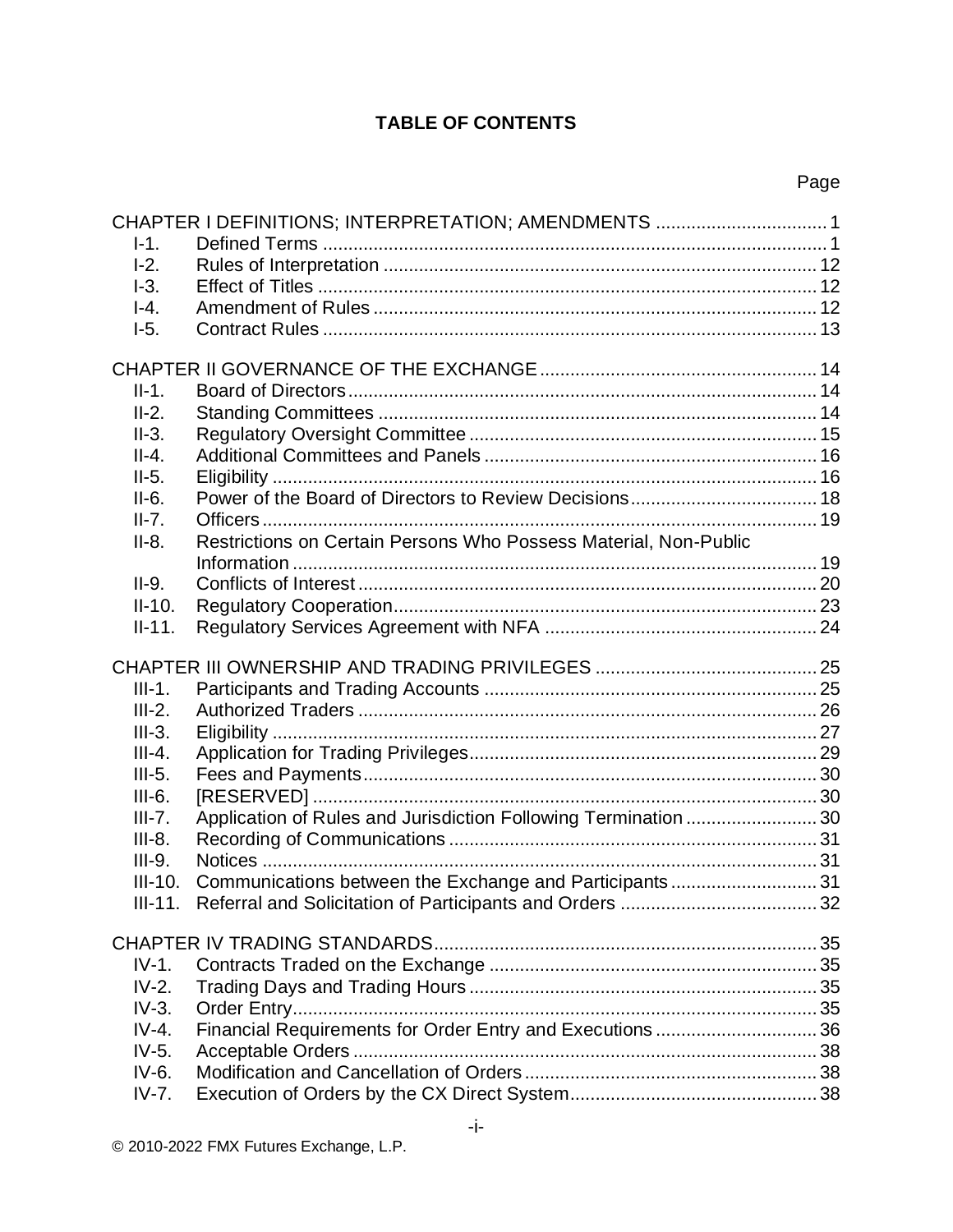## TABLE OF CONTENTS

| | | Page |
|---|---|---|
| CHAPTER I DEFINITIONS; INTERPRETATION; AMENDMENTS | | 1 |
| I-1. | Defined Terms | 1 |
| I-2. | Rules of Interpretation | 12 |
| I-3. | Effect of Titles | 12 |
| I-4. | Amendment of Rules | 12 |
| I-5. | Contract Rules | 13 |
| CHAPTER II GOVERNANCE OF THE EXCHANGE | | 14 |
| II-1. | Board of Directors | 14 |
| II-2. | Standing Committees | 14 |
| II-3. | Regulatory Oversight Committee | 15 |
| II-4. | Additional Committees and Panels | 16 |
| II-5. | Eligibility | 16 |
| II-6. | Power of the Board of Directors to Review Decisions | 18 |
| II-7. | Officers | 19 |
| II-8. | Restrictions on Certain Persons Who Possess Material, Non-Public Information | 19 |
| II-9. | Conflicts of Interest | 20 |
| II-10. | Regulatory Cooperation | 23 |
| II-11. | Regulatory Services Agreement with NFA | 24 |
| CHAPTER III OWNERSHIP AND TRADING PRIVILEGES | | 25 |
| III-1. | Participants and Trading Accounts | 25 |
| III-2. | Authorized Traders | 26 |
| III-3. | Eligibility | 27 |
| III-4. | Application for Trading Privileges | 29 |
| III-5. | Fees and Payments | 30 |
| III-6. | [RESERVED] | 30 |
| III-7. | Application of Rules and Jurisdiction Following Termination | 30 |
| III-8. | Recording of Communications | 31 |
| III-9. | Notices | 31 |
| III-10. | Communications between the Exchange and Participants | 31 |
| III-11. | Referral and Solicitation of Participants and Orders | 32 |
| CHAPTER IV TRADING STANDARDS | | 35 |
| IV-1. | Contracts Traded on the Exchange | 35 |
| IV-2. | Trading Days and Trading Hours | 35 |
| IV-3. | Order Entry | 35 |
| IV-4. | Financial Requirements for Order Entry and Executions | 36 |
| IV-5. | Acceptable Orders | 38 |
| IV-6. | Modification and Cancellation of Orders | 38 |
| IV-7. | Execution of Orders by the CX Direct System | 38 |

© 2010-2022 FMX Futures Exchange, L.P.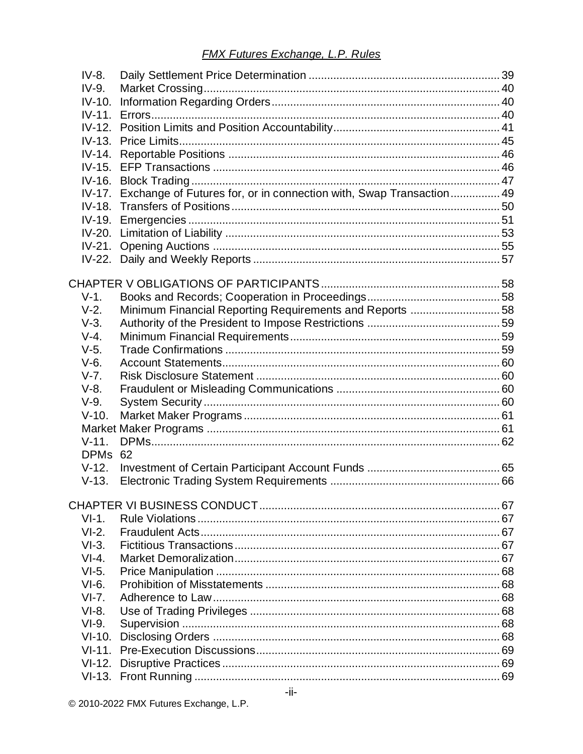| | | |
|---|---|---|
| IV-8. | Daily Settlement Price Determination | 39 |
| IV-9. | Market Crossing | 40 |
| IV-10. | Information Regarding Orders | 40 |
| IV-11. | Errors | 40 |
| IV-12. | Position Limits and Position Accountability | 41 |
| IV-13. | Price Limits | 45 |
| IV-14. | Reportable Positions | 46 |
| IV-15. | EFP Transactions | 46 |
| IV-16. | Block Trading | 47 |
| IV-17. | Exchange of Futures for, or in connection with, Swap Transaction | 49 |
| IV-18. | Transfers of Positions | 50 |
| IV-19. | Emergencies | 51 |
| IV-20. | Limitation of Liability | 53 |
| IV-21. | Opening Auctions | 55 |
| IV-22. | Daily and Weekly Reports | 57 |

| | | |
|---|---|---|
| CHAPTER V OBLIGATIONS OF PARTICIPANTS | | 58 |
| V-1. | Books and Records; Cooperation in Proceedings | 58 |
| V-2. | Minimum Financial Reporting Requirements and Reports | 58 |
| V-3. | Authority of the President to Impose Restrictions | 59 |
| V-4. | Minimum Financial Requirements | 59 |
| V-5. | Trade Confirmations | 59 |
| V-6. | Account Statements | 60 |
| V-7. | Risk Disclosure Statement | 60 |
| V-8. | Fraudulent or Misleading Communications | 60 |
| V-9. | System Security | 60 |
| V-10. | Market Maker Programs | 61 |
| Market Maker Programs | | 61 |
| V-11. | DPMs | 62 |
| DPMs 62 | | |
| V-12. | Investment of Certain Participant Account Funds | 65 |
| V-13. | Electronic Trading System Requirements | 66 |

| | | |
|---|---|---|
| CHAPTER VI BUSINESS CONDUCT | | 67 |
| VI-1. | Rule Violations | 67 |
| VI-2. | Fraudulent Acts | 67 |
| VI-3. | Fictitious Transactions | 67 |
| VI-4. | Market Demoralization | 67 |
| VI-5. | Price Manipulation | 68 |
| VI-6. | Prohibition of Misstatements | 68 |
| VI-7. | Adherence to Law | 68 |
| VI-8. | Use of Trading Privileges | 68 |
| VI-9. | Supervision | 68 |
| VI-10. | Disclosing Orders | 68 |
| VI-11. | Pre-Execution Discussions | 69 |
| VI-12. | Disruptive Practices | 69 |
| VI-13. | Front Running | 69 |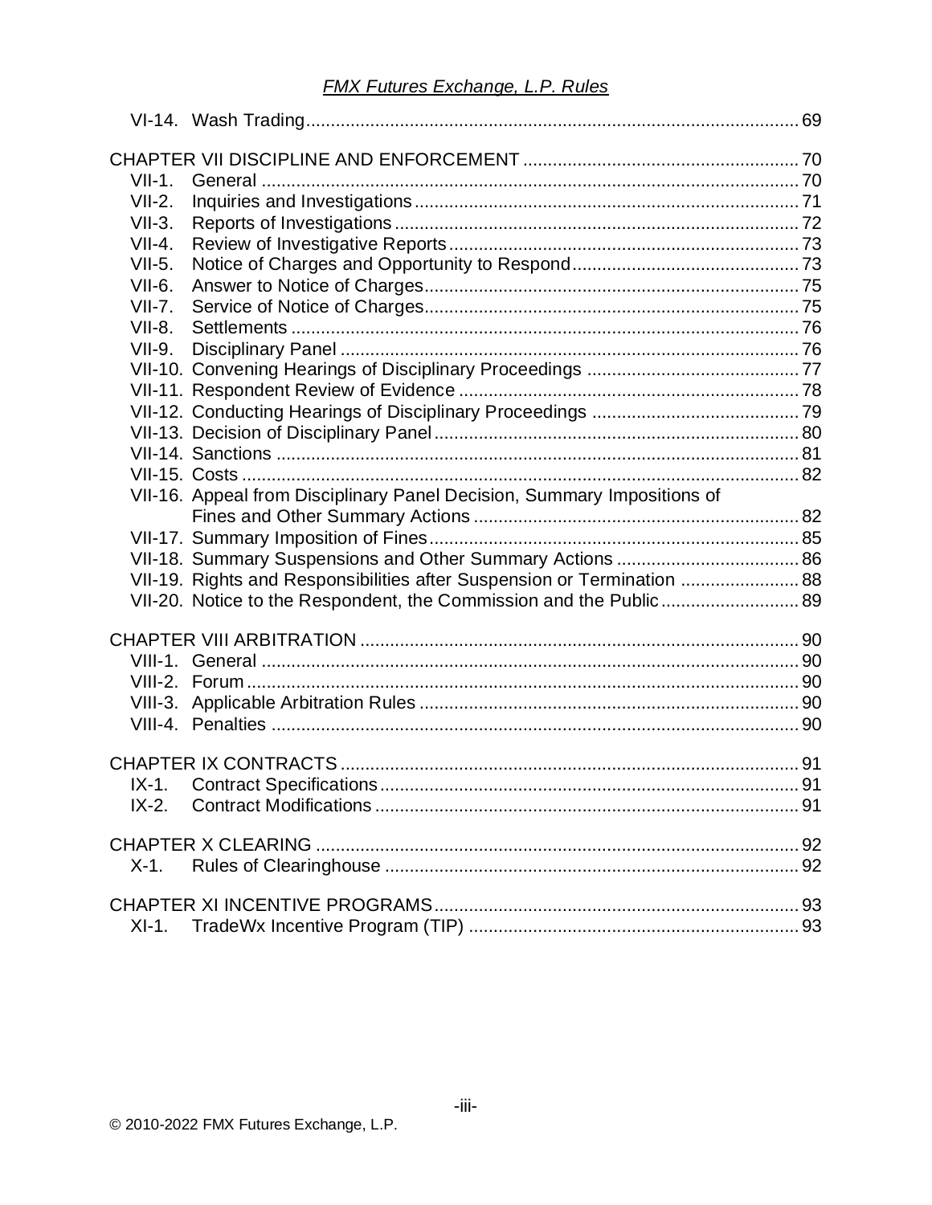VI-14. Wash Trading ........................................ 69

CHAPTER VII DISCIPLINE AND ENFORCEMENT ........................................ 70
- VII-1. General ........................................ 70
- VII-2. Inquiries and Investigations ........................................ 71
- VII-3. Reports of Investigations ........................................ 72
- VII-4. Review of Investigative Reports ........................................ 73
- VII-5. Notice of Charges and Opportunity to Respond ........................................ 73
- VII-6. Answer to Notice of Charges ........................................ 75
- VII-7. Service of Notice of Charges ........................................ 75
- VII-8. Settlements ........................................ 76
- VII-9. Disciplinary Panel ........................................ 76
- VII-10. Convening Hearings of Disciplinary Proceedings ........................................ 77
- VII-11. Respondent Review of Evidence ........................................ 78
- VII-12. Conducting Hearings of Disciplinary Proceedings ........................................ 79
- VII-13. Decision of Disciplinary Panel ........................................ 80
- VII-14. Sanctions ........................................ 81
- VII-15. Costs ........................................ 82
- VII-16. Appeal from Disciplinary Panel Decision, Summary Impositions of Fines and Other Summary Actions ........................................ 82
- VII-17. Summary Imposition of Fines ........................................ 85
- VII-18. Summary Suspensions and Other Summary Actions ........................................ 86
- VII-19. Rights and Responsibilities after Suspension or Termination ........................................ 88
- VII-20. Notice to the Respondent, the Commission and the Public ........................................ 89

CHAPTER VIII ARBITRATION ........................................ 90
- VIII-1. General ........................................ 90
- VIII-2. Forum ........................................ 90
- VIII-3. Applicable Arbitration Rules ........................................ 90
- VIII-4. Penalties ........................................ 90

CHAPTER IX CONTRACTS ........................................ 91
- IX-1. Contract Specifications ........................................ 91
- IX-2. Contract Modifications ........................................ 91

CHAPTER X CLEARING ........................................ 92
- X-1. Rules of Clearinghouse ........................................ 92

CHAPTER XI INCENTIVE PROGRAMS ........................................ 93
- XI-1. TradeWx Incentive Program (TIP) ........................................ 93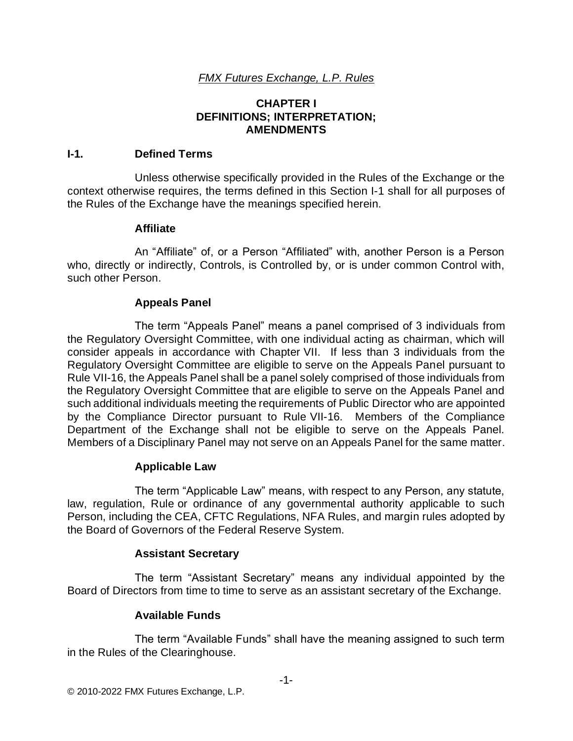*FMX Futures Exchange, L.P. Rules*

# CHAPTER I
# DEFINITIONS; INTERPRETATION; AMENDMENTS

## I-1. Defined Terms

Unless otherwise specifically provided in the Rules of the Exchange or the context otherwise requires, the terms defined in this Section I-1 shall for all purposes of the Rules of the Exchange have the meanings specified herein.

### Affiliate

An "Affiliate" of, or a Person "Affiliated" with, another Person is a Person who, directly or indirectly, Controls, is Controlled by, or is under common Control with, such other Person.

### Appeals Panel

The term "Appeals Panel" means a panel comprised of 3 individuals from the Regulatory Oversight Committee, with one individual acting as chairman, which will consider appeals in accordance with Chapter VII. If less than 3 individuals from the Regulatory Oversight Committee are eligible to serve on the Appeals Panel pursuant to Rule VII-16, the Appeals Panel shall be a panel solely comprised of those individuals from the Regulatory Oversight Committee that are eligible to serve on the Appeals Panel and such additional individuals meeting the requirements of Public Director who are appointed by the Compliance Director pursuant to Rule VII-16. Members of the Compliance Department of the Exchange shall not be eligible to serve on the Appeals Panel. Members of a Disciplinary Panel may not serve on an Appeals Panel for the same matter.

### Applicable Law

The term "Applicable Law" means, with respect to any Person, any statute, law, regulation, Rule or ordinance of any governmental authority applicable to such Person, including the CEA, CFTC Regulations, NFA Rules, and margin rules adopted by the Board of Governors of the Federal Reserve System.

### Assistant Secretary

The term "Assistant Secretary" means any individual appointed by the Board of Directors from time to time to serve as an assistant secretary of the Exchange.

### Available Funds

The term "Available Funds" shall have the meaning assigned to such term in the Rules of the Clearinghouse.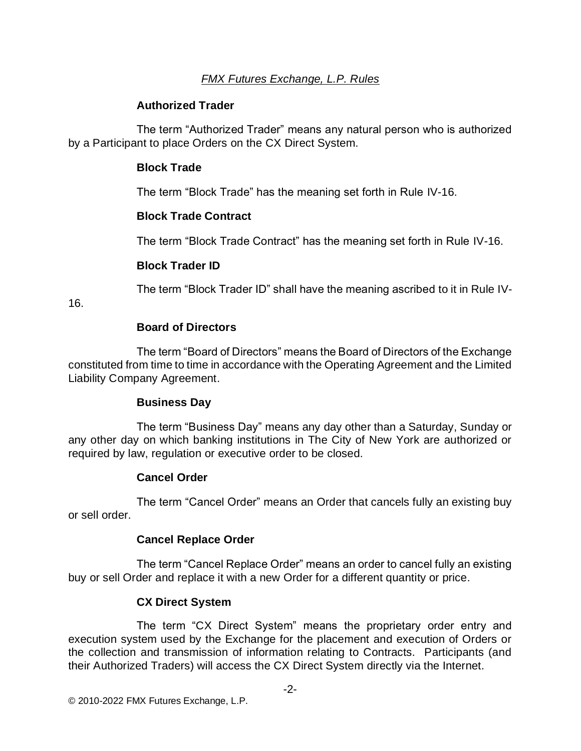**Authorized Trader**

The term "Authorized Trader" means any natural person who is authorized by a Participant to place Orders on the CX Direct System.

**Block Trade**

The term "Block Trade" has the meaning set forth in Rule IV-16.

**Block Trade Contract**

The term "Block Trade Contract" has the meaning set forth in Rule IV-16.

**Block Trader ID**

The term "Block Trader ID" shall have the meaning ascribed to it in Rule IV-16.

**Board of Directors**

The term "Board of Directors" means the Board of Directors of the Exchange constituted from time to time in accordance with the Operating Agreement and the Limited Liability Company Agreement.

**Business Day**

The term "Business Day" means any day other than a Saturday, Sunday or any other day on which banking institutions in The City of New York are authorized or required by law, regulation or executive order to be closed.

**Cancel Order**

The term "Cancel Order" means an Order that cancels fully an existing buy or sell order.

**Cancel Replace Order**

The term "Cancel Replace Order" means an order to cancel fully an existing buy or sell Order and replace it with a new Order for a different quantity or price.

**CX Direct System**

The term "CX Direct System" means the proprietary order entry and execution system used by the Exchange for the placement and execution of Orders or the collection and transmission of information relating to Contracts. Participants (and their Authorized Traders) will access the CX Direct System directly via the Internet.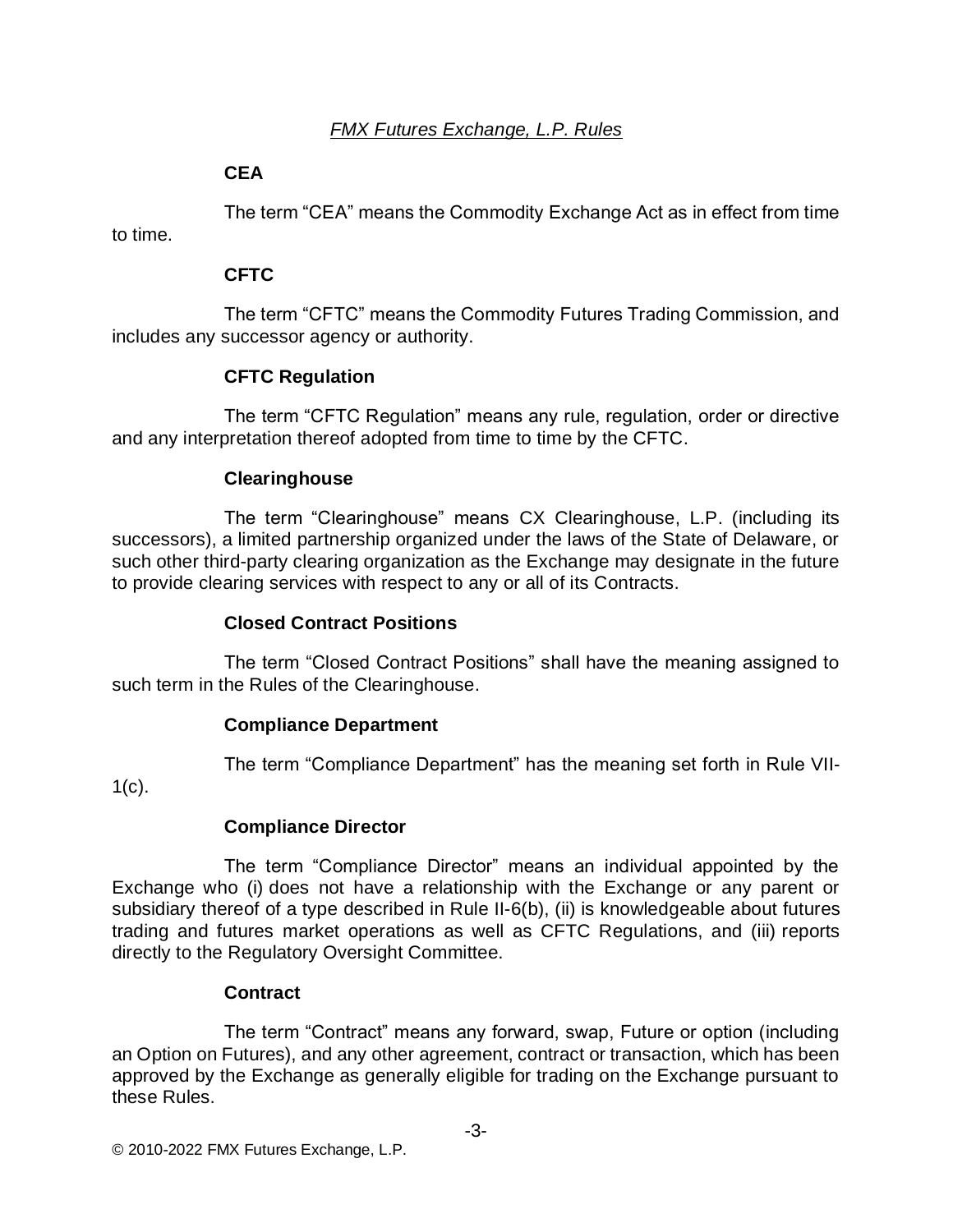**CEA**

The term “CEA” means the Commodity Exchange Act as in effect from time to time.

**CFTC**

The term “CFTC” means the Commodity Futures Trading Commission, and includes any successor agency or authority.

**CFTC Regulation**

The term “CFTC Regulation” means any rule, regulation, order or directive and any interpretation thereof adopted from time to time by the CFTC.

**Clearinghouse**

The term “Clearinghouse” means CX Clearinghouse, L.P. (including its successors), a limited partnership organized under the laws of the State of Delaware, or such other third-party clearing organization as the Exchange may designate in the future to provide clearing services with respect to any or all of its Contracts.

**Closed Contract Positions**

The term “Closed Contract Positions” shall have the meaning assigned to such term in the Rules of the Clearinghouse.

**Compliance Department**

The term “Compliance Department” has the meaning set forth in Rule VII-1(c).

**Compliance Director**

The term “Compliance Director” means an individual appointed by the Exchange who (i) does not have a relationship with the Exchange or any parent or subsidiary thereof of a type described in Rule II-6(b), (ii) is knowledgeable about futures trading and futures market operations as well as CFTC Regulations, and (iii) reports directly to the Regulatory Oversight Committee.

**Contract**

The term “Contract” means any forward, swap, Future or option (including an Option on Futures), and any other agreement, contract or transaction, which has been approved by the Exchange as generally eligible for trading on the Exchange pursuant to these Rules.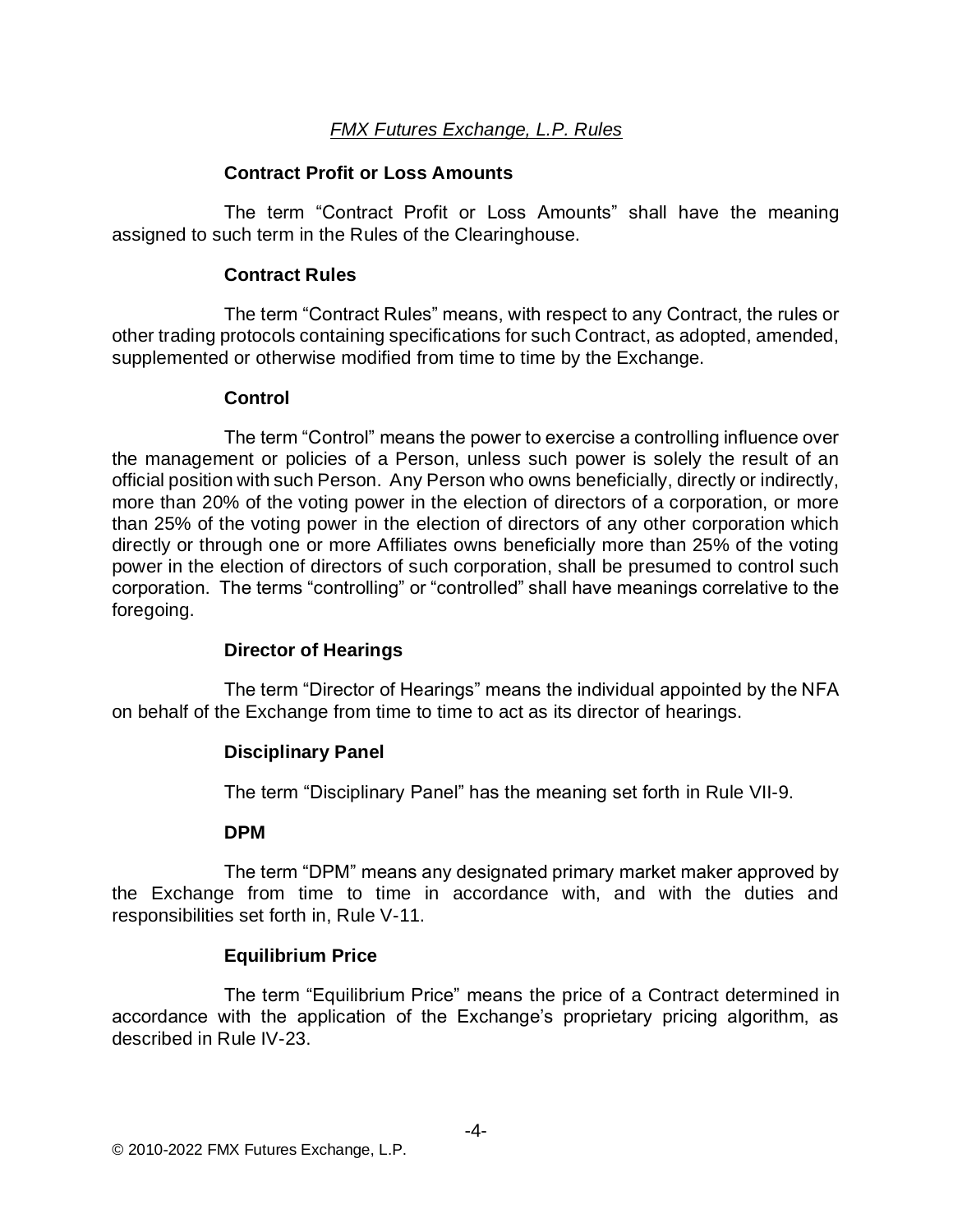### Contract Profit or Loss Amounts

The term "Contract Profit or Loss Amounts" shall have the meaning assigned to such term in the Rules of the Clearinghouse.

### Contract Rules

The term "Contract Rules" means, with respect to any Contract, the rules or other trading protocols containing specifications for such Contract, as adopted, amended, supplemented or otherwise modified from time to time by the Exchange.

### Control

The term "Control" means the power to exercise a controlling influence over the management or policies of a Person, unless such power is solely the result of an official position with such Person. Any Person who owns beneficially, directly or indirectly, more than 20% of the voting power in the election of directors of a corporation, or more than 25% of the voting power in the election of directors of any other corporation which directly or through one or more Affiliates owns beneficially more than 25% of the voting power in the election of directors of such corporation, shall be presumed to control such corporation. The terms "controlling" or "controlled" shall have meanings correlative to the foregoing.

### Director of Hearings

The term "Director of Hearings" means the individual appointed by the NFA on behalf of the Exchange from time to time to act as its director of hearings.

### Disciplinary Panel

The term "Disciplinary Panel" has the meaning set forth in Rule VII-9.

### DPM

The term "DPM" means any designated primary market maker approved by the Exchange from time to time in accordance with, and with the duties and responsibilities set forth in, Rule V-11.

### Equilibrium Price

The term "Equilibrium Price" means the price of a Contract determined in accordance with the application of the Exchange's proprietary pricing algorithm, as described in Rule IV-23.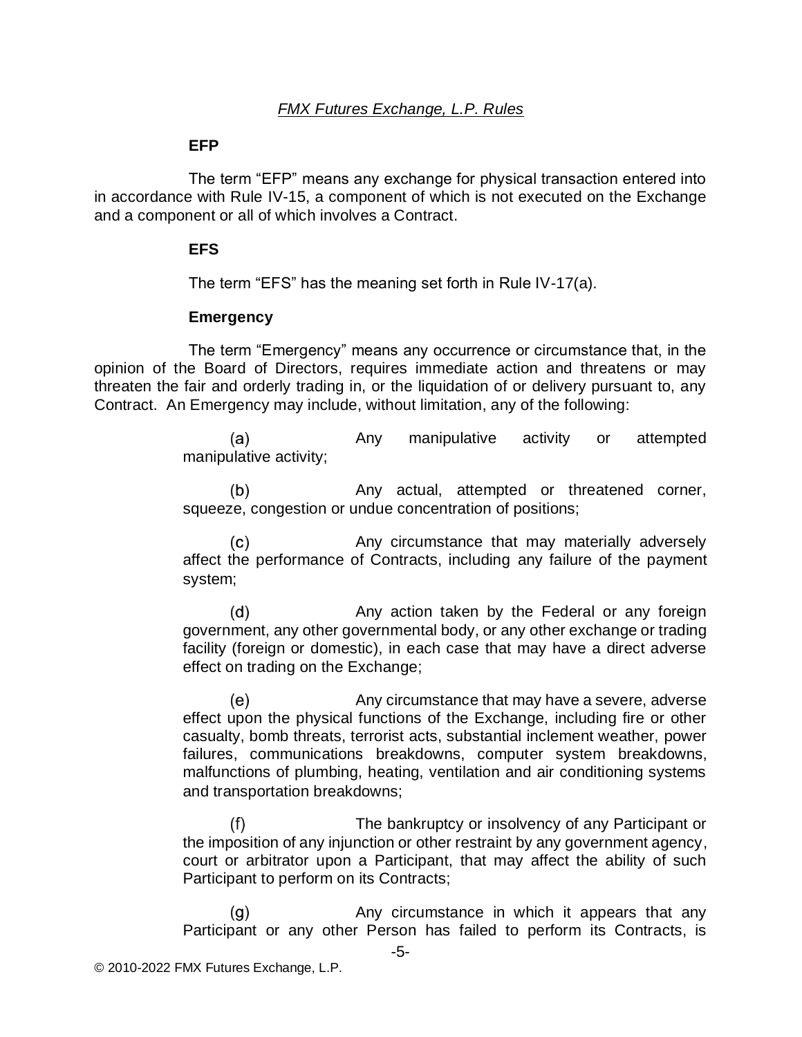**EFP**

The term "EFP" means any exchange for physical transaction entered into in accordance with Rule IV-15, a component of which is not executed on the Exchange and a component or all of which involves a Contract.

**EFS**

The term "EFS" has the meaning set forth in Rule IV-17(a).

**Emergency**

The term "Emergency" means any occurrence or circumstance that, in the opinion of the Board of Directors, requires immediate action and threatens or may threaten the fair and orderly trading in, or the liquidation of or delivery pursuant to, any Contract. An Emergency may include, without limitation, any of the following:

(a) Any manipulative activity or attempted manipulative activity;

(b) Any actual, attempted or threatened corner, squeeze, congestion or undue concentration of positions;

(c) Any circumstance that may materially adversely affect the performance of Contracts, including any failure of the payment system;

(d) Any action taken by the Federal or any foreign government, any other governmental body, or any other exchange or trading facility (foreign or domestic), in each case that may have a direct adverse effect on trading on the Exchange;

(e) Any circumstance that may have a severe, adverse effect upon the physical functions of the Exchange, including fire or other casualty, bomb threats, terrorist acts, substantial inclement weather, power failures, communications breakdowns, computer system breakdowns, malfunctions of plumbing, heating, ventilation and air conditioning systems and transportation breakdowns;

(f) The bankruptcy or insolvency of any Participant or the imposition of any injunction or other restraint by any government agency, court or arbitrator upon a Participant, that may affect the ability of such Participant to perform on its Contracts;

(g) Any circumstance in which it appears that any Participant or any other Person has failed to perform its Contracts, is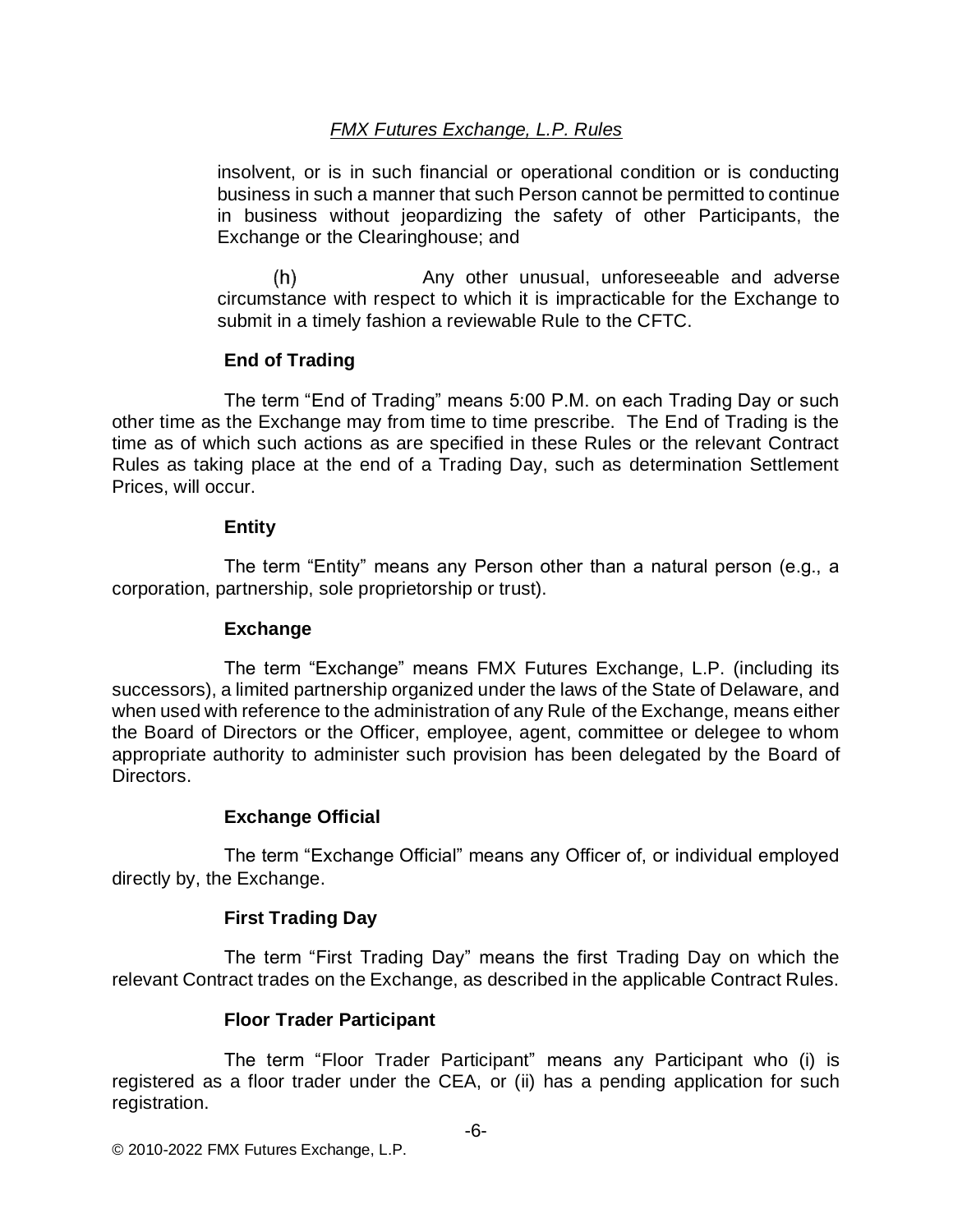insolvent, or is in such financial or operational condition or is conducting business in such a manner that such Person cannot be permitted to continue in business without jeopardizing the safety of other Participants, the Exchange or the Clearinghouse; and

(h) Any other unusual, unforeseeable and adverse circumstance with respect to which it is impracticable for the Exchange to submit in a timely fashion a reviewable Rule to the CFTC.

**End of Trading**

The term "End of Trading" means 5:00 P.M. on each Trading Day or such other time as the Exchange may from time to time prescribe. The End of Trading is the time as of which such actions as are specified in these Rules or the relevant Contract Rules as taking place at the end of a Trading Day, such as determination Settlement Prices, will occur.

**Entity**

The term "Entity" means any Person other than a natural person (e.g., a corporation, partnership, sole proprietorship or trust).

**Exchange**

The term "Exchange" means FMX Futures Exchange, L.P. (including its successors), a limited partnership organized under the laws of the State of Delaware, and when used with reference to the administration of any Rule of the Exchange, means either the Board of Directors or the Officer, employee, agent, committee or delegee to whom appropriate authority to administer such provision has been delegated by the Board of Directors.

**Exchange Official**

The term "Exchange Official" means any Officer of, or individual employed directly by, the Exchange.

**First Trading Day**

The term "First Trading Day" means the first Trading Day on which the relevant Contract trades on the Exchange, as described in the applicable Contract Rules.

**Floor Trader Participant**

The term "Floor Trader Participant" means any Participant who (i) is registered as a floor trader under the CEA, or (ii) has a pending application for such registration.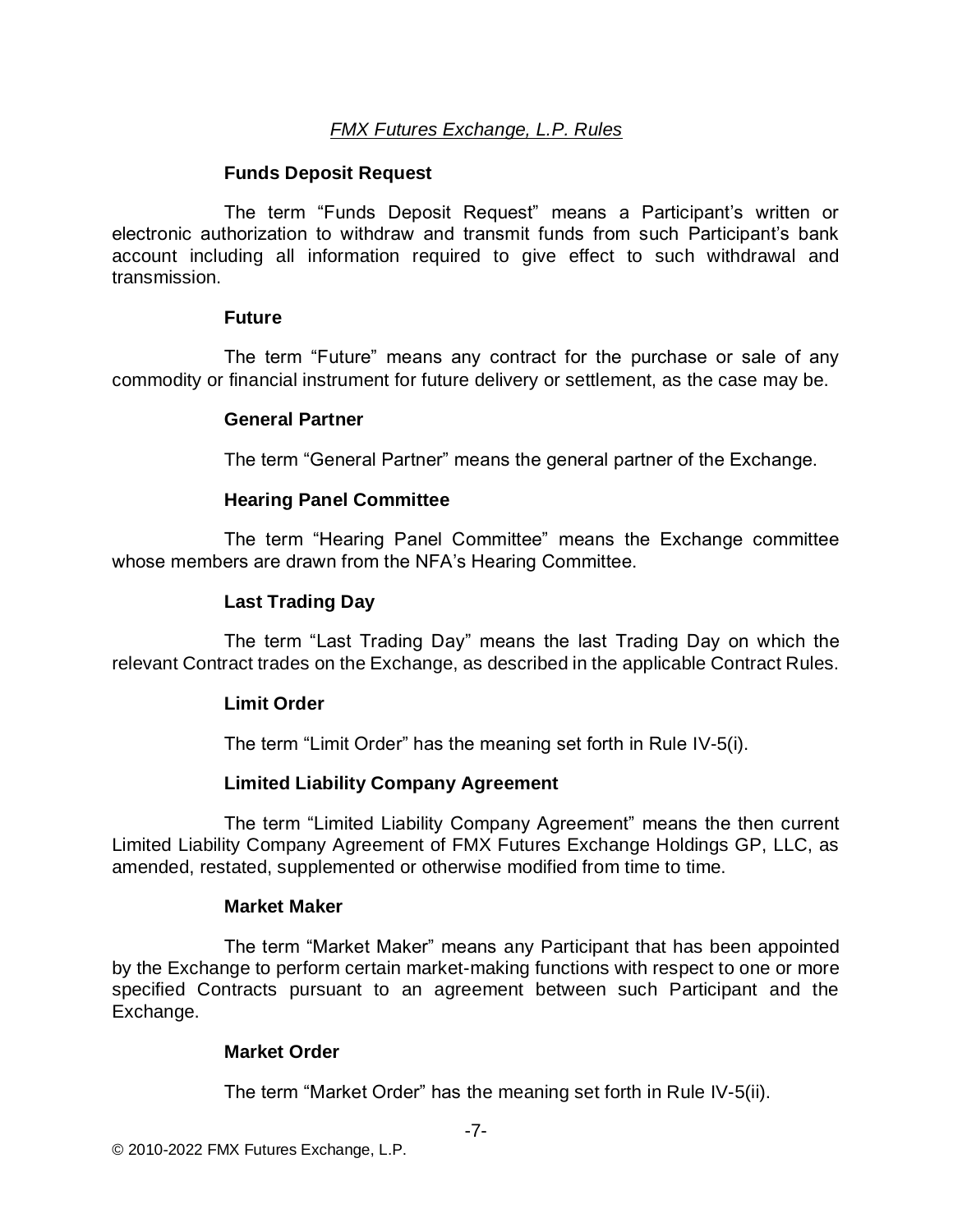**Funds Deposit Request**

The term "Funds Deposit Request" means a Participant's written or electronic authorization to withdraw and transmit funds from such Participant's bank account including all information required to give effect to such withdrawal and transmission.

**Future**

The term "Future" means any contract for the purchase or sale of any commodity or financial instrument for future delivery or settlement, as the case may be.

**General Partner**

The term "General Partner" means the general partner of the Exchange.

**Hearing Panel Committee**

The term "Hearing Panel Committee" means the Exchange committee whose members are drawn from the NFA's Hearing Committee.

**Last Trading Day**

The term "Last Trading Day" means the last Trading Day on which the relevant Contract trades on the Exchange, as described in the applicable Contract Rules.

**Limit Order**

The term "Limit Order" has the meaning set forth in Rule IV-5(i).

**Limited Liability Company Agreement**

The term "Limited Liability Company Agreement" means the then current Limited Liability Company Agreement of FMX Futures Exchange Holdings GP, LLC, as amended, restated, supplemented or otherwise modified from time to time.

**Market Maker**

The term "Market Maker" means any Participant that has been appointed by the Exchange to perform certain market-making functions with respect to one or more specified Contracts pursuant to an agreement between such Participant and the Exchange.

**Market Order**

The term "Market Order" has the meaning set forth in Rule IV-5(ii).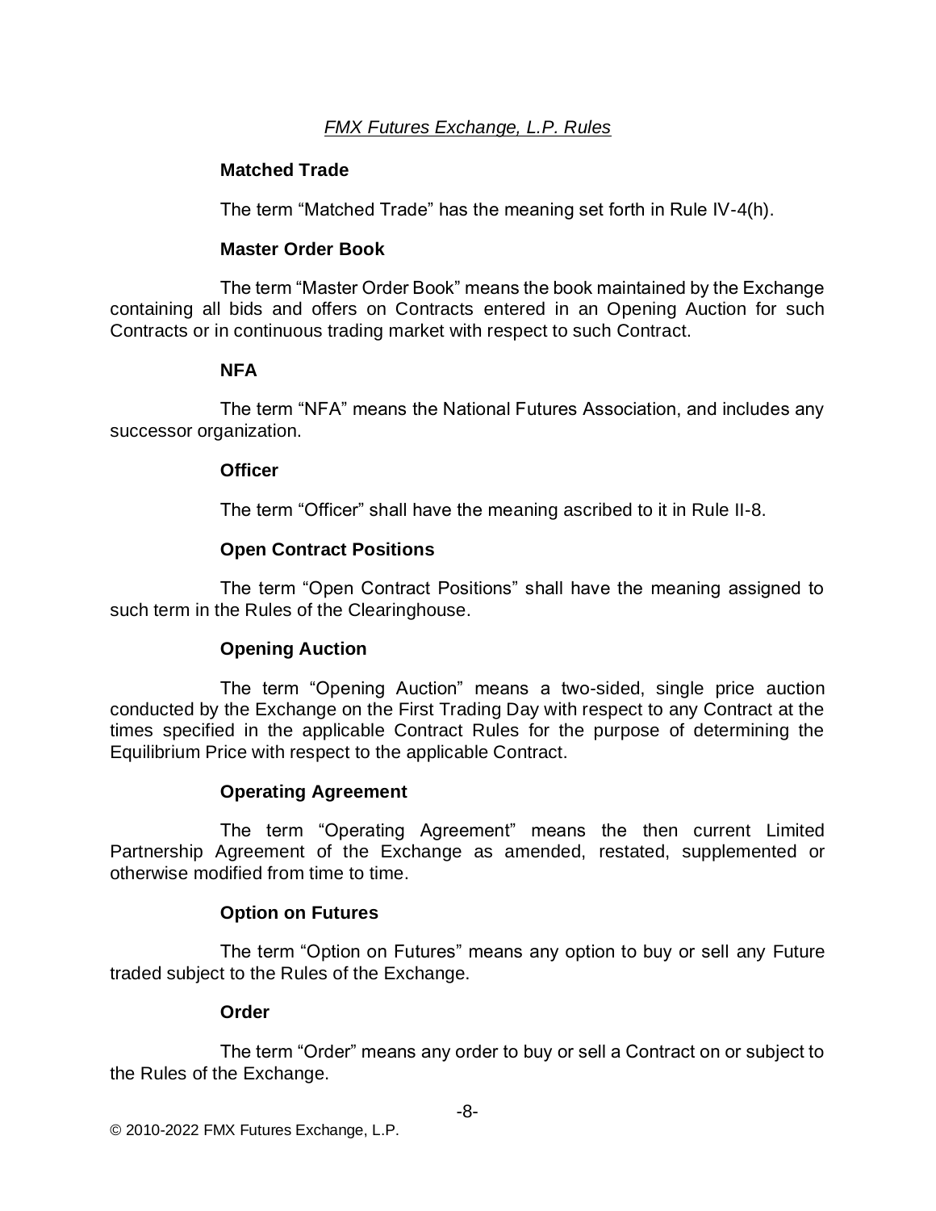**Matched Trade**

The term “Matched Trade” has the meaning set forth in Rule IV-4(h).

**Master Order Book**

The term “Master Order Book” means the book maintained by the Exchange containing all bids and offers on Contracts entered in an Opening Auction for such Contracts or in continuous trading market with respect to such Contract.

**NFA**

The term “NFA” means the National Futures Association, and includes any successor organization.

**Officer**

The term “Officer” shall have the meaning ascribed to it in Rule II-8.

**Open Contract Positions**

The term “Open Contract Positions” shall have the meaning assigned to such term in the Rules of the Clearinghouse.

**Opening Auction**

The term “Opening Auction” means a two-sided, single price auction conducted by the Exchange on the First Trading Day with respect to any Contract at the times specified in the applicable Contract Rules for the purpose of determining the Equilibrium Price with respect to the applicable Contract.

**Operating Agreement**

The term “Operating Agreement” means the then current Limited Partnership Agreement of the Exchange as amended, restated, supplemented or otherwise modified from time to time.

**Option on Futures**

The term “Option on Futures” means any option to buy or sell any Future traded subject to the Rules of the Exchange.

**Order**

The term “Order” means any order to buy or sell a Contract on or subject to the Rules of the Exchange.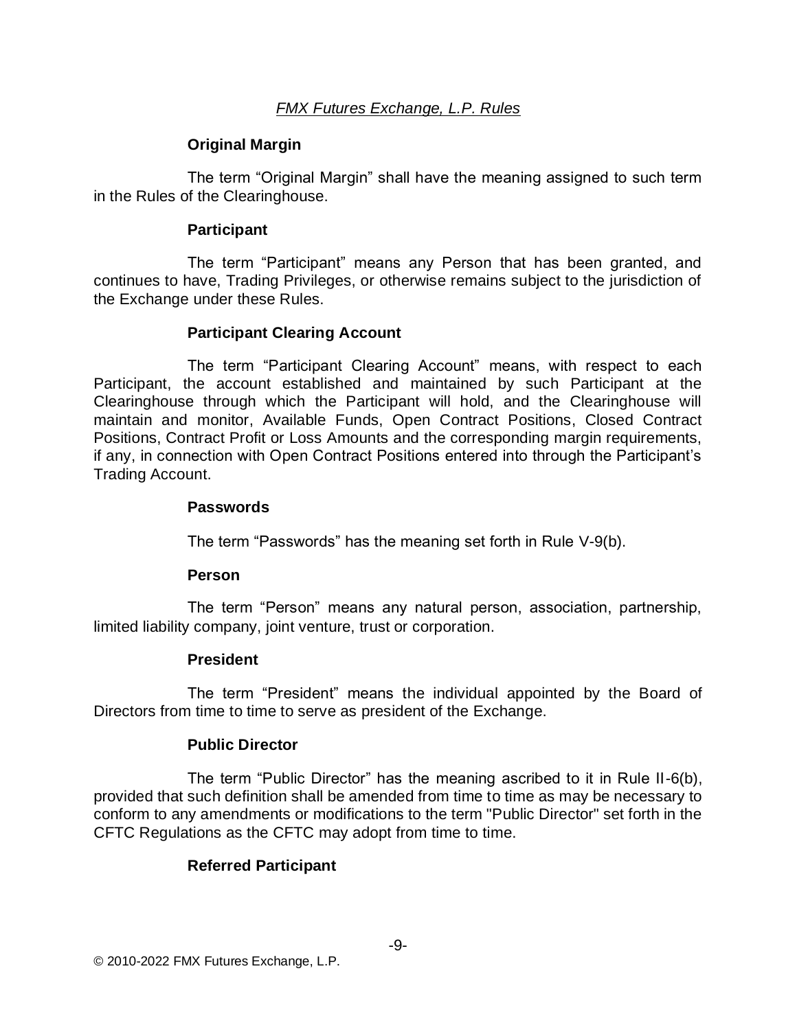### Original Margin

The term “Original Margin” shall have the meaning assigned to such term in the Rules of the Clearinghouse.

### Participant

The term “Participant” means any Person that has been granted, and continues to have, Trading Privileges, or otherwise remains subject to the jurisdiction of the Exchange under these Rules.

### Participant Clearing Account

The term “Participant Clearing Account” means, with respect to each Participant, the account established and maintained by such Participant at the Clearinghouse through which the Participant will hold, and the Clearinghouse will maintain and monitor, Available Funds, Open Contract Positions, Closed Contract Positions, Contract Profit or Loss Amounts and the corresponding margin requirements, if any, in connection with Open Contract Positions entered into through the Participant’s Trading Account.

### Passwords

The term “Passwords” has the meaning set forth in Rule V-9(b).

### Person

The term “Person” means any natural person, association, partnership, limited liability company, joint venture, trust or corporation.

### President

The term “President” means the individual appointed by the Board of Directors from time to time to serve as president of the Exchange.

### Public Director

The term “Public Director” has the meaning ascribed to it in Rule II-6(b), provided that such definition shall be amended from time to time as may be necessary to conform to any amendments or modifications to the term "Public Director" set forth in the CFTC Regulations as the CFTC may adopt from time to time.

### Referred Participant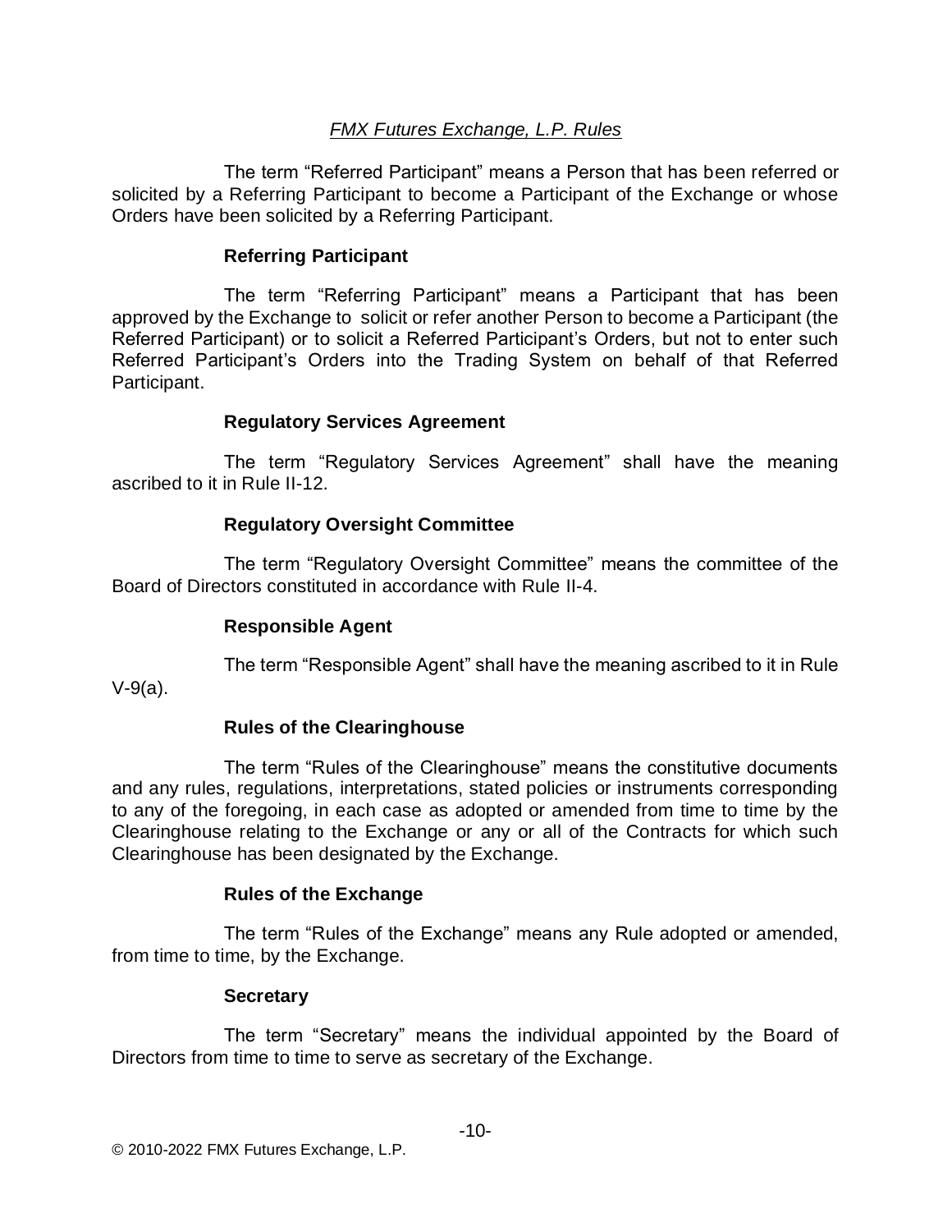The term "Referred Participant" means a Person that has been referred or solicited by a Referring Participant to become a Participant of the Exchange or whose Orders have been solicited by a Referring Participant.

**Referring Participant**

The term "Referring Participant" means a Participant that has been approved by the Exchange to solicit or refer another Person to become a Participant (the Referred Participant) or to solicit a Referred Participant's Orders, but not to enter such Referred Participant's Orders into the Trading System on behalf of that Referred Participant.

**Regulatory Services Agreement**

The term "Regulatory Services Agreement" shall have the meaning ascribed to it in Rule II-12.

**Regulatory Oversight Committee**

The term "Regulatory Oversight Committee" means the committee of the Board of Directors constituted in accordance with Rule II-4.

**Responsible Agent**

The term "Responsible Agent" shall have the meaning ascribed to it in Rule V-9(a).

**Rules of the Clearinghouse**

The term "Rules of the Clearinghouse" means the constitutive documents and any rules, regulations, interpretations, stated policies or instruments corresponding to any of the foregoing, in each case as adopted or amended from time to time by the Clearinghouse relating to the Exchange or any or all of the Contracts for which such Clearinghouse has been designated by the Exchange.

**Rules of the Exchange**

The term "Rules of the Exchange" means any Rule adopted or amended, from time to time, by the Exchange.

**Secretary**

The term "Secretary" means the individual appointed by the Board of Directors from time to time to serve as secretary of the Exchange.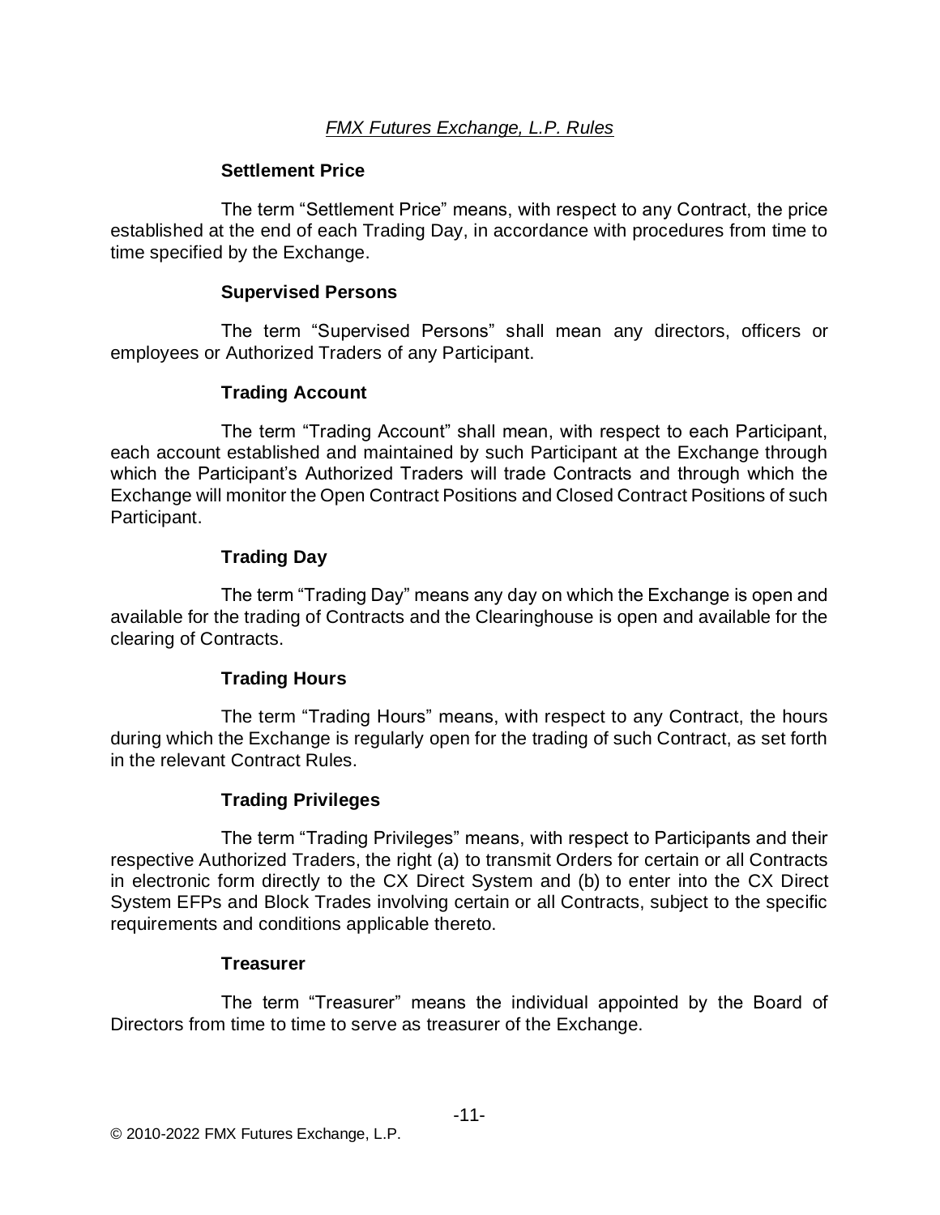**Settlement Price**

The term "Settlement Price" means, with respect to any Contract, the price established at the end of each Trading Day, in accordance with procedures from time to time specified by the Exchange.

**Supervised Persons**

The term "Supervised Persons" shall mean any directors, officers or employees or Authorized Traders of any Participant.

**Trading Account**

The term "Trading Account" shall mean, with respect to each Participant, each account established and maintained by such Participant at the Exchange through which the Participant's Authorized Traders will trade Contracts and through which the Exchange will monitor the Open Contract Positions and Closed Contract Positions of such Participant.

**Trading Day**

The term "Trading Day" means any day on which the Exchange is open and available for the trading of Contracts and the Clearinghouse is open and available for the clearing of Contracts.

**Trading Hours**

The term "Trading Hours" means, with respect to any Contract, the hours during which the Exchange is regularly open for the trading of such Contract, as set forth in the relevant Contract Rules.

**Trading Privileges**

The term "Trading Privileges" means, with respect to Participants and their respective Authorized Traders, the right (a) to transmit Orders for certain or all Contracts in electronic form directly to the CX Direct System and (b) to enter into the CX Direct System EFPs and Block Trades involving certain or all Contracts, subject to the specific requirements and conditions applicable thereto.

**Treasurer**

The term "Treasurer" means the individual appointed by the Board of Directors from time to time to serve as treasurer of the Exchange.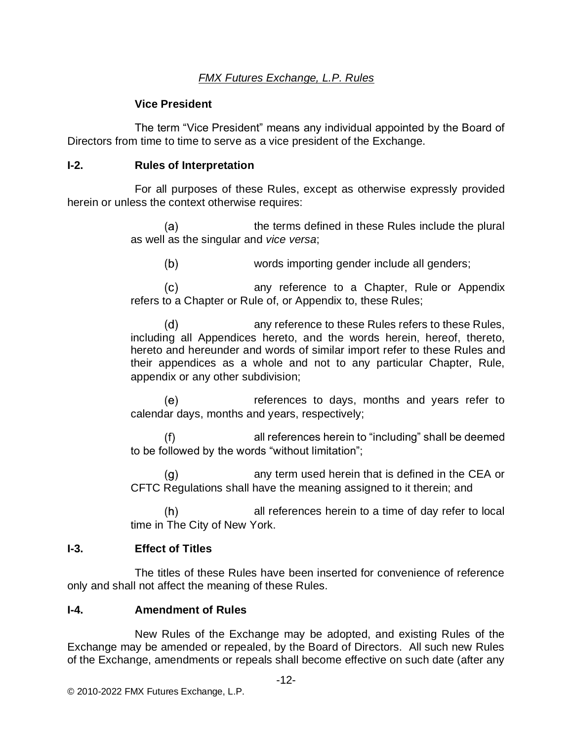**Vice President**

The term "Vice President" means any individual appointed by the Board of Directors from time to time to serve as a vice president of the Exchange.

### I-2. Rules of Interpretation

For all purposes of these Rules, except as otherwise expressly provided herein or unless the context otherwise requires:

(a) the terms defined in these Rules include the plural as well as the singular and *vice versa*;

(b) words importing gender include all genders;

(c) any reference to a Chapter, Rule or Appendix refers to a Chapter or Rule of, or Appendix to, these Rules;

(d) any reference to these Rules refers to these Rules, including all Appendices hereto, and the words herein, hereof, thereto, hereto and hereunder and words of similar import refer to these Rules and their appendices as a whole and not to any particular Chapter, Rule, appendix or any other subdivision;

(e) references to days, months and years refer to calendar days, months and years, respectively;

(f) all references herein to "including" shall be deemed to be followed by the words "without limitation";

(g) any term used herein that is defined in the CEA or CFTC Regulations shall have the meaning assigned to it therein; and

(h) all references herein to a time of day refer to local time in The City of New York.

### I-3. Effect of Titles

The titles of these Rules have been inserted for convenience of reference only and shall not affect the meaning of these Rules.

### I-4. Amendment of Rules

New Rules of the Exchange may be adopted, and existing Rules of the Exchange may be amended or repealed, by the Board of Directors. All such new Rules of the Exchange, amendments or repeals shall become effective on such date (after any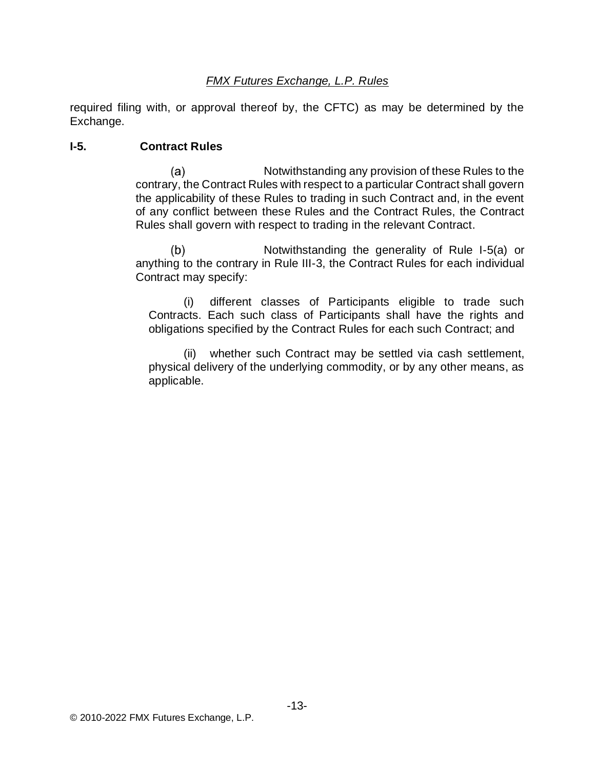required filing with, or approval thereof by, the CFTC) as may be determined by the Exchange.

**I-5. Contract Rules**

(a) Notwithstanding any provision of these Rules to the contrary, the Contract Rules with respect to a particular Contract shall govern the applicability of these Rules to trading in such Contract and, in the event of any conflict between these Rules and the Contract Rules, the Contract Rules shall govern with respect to trading in the relevant Contract.

(b) Notwithstanding the generality of Rule I-5(a) or anything to the contrary in Rule III-3, the Contract Rules for each individual Contract may specify:

(i) different classes of Participants eligible to trade such Contracts. Each such class of Participants shall have the rights and obligations specified by the Contract Rules for each such Contract; and

(ii) whether such Contract may be settled via cash settlement, physical delivery of the underlying commodity, or by any other means, as applicable.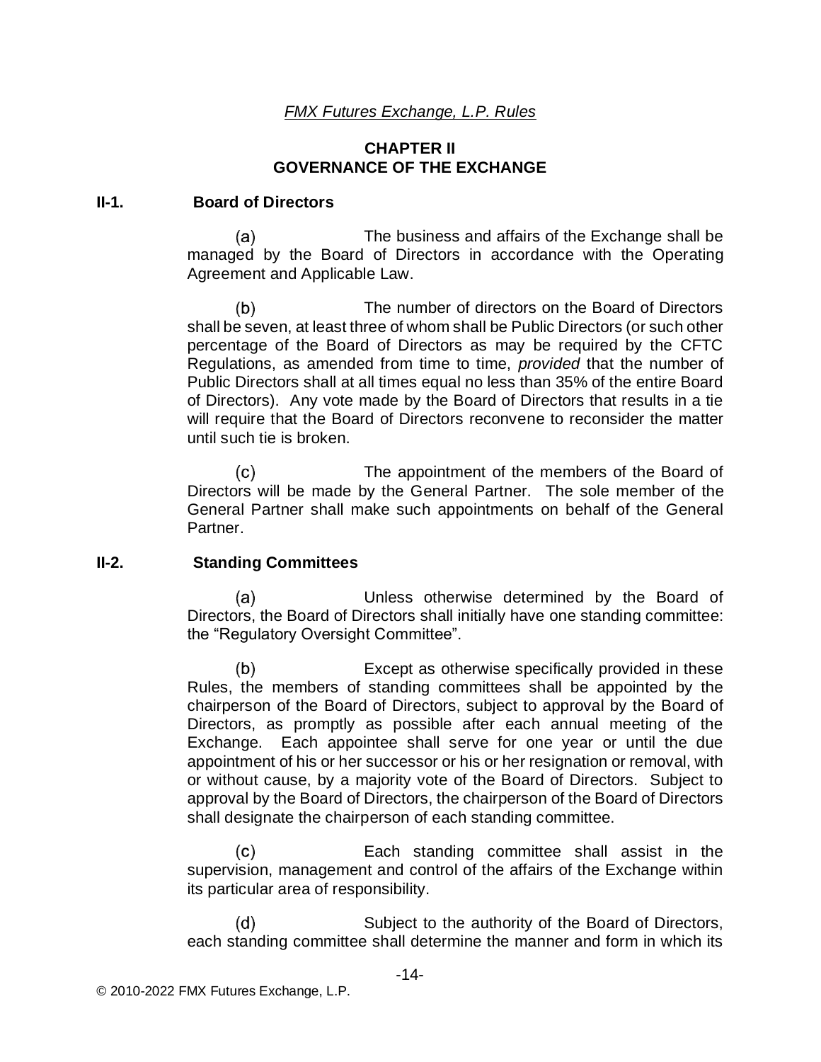*FMX Futures Exchange, L.P. Rules*

# CHAPTER II
# GOVERNANCE OF THE EXCHANGE

## II-1. Board of Directors

(a) The business and affairs of the Exchange shall be managed by the Board of Directors in accordance with the Operating Agreement and Applicable Law.

(b) The number of directors on the Board of Directors shall be seven, at least three of whom shall be Public Directors (or such other percentage of the Board of Directors as may be required by the CFTC Regulations, as amended from time to time, *provided* that the number of Public Directors shall at all times equal no less than 35% of the entire Board of Directors). Any vote made by the Board of Directors that results in a tie will require that the Board of Directors reconvene to reconsider the matter until such tie is broken.

(c) The appointment of the members of the Board of Directors will be made by the General Partner. The sole member of the General Partner shall make such appointments on behalf of the General Partner.

## II-2. Standing Committees

(a) Unless otherwise determined by the Board of Directors, the Board of Directors shall initially have one standing committee: the "Regulatory Oversight Committee".

(b) Except as otherwise specifically provided in these Rules, the members of standing committees shall be appointed by the chairperson of the Board of Directors, subject to approval by the Board of Directors, as promptly as possible after each annual meeting of the Exchange. Each appointee shall serve for one year or until the due appointment of his or her successor or his or her resignation or removal, with or without cause, by a majority vote of the Board of Directors. Subject to approval by the Board of Directors, the chairperson of the Board of Directors shall designate the chairperson of each standing committee.

(c) Each standing committee shall assist in the supervision, management and control of the affairs of the Exchange within its particular area of responsibility.

(d) Subject to the authority of the Board of Directors, each standing committee shall determine the manner and form in which its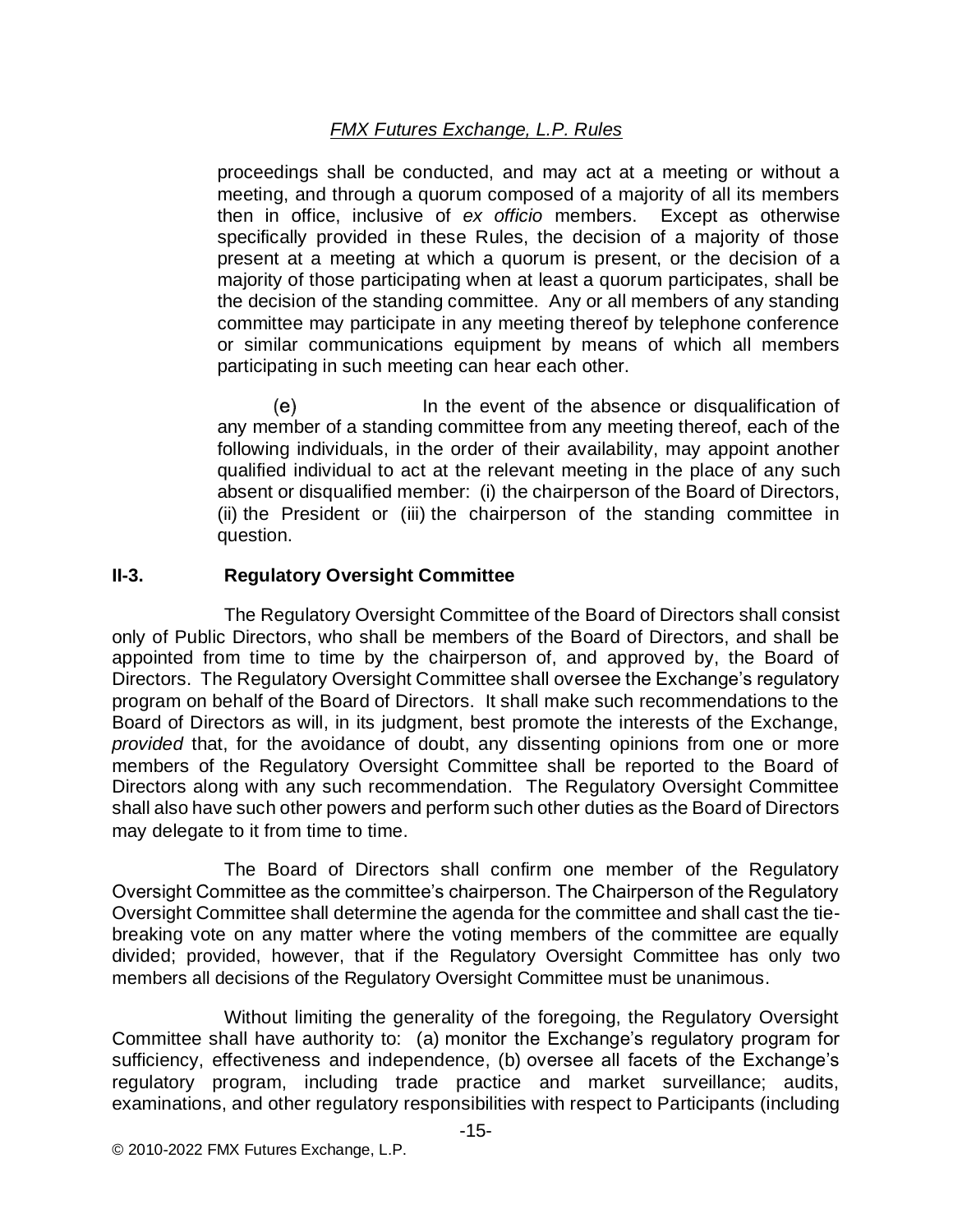proceedings shall be conducted, and may act at a meeting or without a meeting, and through a quorum composed of a majority of all its members then in office, inclusive of *ex officio* members. Except as otherwise specifically provided in these Rules, the decision of a majority of those present at a meeting at which a quorum is present, or the decision of a majority of those participating when at least a quorum participates, shall be the decision of the standing committee. Any or all members of any standing committee may participate in any meeting thereof by telephone conference or similar communications equipment by means of which all members participating in such meeting can hear each other.

(e) In the event of the absence or disqualification of any member of a standing committee from any meeting thereof, each of the following individuals, in the order of their availability, may appoint another qualified individual to act at the relevant meeting in the place of any such absent or disqualified member: (i) the chairperson of the Board of Directors, (ii) the President or (iii) the chairperson of the standing committee in question.

## II-3. Regulatory Oversight Committee

The Regulatory Oversight Committee of the Board of Directors shall consist only of Public Directors, who shall be members of the Board of Directors, and shall be appointed from time to time by the chairperson of, and approved by, the Board of Directors. The Regulatory Oversight Committee shall oversee the Exchange's regulatory program on behalf of the Board of Directors. It shall make such recommendations to the Board of Directors as will, in its judgment, best promote the interests of the Exchange, *provided* that, for the avoidance of doubt, any dissenting opinions from one or more members of the Regulatory Oversight Committee shall be reported to the Board of Directors along with any such recommendation. The Regulatory Oversight Committee shall also have such other powers and perform such other duties as the Board of Directors may delegate to it from time to time.

The Board of Directors shall confirm one member of the Regulatory Oversight Committee as the committee's chairperson. The Chairperson of the Regulatory Oversight Committee shall determine the agenda for the committee and shall cast the tie-breaking vote on any matter where the voting members of the committee are equally divided; provided, however, that if the Regulatory Oversight Committee has only two members all decisions of the Regulatory Oversight Committee must be unanimous.

Without limiting the generality of the foregoing, the Regulatory Oversight Committee shall have authority to: (a) monitor the Exchange's regulatory program for sufficiency, effectiveness and independence, (b) oversee all facets of the Exchange's regulatory program, including trade practice and market surveillance; audits, examinations, and other regulatory responsibilities with respect to Participants (including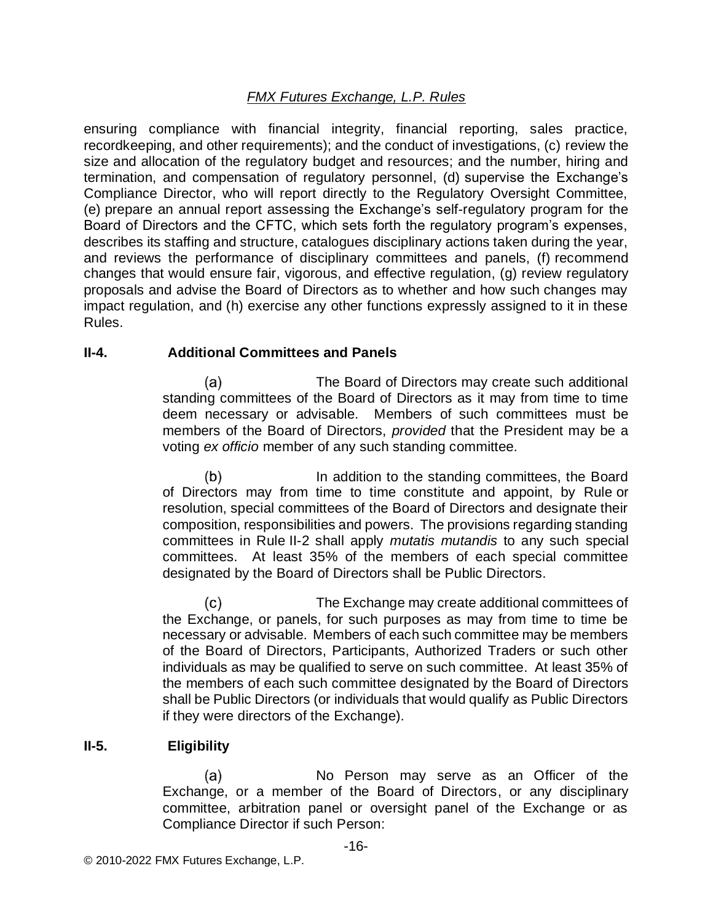ensuring compliance with financial integrity, financial reporting, sales practice, recordkeeping, and other requirements); and the conduct of investigations, (c) review the size and allocation of the regulatory budget and resources; and the number, hiring and termination, and compensation of regulatory personnel, (d) supervise the Exchange's Compliance Director, who will report directly to the Regulatory Oversight Committee, (e) prepare an annual report assessing the Exchange's self-regulatory program for the Board of Directors and the CFTC, which sets forth the regulatory program's expenses, describes its staffing and structure, catalogues disciplinary actions taken during the year, and reviews the performance of disciplinary committees and panels, (f) recommend changes that would ensure fair, vigorous, and effective regulation, (g) review regulatory proposals and advise the Board of Directors as to whether and how such changes may impact regulation, and (h) exercise any other functions expressly assigned to it in these Rules.

## II-4. Additional Committees and Panels

(a) The Board of Directors may create such additional standing committees of the Board of Directors as it may from time to time deem necessary or advisable. Members of such committees must be members of the Board of Directors, *provided* that the President may be a voting *ex officio* member of any such standing committee.

(b) In addition to the standing committees, the Board of Directors may from time to time constitute and appoint, by Rule or resolution, special committees of the Board of Directors and designate their composition, responsibilities and powers. The provisions regarding standing committees in Rule II-2 shall apply *mutatis mutandis* to any such special committees. At least 35% of the members of each special committee designated by the Board of Directors shall be Public Directors.

(c) The Exchange may create additional committees of the Exchange, or panels, for such purposes as may from time to time be necessary or advisable. Members of each such committee may be members of the Board of Directors, Participants, Authorized Traders or such other individuals as may be qualified to serve on such committee. At least 35% of the members of each such committee designated by the Board of Directors shall be Public Directors (or individuals that would qualify as Public Directors if they were directors of the Exchange).

## II-5. Eligibility

(a) No Person may serve as an Officer of the Exchange, or a member of the Board of Directors, or any disciplinary committee, arbitration panel or oversight panel of the Exchange or as Compliance Director if such Person: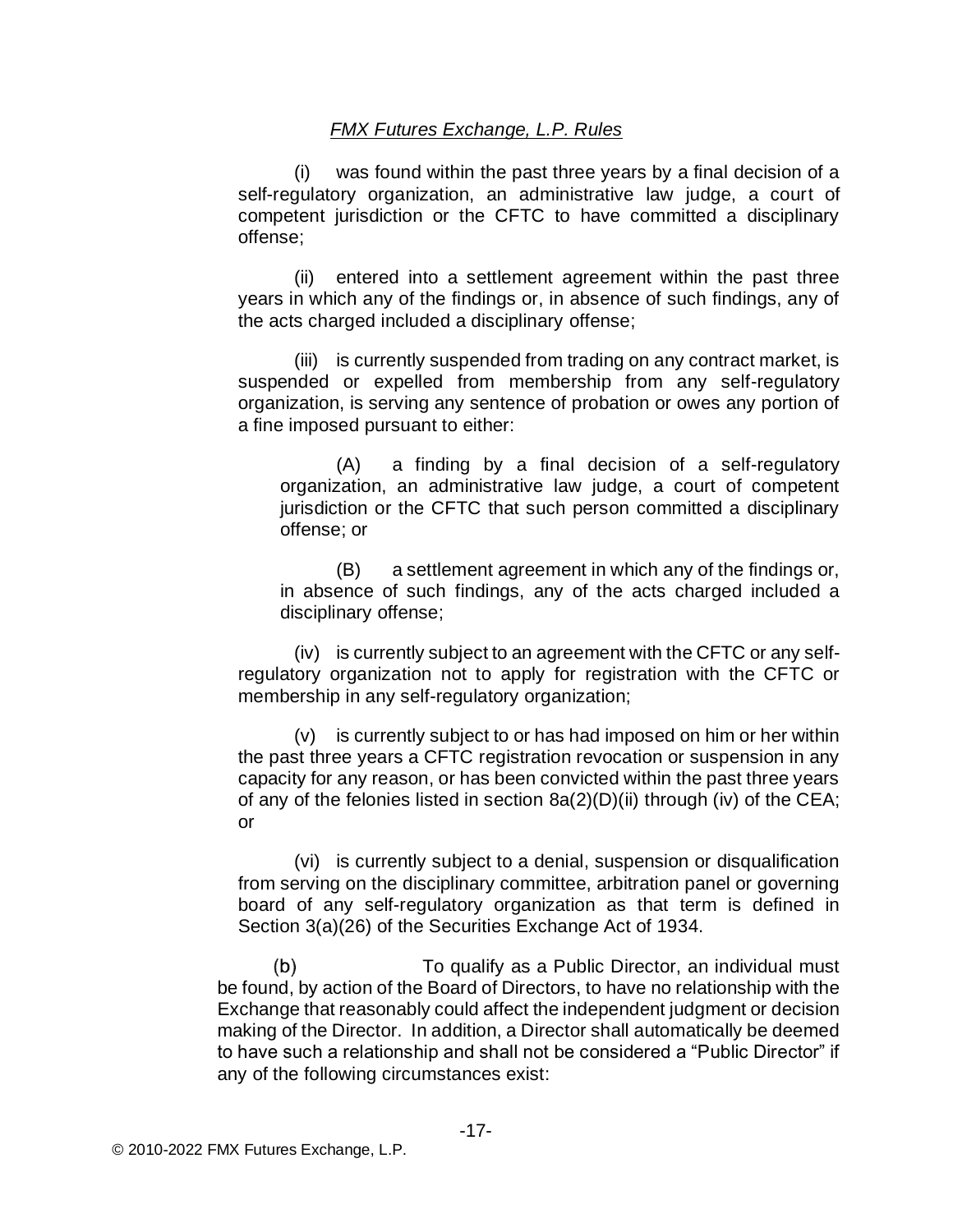(i) was found within the past three years by a final decision of a self-regulatory organization, an administrative law judge, a court of competent jurisdiction or the CFTC to have committed a disciplinary offense;

(ii) entered into a settlement agreement within the past three years in which any of the findings or, in absence of such findings, any of the acts charged included a disciplinary offense;

(iii) is currently suspended from trading on any contract market, is suspended or expelled from membership from any self-regulatory organization, is serving any sentence of probation or owes any portion of a fine imposed pursuant to either:

(A) a finding by a final decision of a self-regulatory organization, an administrative law judge, a court of competent jurisdiction or the CFTC that such person committed a disciplinary offense; or

(B) a settlement agreement in which any of the findings or, in absence of such findings, any of the acts charged included a disciplinary offense;

(iv) is currently subject to an agreement with the CFTC or any self-regulatory organization not to apply for registration with the CFTC or membership in any self-regulatory organization;

(v) is currently subject to or has had imposed on him or her within the past three years a CFTC registration revocation or suspension in any capacity for any reason, or has been convicted within the past three years of any of the felonies listed in section 8a(2)(D)(ii) through (iv) of the CEA; or

(vi) is currently subject to a denial, suspension or disqualification from serving on the disciplinary committee, arbitration panel or governing board of any self-regulatory organization as that term is defined in Section 3(a)(26) of the Securities Exchange Act of 1934.

(b) To qualify as a Public Director, an individual must be found, by action of the Board of Directors, to have no relationship with the Exchange that reasonably could affect the independent judgment or decision making of the Director. In addition, a Director shall automatically be deemed to have such a relationship and shall not be considered a "Public Director" if any of the following circumstances exist: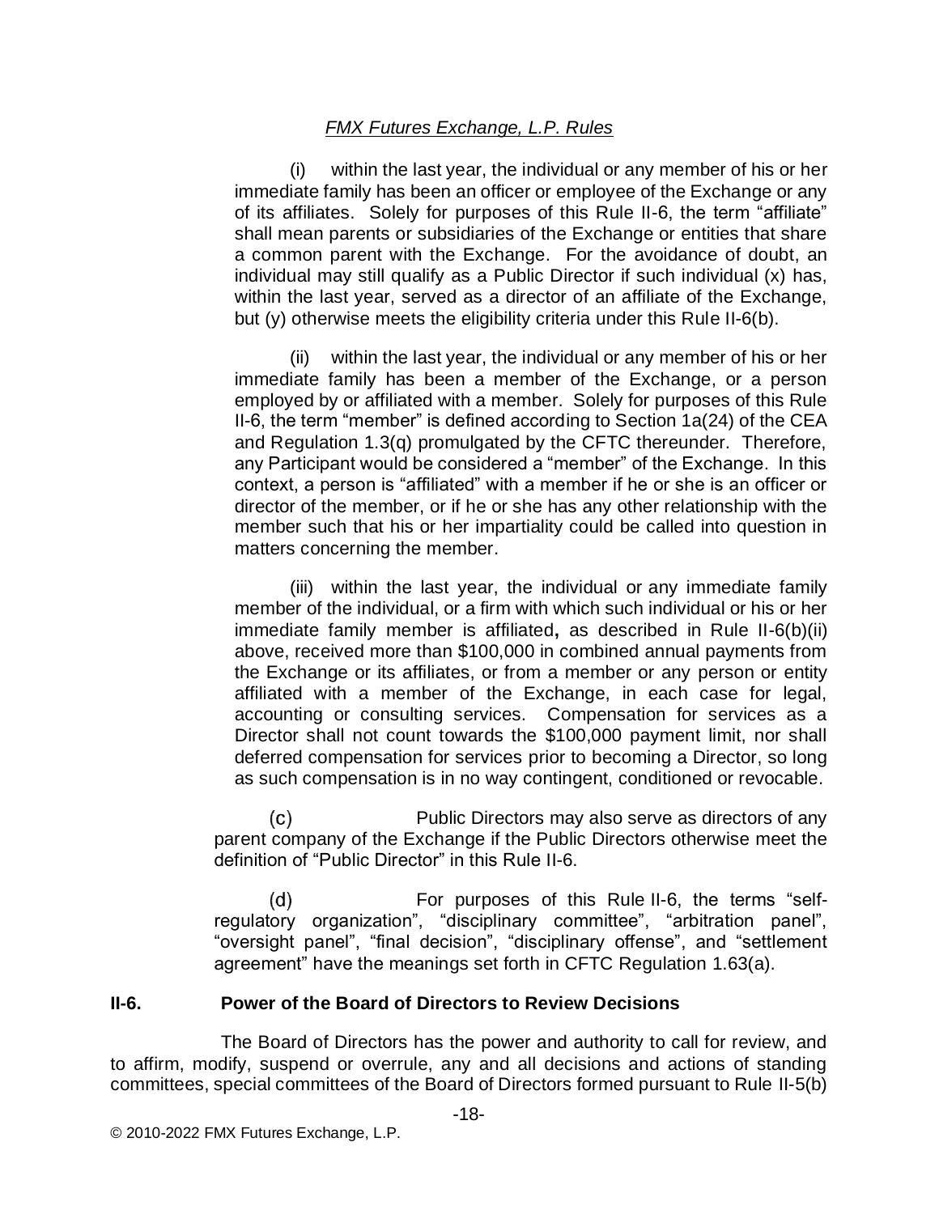(i) within the last year, the individual or any member of his or her immediate family has been an officer or employee of the Exchange or any of its affiliates. Solely for purposes of this Rule II-6, the term "affiliate" shall mean parents or subsidiaries of the Exchange or entities that share a common parent with the Exchange. For the avoidance of doubt, an individual may still qualify as a Public Director if such individual (x) has, within the last year, served as a director of an affiliate of the Exchange, but (y) otherwise meets the eligibility criteria under this Rule II-6(b).

(ii) within the last year, the individual or any member of his or her immediate family has been a member of the Exchange, or a person employed by or affiliated with a member. Solely for purposes of this Rule II-6, the term "member" is defined according to Section 1a(24) of the CEA and Regulation 1.3(q) promulgated by the CFTC thereunder. Therefore, any Participant would be considered a "member" of the Exchange. In this context, a person is "affiliated" with a member if he or she is an officer or director of the member, or if he or she has any other relationship with the member such that his or her impartiality could be called into question in matters concerning the member.

(iii) within the last year, the individual or any immediate family member of the individual, or a firm with which such individual or his or her immediate family member is affiliated**,** as described in Rule II-6(b)(ii) above, received more than $100,000 in combined annual payments from the Exchange or its affiliates, or from a member or any person or entity affiliated with a member of the Exchange, in each case for legal, accounting or consulting services. Compensation for services as a Director shall not count towards the $100,000 payment limit, nor shall deferred compensation for services prior to becoming a Director, so long as such compensation is in no way contingent, conditioned or revocable.

(c) Public Directors may also serve as directors of any parent company of the Exchange if the Public Directors otherwise meet the definition of "Public Director" in this Rule II-6.

(d) For purposes of this Rule II-6, the terms "self-regulatory organization", "disciplinary committee", "arbitration panel", "oversight panel", "final decision", "disciplinary offense", and "settlement agreement" have the meanings set forth in CFTC Regulation 1.63(a).

**II-6. Power of the Board of Directors to Review Decisions**

The Board of Directors has the power and authority to call for review, and to affirm, modify, suspend or overrule, any and all decisions and actions of standing committees, special committees of the Board of Directors formed pursuant to Rule II-5(b)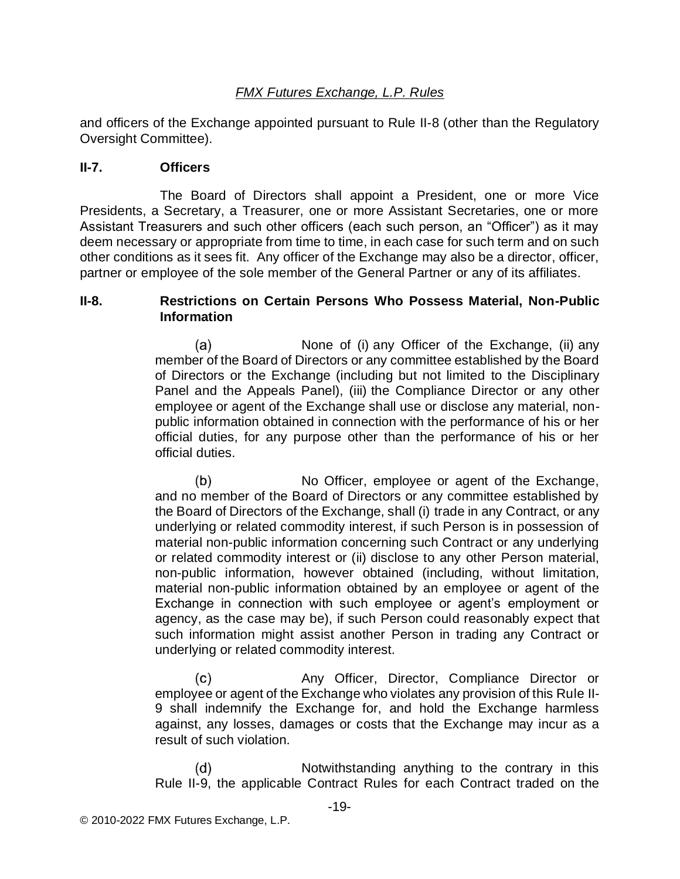and officers of the Exchange appointed pursuant to Rule II-8 (other than the Regulatory Oversight Committee).

### II-7. Officers

The Board of Directors shall appoint a President, one or more Vice Presidents, a Secretary, a Treasurer, one or more Assistant Secretaries, one or more Assistant Treasurers and such other officers (each such person, an "Officer") as it may deem necessary or appropriate from time to time, in each case for such term and on such other conditions as it sees fit. Any officer of the Exchange may also be a director, officer, partner or employee of the sole member of the General Partner or any of its affiliates.

### II-8. Restrictions on Certain Persons Who Possess Material, Non-Public Information

(a) None of (i) any Officer of the Exchange, (ii) any member of the Board of Directors or any committee established by the Board of Directors or the Exchange (including but not limited to the Disciplinary Panel and the Appeals Panel), (iii) the Compliance Director or any other employee or agent of the Exchange shall use or disclose any material, non-public information obtained in connection with the performance of his or her official duties, for any purpose other than the performance of his or her official duties.

(b) No Officer, employee or agent of the Exchange, and no member of the Board of Directors or any committee established by the Board of Directors of the Exchange, shall (i) trade in any Contract, or any underlying or related commodity interest, if such Person is in possession of material non-public information concerning such Contract or any underlying or related commodity interest or (ii) disclose to any other Person material, non-public information, however obtained (including, without limitation, material non-public information obtained by an employee or agent of the Exchange in connection with such employee or agent's employment or agency, as the case may be), if such Person could reasonably expect that such information might assist another Person in trading any Contract or underlying or related commodity interest.

(c) Any Officer, Director, Compliance Director or employee or agent of the Exchange who violates any provision of this Rule II-9 shall indemnify the Exchange for, and hold the Exchange harmless against, any losses, damages or costs that the Exchange may incur as a result of such violation.

(d) Notwithstanding anything to the contrary in this Rule II-9, the applicable Contract Rules for each Contract traded on the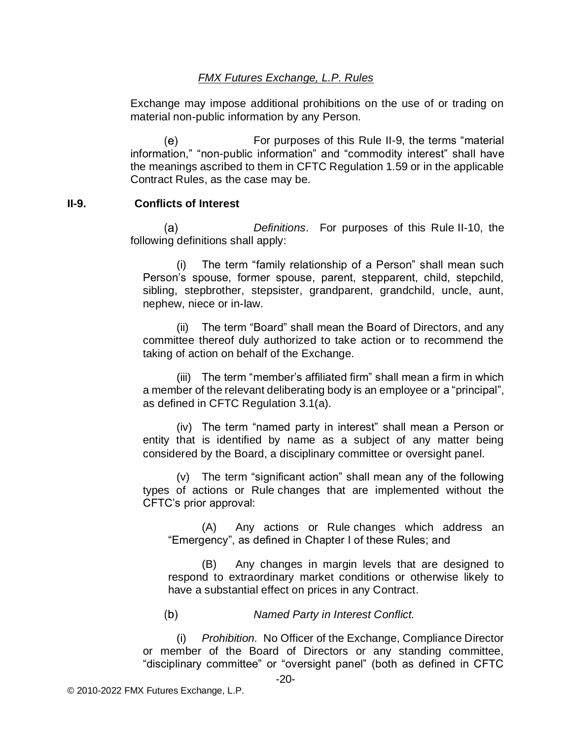Exchange may impose additional prohibitions on the use of or trading on material non-public information by any Person.

(e) For purposes of this Rule II-9, the terms "material information," "non-public information" and "commodity interest" shall have the meanings ascribed to them in CFTC Regulation 1.59 or in the applicable Contract Rules, as the case may be.

**II-9. Conflicts of Interest**

(a) *Definitions*. For purposes of this Rule II-10, the following definitions shall apply:

(i) The term "family relationship of a Person" shall mean such Person's spouse, former spouse, parent, stepparent, child, stepchild, sibling, stepbrother, stepsister, grandparent, grandchild, uncle, aunt, nephew, niece or in-law.

(ii) The term "Board" shall mean the Board of Directors, and any committee thereof duly authorized to take action or to recommend the taking of action on behalf of the Exchange.

(iii) The term "member's affiliated firm" shall mean a firm in which a member of the relevant deliberating body is an employee or a "principal", as defined in CFTC Regulation 3.1(a).

(iv) The term "named party in interest" shall mean a Person or entity that is identified by name as a subject of any matter being considered by the Board, a disciplinary committee or oversight panel.

(v) The term "significant action" shall mean any of the following types of actions or Rule changes that are implemented without the CFTC's prior approval:

(A) Any actions or Rule changes which address an "Emergency", as defined in Chapter I of these Rules; and

(B) Any changes in margin levels that are designed to respond to extraordinary market conditions or otherwise likely to have a substantial effect on prices in any Contract.

(b) *Named Party in Interest Conflict.*

(i) *Prohibition.* No Officer of the Exchange, Compliance Director or member of the Board of Directors or any standing committee, "disciplinary committee" or "oversight panel" (both as defined in CFTC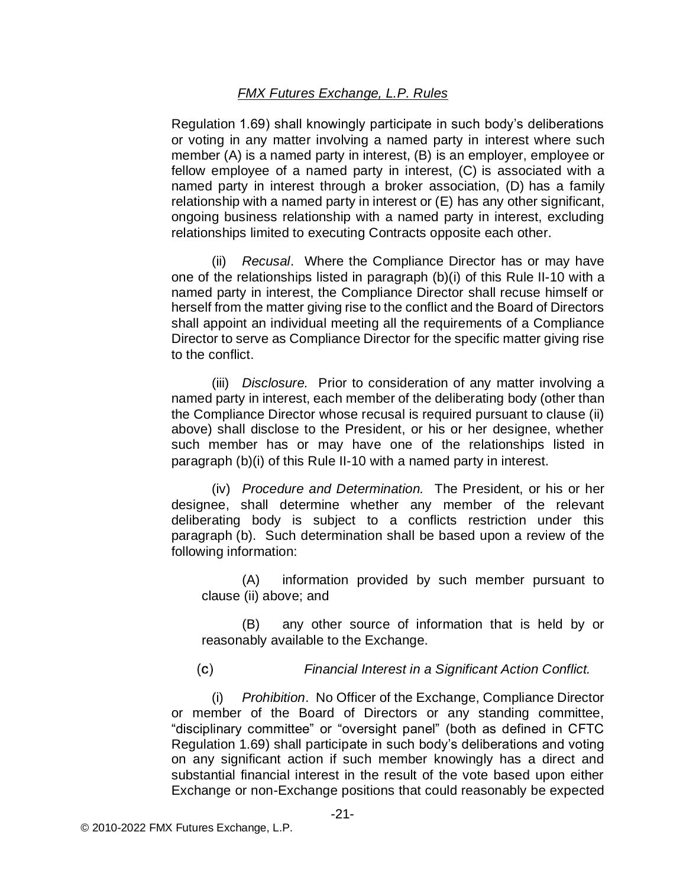Regulation 1.69) shall knowingly participate in such body's deliberations or voting in any matter involving a named party in interest where such member (A) is a named party in interest, (B) is an employer, employee or fellow employee of a named party in interest, (C) is associated with a named party in interest through a broker association, (D) has a family relationship with a named party in interest or (E) has any other significant, ongoing business relationship with a named party in interest, excluding relationships limited to executing Contracts opposite each other.

(ii) *Recusal*. Where the Compliance Director has or may have one of the relationships listed in paragraph (b)(i) of this Rule II-10 with a named party in interest, the Compliance Director shall recuse himself or herself from the matter giving rise to the conflict and the Board of Directors shall appoint an individual meeting all the requirements of a Compliance Director to serve as Compliance Director for the specific matter giving rise to the conflict.

(iii) *Disclosure.* Prior to consideration of any matter involving a named party in interest, each member of the deliberating body (other than the Compliance Director whose recusal is required pursuant to clause (ii) above) shall disclose to the President, or his or her designee, whether such member has or may have one of the relationships listed in paragraph (b)(i) of this Rule II-10 with a named party in interest.

(iv) *Procedure and Determination.* The President, or his or her designee, shall determine whether any member of the relevant deliberating body is subject to a conflicts restriction under this paragraph (b). Such determination shall be based upon a review of the following information:

(A) information provided by such member pursuant to clause (ii) above; and

(B) any other source of information that is held by or reasonably available to the Exchange.

(c) *Financial Interest in a Significant Action Conflict.*

(i) *Prohibition*. No Officer of the Exchange, Compliance Director or member of the Board of Directors or any standing committee, "disciplinary committee" or "oversight panel" (both as defined in CFTC Regulation 1.69) shall participate in such body's deliberations and voting on any significant action if such member knowingly has a direct and substantial financial interest in the result of the vote based upon either Exchange or non-Exchange positions that could reasonably be expected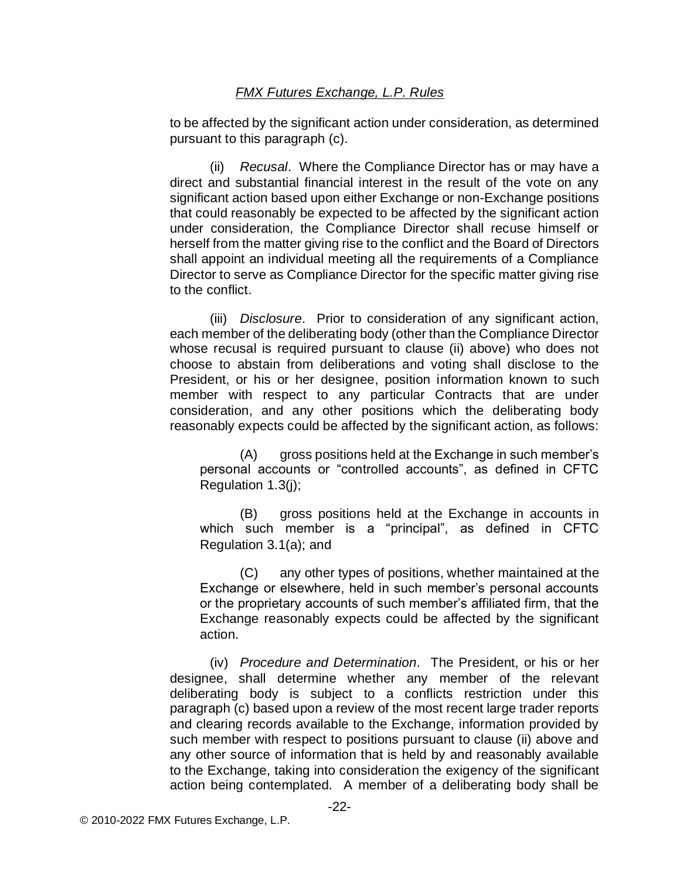to be affected by the significant action under consideration, as determined pursuant to this paragraph (c).

(ii) *Recusal*. Where the Compliance Director has or may have a direct and substantial financial interest in the result of the vote on any significant action based upon either Exchange or non-Exchange positions that could reasonably be expected to be affected by the significant action under consideration, the Compliance Director shall recuse himself or herself from the matter giving rise to the conflict and the Board of Directors shall appoint an individual meeting all the requirements of a Compliance Director to serve as Compliance Director for the specific matter giving rise to the conflict.

(iii) *Disclosure*. Prior to consideration of any significant action, each member of the deliberating body (other than the Compliance Director whose recusal is required pursuant to clause (ii) above) who does not choose to abstain from deliberations and voting shall disclose to the President, or his or her designee, position information known to such member with respect to any particular Contracts that are under consideration, and any other positions which the deliberating body reasonably expects could be affected by the significant action, as follows:

(A) gross positions held at the Exchange in such member's personal accounts or "controlled accounts", as defined in CFTC Regulation 1.3(j);

(B) gross positions held at the Exchange in accounts in which such member is a "principal", as defined in CFTC Regulation 3.1(a); and

(C) any other types of positions, whether maintained at the Exchange or elsewhere, held in such member's personal accounts or the proprietary accounts of such member's affiliated firm, that the Exchange reasonably expects could be affected by the significant action.

(iv) *Procedure and Determination*. The President, or his or her designee, shall determine whether any member of the relevant deliberating body is subject to a conflicts restriction under this paragraph (c) based upon a review of the most recent large trader reports and clearing records available to the Exchange, information provided by such member with respect to positions pursuant to clause (ii) above and any other source of information that is held by and reasonably available to the Exchange, taking into consideration the exigency of the significant action being contemplated. A member of a deliberating body shall be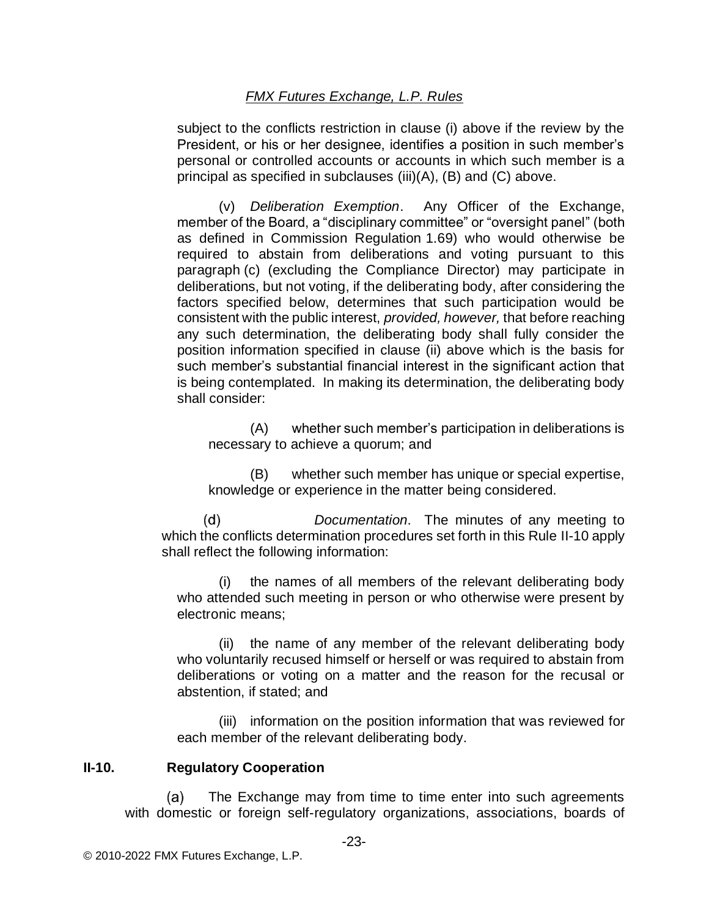subject to the conflicts restriction in clause (i) above if the review by the President, or his or her designee, identifies a position in such member's personal or controlled accounts or accounts in which such member is a principal as specified in subclauses (iii)(A), (B) and (C) above.

(v) *Deliberation Exemption*. Any Officer of the Exchange, member of the Board, a "disciplinary committee" or "oversight panel" (both as defined in Commission Regulation 1.69) who would otherwise be required to abstain from deliberations and voting pursuant to this paragraph (c) (excluding the Compliance Director) may participate in deliberations, but not voting, if the deliberating body, after considering the factors specified below, determines that such participation would be consistent with the public interest, *provided, however,* that before reaching any such determination, the deliberating body shall fully consider the position information specified in clause (ii) above which is the basis for such member's substantial financial interest in the significant action that is being contemplated. In making its determination, the deliberating body shall consider:

(A) whether such member's participation in deliberations is necessary to achieve a quorum; and

(B) whether such member has unique or special expertise, knowledge or experience in the matter being considered.

(d) *Documentation*. The minutes of any meeting to which the conflicts determination procedures set forth in this Rule II-10 apply shall reflect the following information:

(i) the names of all members of the relevant deliberating body who attended such meeting in person or who otherwise were present by electronic means;

(ii) the name of any member of the relevant deliberating body who voluntarily recused himself or herself or was required to abstain from deliberations or voting on a matter and the reason for the recusal or abstention, if stated; and

(iii) information on the position information that was reviewed for each member of the relevant deliberating body.

**II-10. Regulatory Cooperation**

(a) The Exchange may from time to time enter into such agreements with domestic or foreign self-regulatory organizations, associations, boards of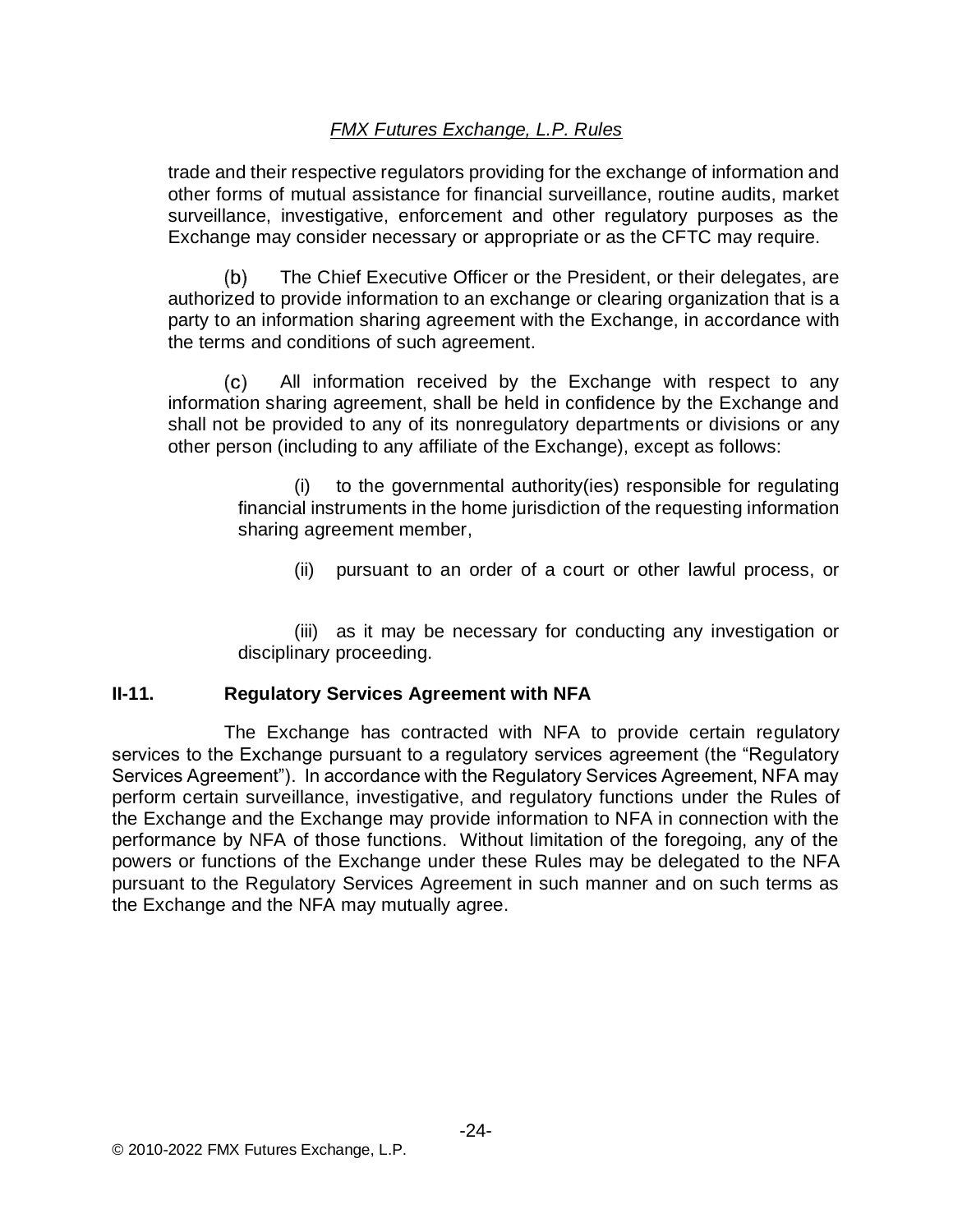trade and their respective regulators providing for the exchange of information and other forms of mutual assistance for financial surveillance, routine audits, market surveillance, investigative, enforcement and other regulatory purposes as the Exchange may consider necessary or appropriate or as the CFTC may require.

(b) The Chief Executive Officer or the President, or their delegates, are authorized to provide information to an exchange or clearing organization that is a party to an information sharing agreement with the Exchange, in accordance with the terms and conditions of such agreement.

(c) All information received by the Exchange with respect to any information sharing agreement, shall be held in confidence by the Exchange and shall not be provided to any of its nonregulatory departments or divisions or any other person (including to any affiliate of the Exchange), except as follows:

(i) to the governmental authority(ies) responsible for regulating financial instruments in the home jurisdiction of the requesting information sharing agreement member,

(ii) pursuant to an order of a court or other lawful process, or

(iii) as it may be necessary for conducting any investigation or disciplinary proceeding.

### II-11. Regulatory Services Agreement with NFA

The Exchange has contracted with NFA to provide certain regulatory services to the Exchange pursuant to a regulatory services agreement (the "Regulatory Services Agreement"). In accordance with the Regulatory Services Agreement, NFA may perform certain surveillance, investigative, and regulatory functions under the Rules of the Exchange and the Exchange may provide information to NFA in connection with the performance by NFA of those functions. Without limitation of the foregoing, any of the powers or functions of the Exchange under these Rules may be delegated to the NFA pursuant to the Regulatory Services Agreement in such manner and on such terms as the Exchange and the NFA may mutually agree.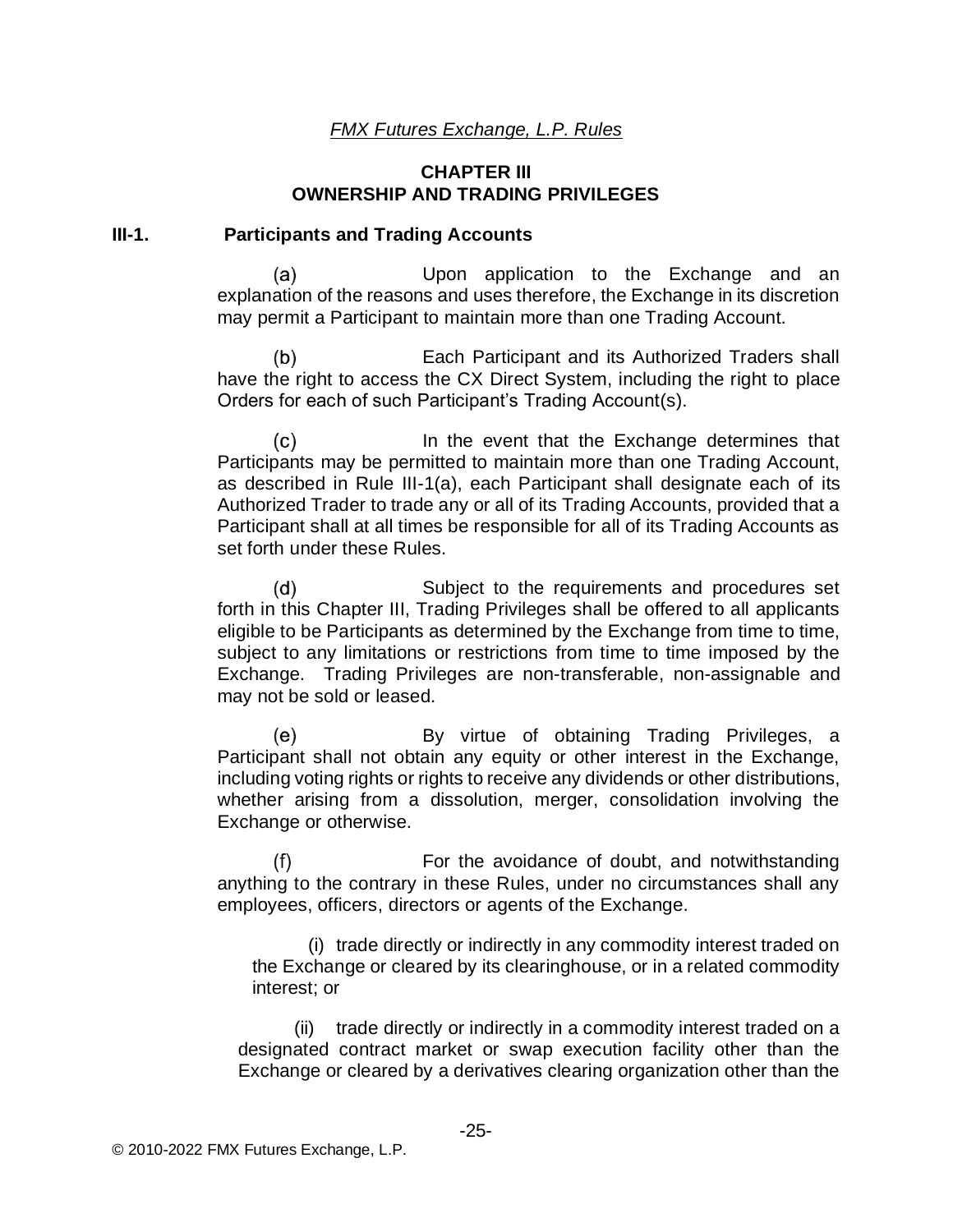*FMX Futures Exchange, L.P. Rules*

## CHAPTER III
## OWNERSHIP AND TRADING PRIVILEGES

### III-1. Participants and Trading Accounts

(a) Upon application to the Exchange and an explanation of the reasons and uses therefore, the Exchange in its discretion may permit a Participant to maintain more than one Trading Account.

(b) Each Participant and its Authorized Traders shall have the right to access the CX Direct System, including the right to place Orders for each of such Participant's Trading Account(s).

(c) In the event that the Exchange determines that Participants may be permitted to maintain more than one Trading Account, as described in Rule III-1(a), each Participant shall designate each of its Authorized Trader to trade any or all of its Trading Accounts, provided that a Participant shall at all times be responsible for all of its Trading Accounts as set forth under these Rules.

(d) Subject to the requirements and procedures set forth in this Chapter III, Trading Privileges shall be offered to all applicants eligible to be Participants as determined by the Exchange from time to time, subject to any limitations or restrictions from time to time imposed by the Exchange. Trading Privileges are non-transferable, non-assignable and may not be sold or leased.

(e) By virtue of obtaining Trading Privileges, a Participant shall not obtain any equity or other interest in the Exchange, including voting rights or rights to receive any dividends or other distributions, whether arising from a dissolution, merger, consolidation involving the Exchange or otherwise.

(f) For the avoidance of doubt, and notwithstanding anything to the contrary in these Rules, under no circumstances shall any employees, officers, directors or agents of the Exchange.

(i) trade directly or indirectly in any commodity interest traded on the Exchange or cleared by its clearinghouse, or in a related commodity interest; or

(ii) trade directly or indirectly in a commodity interest traded on a designated contract market or swap execution facility other than the Exchange or cleared by a derivatives clearing organization other than the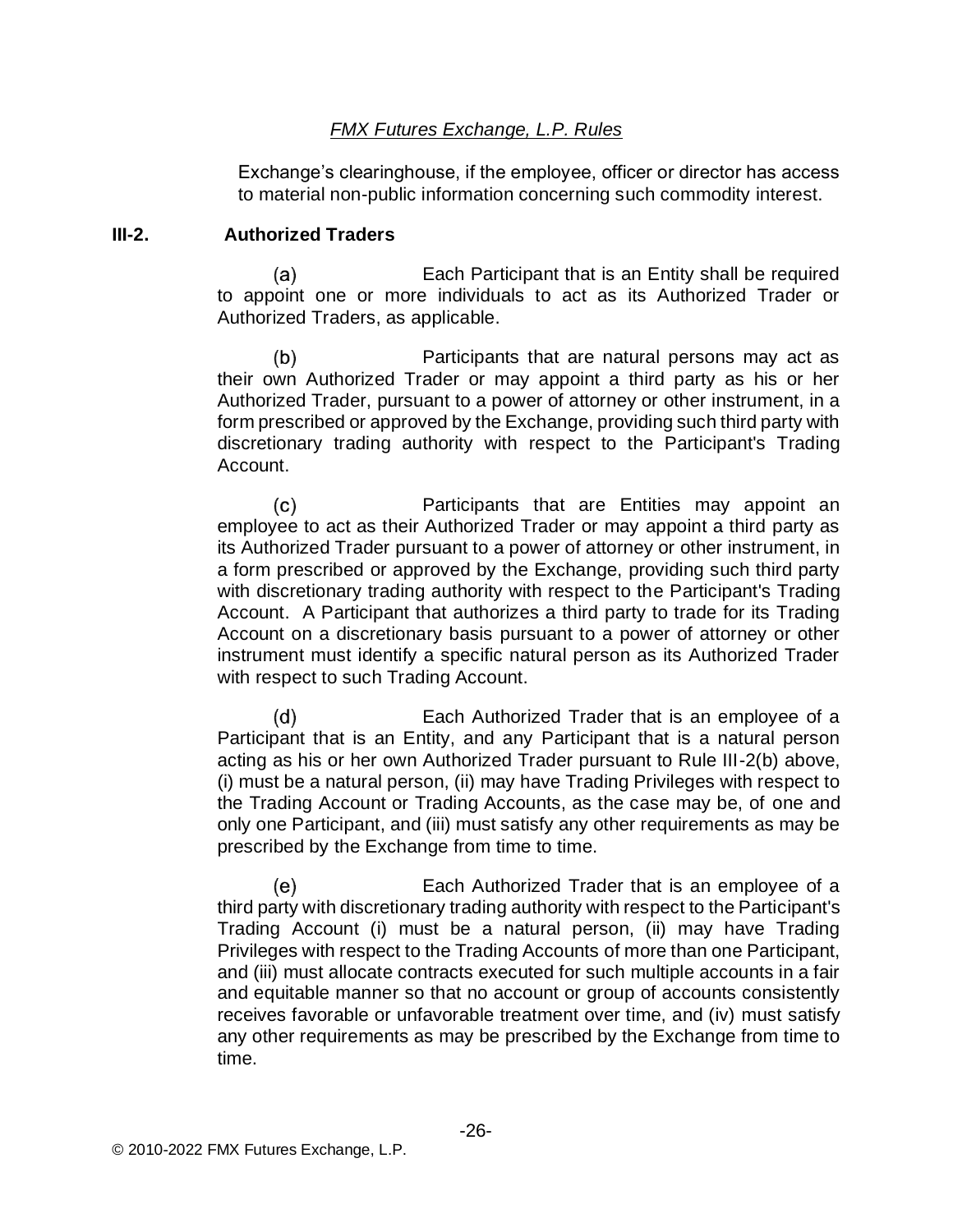Exchange's clearinghouse, if the employee, officer or director has access to material non-public information concerning such commodity interest.

### III-2. Authorized Traders

(a) Each Participant that is an Entity shall be required to appoint one or more individuals to act as its Authorized Trader or Authorized Traders, as applicable.

(b) Participants that are natural persons may act as their own Authorized Trader or may appoint a third party as his or her Authorized Trader, pursuant to a power of attorney or other instrument, in a form prescribed or approved by the Exchange, providing such third party with discretionary trading authority with respect to the Participant's Trading Account.

(c) Participants that are Entities may appoint an employee to act as their Authorized Trader or may appoint a third party as its Authorized Trader pursuant to a power of attorney or other instrument, in a form prescribed or approved by the Exchange, providing such third party with discretionary trading authority with respect to the Participant's Trading Account. A Participant that authorizes a third party to trade for its Trading Account on a discretionary basis pursuant to a power of attorney or other instrument must identify a specific natural person as its Authorized Trader with respect to such Trading Account.

(d) Each Authorized Trader that is an employee of a Participant that is an Entity, and any Participant that is a natural person acting as his or her own Authorized Trader pursuant to Rule III-2(b) above, (i) must be a natural person, (ii) may have Trading Privileges with respect to the Trading Account or Trading Accounts, as the case may be, of one and only one Participant, and (iii) must satisfy any other requirements as may be prescribed by the Exchange from time to time.

(e) Each Authorized Trader that is an employee of a third party with discretionary trading authority with respect to the Participant's Trading Account (i) must be a natural person, (ii) may have Trading Privileges with respect to the Trading Accounts of more than one Participant, and (iii) must allocate contracts executed for such multiple accounts in a fair and equitable manner so that no account or group of accounts consistently receives favorable or unfavorable treatment over time, and (iv) must satisfy any other requirements as may be prescribed by the Exchange from time to time.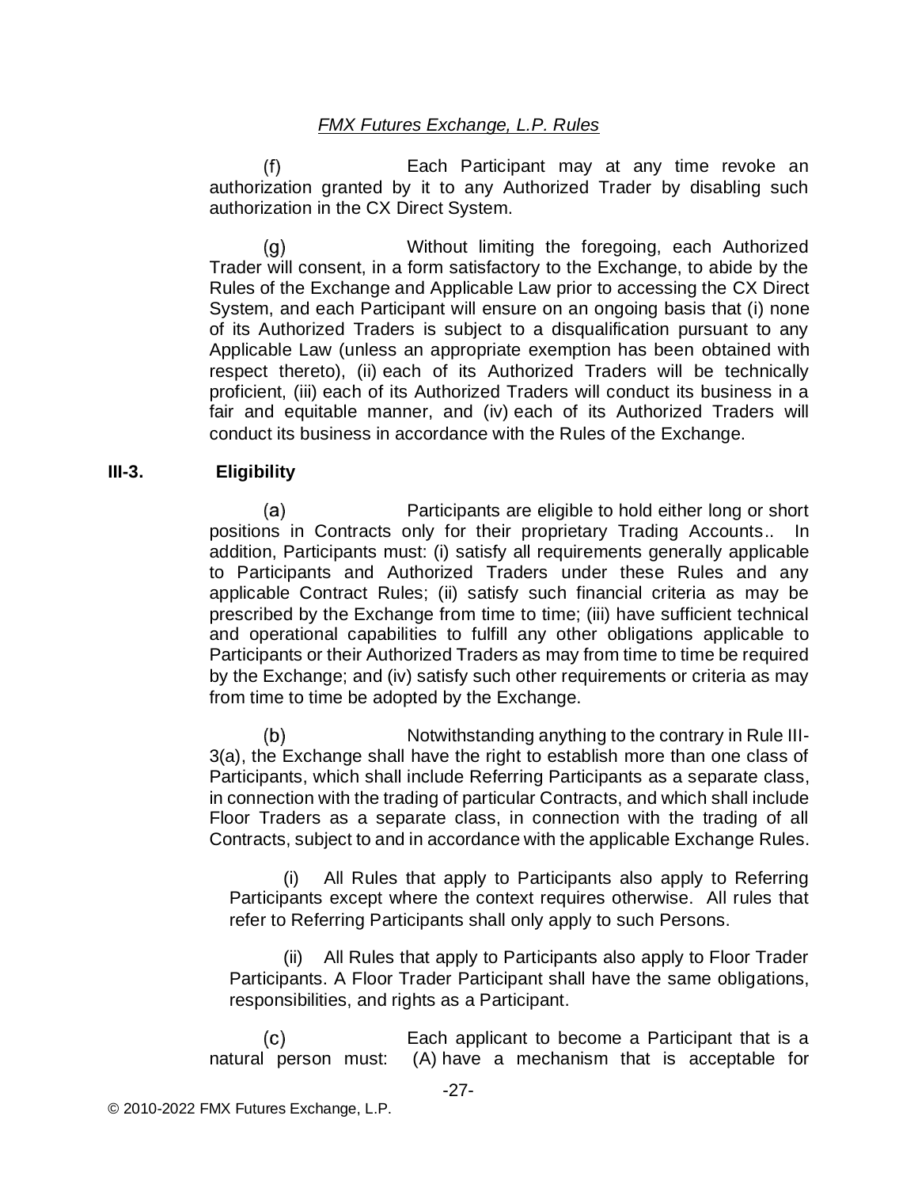(f) Each Participant may at any time revoke an authorization granted by it to any Authorized Trader by disabling such authorization in the CX Direct System.

(g) Without limiting the foregoing, each Authorized Trader will consent, in a form satisfactory to the Exchange, to abide by the Rules of the Exchange and Applicable Law prior to accessing the CX Direct System, and each Participant will ensure on an ongoing basis that (i) none of its Authorized Traders is subject to a disqualification pursuant to any Applicable Law (unless an appropriate exemption has been obtained with respect thereto), (ii) each of its Authorized Traders will be technically proficient, (iii) each of its Authorized Traders will conduct its business in a fair and equitable manner, and (iv) each of its Authorized Traders will conduct its business in accordance with the Rules of the Exchange.

## III-3. Eligibility

(a) Participants are eligible to hold either long or short positions in Contracts only for their proprietary Trading Accounts.. In addition, Participants must: (i) satisfy all requirements generally applicable to Participants and Authorized Traders under these Rules and any applicable Contract Rules; (ii) satisfy such financial criteria as may be prescribed by the Exchange from time to time; (iii) have sufficient technical and operational capabilities to fulfill any other obligations applicable to Participants or their Authorized Traders as may from time to time be required by the Exchange; and (iv) satisfy such other requirements or criteria as may from time to time be adopted by the Exchange.

(b) Notwithstanding anything to the contrary in Rule III-3(a), the Exchange shall have the right to establish more than one class of Participants, which shall include Referring Participants as a separate class, in connection with the trading of particular Contracts, and which shall include Floor Traders as a separate class, in connection with the trading of all Contracts, subject to and in accordance with the applicable Exchange Rules.

(i) All Rules that apply to Participants also apply to Referring Participants except where the context requires otherwise. All rules that refer to Referring Participants shall only apply to such Persons.

(ii) All Rules that apply to Participants also apply to Floor Trader Participants. A Floor Trader Participant shall have the same obligations, responsibilities, and rights as a Participant.

(c) Each applicant to become a Participant that is a natural person must: (A) have a mechanism that is acceptable for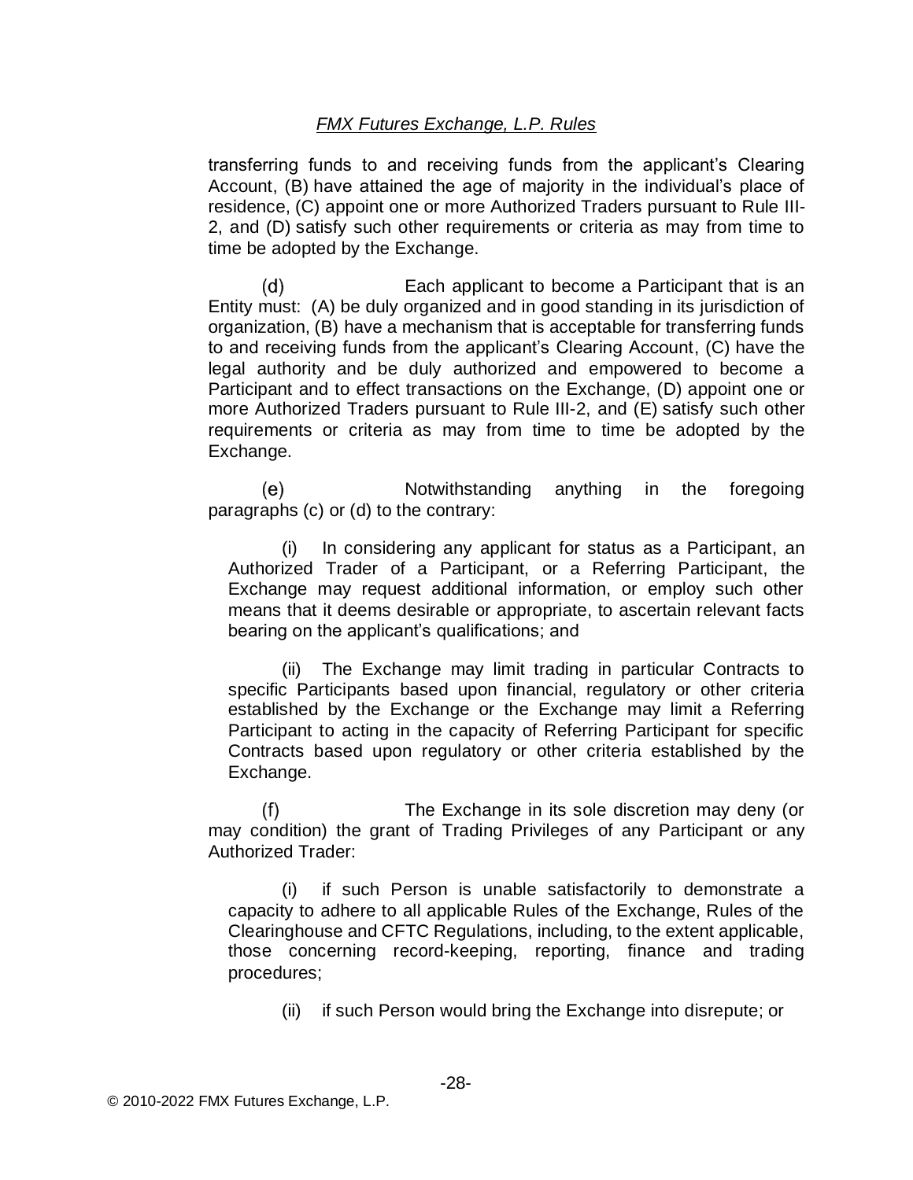transferring funds to and receiving funds from the applicant's Clearing Account, (B) have attained the age of majority in the individual's place of residence, (C) appoint one or more Authorized Traders pursuant to Rule III-2, and (D) satisfy such other requirements or criteria as may from time to time be adopted by the Exchange.

(d) Each applicant to become a Participant that is an Entity must: (A) be duly organized and in good standing in its jurisdiction of organization, (B) have a mechanism that is acceptable for transferring funds to and receiving funds from the applicant's Clearing Account, (C) have the legal authority and be duly authorized and empowered to become a Participant and to effect transactions on the Exchange, (D) appoint one or more Authorized Traders pursuant to Rule III-2, and (E) satisfy such other requirements or criteria as may from time to time be adopted by the Exchange.

(e) Notwithstanding anything in the foregoing paragraphs (c) or (d) to the contrary:

(i) In considering any applicant for status as a Participant, an Authorized Trader of a Participant, or a Referring Participant, the Exchange may request additional information, or employ such other means that it deems desirable or appropriate, to ascertain relevant facts bearing on the applicant's qualifications; and

(ii) The Exchange may limit trading in particular Contracts to specific Participants based upon financial, regulatory or other criteria established by the Exchange or the Exchange may limit a Referring Participant to acting in the capacity of Referring Participant for specific Contracts based upon regulatory or other criteria established by the Exchange.

(f) The Exchange in its sole discretion may deny (or may condition) the grant of Trading Privileges of any Participant or any Authorized Trader:

(i) if such Person is unable satisfactorily to demonstrate a capacity to adhere to all applicable Rules of the Exchange, Rules of the Clearinghouse and CFTC Regulations, including, to the extent applicable, those concerning record-keeping, reporting, finance and trading procedures;

(ii) if such Person would bring the Exchange into disrepute; or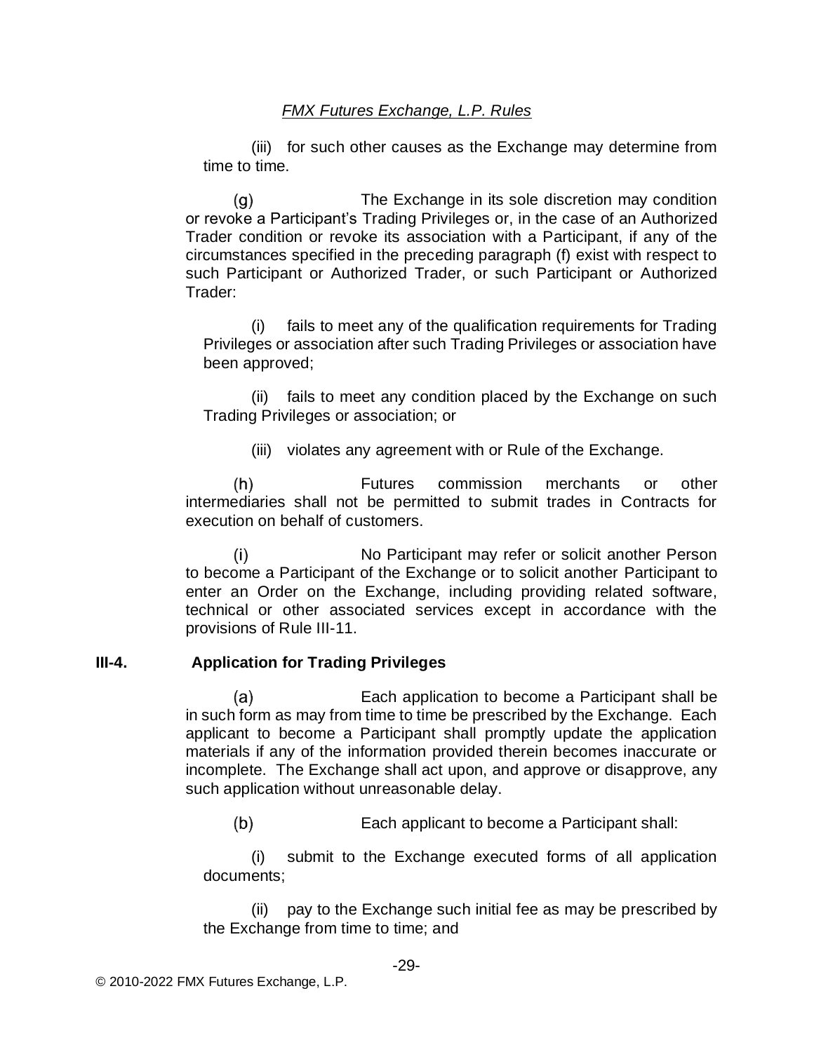(iii) for such other causes as the Exchange may determine from time to time.

(g) The Exchange in its sole discretion may condition or revoke a Participant's Trading Privileges or, in the case of an Authorized Trader condition or revoke its association with a Participant, if any of the circumstances specified in the preceding paragraph (f) exist with respect to such Participant or Authorized Trader, or such Participant or Authorized Trader:

(i) fails to meet any of the qualification requirements for Trading Privileges or association after such Trading Privileges or association have been approved;

(ii) fails to meet any condition placed by the Exchange on such Trading Privileges or association; or

(iii) violates any agreement with or Rule of the Exchange.

(h) Futures commission merchants or other intermediaries shall not be permitted to submit trades in Contracts for execution on behalf of customers.

(i) No Participant may refer or solicit another Person to become a Participant of the Exchange or to solicit another Participant to enter an Order on the Exchange, including providing related software, technical or other associated services except in accordance with the provisions of Rule III-11.

**III-4. Application for Trading Privileges**

(a) Each application to become a Participant shall be in such form as may from time to time be prescribed by the Exchange. Each applicant to become a Participant shall promptly update the application materials if any of the information provided therein becomes inaccurate or incomplete. The Exchange shall act upon, and approve or disapprove, any such application without unreasonable delay.

(b) Each applicant to become a Participant shall:

(i) submit to the Exchange executed forms of all application documents;

(ii) pay to the Exchange such initial fee as may be prescribed by the Exchange from time to time; and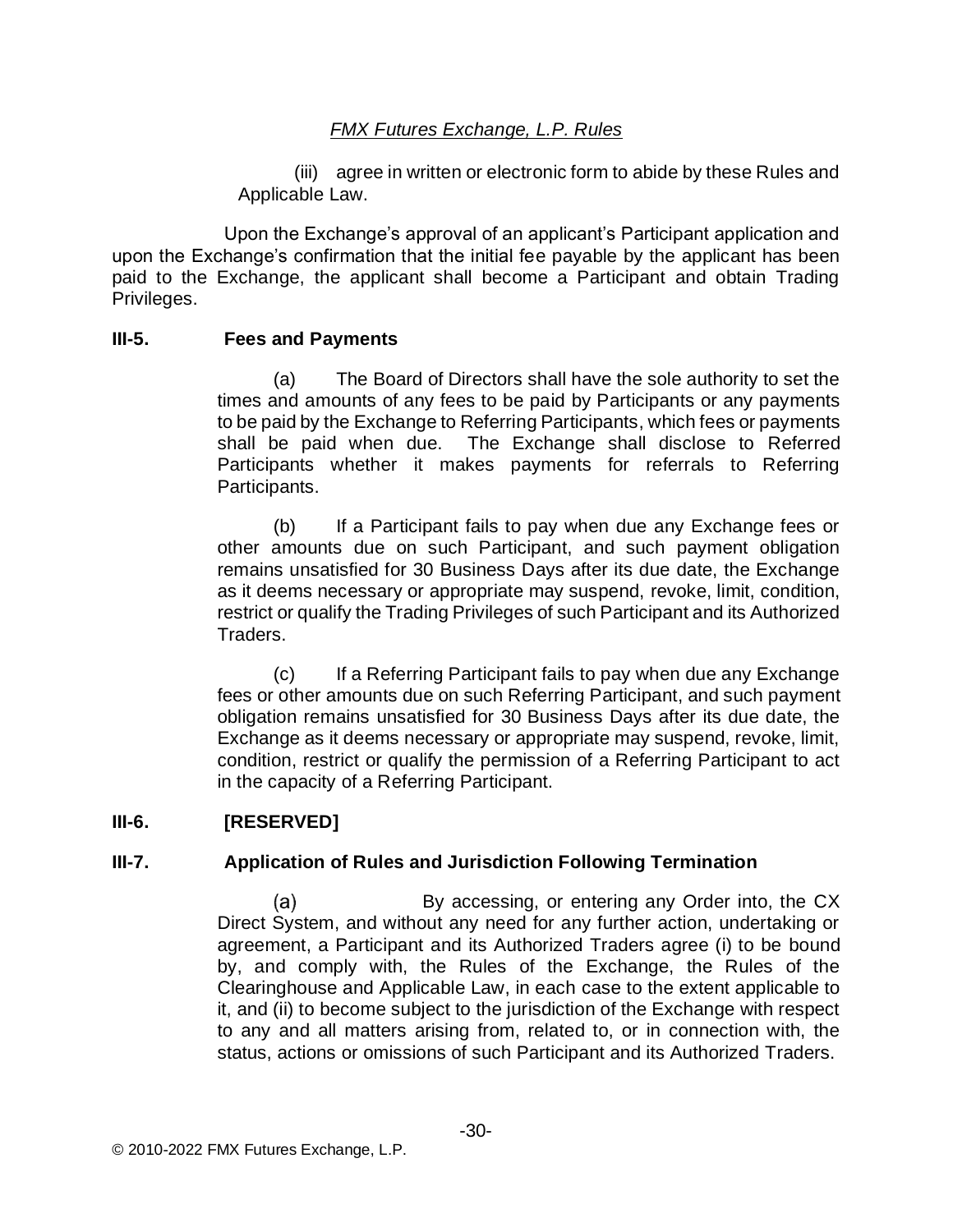(iii) agree in written or electronic form to abide by these Rules and Applicable Law.

Upon the Exchange's approval of an applicant's Participant application and upon the Exchange's confirmation that the initial fee payable by the applicant has been paid to the Exchange, the applicant shall become a Participant and obtain Trading Privileges.

### III-5. Fees and Payments

(a) The Board of Directors shall have the sole authority to set the times and amounts of any fees to be paid by Participants or any payments to be paid by the Exchange to Referring Participants, which fees or payments shall be paid when due. The Exchange shall disclose to Referred Participants whether it makes payments for referrals to Referring Participants.

(b) If a Participant fails to pay when due any Exchange fees or other amounts due on such Participant, and such payment obligation remains unsatisfied for 30 Business Days after its due date, the Exchange as it deems necessary or appropriate may suspend, revoke, limit, condition, restrict or qualify the Trading Privileges of such Participant and its Authorized Traders.

(c) If a Referring Participant fails to pay when due any Exchange fees or other amounts due on such Referring Participant, and such payment obligation remains unsatisfied for 30 Business Days after its due date, the Exchange as it deems necessary or appropriate may suspend, revoke, limit, condition, restrict or qualify the permission of a Referring Participant to act in the capacity of a Referring Participant.

### III-6. [RESERVED]

### III-7. Application of Rules and Jurisdiction Following Termination

(a) By accessing, or entering any Order into, the CX Direct System, and without any need for any further action, undertaking or agreement, a Participant and its Authorized Traders agree (i) to be bound by, and comply with, the Rules of the Exchange, the Rules of the Clearinghouse and Applicable Law, in each case to the extent applicable to it, and (ii) to become subject to the jurisdiction of the Exchange with respect to any and all matters arising from, related to, or in connection with, the status, actions or omissions of such Participant and its Authorized Traders.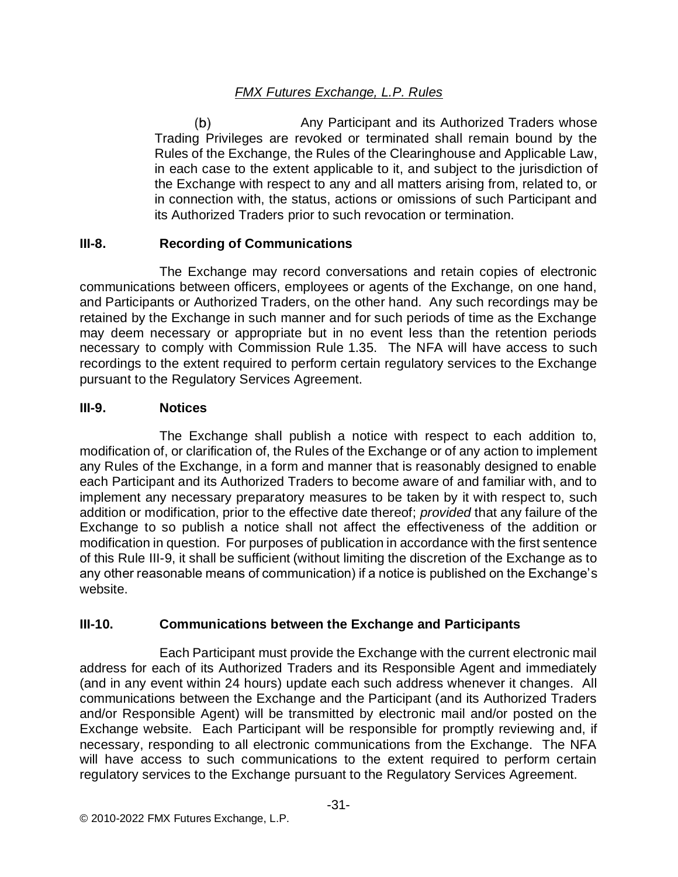(b) Any Participant and its Authorized Traders whose Trading Privileges are revoked or terminated shall remain bound by the Rules of the Exchange, the Rules of the Clearinghouse and Applicable Law, in each case to the extent applicable to it, and subject to the jurisdiction of the Exchange with respect to any and all matters arising from, related to, or in connection with, the status, actions or omissions of such Participant and its Authorized Traders prior to such revocation or termination.

## III-8. Recording of Communications

The Exchange may record conversations and retain copies of electronic communications between officers, employees or agents of the Exchange, on one hand, and Participants or Authorized Traders, on the other hand. Any such recordings may be retained by the Exchange in such manner and for such periods of time as the Exchange may deem necessary or appropriate but in no event less than the retention periods necessary to comply with Commission Rule 1.35. The NFA will have access to such recordings to the extent required to perform certain regulatory services to the Exchange pursuant to the Regulatory Services Agreement.

## III-9. Notices

The Exchange shall publish a notice with respect to each addition to, modification of, or clarification of, the Rules of the Exchange or of any action to implement any Rules of the Exchange, in a form and manner that is reasonably designed to enable each Participant and its Authorized Traders to become aware of and familiar with, and to implement any necessary preparatory measures to be taken by it with respect to, such addition or modification, prior to the effective date thereof; *provided* that any failure of the Exchange to so publish a notice shall not affect the effectiveness of the addition or modification in question. For purposes of publication in accordance with the first sentence of this Rule III-9, it shall be sufficient (without limiting the discretion of the Exchange as to any other reasonable means of communication) if a notice is published on the Exchange's website.

## III-10. Communications between the Exchange and Participants

Each Participant must provide the Exchange with the current electronic mail address for each of its Authorized Traders and its Responsible Agent and immediately (and in any event within 24 hours) update each such address whenever it changes. All communications between the Exchange and the Participant (and its Authorized Traders and/or Responsible Agent) will be transmitted by electronic mail and/or posted on the Exchange website. Each Participant will be responsible for promptly reviewing and, if necessary, responding to all electronic communications from the Exchange. The NFA will have access to such communications to the extent required to perform certain regulatory services to the Exchange pursuant to the Regulatory Services Agreement.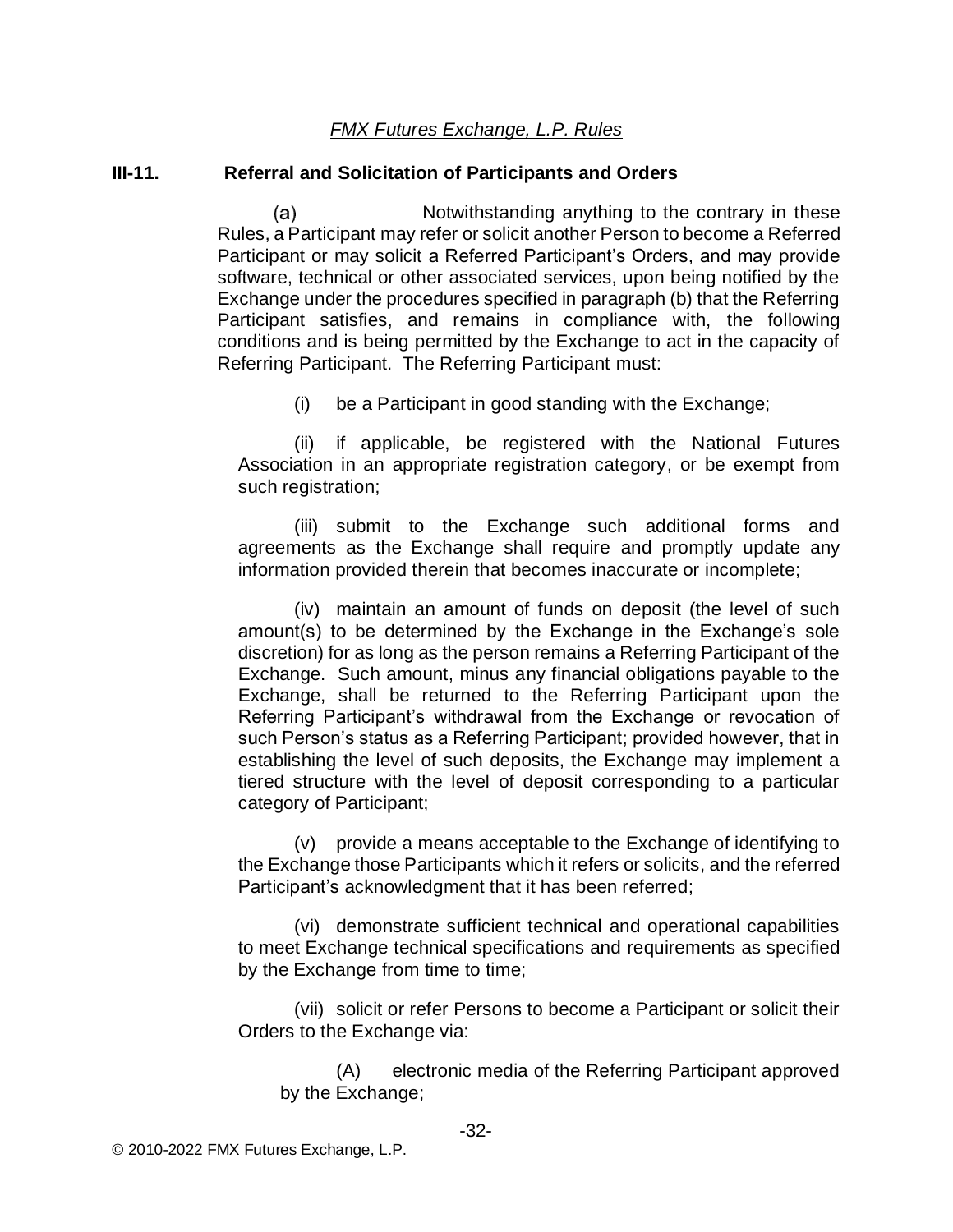## III-11. Referral and Solicitation of Participants and Orders

(a) Notwithstanding anything to the contrary in these Rules, a Participant may refer or solicit another Person to become a Referred Participant or may solicit a Referred Participant's Orders, and may provide software, technical or other associated services, upon being notified by the Exchange under the procedures specified in paragraph (b) that the Referring Participant satisfies, and remains in compliance with, the following conditions and is being permitted by the Exchange to act in the capacity of Referring Participant. The Referring Participant must:

(i) be a Participant in good standing with the Exchange;

(ii) if applicable, be registered with the National Futures Association in an appropriate registration category, or be exempt from such registration;

(iii) submit to the Exchange such additional forms and agreements as the Exchange shall require and promptly update any information provided therein that becomes inaccurate or incomplete;

(iv) maintain an amount of funds on deposit (the level of such amount(s) to be determined by the Exchange in the Exchange's sole discretion) for as long as the person remains a Referring Participant of the Exchange. Such amount, minus any financial obligations payable to the Exchange, shall be returned to the Referring Participant upon the Referring Participant's withdrawal from the Exchange or revocation of such Person's status as a Referring Participant; provided however, that in establishing the level of such deposits, the Exchange may implement a tiered structure with the level of deposit corresponding to a particular category of Participant;

(v) provide a means acceptable to the Exchange of identifying to the Exchange those Participants which it refers or solicits, and the referred Participant's acknowledgment that it has been referred;

(vi) demonstrate sufficient technical and operational capabilities to meet Exchange technical specifications and requirements as specified by the Exchange from time to time;

(vii) solicit or refer Persons to become a Participant or solicit their Orders to the Exchange via:

(A) electronic media of the Referring Participant approved by the Exchange;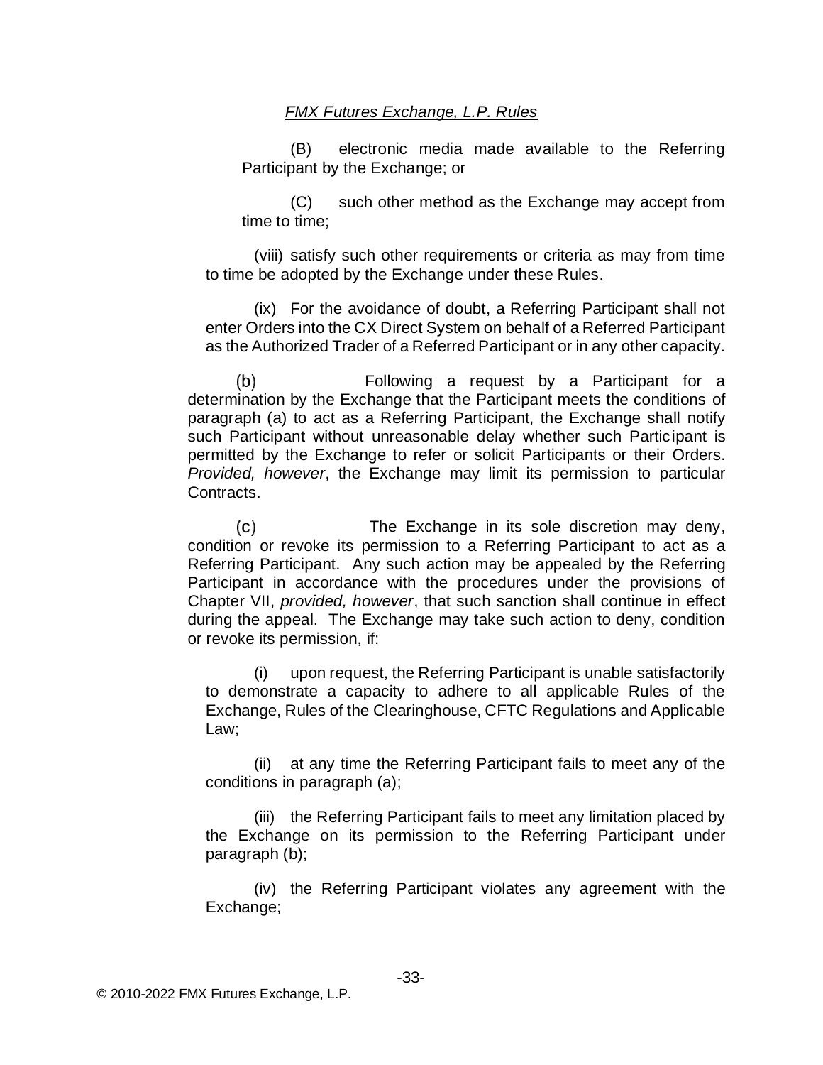(B) electronic media made available to the Referring Participant by the Exchange; or

(C) such other method as the Exchange may accept from time to time;

(viii) satisfy such other requirements or criteria as may from time to time be adopted by the Exchange under these Rules.

(ix) For the avoidance of doubt, a Referring Participant shall not enter Orders into the CX Direct System on behalf of a Referred Participant as the Authorized Trader of a Referred Participant or in any other capacity.

(b) Following a request by a Participant for a determination by the Exchange that the Participant meets the conditions of paragraph (a) to act as a Referring Participant, the Exchange shall notify such Participant without unreasonable delay whether such Participant is permitted by the Exchange to refer or solicit Participants or their Orders. *Provided, however*, the Exchange may limit its permission to particular Contracts.

(c) The Exchange in its sole discretion may deny, condition or revoke its permission to a Referring Participant to act as a Referring Participant. Any such action may be appealed by the Referring Participant in accordance with the procedures under the provisions of Chapter VII, *provided, however*, that such sanction shall continue in effect during the appeal. The Exchange may take such action to deny, condition or revoke its permission, if:

(i) upon request, the Referring Participant is unable satisfactorily to demonstrate a capacity to adhere to all applicable Rules of the Exchange, Rules of the Clearinghouse, CFTC Regulations and Applicable Law;

(ii) at any time the Referring Participant fails to meet any of the conditions in paragraph (a);

(iii) the Referring Participant fails to meet any limitation placed by the Exchange on its permission to the Referring Participant under paragraph (b);

(iv) the Referring Participant violates any agreement with the Exchange;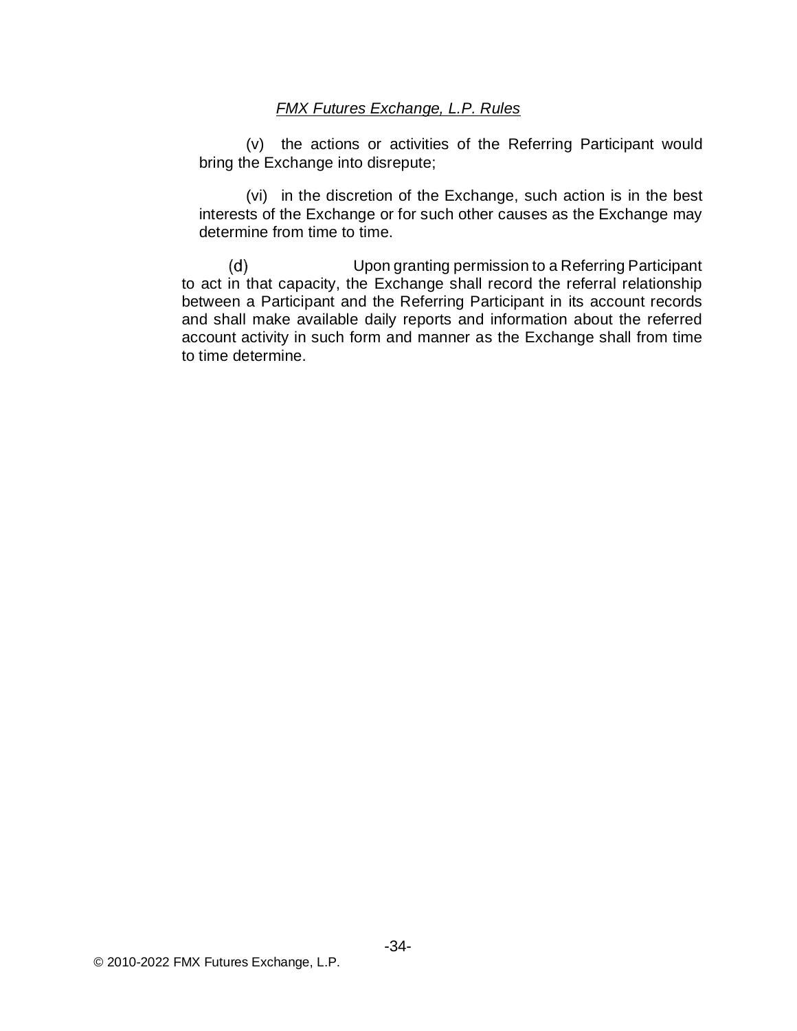(v) the actions or activities of the Referring Participant would bring the Exchange into disrepute;

(vi) in the discretion of the Exchange, such action is in the best interests of the Exchange or for such other causes as the Exchange may determine from time to time.

(d) Upon granting permission to a Referring Participant to act in that capacity, the Exchange shall record the referral relationship between a Participant and the Referring Participant in its account records and shall make available daily reports and information about the referred account activity in such form and manner as the Exchange shall from time to time determine.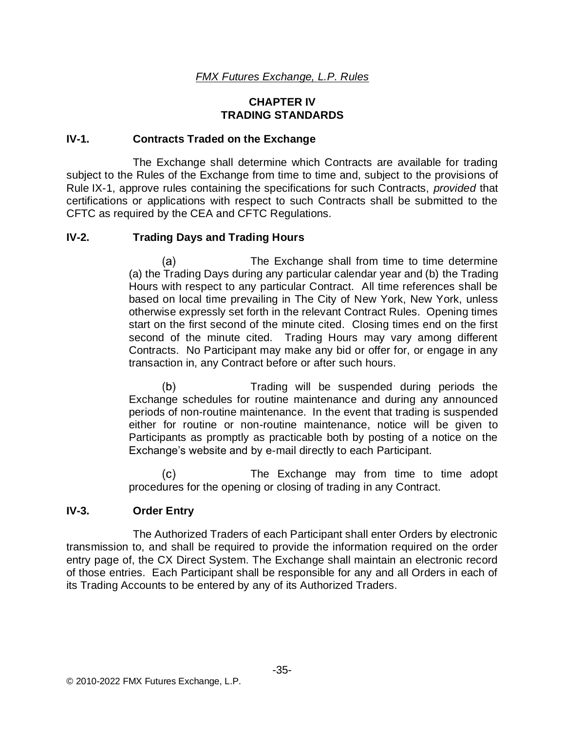*FMX Futures Exchange, L.P. Rules*

# CHAPTER IV
# TRADING STANDARDS

## IV-1. Contracts Traded on the Exchange

The Exchange shall determine which Contracts are available for trading subject to the Rules of the Exchange from time to time and, subject to the provisions of Rule IX-1, approve rules containing the specifications for such Contracts, *provided* that certifications or applications with respect to such Contracts shall be submitted to the CFTC as required by the CEA and CFTC Regulations.

## IV-2. Trading Days and Trading Hours

(a) The Exchange shall from time to time determine (a) the Trading Days during any particular calendar year and (b) the Trading Hours with respect to any particular Contract. All time references shall be based on local time prevailing in The City of New York, New York, unless otherwise expressly set forth in the relevant Contract Rules. Opening times start on the first second of the minute cited. Closing times end on the first second of the minute cited. Trading Hours may vary among different Contracts. No Participant may make any bid or offer for, or engage in any transaction in, any Contract before or after such hours.

(b) Trading will be suspended during periods the Exchange schedules for routine maintenance and during any announced periods of non-routine maintenance. In the event that trading is suspended either for routine or non-routine maintenance, notice will be given to Participants as promptly as practicable both by posting of a notice on the Exchange's website and by e-mail directly to each Participant.

(c) The Exchange may from time to time adopt procedures for the opening or closing of trading in any Contract.

## IV-3. Order Entry

The Authorized Traders of each Participant shall enter Orders by electronic transmission to, and shall be required to provide the information required on the order entry page of, the CX Direct System. The Exchange shall maintain an electronic record of those entries. Each Participant shall be responsible for any and all Orders in each of its Trading Accounts to be entered by any of its Authorized Traders.

© 2010-2022 FMX Futures Exchange, L.P.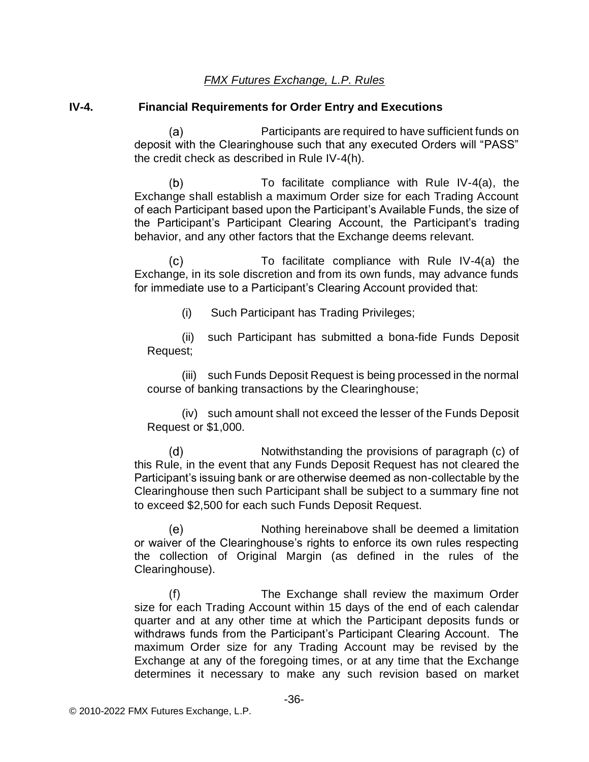## IV-4. Financial Requirements for Order Entry and Executions

(a) Participants are required to have sufficient funds on deposit with the Clearinghouse such that any executed Orders will "PASS" the credit check as described in Rule IV-4(h).

(b) To facilitate compliance with Rule IV-4(a), the Exchange shall establish a maximum Order size for each Trading Account of each Participant based upon the Participant's Available Funds, the size of the Participant's Participant Clearing Account, the Participant's trading behavior, and any other factors that the Exchange deems relevant.

(c) To facilitate compliance with Rule IV-4(a) the Exchange, in its sole discretion and from its own funds, may advance funds for immediate use to a Participant's Clearing Account provided that:

(i) Such Participant has Trading Privileges;

(ii) such Participant has submitted a bona-fide Funds Deposit Request;

(iii) such Funds Deposit Request is being processed in the normal course of banking transactions by the Clearinghouse;

(iv) such amount shall not exceed the lesser of the Funds Deposit Request or $1,000.

(d) Notwithstanding the provisions of paragraph (c) of this Rule, in the event that any Funds Deposit Request has not cleared the Participant's issuing bank or are otherwise deemed as non-collectable by the Clearinghouse then such Participant shall be subject to a summary fine not to exceed $2,500 for each such Funds Deposit Request.

(e) Nothing hereinabove shall be deemed a limitation or waiver of the Clearinghouse's rights to enforce its own rules respecting the collection of Original Margin (as defined in the rules of the Clearinghouse).

(f) The Exchange shall review the maximum Order size for each Trading Account within 15 days of the end of each calendar quarter and at any other time at which the Participant deposits funds or withdraws funds from the Participant's Participant Clearing Account. The maximum Order size for any Trading Account may be revised by the Exchange at any of the foregoing times, or at any time that the Exchange determines it necessary to make any such revision based on market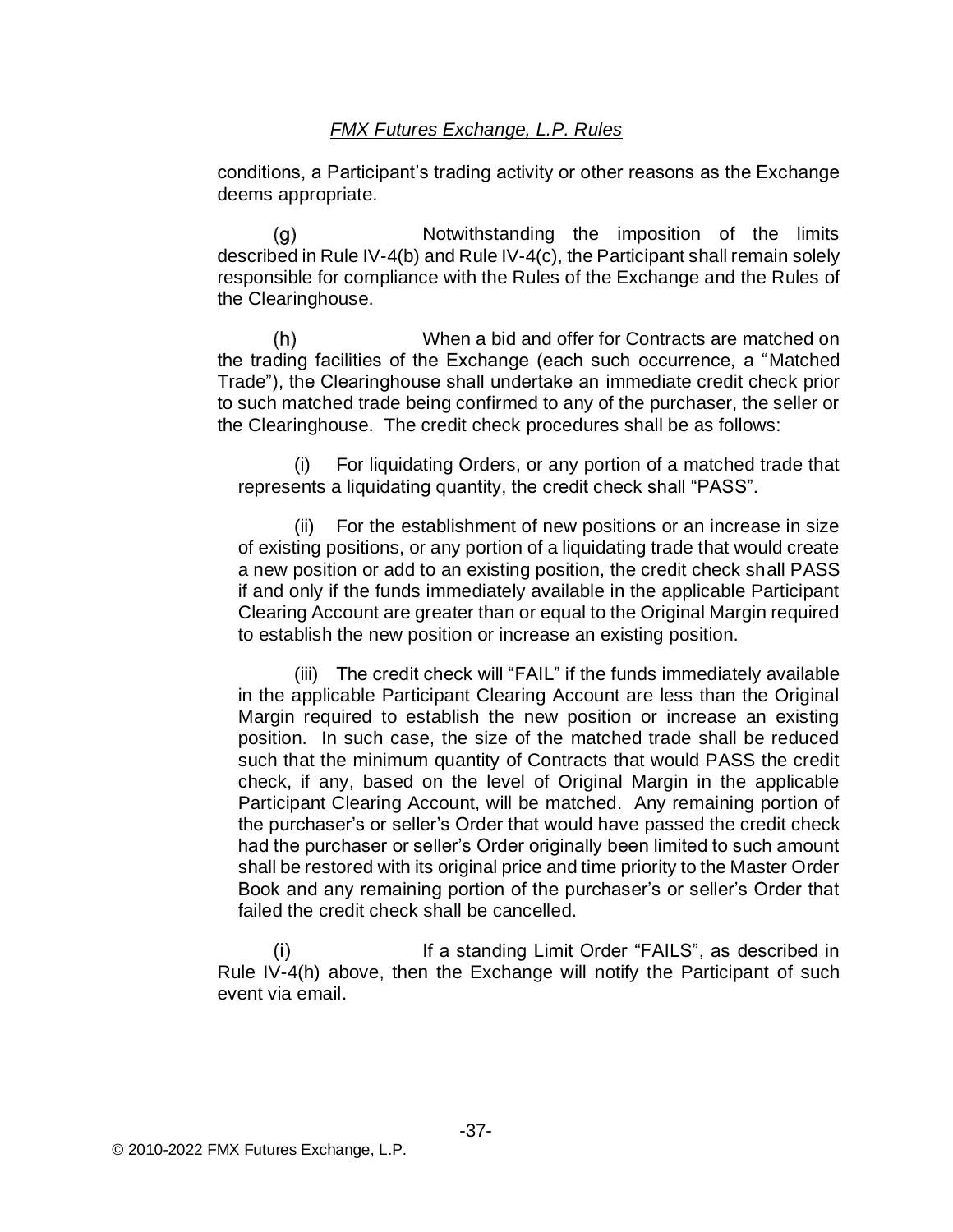conditions, a Participant’s trading activity or other reasons as the Exchange deems appropriate.

(g) Notwithstanding the imposition of the limits described in Rule IV-4(b) and Rule IV-4(c), the Participant shall remain solely responsible for compliance with the Rules of the Exchange and the Rules of the Clearinghouse.

(h) When a bid and offer for Contracts are matched on the trading facilities of the Exchange (each such occurrence, a “Matched Trade”), the Clearinghouse shall undertake an immediate credit check prior to such matched trade being confirmed to any of the purchaser, the seller or the Clearinghouse. The credit check procedures shall be as follows:

(i) For liquidating Orders, or any portion of a matched trade that represents a liquidating quantity, the credit check shall “PASS”.

(ii) For the establishment of new positions or an increase in size of existing positions, or any portion of a liquidating trade that would create a new position or add to an existing position, the credit check shall PASS if and only if the funds immediately available in the applicable Participant Clearing Account are greater than or equal to the Original Margin required to establish the new position or increase an existing position.

(iii) The credit check will “FAIL” if the funds immediately available in the applicable Participant Clearing Account are less than the Original Margin required to establish the new position or increase an existing position. In such case, the size of the matched trade shall be reduced such that the minimum quantity of Contracts that would PASS the credit check, if any, based on the level of Original Margin in the applicable Participant Clearing Account, will be matched. Any remaining portion of the purchaser’s or seller’s Order that would have passed the credit check had the purchaser or seller’s Order originally been limited to such amount shall be restored with its original price and time priority to the Master Order Book and any remaining portion of the purchaser’s or seller’s Order that failed the credit check shall be cancelled.

(i) If a standing Limit Order “FAILS”, as described in Rule IV-4(h) above, then the Exchange will notify the Participant of such event via email.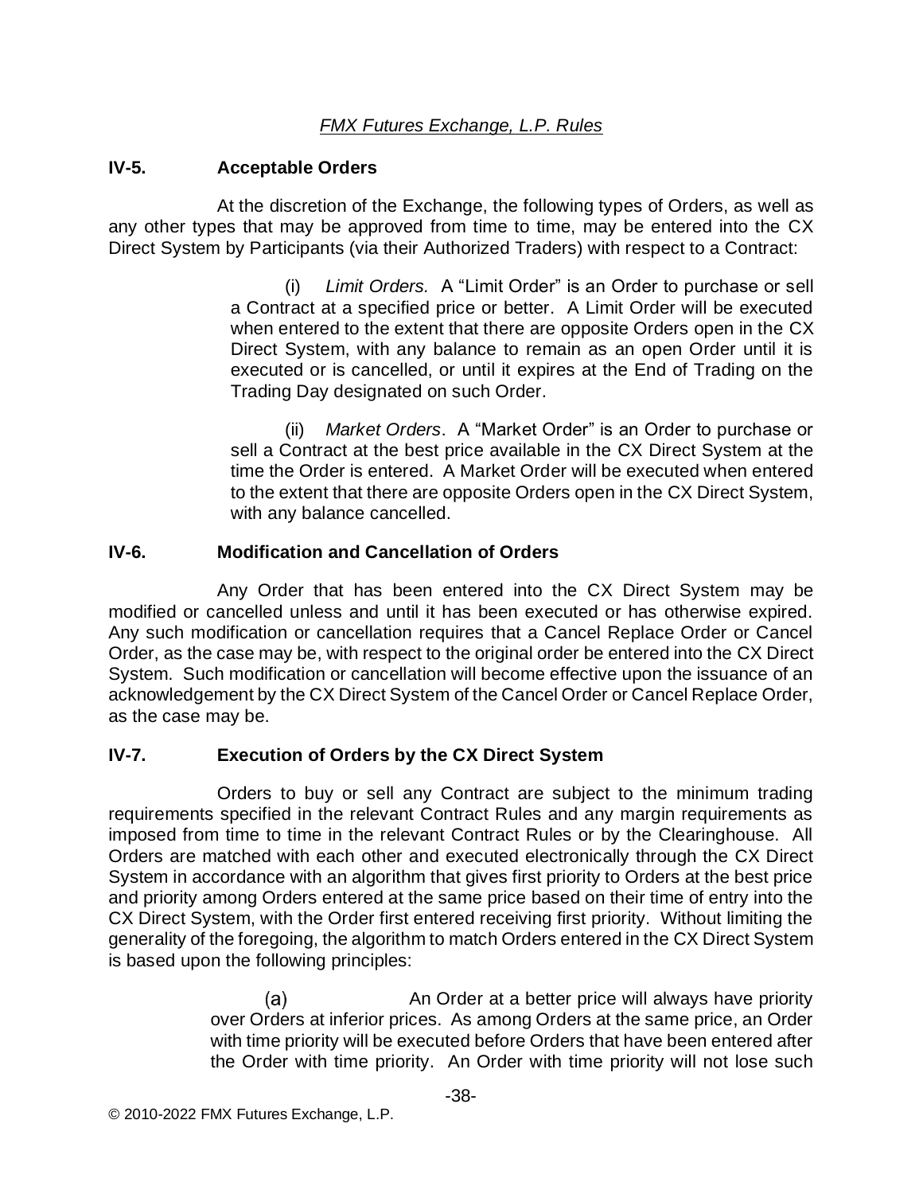## IV-5. Acceptable Orders

At the discretion of the Exchange, the following types of Orders, as well as any other types that may be approved from time to time, may be entered into the CX Direct System by Participants (via their Authorized Traders) with respect to a Contract:

(i) *Limit Orders.* A "Limit Order" is an Order to purchase or sell a Contract at a specified price or better. A Limit Order will be executed when entered to the extent that there are opposite Orders open in the CX Direct System, with any balance to remain as an open Order until it is executed or is cancelled, or until it expires at the End of Trading on the Trading Day designated on such Order.

(ii) *Market Orders*. A "Market Order" is an Order to purchase or sell a Contract at the best price available in the CX Direct System at the time the Order is entered. A Market Order will be executed when entered to the extent that there are opposite Orders open in the CX Direct System, with any balance cancelled.

## IV-6. Modification and Cancellation of Orders

Any Order that has been entered into the CX Direct System may be modified or cancelled unless and until it has been executed or has otherwise expired. Any such modification or cancellation requires that a Cancel Replace Order or Cancel Order, as the case may be, with respect to the original order be entered into the CX Direct System. Such modification or cancellation will become effective upon the issuance of an acknowledgement by the CX Direct System of the Cancel Order or Cancel Replace Order, as the case may be.

## IV-7. Execution of Orders by the CX Direct System

Orders to buy or sell any Contract are subject to the minimum trading requirements specified in the relevant Contract Rules and any margin requirements as imposed from time to time in the relevant Contract Rules or by the Clearinghouse. All Orders are matched with each other and executed electronically through the CX Direct System in accordance with an algorithm that gives first priority to Orders at the best price and priority among Orders entered at the same price based on their time of entry into the CX Direct System, with the Order first entered receiving first priority. Without limiting the generality of the foregoing, the algorithm to match Orders entered in the CX Direct System is based upon the following principles:

(a) An Order at a better price will always have priority over Orders at inferior prices. As among Orders at the same price, an Order with time priority will be executed before Orders that have been entered after the Order with time priority. An Order with time priority will not lose such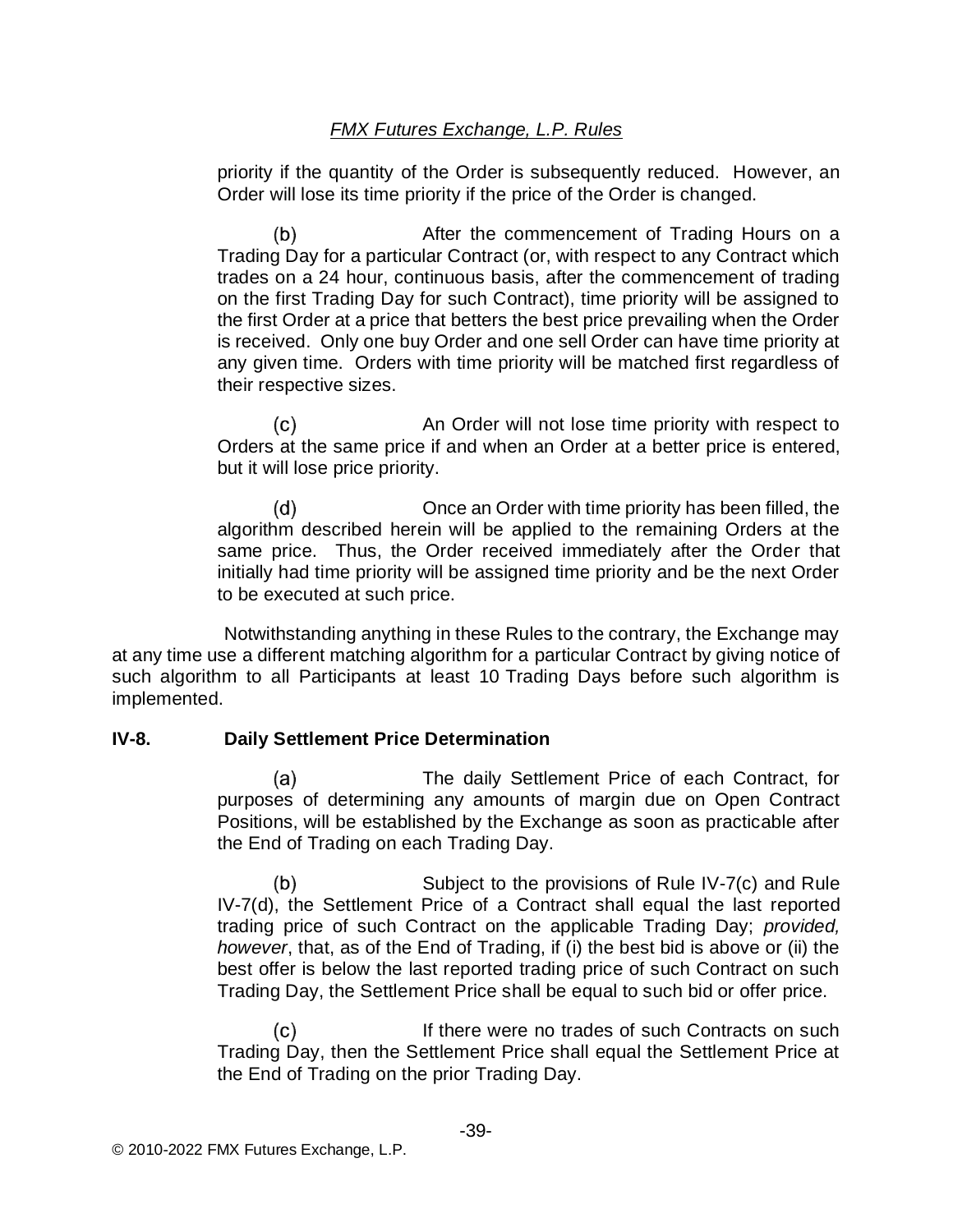priority if the quantity of the Order is subsequently reduced. However, an Order will lose its time priority if the price of the Order is changed.

(b) After the commencement of Trading Hours on a Trading Day for a particular Contract (or, with respect to any Contract which trades on a 24 hour, continuous basis, after the commencement of trading on the first Trading Day for such Contract), time priority will be assigned to the first Order at a price that betters the best price prevailing when the Order is received. Only one buy Order and one sell Order can have time priority at any given time. Orders with time priority will be matched first regardless of their respective sizes.

(c) An Order will not lose time priority with respect to Orders at the same price if and when an Order at a better price is entered, but it will lose price priority.

(d) Once an Order with time priority has been filled, the algorithm described herein will be applied to the remaining Orders at the same price. Thus, the Order received immediately after the Order that initially had time priority will be assigned time priority and be the next Order to be executed at such price.

Notwithstanding anything in these Rules to the contrary, the Exchange may at any time use a different matching algorithm for a particular Contract by giving notice of such algorithm to all Participants at least 10 Trading Days before such algorithm is implemented.

**IV-8. Daily Settlement Price Determination**

(a) The daily Settlement Price of each Contract, for purposes of determining any amounts of margin due on Open Contract Positions, will be established by the Exchange as soon as practicable after the End of Trading on each Trading Day.

(b) Subject to the provisions of Rule IV-7(c) and Rule IV-7(d), the Settlement Price of a Contract shall equal the last reported trading price of such Contract on the applicable Trading Day; *provided, however*, that, as of the End of Trading, if (i) the best bid is above or (ii) the best offer is below the last reported trading price of such Contract on such Trading Day, the Settlement Price shall be equal to such bid or offer price.

(c) If there were no trades of such Contracts on such Trading Day, then the Settlement Price shall equal the Settlement Price at the End of Trading on the prior Trading Day.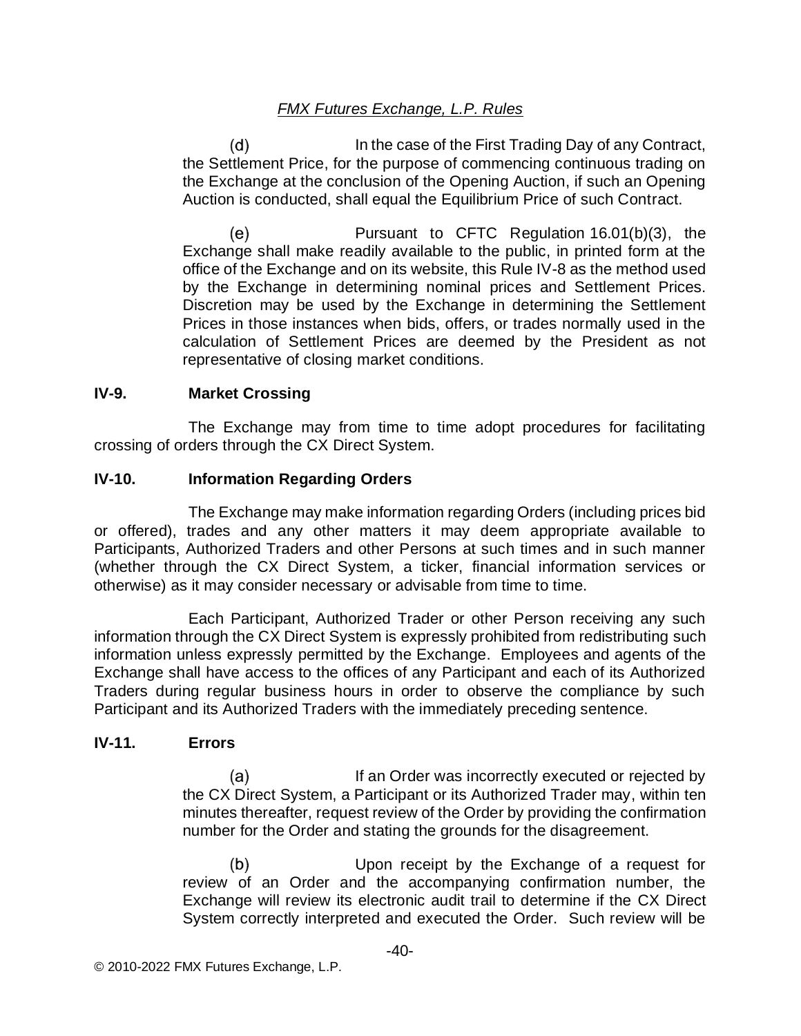(d) In the case of the First Trading Day of any Contract, the Settlement Price, for the purpose of commencing continuous trading on the Exchange at the conclusion of the Opening Auction, if such an Opening Auction is conducted, shall equal the Equilibrium Price of such Contract.

(e) Pursuant to CFTC Regulation 16.01(b)(3), the Exchange shall make readily available to the public, in printed form at the office of the Exchange and on its website, this Rule IV-8 as the method used by the Exchange in determining nominal prices and Settlement Prices. Discretion may be used by the Exchange in determining the Settlement Prices in those instances when bids, offers, or trades normally used in the calculation of Settlement Prices are deemed by the President as not representative of closing market conditions.

### IV-9. Market Crossing

The Exchange may from time to time adopt procedures for facilitating crossing of orders through the CX Direct System.

### IV-10. Information Regarding Orders

The Exchange may make information regarding Orders (including prices bid or offered), trades and any other matters it may deem appropriate available to Participants, Authorized Traders and other Persons at such times and in such manner (whether through the CX Direct System, a ticker, financial information services or otherwise) as it may consider necessary or advisable from time to time.

Each Participant, Authorized Trader or other Person receiving any such information through the CX Direct System is expressly prohibited from redistributing such information unless expressly permitted by the Exchange. Employees and agents of the Exchange shall have access to the offices of any Participant and each of its Authorized Traders during regular business hours in order to observe the compliance by such Participant and its Authorized Traders with the immediately preceding sentence.

### IV-11. Errors

(a) If an Order was incorrectly executed or rejected by the CX Direct System, a Participant or its Authorized Trader may, within ten minutes thereafter, request review of the Order by providing the confirmation number for the Order and stating the grounds for the disagreement.

(b) Upon receipt by the Exchange of a request for review of an Order and the accompanying confirmation number, the Exchange will review its electronic audit trail to determine if the CX Direct System correctly interpreted and executed the Order. Such review will be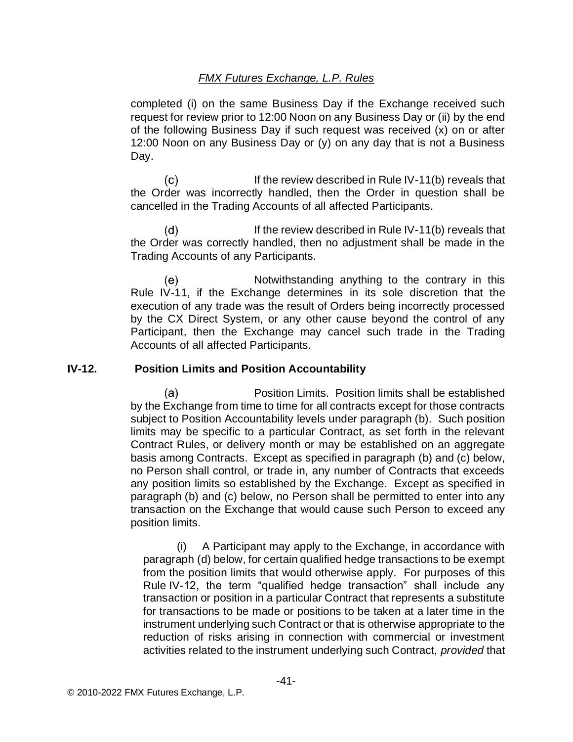completed (i) on the same Business Day if the Exchange received such request for review prior to 12:00 Noon on any Business Day or (ii) by the end of the following Business Day if such request was received (x) on or after 12:00 Noon on any Business Day or (y) on any day that is not a Business Day.

(c) If the review described in Rule IV-11(b) reveals that the Order was incorrectly handled, then the Order in question shall be cancelled in the Trading Accounts of all affected Participants.

(d) If the review described in Rule IV-11(b) reveals that the Order was correctly handled, then no adjustment shall be made in the Trading Accounts of any Participants.

(e) Notwithstanding anything to the contrary in this Rule IV-11, if the Exchange determines in its sole discretion that the execution of any trade was the result of Orders being incorrectly processed by the CX Direct System, or any other cause beyond the control of any Participant, then the Exchange may cancel such trade in the Trading Accounts of all affected Participants.

## IV-12. Position Limits and Position Accountability

(a) Position Limits. Position limits shall be established by the Exchange from time to time for all contracts except for those contracts subject to Position Accountability levels under paragraph (b). Such position limits may be specific to a particular Contract, as set forth in the relevant Contract Rules, or delivery month or may be established on an aggregate basis among Contracts. Except as specified in paragraph (b) and (c) below, no Person shall control, or trade in, any number of Contracts that exceeds any position limits so established by the Exchange. Except as specified in paragraph (b) and (c) below, no Person shall be permitted to enter into any transaction on the Exchange that would cause such Person to exceed any position limits.

(i) A Participant may apply to the Exchange, in accordance with paragraph (d) below, for certain qualified hedge transactions to be exempt from the position limits that would otherwise apply. For purposes of this Rule IV-12, the term "qualified hedge transaction" shall include any transaction or position in a particular Contract that represents a substitute for transactions to be made or positions to be taken at a later time in the instrument underlying such Contract or that is otherwise appropriate to the reduction of risks arising in connection with commercial or investment activities related to the instrument underlying such Contract, *provided* that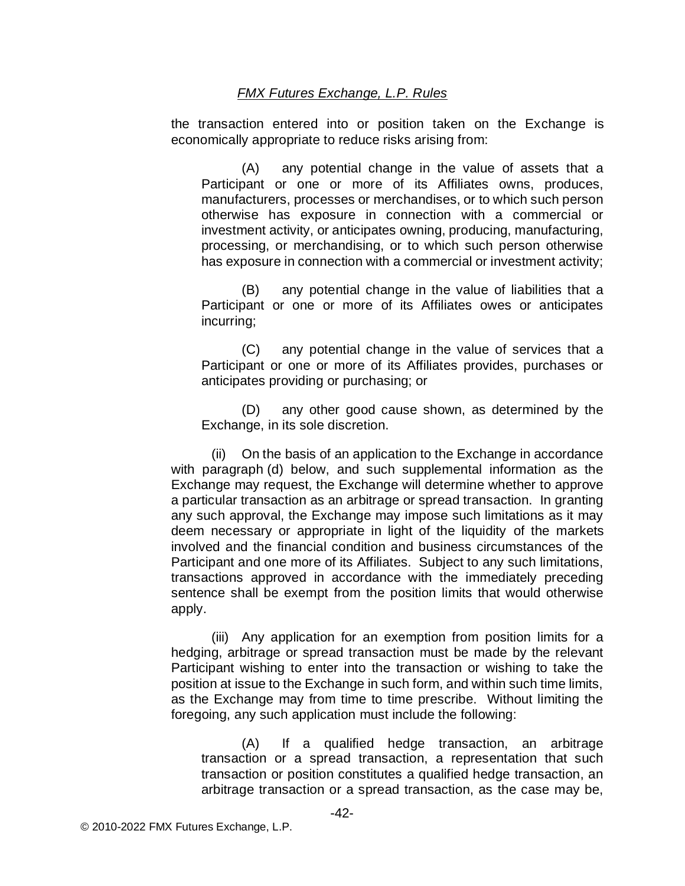the transaction entered into or position taken on the Exchange is economically appropriate to reduce risks arising from:

(A) any potential change in the value of assets that a Participant or one or more of its Affiliates owns, produces, manufacturers, processes or merchandises, or to which such person otherwise has exposure in connection with a commercial or investment activity, or anticipates owning, producing, manufacturing, processing, or merchandising, or to which such person otherwise has exposure in connection with a commercial or investment activity;

(B) any potential change in the value of liabilities that a Participant or one or more of its Affiliates owes or anticipates incurring;

(C) any potential change in the value of services that a Participant or one or more of its Affiliates provides, purchases or anticipates providing or purchasing; or

(D) any other good cause shown, as determined by the Exchange, in its sole discretion.

(ii) On the basis of an application to the Exchange in accordance with paragraph (d) below, and such supplemental information as the Exchange may request, the Exchange will determine whether to approve a particular transaction as an arbitrage or spread transaction. In granting any such approval, the Exchange may impose such limitations as it may deem necessary or appropriate in light of the liquidity of the markets involved and the financial condition and business circumstances of the Participant and one more of its Affiliates. Subject to any such limitations, transactions approved in accordance with the immediately preceding sentence shall be exempt from the position limits that would otherwise apply.

(iii) Any application for an exemption from position limits for a hedging, arbitrage or spread transaction must be made by the relevant Participant wishing to enter into the transaction or wishing to take the position at issue to the Exchange in such form, and within such time limits, as the Exchange may from time to time prescribe. Without limiting the foregoing, any such application must include the following:

(A) If a qualified hedge transaction, an arbitrage transaction or a spread transaction, a representation that such transaction or position constitutes a qualified hedge transaction, an arbitrage transaction or a spread transaction, as the case may be,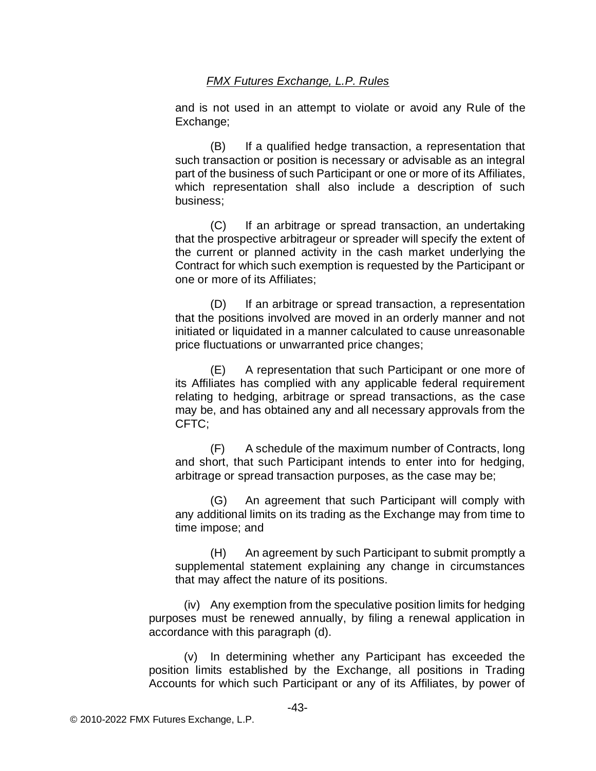and is not used in an attempt to violate or avoid any Rule of the Exchange;

(B) If a qualified hedge transaction, a representation that such transaction or position is necessary or advisable as an integral part of the business of such Participant or one or more of its Affiliates, which representation shall also include a description of such business;

(C) If an arbitrage or spread transaction, an undertaking that the prospective arbitrageur or spreader will specify the extent of the current or planned activity in the cash market underlying the Contract for which such exemption is requested by the Participant or one or more of its Affiliates;

(D) If an arbitrage or spread transaction, a representation that the positions involved are moved in an orderly manner and not initiated or liquidated in a manner calculated to cause unreasonable price fluctuations or unwarranted price changes;

(E) A representation that such Participant or one more of its Affiliates has complied with any applicable federal requirement relating to hedging, arbitrage or spread transactions, as the case may be, and has obtained any and all necessary approvals from the CFTC;

(F) A schedule of the maximum number of Contracts, long and short, that such Participant intends to enter into for hedging, arbitrage or spread transaction purposes, as the case may be;

(G) An agreement that such Participant will comply with any additional limits on its trading as the Exchange may from time to time impose; and

(H) An agreement by such Participant to submit promptly a supplemental statement explaining any change in circumstances that may affect the nature of its positions.

(iv) Any exemption from the speculative position limits for hedging purposes must be renewed annually, by filing a renewal application in accordance with this paragraph (d).

(v) In determining whether any Participant has exceeded the position limits established by the Exchange, all positions in Trading Accounts for which such Participant or any of its Affiliates, by power of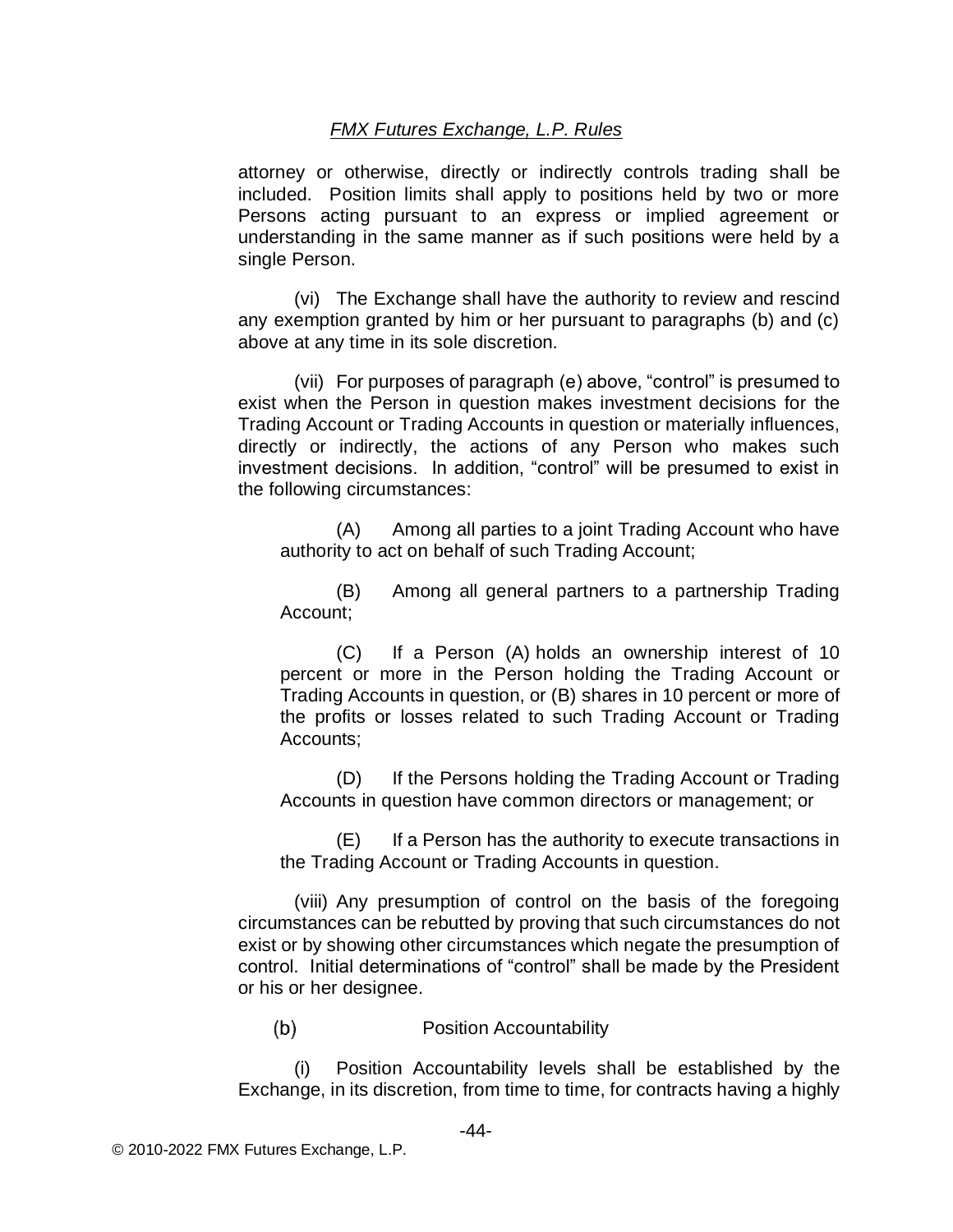attorney or otherwise, directly or indirectly controls trading shall be included. Position limits shall apply to positions held by two or more Persons acting pursuant to an express or implied agreement or understanding in the same manner as if such positions were held by a single Person.

(vi) The Exchange shall have the authority to review and rescind any exemption granted by him or her pursuant to paragraphs (b) and (c) above at any time in its sole discretion.

(vii) For purposes of paragraph (e) above, "control" is presumed to exist when the Person in question makes investment decisions for the Trading Account or Trading Accounts in question or materially influences, directly or indirectly, the actions of any Person who makes such investment decisions. In addition, "control" will be presumed to exist in the following circumstances:

(A) Among all parties to a joint Trading Account who have authority to act on behalf of such Trading Account;

(B) Among all general partners to a partnership Trading Account;

(C) If a Person (A) holds an ownership interest of 10 percent or more in the Person holding the Trading Account or Trading Accounts in question, or (B) shares in 10 percent or more of the profits or losses related to such Trading Account or Trading Accounts;

(D) If the Persons holding the Trading Account or Trading Accounts in question have common directors or management; or

(E) If a Person has the authority to execute transactions in the Trading Account or Trading Accounts in question.

(viii) Any presumption of control on the basis of the foregoing circumstances can be rebutted by proving that such circumstances do not exist or by showing other circumstances which negate the presumption of control. Initial determinations of "control" shall be made by the President or his or her designee.

(b) Position Accountability

(i) Position Accountability levels shall be established by the Exchange, in its discretion, from time to time, for contracts having a highly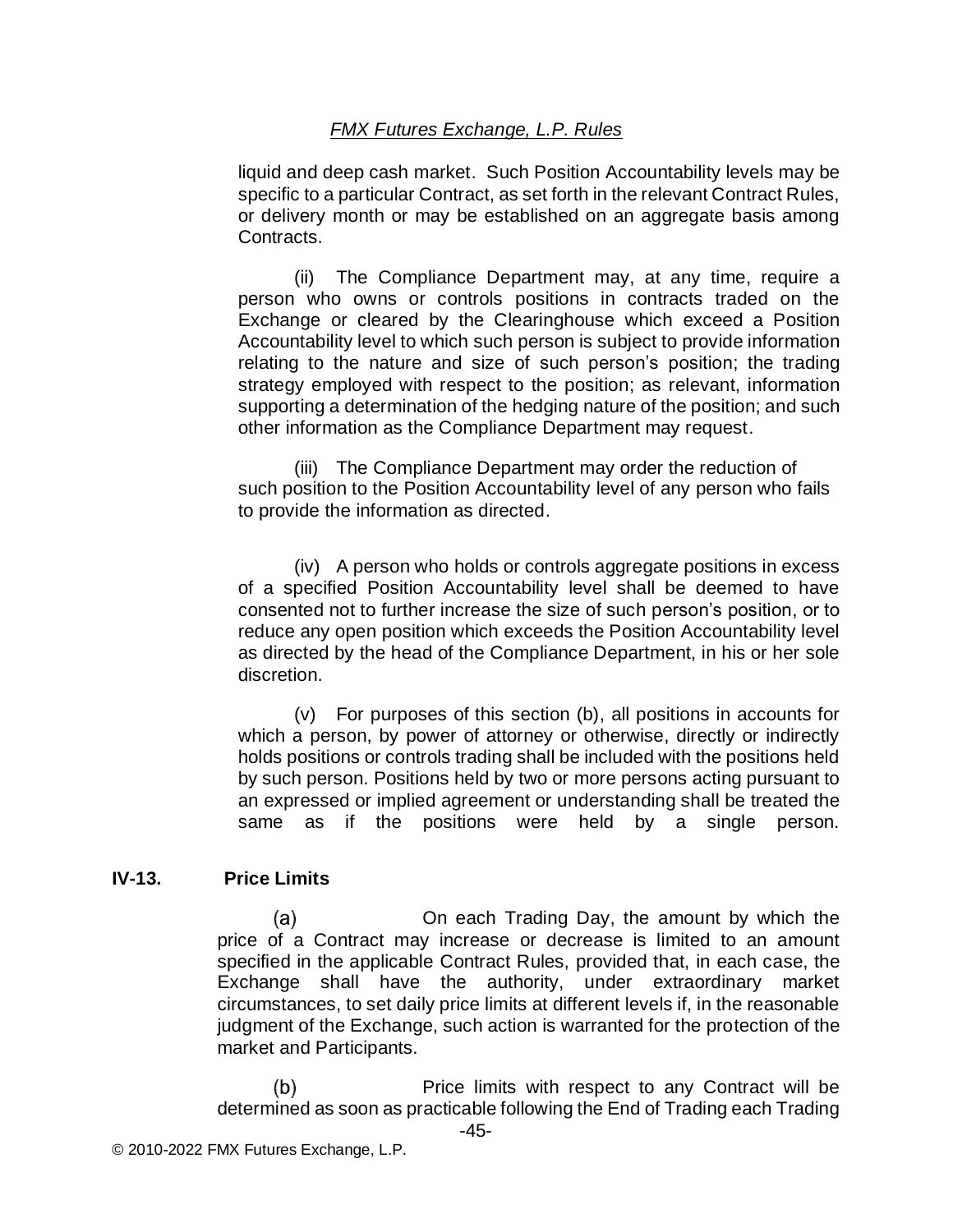liquid and deep cash market. Such Position Accountability levels may be specific to a particular Contract, as set forth in the relevant Contract Rules, or delivery month or may be established on an aggregate basis among Contracts.

(ii) The Compliance Department may, at any time, require a person who owns or controls positions in contracts traded on the Exchange or cleared by the Clearinghouse which exceed a Position Accountability level to which such person is subject to provide information relating to the nature and size of such person's position; the trading strategy employed with respect to the position; as relevant, information supporting a determination of the hedging nature of the position; and such other information as the Compliance Department may request.

(iii) The Compliance Department may order the reduction of such position to the Position Accountability level of any person who fails to provide the information as directed.

(iv) A person who holds or controls aggregate positions in excess of a specified Position Accountability level shall be deemed to have consented not to further increase the size of such person's position, or to reduce any open position which exceeds the Position Accountability level as directed by the head of the Compliance Department, in his or her sole discretion.

(v) For purposes of this section (b), all positions in accounts for which a person, by power of attorney or otherwise, directly or indirectly holds positions or controls trading shall be included with the positions held by such person. Positions held by two or more persons acting pursuant to an expressed or implied agreement or understanding shall be treated the same as if the positions were held by a single person.

**IV-13. Price Limits**

(a) On each Trading Day, the amount by which the price of a Contract may increase or decrease is limited to an amount specified in the applicable Contract Rules, provided that, in each case, the Exchange shall have the authority, under extraordinary market circumstances, to set daily price limits at different levels if, in the reasonable judgment of the Exchange, such action is warranted for the protection of the market and Participants.

(b) Price limits with respect to any Contract will be determined as soon as practicable following the End of Trading each Trading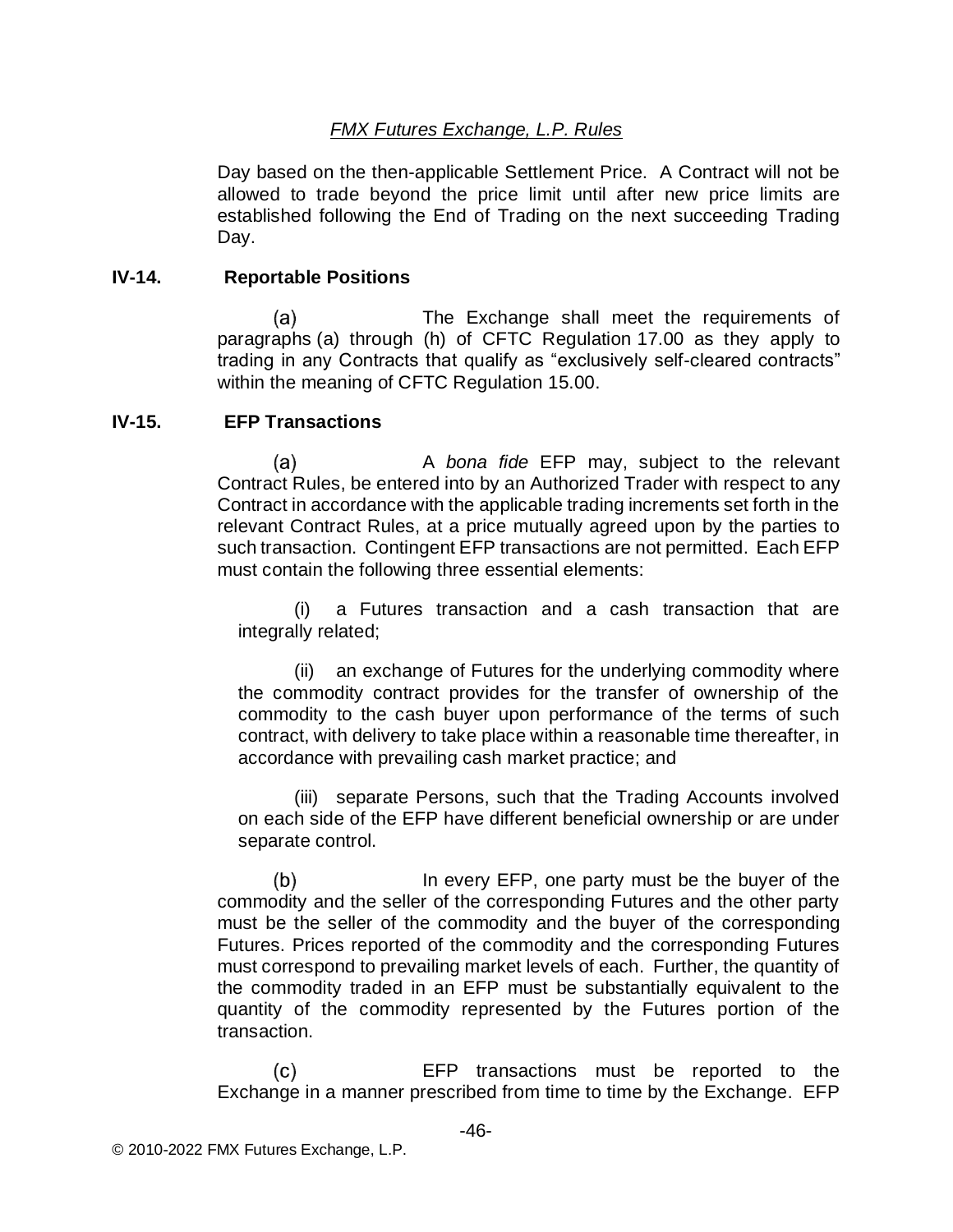Day based on the then-applicable Settlement Price. A Contract will not be allowed to trade beyond the price limit until after new price limits are established following the End of Trading on the next succeeding Trading Day.

### IV-14. Reportable Positions

(a) The Exchange shall meet the requirements of paragraphs (a) through (h) of CFTC Regulation 17.00 as they apply to trading in any Contracts that qualify as "exclusively self-cleared contracts" within the meaning of CFTC Regulation 15.00.

### IV-15. EFP Transactions

(a) A *bona fide* EFP may, subject to the relevant Contract Rules, be entered into by an Authorized Trader with respect to any Contract in accordance with the applicable trading increments set forth in the relevant Contract Rules, at a price mutually agreed upon by the parties to such transaction. Contingent EFP transactions are not permitted. Each EFP must contain the following three essential elements:

(i) a Futures transaction and a cash transaction that are integrally related;

(ii) an exchange of Futures for the underlying commodity where the commodity contract provides for the transfer of ownership of the commodity to the cash buyer upon performance of the terms of such contract, with delivery to take place within a reasonable time thereafter, in accordance with prevailing cash market practice; and

(iii) separate Persons, such that the Trading Accounts involved on each side of the EFP have different beneficial ownership or are under separate control.

(b) In every EFP, one party must be the buyer of the commodity and the seller of the corresponding Futures and the other party must be the seller of the commodity and the buyer of the corresponding Futures. Prices reported of the commodity and the corresponding Futures must correspond to prevailing market levels of each. Further, the quantity of the commodity traded in an EFP must be substantially equivalent to the quantity of the commodity represented by the Futures portion of the transaction.

(c) EFP transactions must be reported to the Exchange in a manner prescribed from time to time by the Exchange. EFP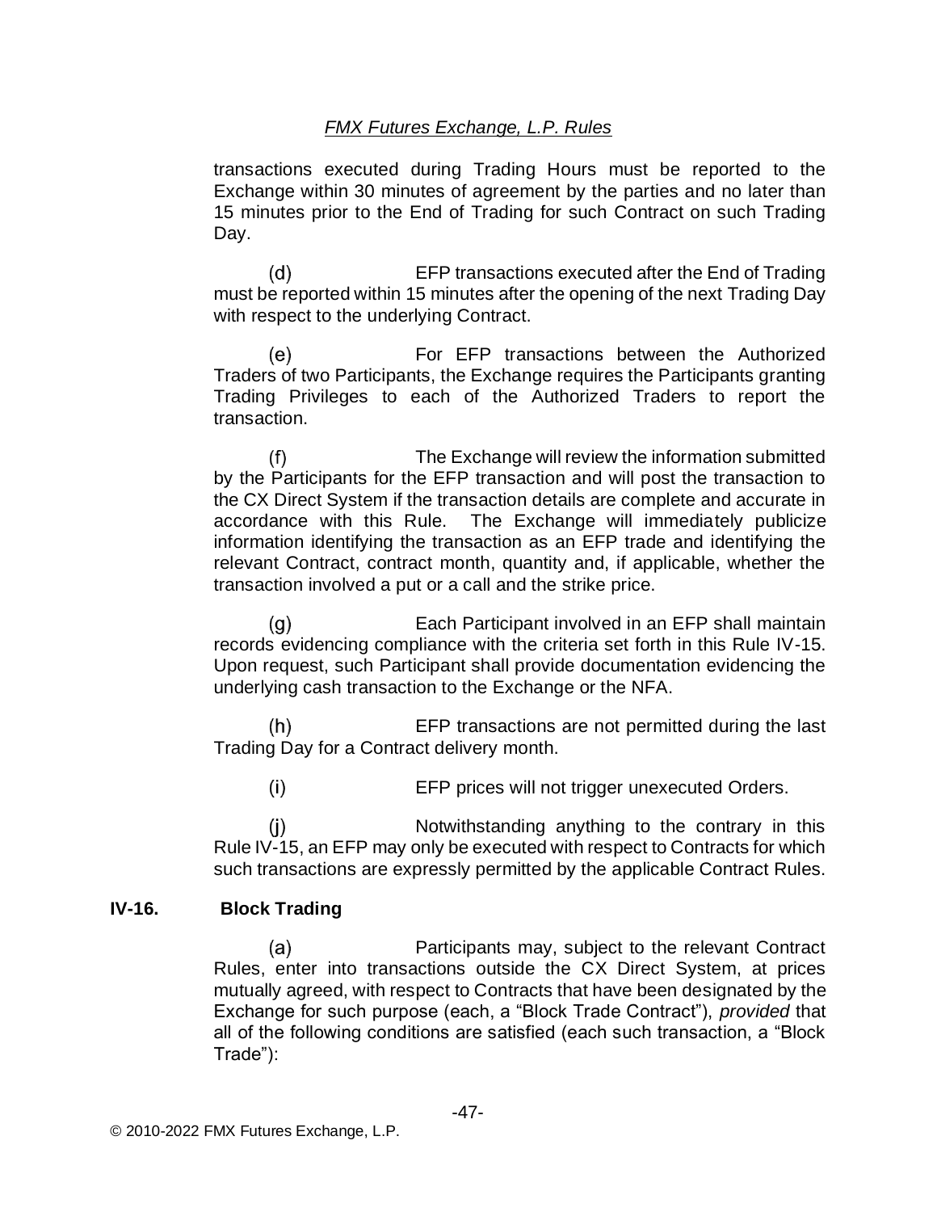transactions executed during Trading Hours must be reported to the Exchange within 30 minutes of agreement by the parties and no later than 15 minutes prior to the End of Trading for such Contract on such Trading Day.

(d) EFP transactions executed after the End of Trading must be reported within 15 minutes after the opening of the next Trading Day with respect to the underlying Contract.

(e) For EFP transactions between the Authorized Traders of two Participants, the Exchange requires the Participants granting Trading Privileges to each of the Authorized Traders to report the transaction.

(f) The Exchange will review the information submitted by the Participants for the EFP transaction and will post the transaction to the CX Direct System if the transaction details are complete and accurate in accordance with this Rule. The Exchange will immediately publicize information identifying the transaction as an EFP trade and identifying the relevant Contract, contract month, quantity and, if applicable, whether the transaction involved a put or a call and the strike price.

(g) Each Participant involved in an EFP shall maintain records evidencing compliance with the criteria set forth in this Rule IV-15. Upon request, such Participant shall provide documentation evidencing the underlying cash transaction to the Exchange or the NFA.

(h) EFP transactions are not permitted during the last Trading Day for a Contract delivery month.

(i) EFP prices will not trigger unexecuted Orders.

(j) Notwithstanding anything to the contrary in this Rule IV-15, an EFP may only be executed with respect to Contracts for which such transactions are expressly permitted by the applicable Contract Rules.

## IV-16. Block Trading

(a) Participants may, subject to the relevant Contract Rules, enter into transactions outside the CX Direct System, at prices mutually agreed, with respect to Contracts that have been designated by the Exchange for such purpose (each, a "Block Trade Contract"), *provided* that all of the following conditions are satisfied (each such transaction, a "Block Trade"):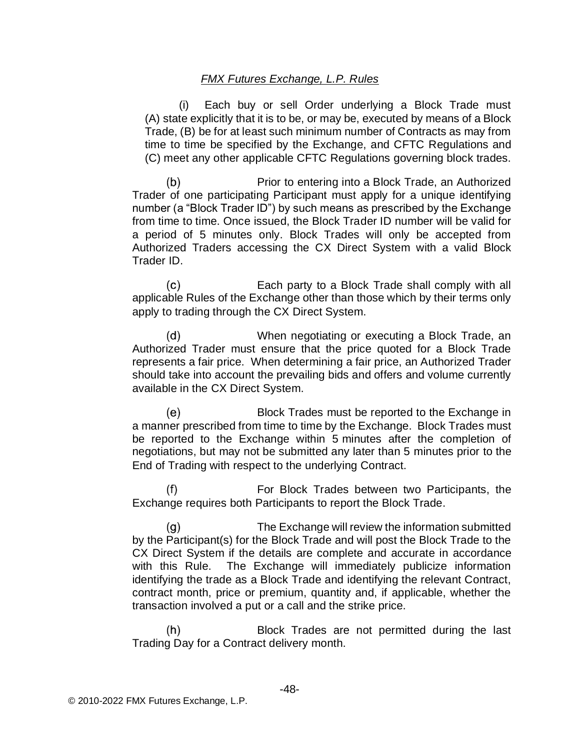(i) Each buy or sell Order underlying a Block Trade must (A) state explicitly that it is to be, or may be, executed by means of a Block Trade, (B) be for at least such minimum number of Contracts as may from time to time be specified by the Exchange, and CFTC Regulations and (C) meet any other applicable CFTC Regulations governing block trades.

(b) Prior to entering into a Block Trade, an Authorized Trader of one participating Participant must apply for a unique identifying number (a "Block Trader ID") by such means as prescribed by the Exchange from time to time. Once issued, the Block Trader ID number will be valid for a period of 5 minutes only. Block Trades will only be accepted from Authorized Traders accessing the CX Direct System with a valid Block Trader ID.

(c) Each party to a Block Trade shall comply with all applicable Rules of the Exchange other than those which by their terms only apply to trading through the CX Direct System.

(d) When negotiating or executing a Block Trade, an Authorized Trader must ensure that the price quoted for a Block Trade represents a fair price. When determining a fair price, an Authorized Trader should take into account the prevailing bids and offers and volume currently available in the CX Direct System.

(e) Block Trades must be reported to the Exchange in a manner prescribed from time to time by the Exchange. Block Trades must be reported to the Exchange within 5 minutes after the completion of negotiations, but may not be submitted any later than 5 minutes prior to the End of Trading with respect to the underlying Contract.

(f) For Block Trades between two Participants, the Exchange requires both Participants to report the Block Trade.

(g) The Exchange will review the information submitted by the Participant(s) for the Block Trade and will post the Block Trade to the CX Direct System if the details are complete and accurate in accordance with this Rule. The Exchange will immediately publicize information identifying the trade as a Block Trade and identifying the relevant Contract, contract month, price or premium, quantity and, if applicable, whether the transaction involved a put or a call and the strike price.

(h) Block Trades are not permitted during the last Trading Day for a Contract delivery month.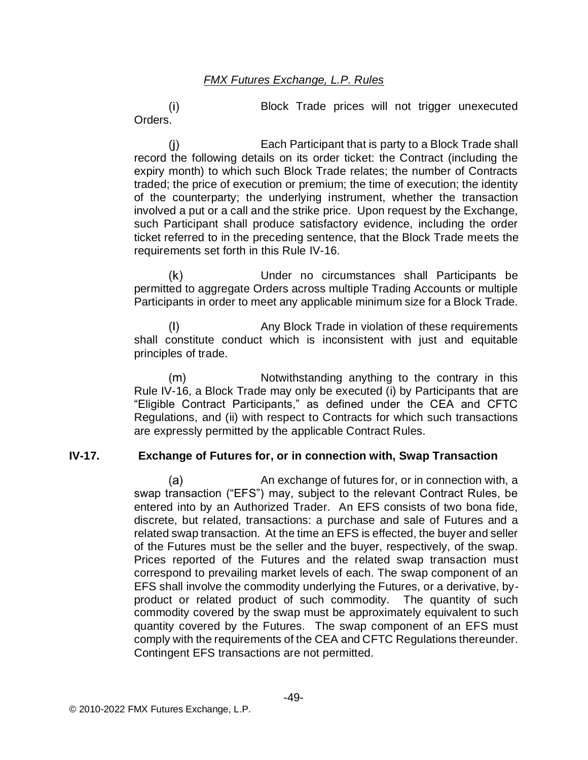(i) Block Trade prices will not trigger unexecuted Orders.

(j) Each Participant that is party to a Block Trade shall record the following details on its order ticket: the Contract (including the expiry month) to which such Block Trade relates; the number of Contracts traded; the price of execution or premium; the time of execution; the identity of the counterparty; the underlying instrument, whether the transaction involved a put or a call and the strike price. Upon request by the Exchange, such Participant shall produce satisfactory evidence, including the order ticket referred to in the preceding sentence, that the Block Trade meets the requirements set forth in this Rule IV-16.

(k) Under no circumstances shall Participants be permitted to aggregate Orders across multiple Trading Accounts or multiple Participants in order to meet any applicable minimum size for a Block Trade.

(l) Any Block Trade in violation of these requirements shall constitute conduct which is inconsistent with just and equitable principles of trade.

(m) Notwithstanding anything to the contrary in this Rule IV-16, a Block Trade may only be executed (i) by Participants that are "Eligible Contract Participants," as defined under the CEA and CFTC Regulations, and (ii) with respect to Contracts for which such transactions are expressly permitted by the applicable Contract Rules.

### IV-17. Exchange of Futures for, or in connection with, Swap Transaction

(a) An exchange of futures for, or in connection with, a swap transaction ("EFS") may, subject to the relevant Contract Rules, be entered into by an Authorized Trader. An EFS consists of two bona fide, discrete, but related, transactions: a purchase and sale of Futures and a related swap transaction. At the time an EFS is effected, the buyer and seller of the Futures must be the seller and the buyer, respectively, of the swap. Prices reported of the Futures and the related swap transaction must correspond to prevailing market levels of each. The swap component of an EFS shall involve the commodity underlying the Futures, or a derivative, by-product or related product of such commodity. The quantity of such commodity covered by the swap must be approximately equivalent to such quantity covered by the Futures. The swap component of an EFS must comply with the requirements of the CEA and CFTC Regulations thereunder. Contingent EFS transactions are not permitted.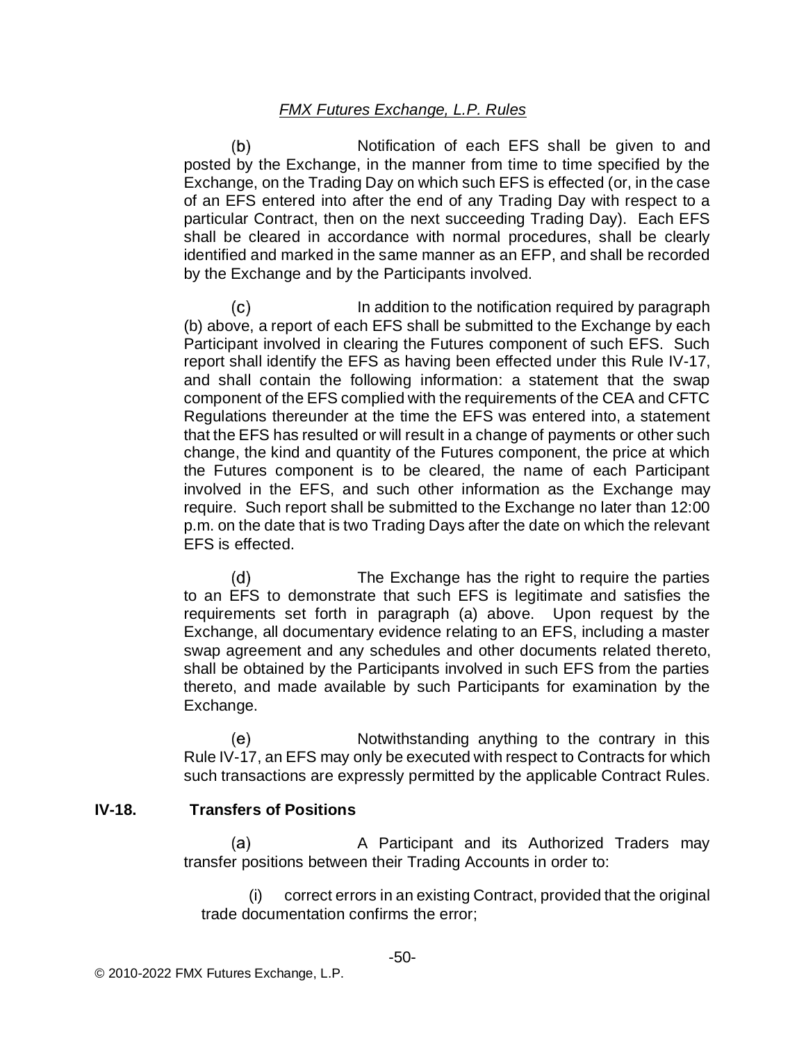(b) Notification of each EFS shall be given to and posted by the Exchange, in the manner from time to time specified by the Exchange, on the Trading Day on which such EFS is effected (or, in the case of an EFS entered into after the end of any Trading Day with respect to a particular Contract, then on the next succeeding Trading Day). Each EFS shall be cleared in accordance with normal procedures, shall be clearly identified and marked in the same manner as an EFP, and shall be recorded by the Exchange and by the Participants involved.

(c) In addition to the notification required by paragraph (b) above, a report of each EFS shall be submitted to the Exchange by each Participant involved in clearing the Futures component of such EFS. Such report shall identify the EFS as having been effected under this Rule IV-17, and shall contain the following information: a statement that the swap component of the EFS complied with the requirements of the CEA and CFTC Regulations thereunder at the time the EFS was entered into, a statement that the EFS has resulted or will result in a change of payments or other such change, the kind and quantity of the Futures component, the price at which the Futures component is to be cleared, the name of each Participant involved in the EFS, and such other information as the Exchange may require. Such report shall be submitted to the Exchange no later than 12:00 p.m. on the date that is two Trading Days after the date on which the relevant EFS is effected.

(d) The Exchange has the right to require the parties to an EFS to demonstrate that such EFS is legitimate and satisfies the requirements set forth in paragraph (a) above. Upon request by the Exchange, all documentary evidence relating to an EFS, including a master swap agreement and any schedules and other documents related thereto, shall be obtained by the Participants involved in such EFS from the parties thereto, and made available by such Participants for examination by the Exchange.

(e) Notwithstanding anything to the contrary in this Rule IV-17, an EFS may only be executed with respect to Contracts for which such transactions are expressly permitted by the applicable Contract Rules.

## IV-18. Transfers of Positions

(a) A Participant and its Authorized Traders may transfer positions between their Trading Accounts in order to:

(i) correct errors in an existing Contract, provided that the original trade documentation confirms the error;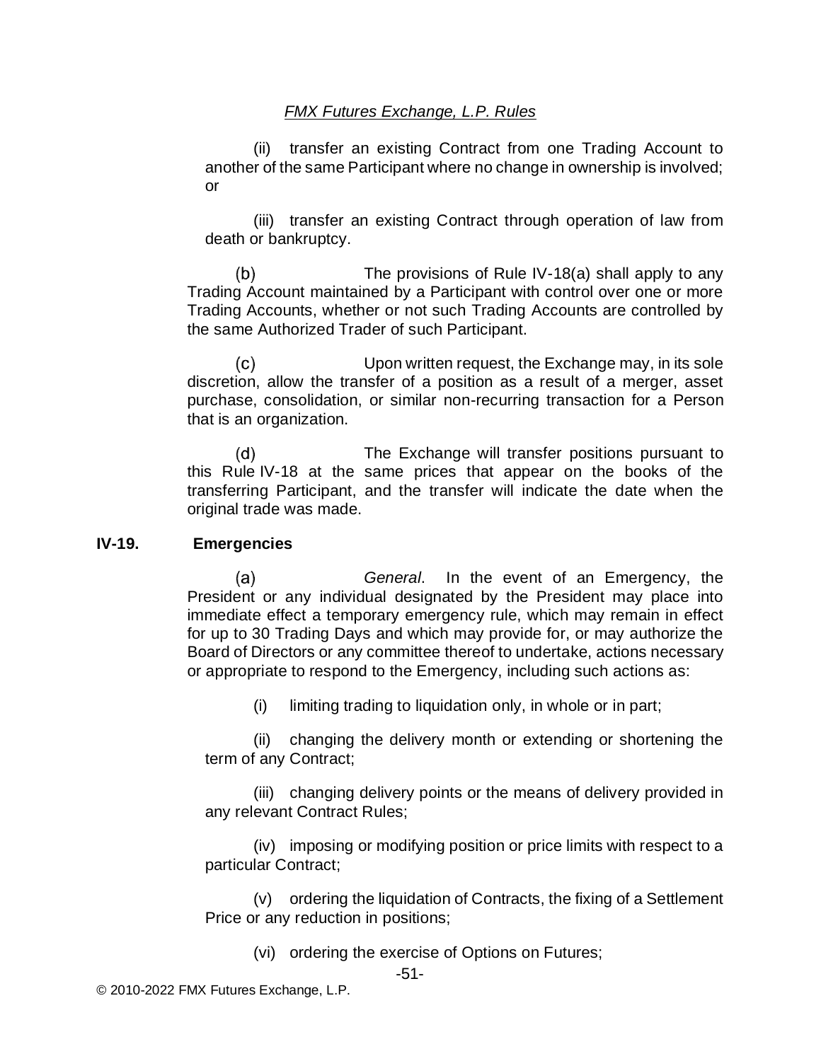(ii) transfer an existing Contract from one Trading Account to another of the same Participant where no change in ownership is involved; or

(iii) transfer an existing Contract through operation of law from death or bankruptcy.

(b) The provisions of Rule IV-18(a) shall apply to any Trading Account maintained by a Participant with control over one or more Trading Accounts, whether or not such Trading Accounts are controlled by the same Authorized Trader of such Participant.

(c) Upon written request, the Exchange may, in its sole discretion, allow the transfer of a position as a result of a merger, asset purchase, consolidation, or similar non-recurring transaction for a Person that is an organization.

(d) The Exchange will transfer positions pursuant to this Rule IV-18 at the same prices that appear on the books of the transferring Participant, and the transfer will indicate the date when the original trade was made.

### IV-19. Emergencies

(a) *General*. In the event of an Emergency, the President or any individual designated by the President may place into immediate effect a temporary emergency rule, which may remain in effect for up to 30 Trading Days and which may provide for, or may authorize the Board of Directors or any committee thereof to undertake, actions necessary or appropriate to respond to the Emergency, including such actions as:

(i) limiting trading to liquidation only, in whole or in part;

(ii) changing the delivery month or extending or shortening the term of any Contract;

(iii) changing delivery points or the means of delivery provided in any relevant Contract Rules;

(iv) imposing or modifying position or price limits with respect to a particular Contract;

(v) ordering the liquidation of Contracts, the fixing of a Settlement Price or any reduction in positions;

(vi) ordering the exercise of Options on Futures;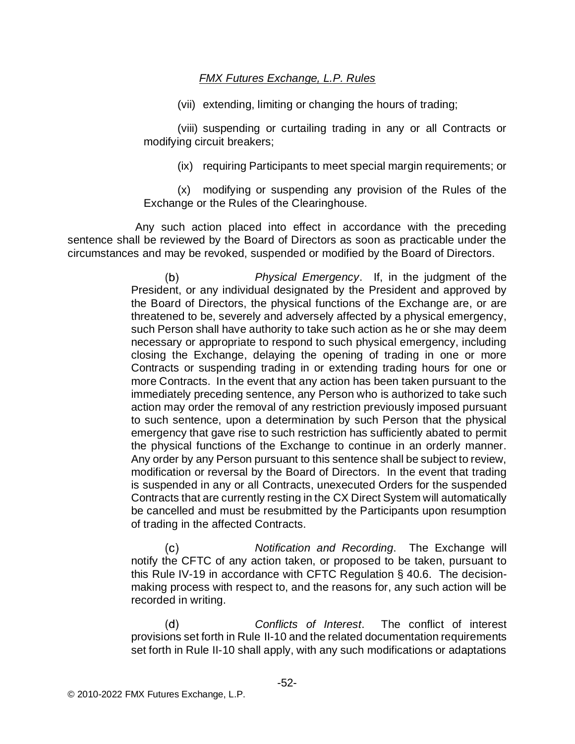(vii) extending, limiting or changing the hours of trading;

(viii) suspending or curtailing trading in any or all Contracts or modifying circuit breakers;

(ix) requiring Participants to meet special margin requirements; or

(x) modifying or suspending any provision of the Rules of the Exchange or the Rules of the Clearinghouse.

Any such action placed into effect in accordance with the preceding sentence shall be reviewed by the Board of Directors as soon as practicable under the circumstances and may be revoked, suspended or modified by the Board of Directors.

(b) *Physical Emergency*. If, in the judgment of the President, or any individual designated by the President and approved by the Board of Directors, the physical functions of the Exchange are, or are threatened to be, severely and adversely affected by a physical emergency, such Person shall have authority to take such action as he or she may deem necessary or appropriate to respond to such physical emergency, including closing the Exchange, delaying the opening of trading in one or more Contracts or suspending trading in or extending trading hours for one or more Contracts. In the event that any action has been taken pursuant to the immediately preceding sentence, any Person who is authorized to take such action may order the removal of any restriction previously imposed pursuant to such sentence, upon a determination by such Person that the physical emergency that gave rise to such restriction has sufficiently abated to permit the physical functions of the Exchange to continue in an orderly manner. Any order by any Person pursuant to this sentence shall be subject to review, modification or reversal by the Board of Directors. In the event that trading is suspended in any or all Contracts, unexecuted Orders for the suspended Contracts that are currently resting in the CX Direct System will automatically be cancelled and must be resubmitted by the Participants upon resumption of trading in the affected Contracts.

(c) *Notification and Recording*. The Exchange will notify the CFTC of any action taken, or proposed to be taken, pursuant to this Rule IV-19 in accordance with CFTC Regulation § 40.6. The decision-making process with respect to, and the reasons for, any such action will be recorded in writing.

(d) *Conflicts of Interest*. The conflict of interest provisions set forth in Rule II-10 and the related documentation requirements set forth in Rule II-10 shall apply, with any such modifications or adaptations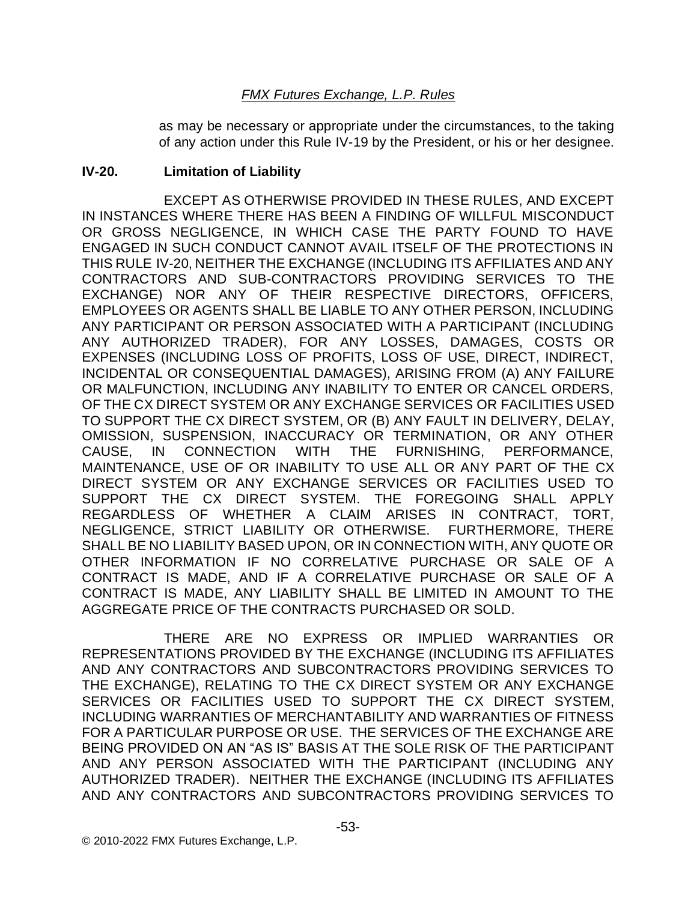as may be necessary or appropriate under the circumstances, to the taking of any action under this Rule IV-19 by the President, or his or her designee.

### IV-20. Limitation of Liability

EXCEPT AS OTHERWISE PROVIDED IN THESE RULES, AND EXCEPT IN INSTANCES WHERE THERE HAS BEEN A FINDING OF WILLFUL MISCONDUCT OR GROSS NEGLIGENCE, IN WHICH CASE THE PARTY FOUND TO HAVE ENGAGED IN SUCH CONDUCT CANNOT AVAIL ITSELF OF THE PROTECTIONS IN THIS RULE IV-20, NEITHER THE EXCHANGE (INCLUDING ITS AFFILIATES AND ANY CONTRACTORS AND SUB-CONTRACTORS PROVIDING SERVICES TO THE EXCHANGE) NOR ANY OF THEIR RESPECTIVE DIRECTORS, OFFICERS, EMPLOYEES OR AGENTS SHALL BE LIABLE TO ANY OTHER PERSON, INCLUDING ANY PARTICIPANT OR PERSON ASSOCIATED WITH A PARTICIPANT (INCLUDING ANY AUTHORIZED TRADER), FOR ANY LOSSES, DAMAGES, COSTS OR EXPENSES (INCLUDING LOSS OF PROFITS, LOSS OF USE, DIRECT, INDIRECT, INCIDENTAL OR CONSEQUENTIAL DAMAGES), ARISING FROM (A) ANY FAILURE OR MALFUNCTION, INCLUDING ANY INABILITY TO ENTER OR CANCEL ORDERS, OF THE CX DIRECT SYSTEM OR ANY EXCHANGE SERVICES OR FACILITIES USED TO SUPPORT THE CX DIRECT SYSTEM, OR (B) ANY FAULT IN DELIVERY, DELAY, OMISSION, SUSPENSION, INACCURACY OR TERMINATION, OR ANY OTHER CAUSE, IN CONNECTION WITH THE FURNISHING, PERFORMANCE, MAINTENANCE, USE OF OR INABILITY TO USE ALL OR ANY PART OF THE CX DIRECT SYSTEM OR ANY EXCHANGE SERVICES OR FACILITIES USED TO SUPPORT THE CX DIRECT SYSTEM. THE FOREGOING SHALL APPLY REGARDLESS OF WHETHER A CLAIM ARISES IN CONTRACT, TORT, NEGLIGENCE, STRICT LIABILITY OR OTHERWISE. FURTHERMORE, THERE SHALL BE NO LIABILITY BASED UPON, OR IN CONNECTION WITH, ANY QUOTE OR OTHER INFORMATION IF NO CORRELATIVE PURCHASE OR SALE OF A CONTRACT IS MADE, AND IF A CORRELATIVE PURCHASE OR SALE OF A CONTRACT IS MADE, ANY LIABILITY SHALL BE LIMITED IN AMOUNT TO THE AGGREGATE PRICE OF THE CONTRACTS PURCHASED OR SOLD.

THERE ARE NO EXPRESS OR IMPLIED WARRANTIES OR REPRESENTATIONS PROVIDED BY THE EXCHANGE (INCLUDING ITS AFFILIATES AND ANY CONTRACTORS AND SUBCONTRACTORS PROVIDING SERVICES TO THE EXCHANGE), RELATING TO THE CX DIRECT SYSTEM OR ANY EXCHANGE SERVICES OR FACILITIES USED TO SUPPORT THE CX DIRECT SYSTEM, INCLUDING WARRANTIES OF MERCHANTABILITY AND WARRANTIES OF FITNESS FOR A PARTICULAR PURPOSE OR USE. THE SERVICES OF THE EXCHANGE ARE BEING PROVIDED ON AN "AS IS" BASIS AT THE SOLE RISK OF THE PARTICIPANT AND ANY PERSON ASSOCIATED WITH THE PARTICIPANT (INCLUDING ANY AUTHORIZED TRADER). NEITHER THE EXCHANGE (INCLUDING ITS AFFILIATES AND ANY CONTRACTORS AND SUBCONTRACTORS PROVIDING SERVICES TO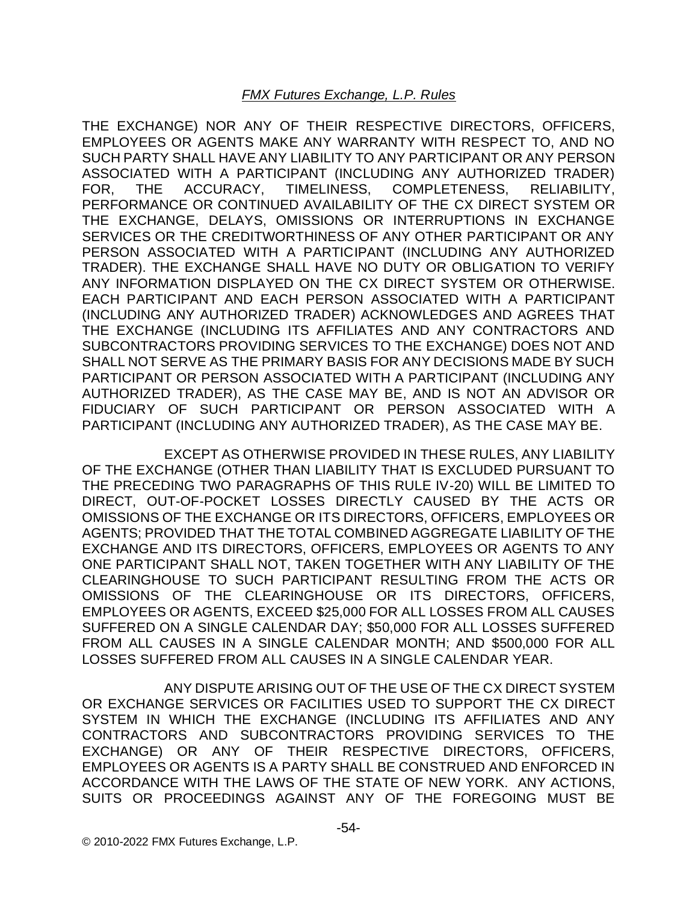THE EXCHANGE) NOR ANY OF THEIR RESPECTIVE DIRECTORS, OFFICERS, EMPLOYEES OR AGENTS MAKE ANY WARRANTY WITH RESPECT TO, AND NO SUCH PARTY SHALL HAVE ANY LIABILITY TO ANY PARTICIPANT OR ANY PERSON ASSOCIATED WITH A PARTICIPANT (INCLUDING ANY AUTHORIZED TRADER) FOR, THE ACCURACY, TIMELINESS, COMPLETENESS, RELIABILITY, PERFORMANCE OR CONTINUED AVAILABILITY OF THE CX DIRECT SYSTEM OR THE EXCHANGE, DELAYS, OMISSIONS OR INTERRUPTIONS IN EXCHANGE SERVICES OR THE CREDITWORTHINESS OF ANY OTHER PARTICIPANT OR ANY PERSON ASSOCIATED WITH A PARTICIPANT (INCLUDING ANY AUTHORIZED TRADER). THE EXCHANGE SHALL HAVE NO DUTY OR OBLIGATION TO VERIFY ANY INFORMATION DISPLAYED ON THE CX DIRECT SYSTEM OR OTHERWISE. EACH PARTICIPANT AND EACH PERSON ASSOCIATED WITH A PARTICIPANT (INCLUDING ANY AUTHORIZED TRADER) ACKNOWLEDGES AND AGREES THAT THE EXCHANGE (INCLUDING ITS AFFILIATES AND ANY CONTRACTORS AND SUBCONTRACTORS PROVIDING SERVICES TO THE EXCHANGE) DOES NOT AND SHALL NOT SERVE AS THE PRIMARY BASIS FOR ANY DECISIONS MADE BY SUCH PARTICIPANT OR PERSON ASSOCIATED WITH A PARTICIPANT (INCLUDING ANY AUTHORIZED TRADER), AS THE CASE MAY BE, AND IS NOT AN ADVISOR OR FIDUCIARY OF SUCH PARTICIPANT OR PERSON ASSOCIATED WITH A PARTICIPANT (INCLUDING ANY AUTHORIZED TRADER), AS THE CASE MAY BE.

EXCEPT AS OTHERWISE PROVIDED IN THESE RULES, ANY LIABILITY OF THE EXCHANGE (OTHER THAN LIABILITY THAT IS EXCLUDED PURSUANT TO THE PRECEDING TWO PARAGRAPHS OF THIS RULE IV-20) WILL BE LIMITED TO DIRECT, OUT-OF-POCKET LOSSES DIRECTLY CAUSED BY THE ACTS OR OMISSIONS OF THE EXCHANGE OR ITS DIRECTORS, OFFICERS, EMPLOYEES OR AGENTS; PROVIDED THAT THE TOTAL COMBINED AGGREGATE LIABILITY OF THE EXCHANGE AND ITS DIRECTORS, OFFICERS, EMPLOYEES OR AGENTS TO ANY ONE PARTICIPANT SHALL NOT, TAKEN TOGETHER WITH ANY LIABILITY OF THE CLEARINGHOUSE TO SUCH PARTICIPANT RESULTING FROM THE ACTS OR OMISSIONS OF THE CLEARINGHOUSE OR ITS DIRECTORS, OFFICERS, EMPLOYEES OR AGENTS, EXCEED $25,000 FOR ALL LOSSES FROM ALL CAUSES SUFFERED ON A SINGLE CALENDAR DAY; $50,000 FOR ALL LOSSES SUFFERED FROM ALL CAUSES IN A SINGLE CALENDAR MONTH; AND $500,000 FOR ALL LOSSES SUFFERED FROM ALL CAUSES IN A SINGLE CALENDAR YEAR.

ANY DISPUTE ARISING OUT OF THE USE OF THE CX DIRECT SYSTEM OR EXCHANGE SERVICES OR FACILITIES USED TO SUPPORT THE CX DIRECT SYSTEM IN WHICH THE EXCHANGE (INCLUDING ITS AFFILIATES AND ANY CONTRACTORS AND SUBCONTRACTORS PROVIDING SERVICES TO THE EXCHANGE) OR ANY OF THEIR RESPECTIVE DIRECTORS, OFFICERS, EMPLOYEES OR AGENTS IS A PARTY SHALL BE CONSTRUED AND ENFORCED IN ACCORDANCE WITH THE LAWS OF THE STATE OF NEW YORK. ANY ACTIONS, SUITS OR PROCEEDINGS AGAINST ANY OF THE FOREGOING MUST BE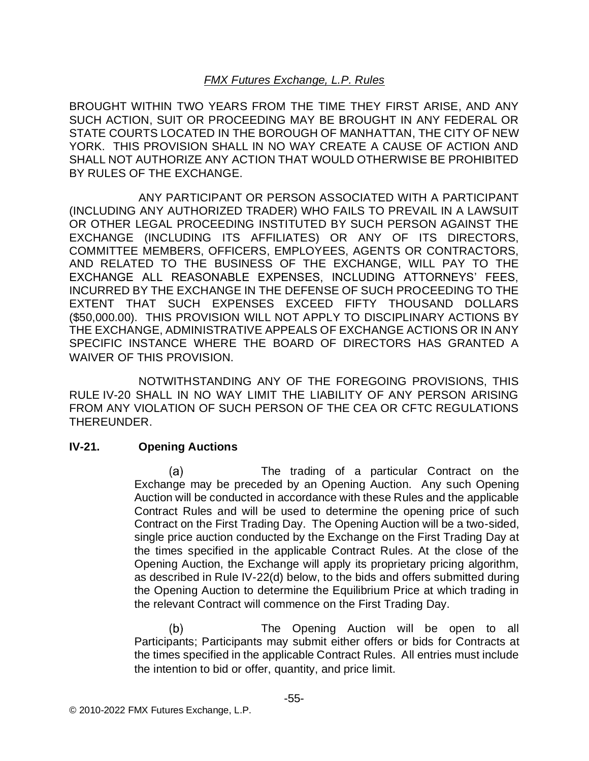BROUGHT WITHIN TWO YEARS FROM THE TIME THEY FIRST ARISE, AND ANY SUCH ACTION, SUIT OR PROCEEDING MAY BE BROUGHT IN ANY FEDERAL OR STATE COURTS LOCATED IN THE BOROUGH OF MANHATTAN, THE CITY OF NEW YORK. THIS PROVISION SHALL IN NO WAY CREATE A CAUSE OF ACTION AND SHALL NOT AUTHORIZE ANY ACTION THAT WOULD OTHERWISE BE PROHIBITED BY RULES OF THE EXCHANGE.

ANY PARTICIPANT OR PERSON ASSOCIATED WITH A PARTICIPANT (INCLUDING ANY AUTHORIZED TRADER) WHO FAILS TO PREVAIL IN A LAWSUIT OR OTHER LEGAL PROCEEDING INSTITUTED BY SUCH PERSON AGAINST THE EXCHANGE (INCLUDING ITS AFFILIATES) OR ANY OF ITS DIRECTORS, COMMITTEE MEMBERS, OFFICERS, EMPLOYEES, AGENTS OR CONTRACTORS, AND RELATED TO THE BUSINESS OF THE EXCHANGE, WILL PAY TO THE EXCHANGE ALL REASONABLE EXPENSES, INCLUDING ATTORNEYS' FEES, INCURRED BY THE EXCHANGE IN THE DEFENSE OF SUCH PROCEEDING TO THE EXTENT THAT SUCH EXPENSES EXCEED FIFTY THOUSAND DOLLARS ($50,000.00). THIS PROVISION WILL NOT APPLY TO DISCIPLINARY ACTIONS BY THE EXCHANGE, ADMINISTRATIVE APPEALS OF EXCHANGE ACTIONS OR IN ANY SPECIFIC INSTANCE WHERE THE BOARD OF DIRECTORS HAS GRANTED A WAIVER OF THIS PROVISION.

NOTWITHSTANDING ANY OF THE FOREGOING PROVISIONS, THIS RULE IV-20 SHALL IN NO WAY LIMIT THE LIABILITY OF ANY PERSON ARISING FROM ANY VIOLATION OF SUCH PERSON OF THE CEA OR CFTC REGULATIONS THEREUNDER.

## IV-21. Opening Auctions

(a) The trading of a particular Contract on the Exchange may be preceded by an Opening Auction. Any such Opening Auction will be conducted in accordance with these Rules and the applicable Contract Rules and will be used to determine the opening price of such Contract on the First Trading Day. The Opening Auction will be a two-sided, single price auction conducted by the Exchange on the First Trading Day at the times specified in the applicable Contract Rules. At the close of the Opening Auction, the Exchange will apply its proprietary pricing algorithm, as described in Rule IV-22(d) below, to the bids and offers submitted during the Opening Auction to determine the Equilibrium Price at which trading in the relevant Contract will commence on the First Trading Day.

(b) The Opening Auction will be open to all Participants; Participants may submit either offers or bids for Contracts at the times specified in the applicable Contract Rules. All entries must include the intention to bid or offer, quantity, and price limit.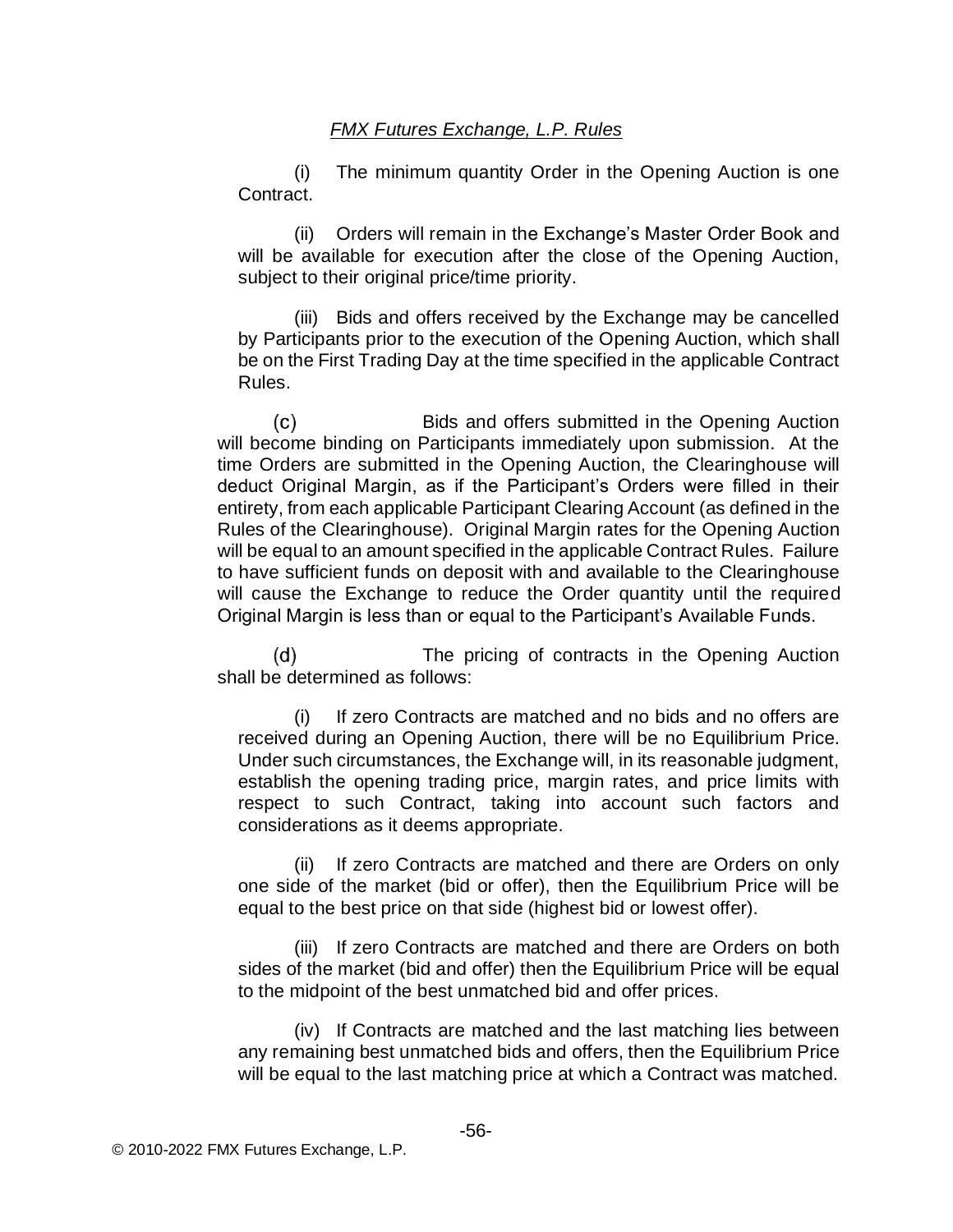(i) The minimum quantity Order in the Opening Auction is one Contract.

(ii) Orders will remain in the Exchange's Master Order Book and will be available for execution after the close of the Opening Auction, subject to their original price/time priority.

(iii) Bids and offers received by the Exchange may be cancelled by Participants prior to the execution of the Opening Auction, which shall be on the First Trading Day at the time specified in the applicable Contract Rules.

(c) Bids and offers submitted in the Opening Auction will become binding on Participants immediately upon submission. At the time Orders are submitted in the Opening Auction, the Clearinghouse will deduct Original Margin, as if the Participant's Orders were filled in their entirety, from each applicable Participant Clearing Account (as defined in the Rules of the Clearinghouse). Original Margin rates for the Opening Auction will be equal to an amount specified in the applicable Contract Rules. Failure to have sufficient funds on deposit with and available to the Clearinghouse will cause the Exchange to reduce the Order quantity until the required Original Margin is less than or equal to the Participant's Available Funds.

(d) The pricing of contracts in the Opening Auction shall be determined as follows:

(i) If zero Contracts are matched and no bids and no offers are received during an Opening Auction, there will be no Equilibrium Price. Under such circumstances, the Exchange will, in its reasonable judgment, establish the opening trading price, margin rates, and price limits with respect to such Contract, taking into account such factors and considerations as it deems appropriate.

(ii) If zero Contracts are matched and there are Orders on only one side of the market (bid or offer), then the Equilibrium Price will be equal to the best price on that side (highest bid or lowest offer).

(iii) If zero Contracts are matched and there are Orders on both sides of the market (bid and offer) then the Equilibrium Price will be equal to the midpoint of the best unmatched bid and offer prices.

(iv) If Contracts are matched and the last matching lies between any remaining best unmatched bids and offers, then the Equilibrium Price will be equal to the last matching price at which a Contract was matched.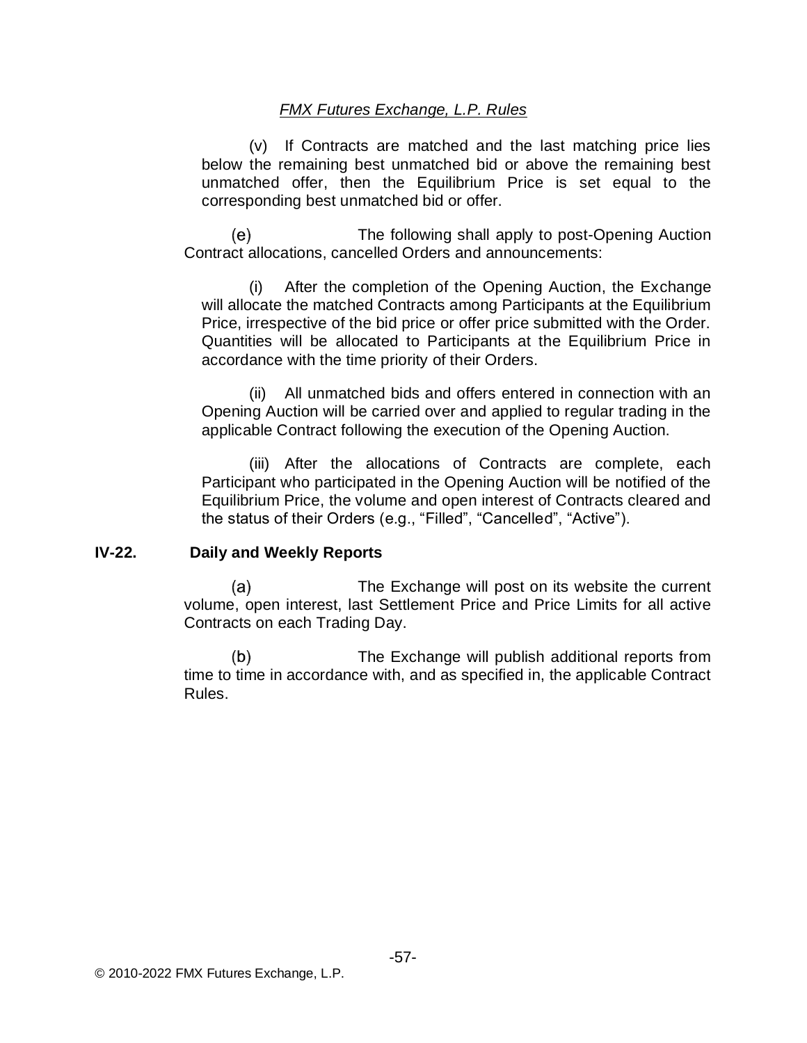(v) If Contracts are matched and the last matching price lies below the remaining best unmatched bid or above the remaining best unmatched offer, then the Equilibrium Price is set equal to the corresponding best unmatched bid or offer.

(e) The following shall apply to post-Opening Auction Contract allocations, cancelled Orders and announcements:

(i) After the completion of the Opening Auction, the Exchange will allocate the matched Contracts among Participants at the Equilibrium Price, irrespective of the bid price or offer price submitted with the Order. Quantities will be allocated to Participants at the Equilibrium Price in accordance with the time priority of their Orders.

(ii) All unmatched bids and offers entered in connection with an Opening Auction will be carried over and applied to regular trading in the applicable Contract following the execution of the Opening Auction.

(iii) After the allocations of Contracts are complete, each Participant who participated in the Opening Auction will be notified of the Equilibrium Price, the volume and open interest of Contracts cleared and the status of their Orders (e.g., "Filled", "Cancelled", "Active").

## IV-22. Daily and Weekly Reports

(a) The Exchange will post on its website the current volume, open interest, last Settlement Price and Price Limits for all active Contracts on each Trading Day.

(b) The Exchange will publish additional reports from time to time in accordance with, and as specified in, the applicable Contract Rules.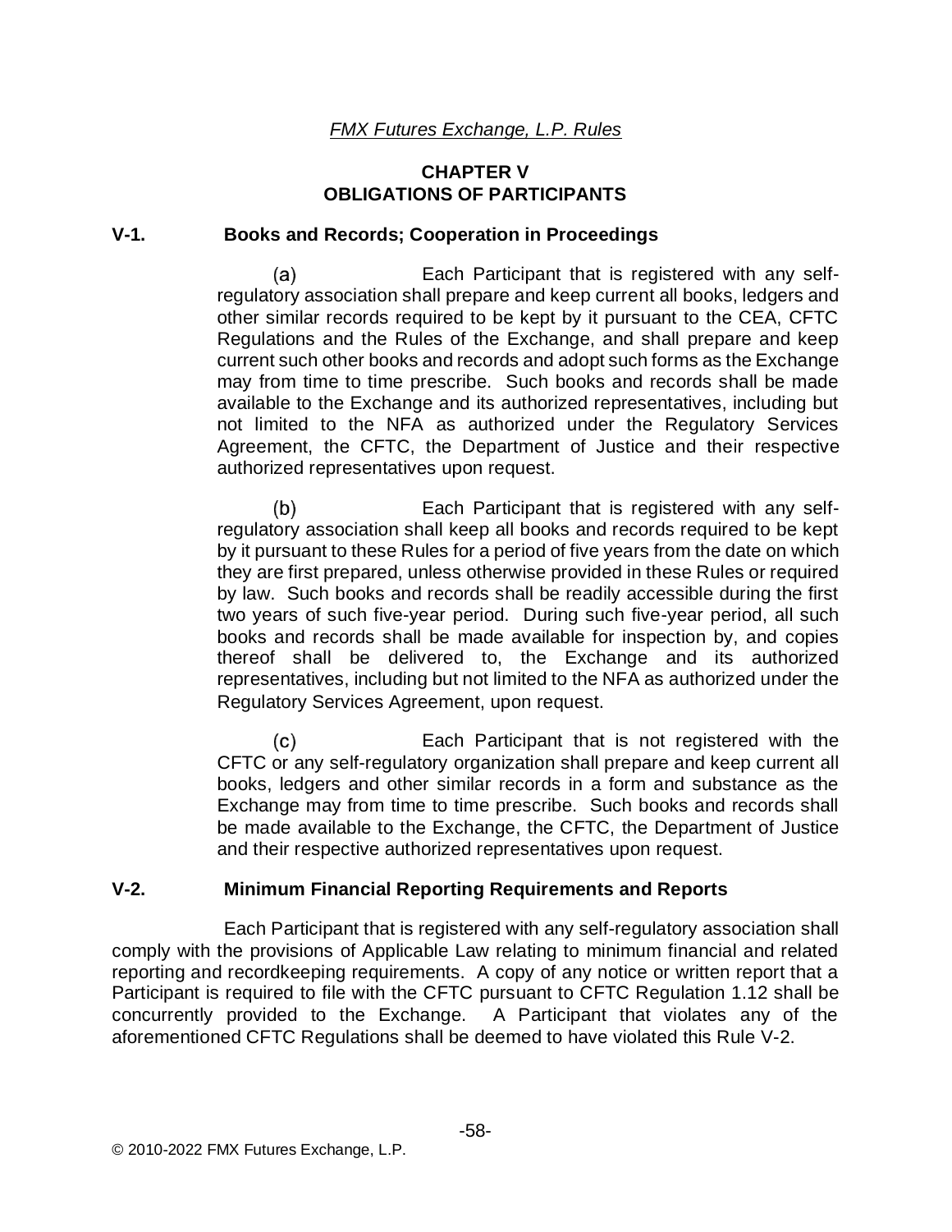*FMX Futures Exchange, L.P. Rules*

# CHAPTER V
# OBLIGATIONS OF PARTICIPANTS

## V-1. Books and Records; Cooperation in Proceedings

(a) Each Participant that is registered with any self-regulatory association shall prepare and keep current all books, ledgers and other similar records required to be kept by it pursuant to the CEA, CFTC Regulations and the Rules of the Exchange, and shall prepare and keep current such other books and records and adopt such forms as the Exchange may from time to time prescribe. Such books and records shall be made available to the Exchange and its authorized representatives, including but not limited to the NFA as authorized under the Regulatory Services Agreement, the CFTC, the Department of Justice and their respective authorized representatives upon request.

(b) Each Participant that is registered with any self-regulatory association shall keep all books and records required to be kept by it pursuant to these Rules for a period of five years from the date on which they are first prepared, unless otherwise provided in these Rules or required by law. Such books and records shall be readily accessible during the first two years of such five-year period. During such five-year period, all such books and records shall be made available for inspection by, and copies thereof shall be delivered to, the Exchange and its authorized representatives, including but not limited to the NFA as authorized under the Regulatory Services Agreement, upon request.

(c) Each Participant that is not registered with the CFTC or any self-regulatory organization shall prepare and keep current all books, ledgers and other similar records in a form and substance as the Exchange may from time to time prescribe. Such books and records shall be made available to the Exchange, the CFTC, the Department of Justice and their respective authorized representatives upon request.

## V-2. Minimum Financial Reporting Requirements and Reports

Each Participant that is registered with any self-regulatory association shall comply with the provisions of Applicable Law relating to minimum financial and related reporting and recordkeeping requirements. A copy of any notice or written report that a Participant is required to file with the CFTC pursuant to CFTC Regulation 1.12 shall be concurrently provided to the Exchange. A Participant that violates any of the aforementioned CFTC Regulations shall be deemed to have violated this Rule V-2.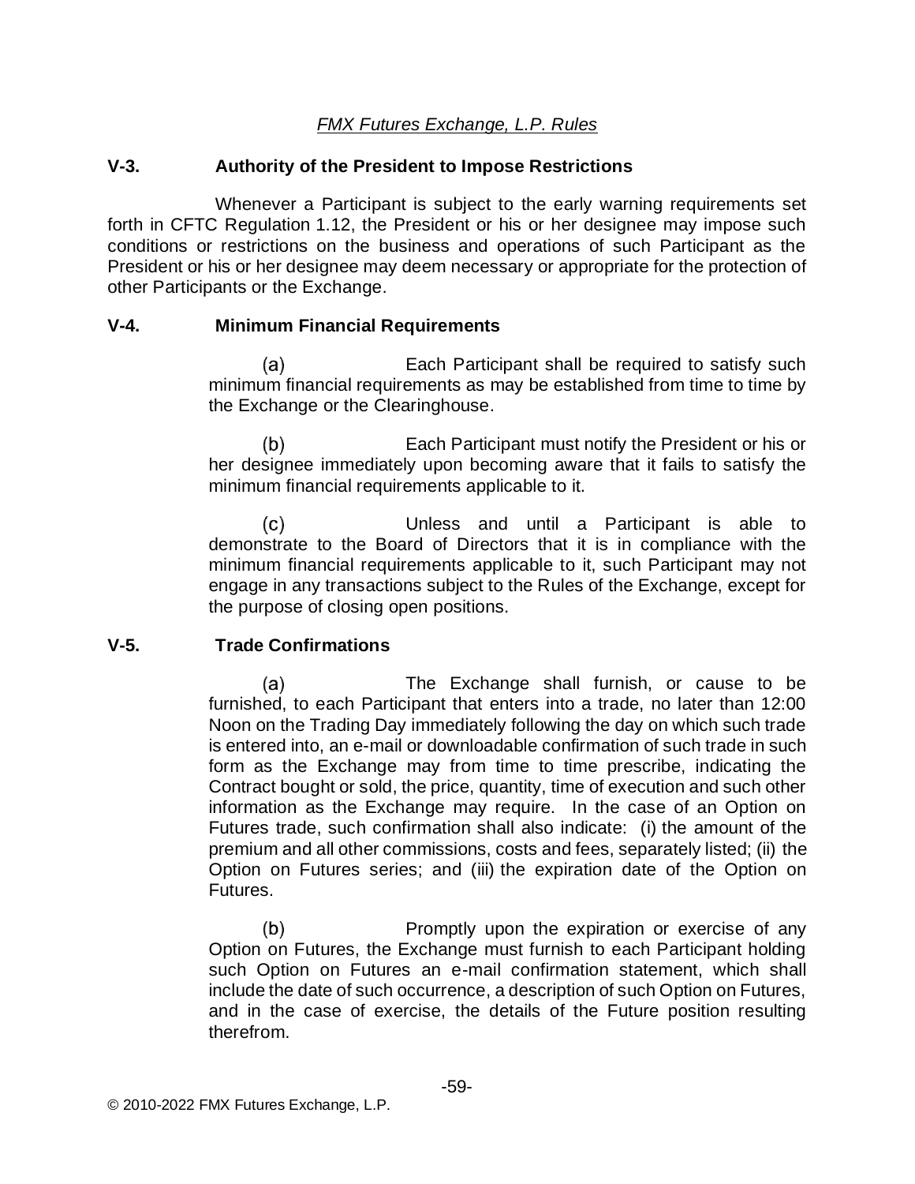## V-3. Authority of the President to Impose Restrictions

Whenever a Participant is subject to the early warning requirements set forth in CFTC Regulation 1.12, the President or his or her designee may impose such conditions or restrictions on the business and operations of such Participant as the President or his or her designee may deem necessary or appropriate for the protection of other Participants or the Exchange.

## V-4. Minimum Financial Requirements

(a) Each Participant shall be required to satisfy such minimum financial requirements as may be established from time to time by the Exchange or the Clearinghouse.

(b) Each Participant must notify the President or his or her designee immediately upon becoming aware that it fails to satisfy the minimum financial requirements applicable to it.

(c) Unless and until a Participant is able to demonstrate to the Board of Directors that it is in compliance with the minimum financial requirements applicable to it, such Participant may not engage in any transactions subject to the Rules of the Exchange, except for the purpose of closing open positions.

## V-5. Trade Confirmations

(a) The Exchange shall furnish, or cause to be furnished, to each Participant that enters into a trade, no later than 12:00 Noon on the Trading Day immediately following the day on which such trade is entered into, an e-mail or downloadable confirmation of such trade in such form as the Exchange may from time to time prescribe, indicating the Contract bought or sold, the price, quantity, time of execution and such other information as the Exchange may require. In the case of an Option on Futures trade, such confirmation shall also indicate: (i) the amount of the premium and all other commissions, costs and fees, separately listed; (ii) the Option on Futures series; and (iii) the expiration date of the Option on Futures.

(b) Promptly upon the expiration or exercise of any Option on Futures, the Exchange must furnish to each Participant holding such Option on Futures an e-mail confirmation statement, which shall include the date of such occurrence, a description of such Option on Futures, and in the case of exercise, the details of the Future position resulting therefrom.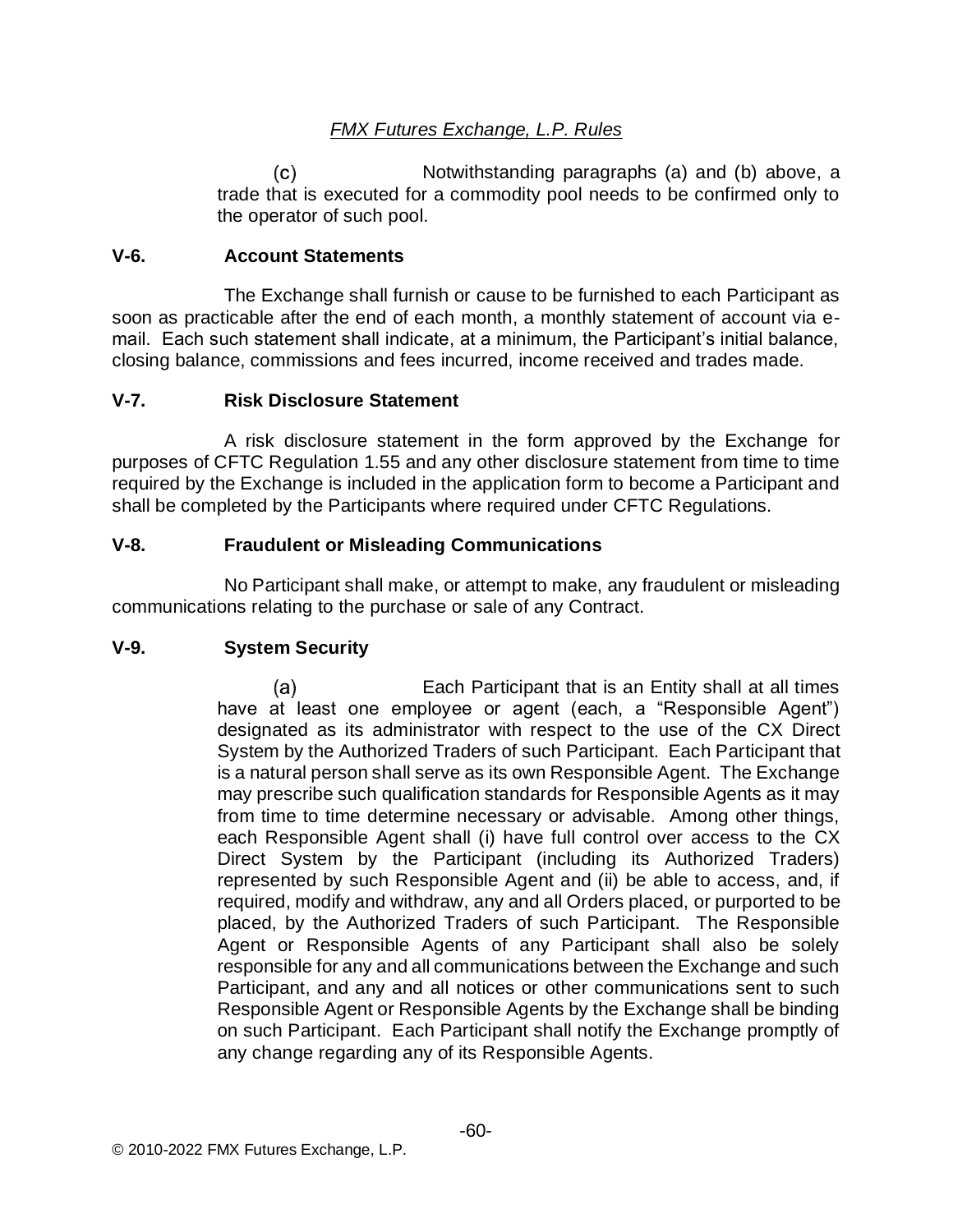(c) Notwithstanding paragraphs (a) and (b) above, a trade that is executed for a commodity pool needs to be confirmed only to the operator of such pool.

### V-6. Account Statements

The Exchange shall furnish or cause to be furnished to each Participant as soon as practicable after the end of each month, a monthly statement of account via e-mail. Each such statement shall indicate, at a minimum, the Participant's initial balance, closing balance, commissions and fees incurred, income received and trades made.

### V-7. Risk Disclosure Statement

A risk disclosure statement in the form approved by the Exchange for purposes of CFTC Regulation 1.55 and any other disclosure statement from time to time required by the Exchange is included in the application form to become a Participant and shall be completed by the Participants where required under CFTC Regulations.

### V-8. Fraudulent or Misleading Communications

No Participant shall make, or attempt to make, any fraudulent or misleading communications relating to the purchase or sale of any Contract.

### V-9. System Security

(a) Each Participant that is an Entity shall at all times have at least one employee or agent (each, a "Responsible Agent") designated as its administrator with respect to the use of the CX Direct System by the Authorized Traders of such Participant. Each Participant that is a natural person shall serve as its own Responsible Agent. The Exchange may prescribe such qualification standards for Responsible Agents as it may from time to time determine necessary or advisable. Among other things, each Responsible Agent shall (i) have full control over access to the CX Direct System by the Participant (including its Authorized Traders) represented by such Responsible Agent and (ii) be able to access, and, if required, modify and withdraw, any and all Orders placed, or purported to be placed, by the Authorized Traders of such Participant. The Responsible Agent or Responsible Agents of any Participant shall also be solely responsible for any and all communications between the Exchange and such Participant, and any and all notices or other communications sent to such Responsible Agent or Responsible Agents by the Exchange shall be binding on such Participant. Each Participant shall notify the Exchange promptly of any change regarding any of its Responsible Agents.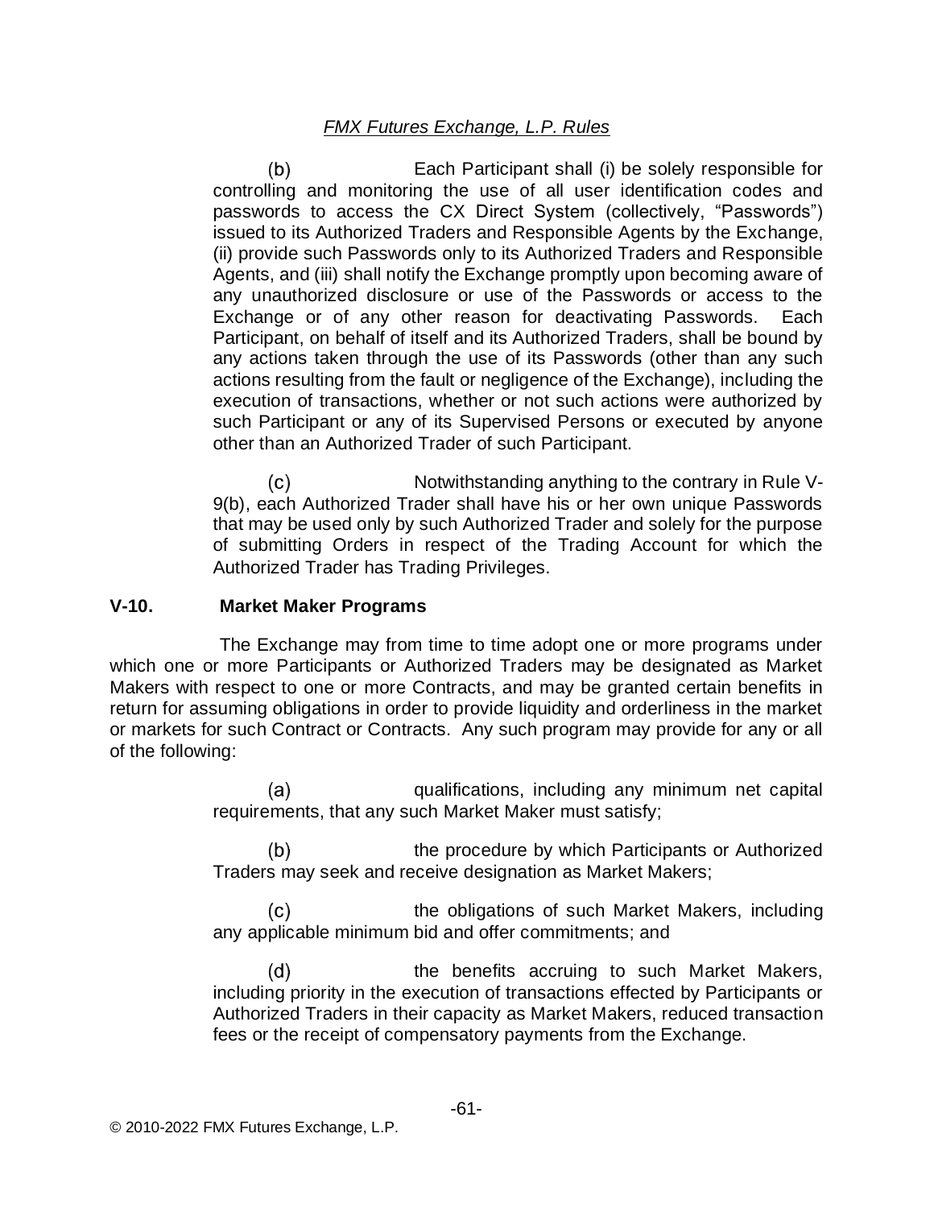(b) Each Participant shall (i) be solely responsible for controlling and monitoring the use of all user identification codes and passwords to access the CX Direct System (collectively, "Passwords") issued to its Authorized Traders and Responsible Agents by the Exchange, (ii) provide such Passwords only to its Authorized Traders and Responsible Agents, and (iii) shall notify the Exchange promptly upon becoming aware of any unauthorized disclosure or use of the Passwords or access to the Exchange or of any other reason for deactivating Passwords. Each Participant, on behalf of itself and its Authorized Traders, shall be bound by any actions taken through the use of its Passwords (other than any such actions resulting from the fault or negligence of the Exchange), including the execution of transactions, whether or not such actions were authorized by such Participant or any of its Supervised Persons or executed by anyone other than an Authorized Trader of such Participant.

(c) Notwithstanding anything to the contrary in Rule V-9(b), each Authorized Trader shall have his or her own unique Passwords that may be used only by such Authorized Trader and solely for the purpose of submitting Orders in respect of the Trading Account for which the Authorized Trader has Trading Privileges.

**V-10. Market Maker Programs**

The Exchange may from time to time adopt one or more programs under which one or more Participants or Authorized Traders may be designated as Market Makers with respect to one or more Contracts, and may be granted certain benefits in return for assuming obligations in order to provide liquidity and orderliness in the market or markets for such Contract or Contracts. Any such program may provide for any or all of the following:

(a) qualifications, including any minimum net capital requirements, that any such Market Maker must satisfy;

(b) the procedure by which Participants or Authorized Traders may seek and receive designation as Market Makers;

(c) the obligations of such Market Makers, including any applicable minimum bid and offer commitments; and

(d) the benefits accruing to such Market Makers, including priority in the execution of transactions effected by Participants or Authorized Traders in their capacity as Market Makers, reduced transaction fees or the receipt of compensatory payments from the Exchange.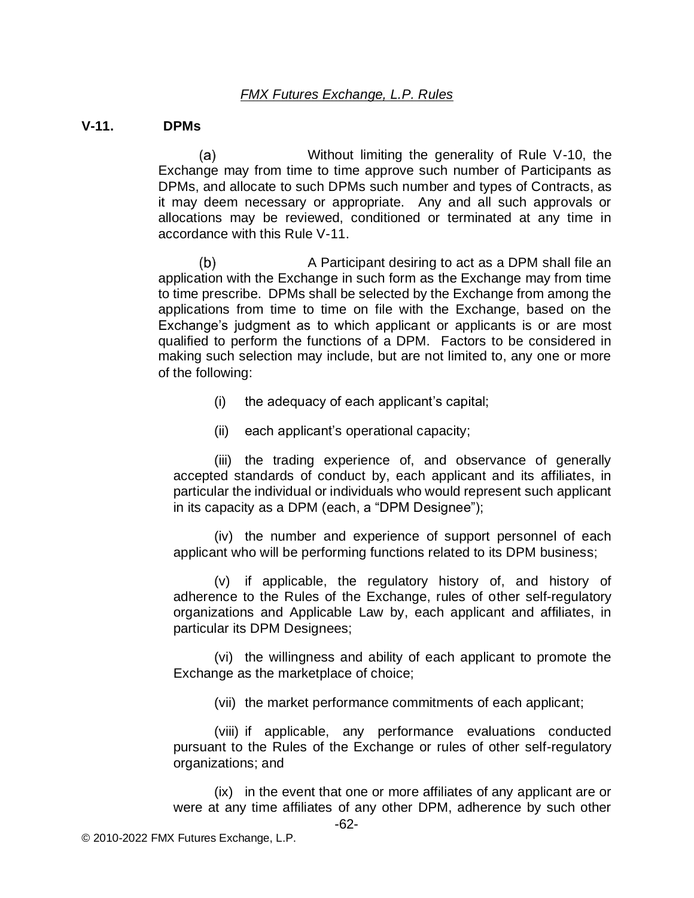## V-11. DPMs

(a) Without limiting the generality of Rule V-10, the Exchange may from time to time approve such number of Participants as DPMs, and allocate to such DPMs such number and types of Contracts, as it may deem necessary or appropriate. Any and all such approvals or allocations may be reviewed, conditioned or terminated at any time in accordance with this Rule V-11.

(b) A Participant desiring to act as a DPM shall file an application with the Exchange in such form as the Exchange may from time to time prescribe. DPMs shall be selected by the Exchange from among the applications from time to time on file with the Exchange, based on the Exchange's judgment as to which applicant or applicants is or are most qualified to perform the functions of a DPM. Factors to be considered in making such selection may include, but are not limited to, any one or more of the following:

(i) the adequacy of each applicant's capital;

(ii) each applicant's operational capacity;

(iii) the trading experience of, and observance of generally accepted standards of conduct by, each applicant and its affiliates, in particular the individual or individuals who would represent such applicant in its capacity as a DPM (each, a "DPM Designee");

(iv) the number and experience of support personnel of each applicant who will be performing functions related to its DPM business;

(v) if applicable, the regulatory history of, and history of adherence to the Rules of the Exchange, rules of other self-regulatory organizations and Applicable Law by, each applicant and affiliates, in particular its DPM Designees;

(vi) the willingness and ability of each applicant to promote the Exchange as the marketplace of choice;

(vii) the market performance commitments of each applicant;

(viii) if applicable, any performance evaluations conducted pursuant to the Rules of the Exchange or rules of other self-regulatory organizations; and

(ix) in the event that one or more affiliates of any applicant are or were at any time affiliates of any other DPM, adherence by such other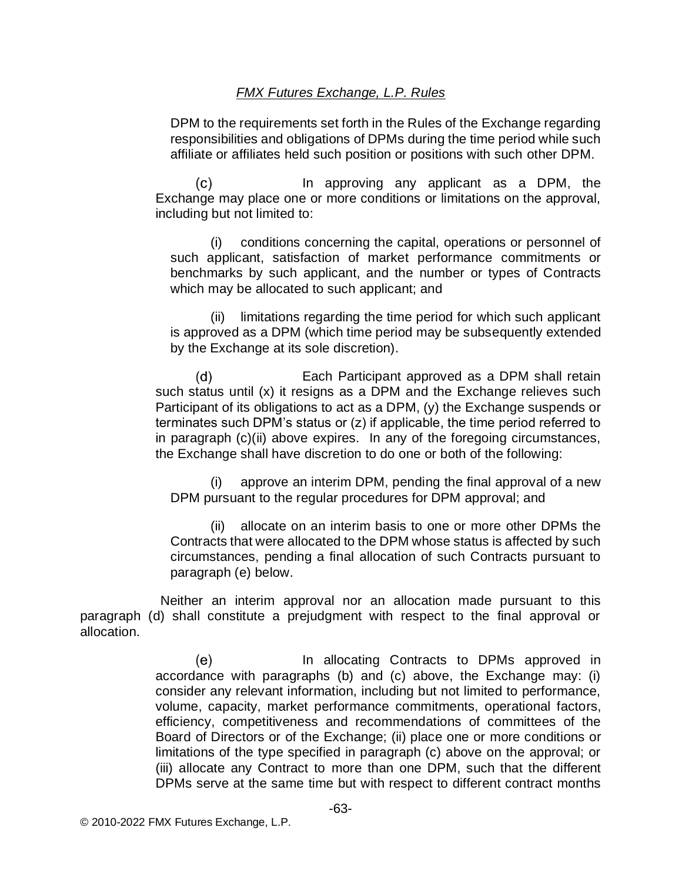DPM to the requirements set forth in the Rules of the Exchange regarding responsibilities and obligations of DPMs during the time period while such affiliate or affiliates held such position or positions with such other DPM.

(c) In approving any applicant as a DPM, the Exchange may place one or more conditions or limitations on the approval, including but not limited to:

(i) conditions concerning the capital, operations or personnel of such applicant, satisfaction of market performance commitments or benchmarks by such applicant, and the number or types of Contracts which may be allocated to such applicant; and

(ii) limitations regarding the time period for which such applicant is approved as a DPM (which time period may be subsequently extended by the Exchange at its sole discretion).

(d) Each Participant approved as a DPM shall retain such status until (x) it resigns as a DPM and the Exchange relieves such Participant of its obligations to act as a DPM, (y) the Exchange suspends or terminates such DPM's status or (z) if applicable, the time period referred to in paragraph (c)(ii) above expires. In any of the foregoing circumstances, the Exchange shall have discretion to do one or both of the following:

(i) approve an interim DPM, pending the final approval of a new DPM pursuant to the regular procedures for DPM approval; and

(ii) allocate on an interim basis to one or more other DPMs the Contracts that were allocated to the DPM whose status is affected by such circumstances, pending a final allocation of such Contracts pursuant to paragraph (e) below.

Neither an interim approval nor an allocation made pursuant to this paragraph (d) shall constitute a prejudgment with respect to the final approval or allocation.

(e) In allocating Contracts to DPMs approved in accordance with paragraphs (b) and (c) above, the Exchange may: (i) consider any relevant information, including but not limited to performance, volume, capacity, market performance commitments, operational factors, efficiency, competitiveness and recommendations of committees of the Board of Directors or of the Exchange; (ii) place one or more conditions or limitations of the type specified in paragraph (c) above on the approval; or (iii) allocate any Contract to more than one DPM, such that the different DPMs serve at the same time but with respect to different contract months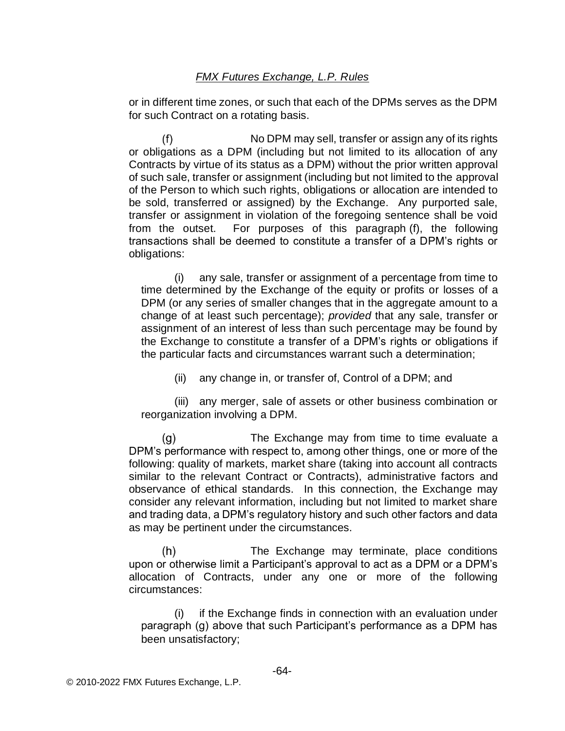or in different time zones, or such that each of the DPMs serves as the DPM for such Contract on a rotating basis.

(f) No DPM may sell, transfer or assign any of its rights or obligations as a DPM (including but not limited to its allocation of any Contracts by virtue of its status as a DPM) without the prior written approval of such sale, transfer or assignment (including but not limited to the approval of the Person to which such rights, obligations or allocation are intended to be sold, transferred or assigned) by the Exchange. Any purported sale, transfer or assignment in violation of the foregoing sentence shall be void from the outset. For purposes of this paragraph (f), the following transactions shall be deemed to constitute a transfer of a DPM's rights or obligations:

(i) any sale, transfer or assignment of a percentage from time to time determined by the Exchange of the equity or profits or losses of a DPM (or any series of smaller changes that in the aggregate amount to a change of at least such percentage); *provided* that any sale, transfer or assignment of an interest of less than such percentage may be found by the Exchange to constitute a transfer of a DPM's rights or obligations if the particular facts and circumstances warrant such a determination;

(ii) any change in, or transfer of, Control of a DPM; and

(iii) any merger, sale of assets or other business combination or reorganization involving a DPM.

(g) The Exchange may from time to time evaluate a DPM's performance with respect to, among other things, one or more of the following: quality of markets, market share (taking into account all contracts similar to the relevant Contract or Contracts), administrative factors and observance of ethical standards. In this connection, the Exchange may consider any relevant information, including but not limited to market share and trading data, a DPM's regulatory history and such other factors and data as may be pertinent under the circumstances.

(h) The Exchange may terminate, place conditions upon or otherwise limit a Participant's approval to act as a DPM or a DPM's allocation of Contracts, under any one or more of the following circumstances:

(i) if the Exchange finds in connection with an evaluation under paragraph (g) above that such Participant's performance as a DPM has been unsatisfactory;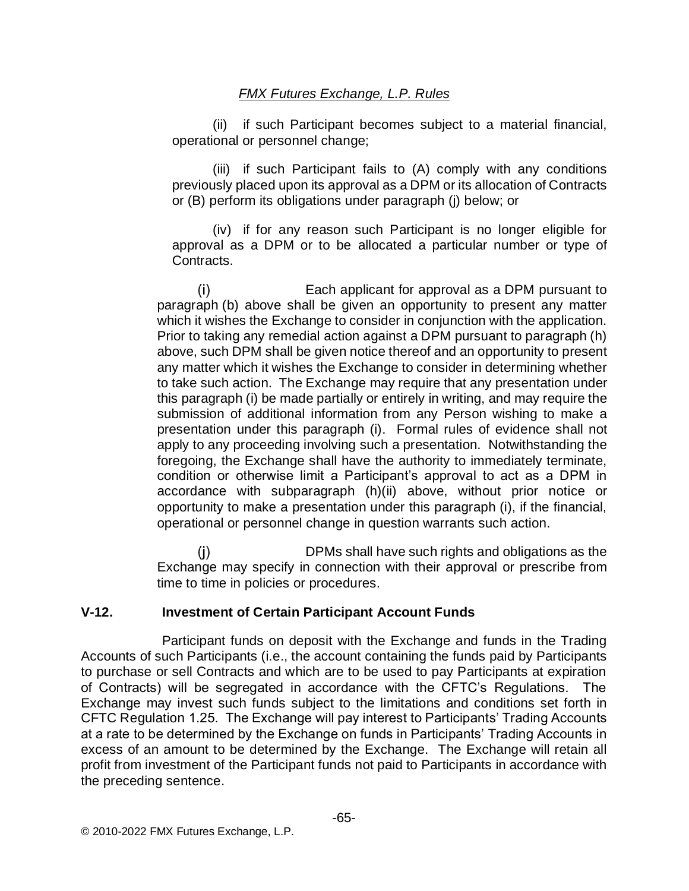(ii) if such Participant becomes subject to a material financial, operational or personnel change;

(iii) if such Participant fails to (A) comply with any conditions previously placed upon its approval as a DPM or its allocation of Contracts or (B) perform its obligations under paragraph (j) below; or

(iv) if for any reason such Participant is no longer eligible for approval as a DPM or to be allocated a particular number or type of Contracts.

(i) Each applicant for approval as a DPM pursuant to paragraph (b) above shall be given an opportunity to present any matter which it wishes the Exchange to consider in conjunction with the application. Prior to taking any remedial action against a DPM pursuant to paragraph (h) above, such DPM shall be given notice thereof and an opportunity to present any matter which it wishes the Exchange to consider in determining whether to take such action. The Exchange may require that any presentation under this paragraph (i) be made partially or entirely in writing, and may require the submission of additional information from any Person wishing to make a presentation under this paragraph (i). Formal rules of evidence shall not apply to any proceeding involving such a presentation. Notwithstanding the foregoing, the Exchange shall have the authority to immediately terminate, condition or otherwise limit a Participant's approval to act as a DPM in accordance with subparagraph (h)(ii) above, without prior notice or opportunity to make a presentation under this paragraph (i), if the financial, operational or personnel change in question warrants such action.

(j) DPMs shall have such rights and obligations as the Exchange may specify in connection with their approval or prescribe from time to time in policies or procedures.

### V-12. Investment of Certain Participant Account Funds

Participant funds on deposit with the Exchange and funds in the Trading Accounts of such Participants (i.e., the account containing the funds paid by Participants to purchase or sell Contracts and which are to be used to pay Participants at expiration of Contracts) will be segregated in accordance with the CFTC's Regulations. The Exchange may invest such funds subject to the limitations and conditions set forth in CFTC Regulation 1.25. The Exchange will pay interest to Participants' Trading Accounts at a rate to be determined by the Exchange on funds in Participants' Trading Accounts in excess of an amount to be determined by the Exchange. The Exchange will retain all profit from investment of the Participant funds not paid to Participants in accordance with the preceding sentence.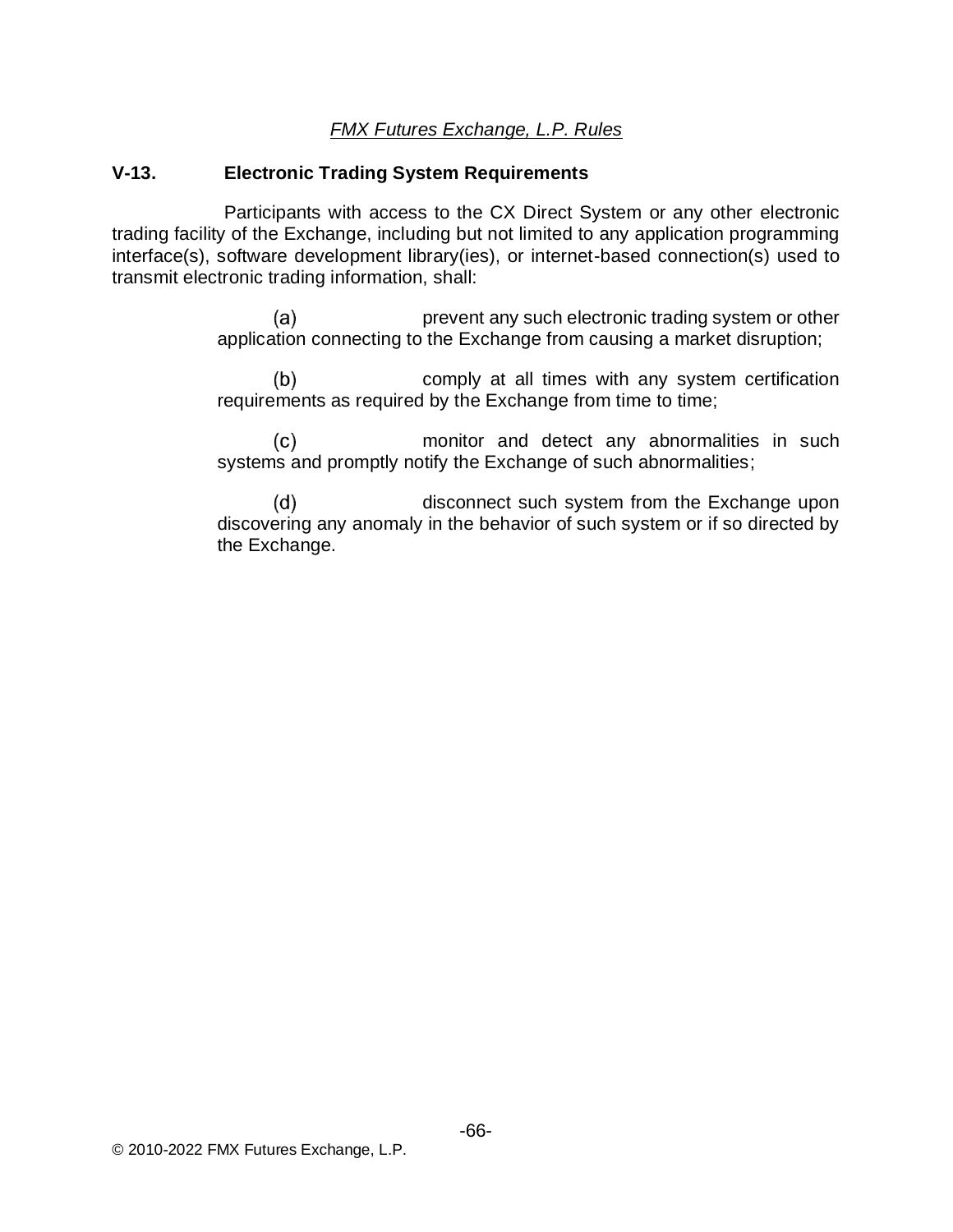## V-13. Electronic Trading System Requirements

Participants with access to the CX Direct System or any other electronic trading facility of the Exchange, including but not limited to any application programming interface(s), software development library(ies), or internet-based connection(s) used to transmit electronic trading information, shall:

(a) prevent any such electronic trading system or other application connecting to the Exchange from causing a market disruption;

(b) comply at all times with any system certification requirements as required by the Exchange from time to time;

(c) monitor and detect any abnormalities in such systems and promptly notify the Exchange of such abnormalities;

(d) disconnect such system from the Exchange upon discovering any anomaly in the behavior of such system or if so directed by the Exchange.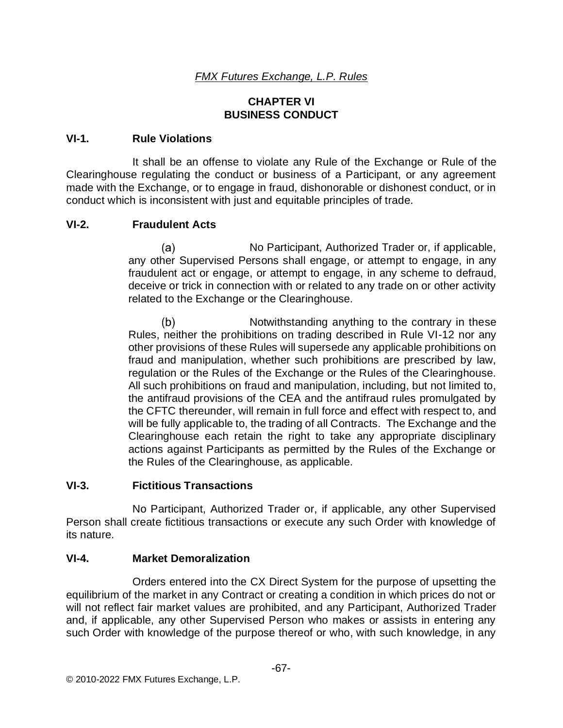*FMX Futures Exchange, L.P. Rules*

## CHAPTER VI
## BUSINESS CONDUCT

### VI-1. Rule Violations

It shall be an offense to violate any Rule of the Exchange or Rule of the Clearinghouse regulating the conduct or business of a Participant, or any agreement made with the Exchange, or to engage in fraud, dishonorable or dishonest conduct, or in conduct which is inconsistent with just and equitable principles of trade.

### VI-2. Fraudulent Acts

(a) No Participant, Authorized Trader or, if applicable, any other Supervised Persons shall engage, or attempt to engage, in any fraudulent act or engage, or attempt to engage, in any scheme to defraud, deceive or trick in connection with or related to any trade on or other activity related to the Exchange or the Clearinghouse.

(b) Notwithstanding anything to the contrary in these Rules, neither the prohibitions on trading described in Rule VI-12 nor any other provisions of these Rules will supersede any applicable prohibitions on fraud and manipulation, whether such prohibitions are prescribed by law, regulation or the Rules of the Exchange or the Rules of the Clearinghouse. All such prohibitions on fraud and manipulation, including, but not limited to, the antifraud provisions of the CEA and the antifraud rules promulgated by the CFTC thereunder, will remain in full force and effect with respect to, and will be fully applicable to, the trading of all Contracts. The Exchange and the Clearinghouse each retain the right to take any appropriate disciplinary actions against Participants as permitted by the Rules of the Exchange or the Rules of the Clearinghouse, as applicable.

### VI-3. Fictitious Transactions

No Participant, Authorized Trader or, if applicable, any other Supervised Person shall create fictitious transactions or execute any such Order with knowledge of its nature.

### VI-4. Market Demoralization

Orders entered into the CX Direct System for the purpose of upsetting the equilibrium of the market in any Contract or creating a condition in which prices do not or will not reflect fair market values are prohibited, and any Participant, Authorized Trader and, if applicable, any other Supervised Person who makes or assists in entering any such Order with knowledge of the purpose thereof or who, with such knowledge, in any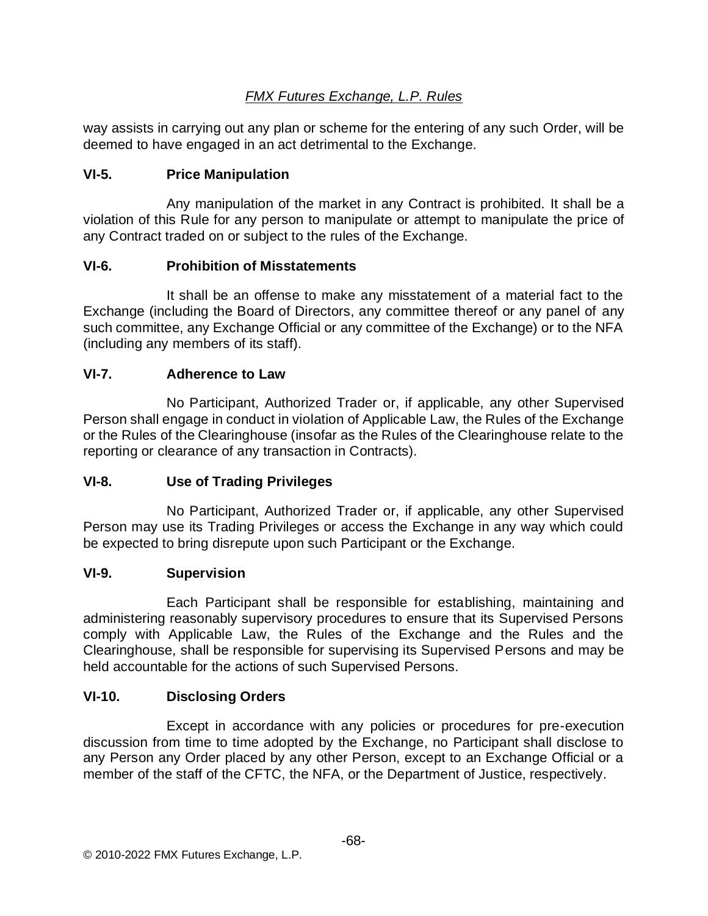way assists in carrying out any plan or scheme for the entering of any such Order, will be deemed to have engaged in an act detrimental to the Exchange.

### VI-5. Price Manipulation

Any manipulation of the market in any Contract is prohibited. It shall be a violation of this Rule for any person to manipulate or attempt to manipulate the price of any Contract traded on or subject to the rules of the Exchange.

### VI-6. Prohibition of Misstatements

It shall be an offense to make any misstatement of a material fact to the Exchange (including the Board of Directors, any committee thereof or any panel of any such committee, any Exchange Official or any committee of the Exchange) or to the NFA (including any members of its staff).

### VI-7. Adherence to Law

No Participant, Authorized Trader or, if applicable, any other Supervised Person shall engage in conduct in violation of Applicable Law, the Rules of the Exchange or the Rules of the Clearinghouse (insofar as the Rules of the Clearinghouse relate to the reporting or clearance of any transaction in Contracts).

### VI-8. Use of Trading Privileges

No Participant, Authorized Trader or, if applicable, any other Supervised Person may use its Trading Privileges or access the Exchange in any way which could be expected to bring disrepute upon such Participant or the Exchange.

### VI-9. Supervision

Each Participant shall be responsible for establishing, maintaining and administering reasonably supervisory procedures to ensure that its Supervised Persons comply with Applicable Law, the Rules of the Exchange and the Rules and the Clearinghouse, shall be responsible for supervising its Supervised Persons and may be held accountable for the actions of such Supervised Persons.

### VI-10. Disclosing Orders

Except in accordance with any policies or procedures for pre-execution discussion from time to time adopted by the Exchange, no Participant shall disclose to any Person any Order placed by any other Person, except to an Exchange Official or a member of the staff of the CFTC, the NFA, or the Department of Justice, respectively.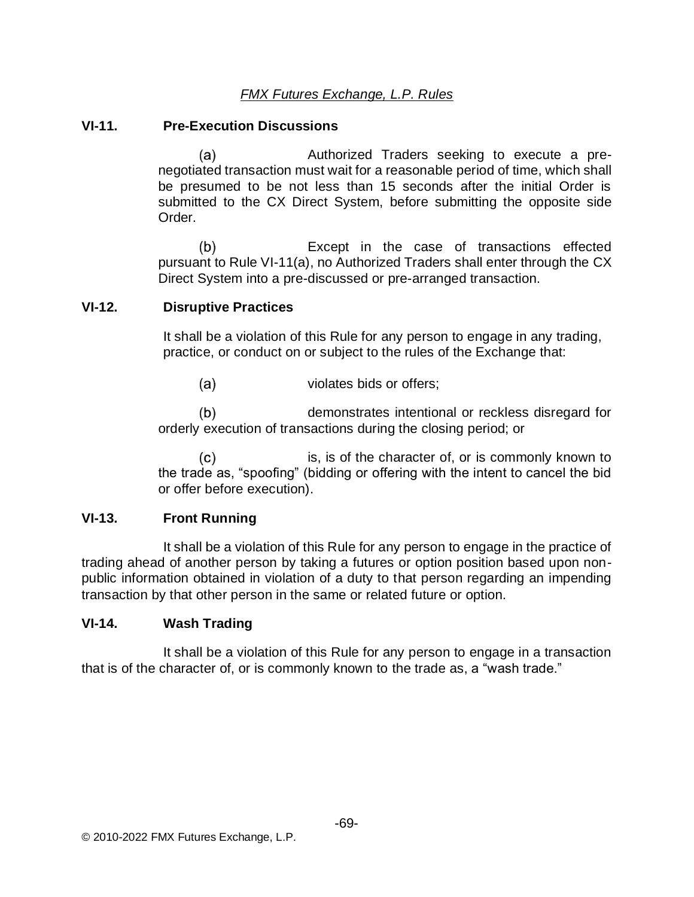## VI-11. Pre-Execution Discussions

(a) Authorized Traders seeking to execute a pre-negotiated transaction must wait for a reasonable period of time, which shall be presumed to be not less than 15 seconds after the initial Order is submitted to the CX Direct System, before submitting the opposite side Order.

(b) Except in the case of transactions effected pursuant to Rule VI-11(a), no Authorized Traders shall enter through the CX Direct System into a pre-discussed or pre-arranged transaction.

## VI-12. Disruptive Practices

It shall be a violation of this Rule for any person to engage in any trading, practice, or conduct on or subject to the rules of the Exchange that:

(a) violates bids or offers;

(b) demonstrates intentional or reckless disregard for orderly execution of transactions during the closing period; or

(c) is, is of the character of, or is commonly known to the trade as, "spoofing" (bidding or offering with the intent to cancel the bid or offer before execution).

## VI-13. Front Running

It shall be a violation of this Rule for any person to engage in the practice of trading ahead of another person by taking a futures or option position based upon non-public information obtained in violation of a duty to that person regarding an impending transaction by that other person in the same or related future or option.

## VI-14. Wash Trading

It shall be a violation of this Rule for any person to engage in a transaction that is of the character of, or is commonly known to the trade as, a "wash trade."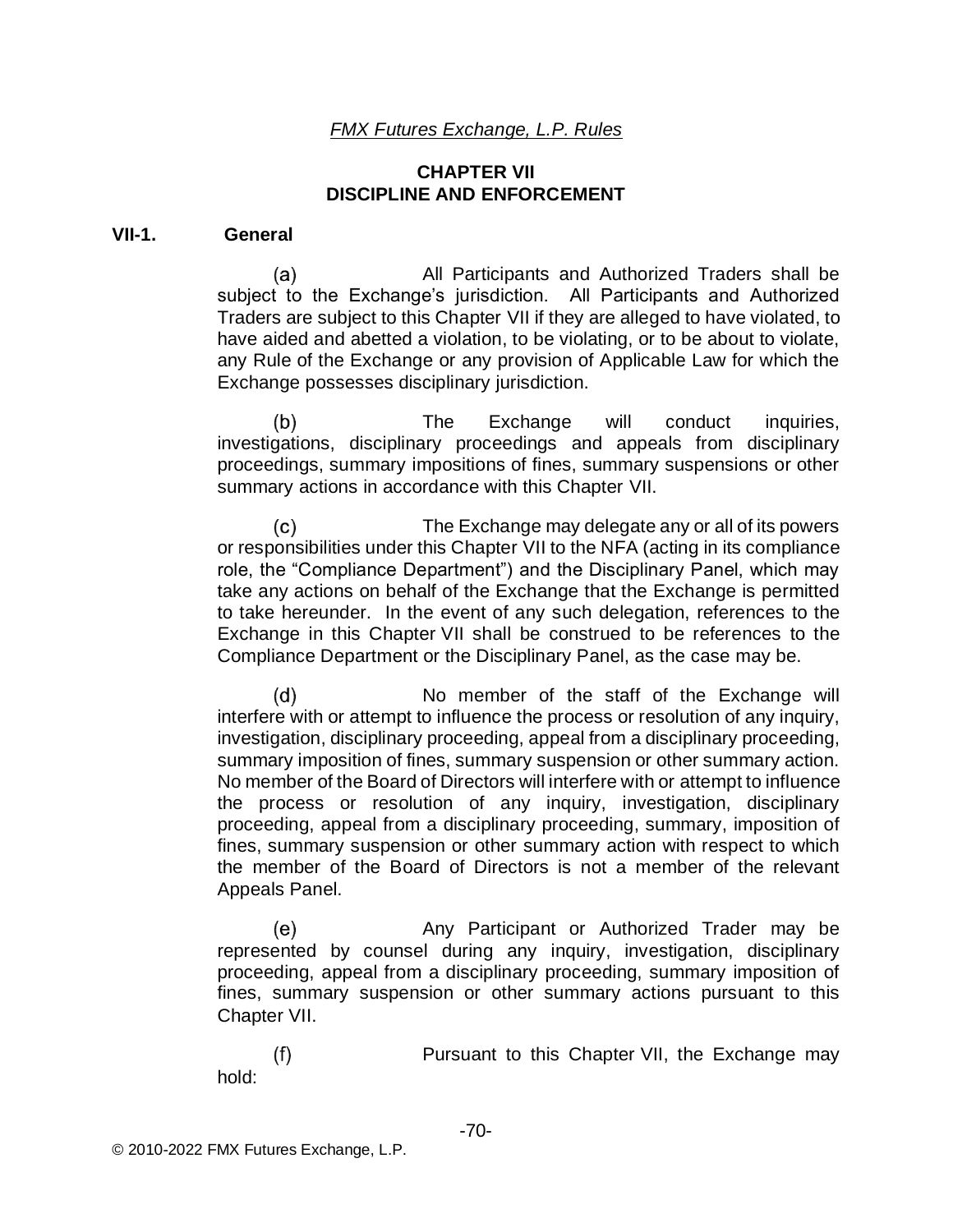*FMX Futures Exchange, L.P. Rules*

## CHAPTER VII
## DISCIPLINE AND ENFORCEMENT

### VII-1. General

(a) All Participants and Authorized Traders shall be subject to the Exchange's jurisdiction. All Participants and Authorized Traders are subject to this Chapter VII if they are alleged to have violated, to have aided and abetted a violation, to be violating, or to be about to violate, any Rule of the Exchange or any provision of Applicable Law for which the Exchange possesses disciplinary jurisdiction.

(b) The Exchange will conduct inquiries, investigations, disciplinary proceedings and appeals from disciplinary proceedings, summary impositions of fines, summary suspensions or other summary actions in accordance with this Chapter VII.

(c) The Exchange may delegate any or all of its powers or responsibilities under this Chapter VII to the NFA (acting in its compliance role, the "Compliance Department") and the Disciplinary Panel, which may take any actions on behalf of the Exchange that the Exchange is permitted to take hereunder. In the event of any such delegation, references to the Exchange in this Chapter VII shall be construed to be references to the Compliance Department or the Disciplinary Panel, as the case may be.

(d) No member of the staff of the Exchange will interfere with or attempt to influence the process or resolution of any inquiry, investigation, disciplinary proceeding, appeal from a disciplinary proceeding, summary imposition of fines, summary suspension or other summary action. No member of the Board of Directors will interfere with or attempt to influence the process or resolution of any inquiry, investigation, disciplinary proceeding, appeal from a disciplinary proceeding, summary, imposition of fines, summary suspension or other summary action with respect to which the member of the Board of Directors is not a member of the relevant Appeals Panel.

(e) Any Participant or Authorized Trader may be represented by counsel during any inquiry, investigation, disciplinary proceeding, appeal from a disciplinary proceeding, summary imposition of fines, summary suspension or other summary actions pursuant to this Chapter VII.

(f) Pursuant to this Chapter VII, the Exchange may hold: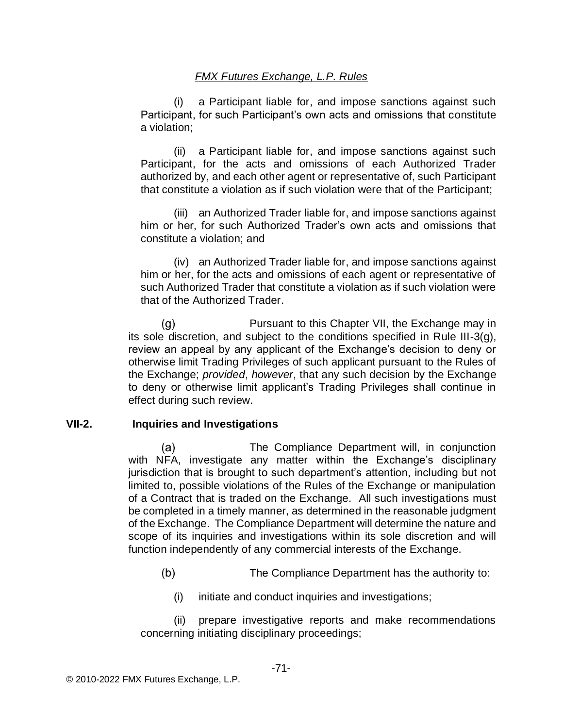(i) a Participant liable for, and impose sanctions against such Participant, for such Participant's own acts and omissions that constitute a violation;

(ii) a Participant liable for, and impose sanctions against such Participant, for the acts and omissions of each Authorized Trader authorized by, and each other agent or representative of, such Participant that constitute a violation as if such violation were that of the Participant;

(iii) an Authorized Trader liable for, and impose sanctions against him or her, for such Authorized Trader's own acts and omissions that constitute a violation; and

(iv) an Authorized Trader liable for, and impose sanctions against him or her, for the acts and omissions of each agent or representative of such Authorized Trader that constitute a violation as if such violation were that of the Authorized Trader.

(g) Pursuant to this Chapter VII, the Exchange may in its sole discretion, and subject to the conditions specified in Rule III-3(g), review an appeal by any applicant of the Exchange's decision to deny or otherwise limit Trading Privileges of such applicant pursuant to the Rules of the Exchange; *provided*, *however*, that any such decision by the Exchange to deny or otherwise limit applicant's Trading Privileges shall continue in effect during such review.

### VII-2. Inquiries and Investigations

(a) The Compliance Department will, in conjunction with NFA, investigate any matter within the Exchange's disciplinary jurisdiction that is brought to such department's attention, including but not limited to, possible violations of the Rules of the Exchange or manipulation of a Contract that is traded on the Exchange. All such investigations must be completed in a timely manner, as determined in the reasonable judgment of the Exchange. The Compliance Department will determine the nature and scope of its inquiries and investigations within its sole discretion and will function independently of any commercial interests of the Exchange.

(b) The Compliance Department has the authority to:

(i) initiate and conduct inquiries and investigations;

(ii) prepare investigative reports and make recommendations concerning initiating disciplinary proceedings;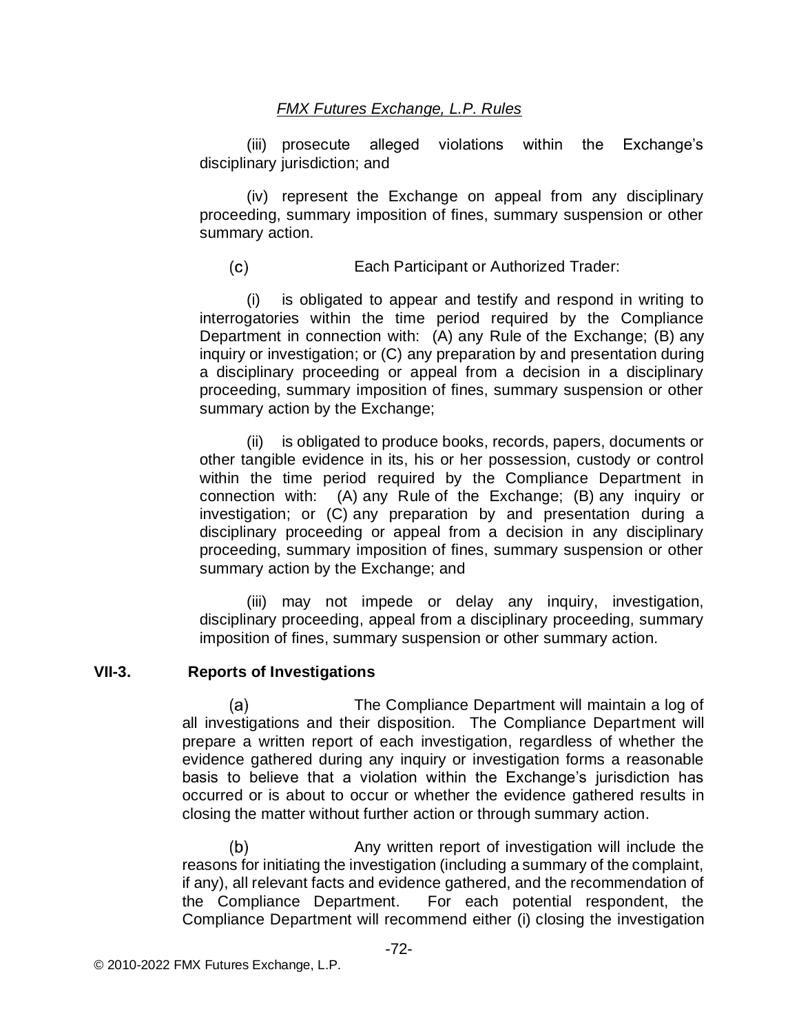(iii) prosecute alleged violations within the Exchange's disciplinary jurisdiction; and

(iv) represent the Exchange on appeal from any disciplinary proceeding, summary imposition of fines, summary suspension or other summary action.

(c) Each Participant or Authorized Trader:

(i) is obligated to appear and testify and respond in writing to interrogatories within the time period required by the Compliance Department in connection with: (A) any Rule of the Exchange; (B) any inquiry or investigation; or (C) any preparation by and presentation during a disciplinary proceeding or appeal from a decision in a disciplinary proceeding, summary imposition of fines, summary suspension or other summary action by the Exchange;

(ii) is obligated to produce books, records, papers, documents or other tangible evidence in its, his or her possession, custody or control within the time period required by the Compliance Department in connection with: (A) any Rule of the Exchange; (B) any inquiry or investigation; or (C) any preparation by and presentation during a disciplinary proceeding or appeal from a decision in any disciplinary proceeding, summary imposition of fines, summary suspension or other summary action by the Exchange; and

(iii) may not impede or delay any inquiry, investigation, disciplinary proceeding, appeal from a disciplinary proceeding, summary imposition of fines, summary suspension or other summary action.

## VII-3. Reports of Investigations

(a) The Compliance Department will maintain a log of all investigations and their disposition. The Compliance Department will prepare a written report of each investigation, regardless of whether the evidence gathered during any inquiry or investigation forms a reasonable basis to believe that a violation within the Exchange's jurisdiction has occurred or is about to occur or whether the evidence gathered results in closing the matter without further action or through summary action.

(b) Any written report of investigation will include the reasons for initiating the investigation (including a summary of the complaint, if any), all relevant facts and evidence gathered, and the recommendation of the Compliance Department. For each potential respondent, the Compliance Department will recommend either (i) closing the investigation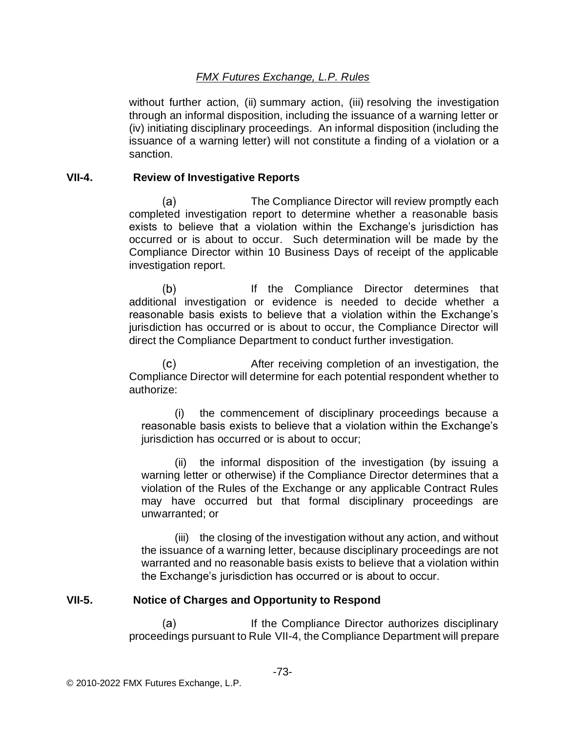without further action, (ii) summary action, (iii) resolving the investigation through an informal disposition, including the issuance of a warning letter or (iv) initiating disciplinary proceedings. An informal disposition (including the issuance of a warning letter) will not constitute a finding of a violation or a sanction.

### VII-4. Review of Investigative Reports

(a) The Compliance Director will review promptly each completed investigation report to determine whether a reasonable basis exists to believe that a violation within the Exchange's jurisdiction has occurred or is about to occur. Such determination will be made by the Compliance Director within 10 Business Days of receipt of the applicable investigation report.

(b) If the Compliance Director determines that additional investigation or evidence is needed to decide whether a reasonable basis exists to believe that a violation within the Exchange's jurisdiction has occurred or is about to occur, the Compliance Director will direct the Compliance Department to conduct further investigation.

(c) After receiving completion of an investigation, the Compliance Director will determine for each potential respondent whether to authorize:

(i) the commencement of disciplinary proceedings because a reasonable basis exists to believe that a violation within the Exchange's jurisdiction has occurred or is about to occur;

(ii) the informal disposition of the investigation (by issuing a warning letter or otherwise) if the Compliance Director determines that a violation of the Rules of the Exchange or any applicable Contract Rules may have occurred but that formal disciplinary proceedings are unwarranted; or

(iii) the closing of the investigation without any action, and without the issuance of a warning letter, because disciplinary proceedings are not warranted and no reasonable basis exists to believe that a violation within the Exchange's jurisdiction has occurred or is about to occur.

### VII-5. Notice of Charges and Opportunity to Respond

(a) If the Compliance Director authorizes disciplinary proceedings pursuant to Rule VII-4, the Compliance Department will prepare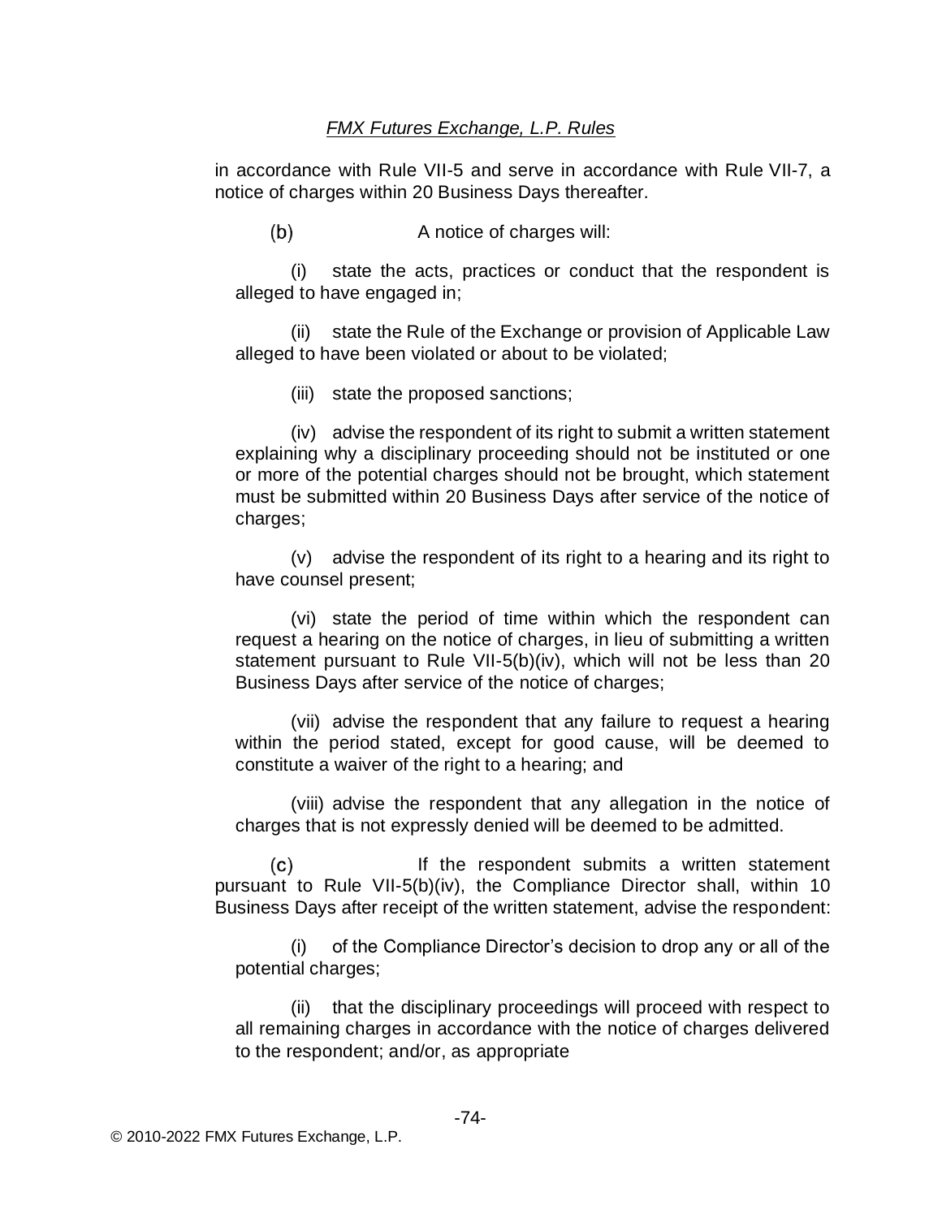in accordance with Rule VII-5 and serve in accordance with Rule VII-7, a notice of charges within 20 Business Days thereafter.

(b) A notice of charges will:

(i) state the acts, practices or conduct that the respondent is alleged to have engaged in;

(ii) state the Rule of the Exchange or provision of Applicable Law alleged to have been violated or about to be violated;

(iii) state the proposed sanctions;

(iv) advise the respondent of its right to submit a written statement explaining why a disciplinary proceeding should not be instituted or one or more of the potential charges should not be brought, which statement must be submitted within 20 Business Days after service of the notice of charges;

(v) advise the respondent of its right to a hearing and its right to have counsel present;

(vi) state the period of time within which the respondent can request a hearing on the notice of charges, in lieu of submitting a written statement pursuant to Rule VII-5(b)(iv), which will not be less than 20 Business Days after service of the notice of charges;

(vii) advise the respondent that any failure to request a hearing within the period stated, except for good cause, will be deemed to constitute a waiver of the right to a hearing; and

(viii) advise the respondent that any allegation in the notice of charges that is not expressly denied will be deemed to be admitted.

(c) If the respondent submits a written statement pursuant to Rule VII-5(b)(iv), the Compliance Director shall, within 10 Business Days after receipt of the written statement, advise the respondent:

(i) of the Compliance Director's decision to drop any or all of the potential charges;

(ii) that the disciplinary proceedings will proceed with respect to all remaining charges in accordance with the notice of charges delivered to the respondent; and/or, as appropriate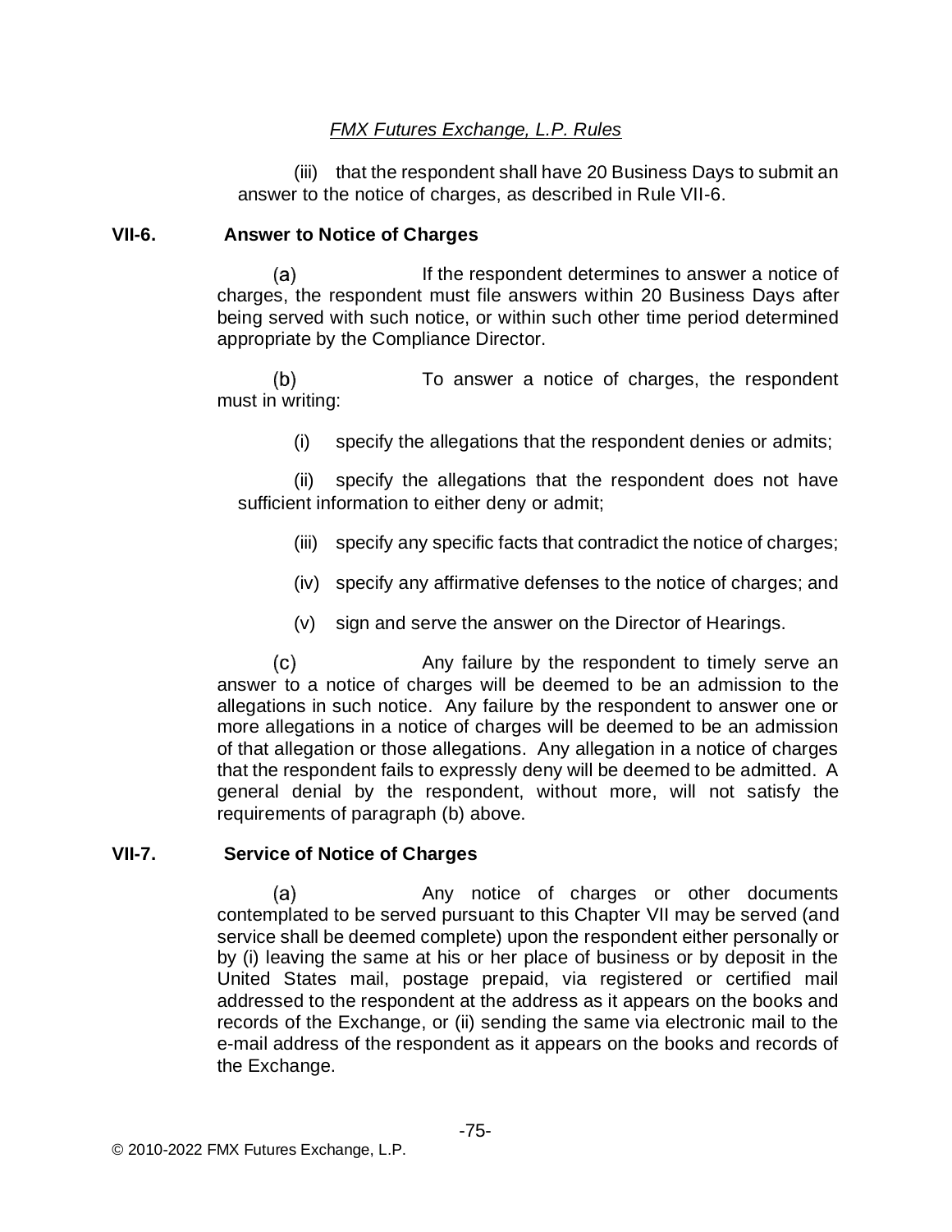(iii) that the respondent shall have 20 Business Days to submit an answer to the notice of charges, as described in Rule VII-6.

### VII-6. Answer to Notice of Charges

(a) If the respondent determines to answer a notice of charges, the respondent must file answers within 20 Business Days after being served with such notice, or within such other time period determined appropriate by the Compliance Director.

(b) To answer a notice of charges, the respondent must in writing:

(i) specify the allegations that the respondent denies or admits;

(ii) specify the allegations that the respondent does not have sufficient information to either deny or admit;

(iii) specify any specific facts that contradict the notice of charges;

(iv) specify any affirmative defenses to the notice of charges; and

(v) sign and serve the answer on the Director of Hearings.

(c) Any failure by the respondent to timely serve an answer to a notice of charges will be deemed to be an admission to the allegations in such notice. Any failure by the respondent to answer one or more allegations in a notice of charges will be deemed to be an admission of that allegation or those allegations. Any allegation in a notice of charges that the respondent fails to expressly deny will be deemed to be admitted. A general denial by the respondent, without more, will not satisfy the requirements of paragraph (b) above.

### VII-7. Service of Notice of Charges

(a) Any notice of charges or other documents contemplated to be served pursuant to this Chapter VII may be served (and service shall be deemed complete) upon the respondent either personally or by (i) leaving the same at his or her place of business or by deposit in the United States mail, postage prepaid, via registered or certified mail addressed to the respondent at the address as it appears on the books and records of the Exchange, or (ii) sending the same via electronic mail to the e-mail address of the respondent as it appears on the books and records of the Exchange.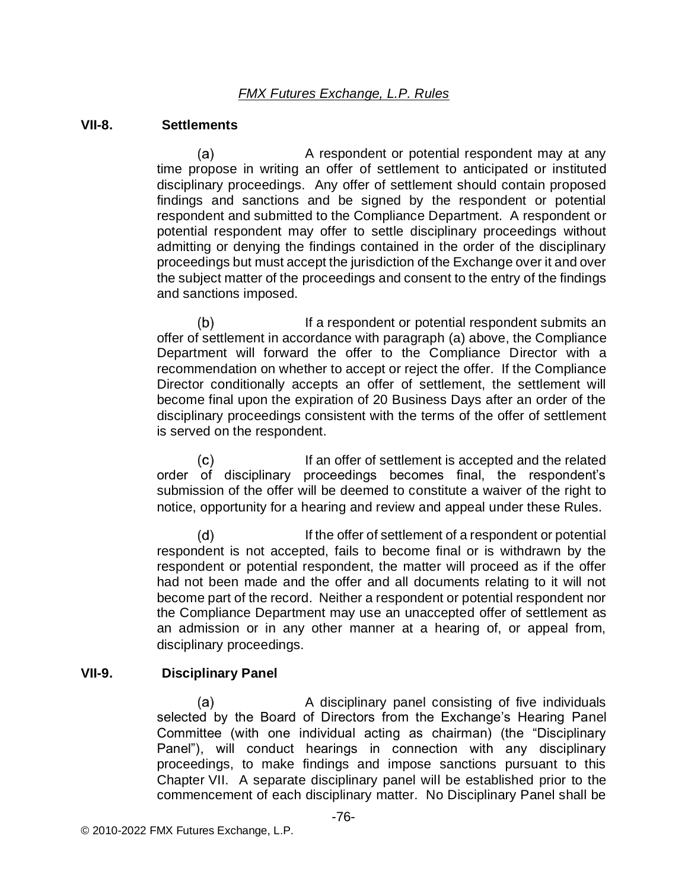## VII-8. Settlements

(a) A respondent or potential respondent may at any time propose in writing an offer of settlement to anticipated or instituted disciplinary proceedings. Any offer of settlement should contain proposed findings and sanctions and be signed by the respondent or potential respondent and submitted to the Compliance Department. A respondent or potential respondent may offer to settle disciplinary proceedings without admitting or denying the findings contained in the order of the disciplinary proceedings but must accept the jurisdiction of the Exchange over it and over the subject matter of the proceedings and consent to the entry of the findings and sanctions imposed.

(b) If a respondent or potential respondent submits an offer of settlement in accordance with paragraph (a) above, the Compliance Department will forward the offer to the Compliance Director with a recommendation on whether to accept or reject the offer. If the Compliance Director conditionally accepts an offer of settlement, the settlement will become final upon the expiration of 20 Business Days after an order of the disciplinary proceedings consistent with the terms of the offer of settlement is served on the respondent.

(c) If an offer of settlement is accepted and the related order of disciplinary proceedings becomes final, the respondent's submission of the offer will be deemed to constitute a waiver of the right to notice, opportunity for a hearing and review and appeal under these Rules.

(d) If the offer of settlement of a respondent or potential respondent is not accepted, fails to become final or is withdrawn by the respondent or potential respondent, the matter will proceed as if the offer had not been made and the offer and all documents relating to it will not become part of the record. Neither a respondent or potential respondent nor the Compliance Department may use an unaccepted offer of settlement as an admission or in any other manner at a hearing of, or appeal from, disciplinary proceedings.

## VII-9. Disciplinary Panel

(a) A disciplinary panel consisting of five individuals selected by the Board of Directors from the Exchange's Hearing Panel Committee (with one individual acting as chairman) (the "Disciplinary Panel"), will conduct hearings in connection with any disciplinary proceedings, to make findings and impose sanctions pursuant to this Chapter VII. A separate disciplinary panel will be established prior to the commencement of each disciplinary matter. No Disciplinary Panel shall be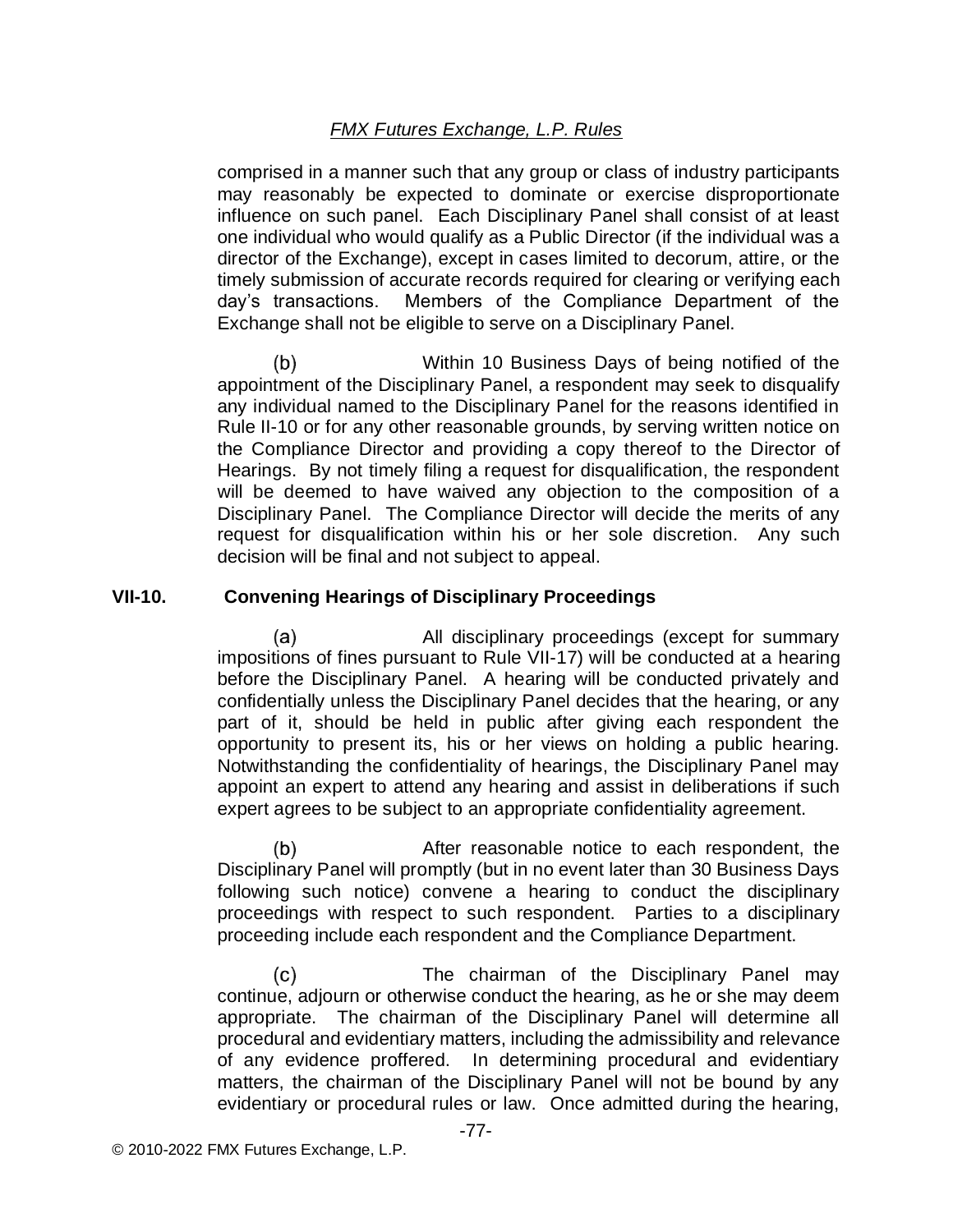comprised in a manner such that any group or class of industry participants may reasonably be expected to dominate or exercise disproportionate influence on such panel. Each Disciplinary Panel shall consist of at least one individual who would qualify as a Public Director (if the individual was a director of the Exchange), except in cases limited to decorum, attire, or the timely submission of accurate records required for clearing or verifying each day's transactions. Members of the Compliance Department of the Exchange shall not be eligible to serve on a Disciplinary Panel.

(b) Within 10 Business Days of being notified of the appointment of the Disciplinary Panel, a respondent may seek to disqualify any individual named to the Disciplinary Panel for the reasons identified in Rule II-10 or for any other reasonable grounds, by serving written notice on the Compliance Director and providing a copy thereof to the Director of Hearings. By not timely filing a request for disqualification, the respondent will be deemed to have waived any objection to the composition of a Disciplinary Panel. The Compliance Director will decide the merits of any request for disqualification within his or her sole discretion. Any such decision will be final and not subject to appeal.

### VII-10. Convening Hearings of Disciplinary Proceedings

(a) All disciplinary proceedings (except for summary impositions of fines pursuant to Rule VII-17) will be conducted at a hearing before the Disciplinary Panel. A hearing will be conducted privately and confidentially unless the Disciplinary Panel decides that the hearing, or any part of it, should be held in public after giving each respondent the opportunity to present its, his or her views on holding a public hearing. Notwithstanding the confidentiality of hearings, the Disciplinary Panel may appoint an expert to attend any hearing and assist in deliberations if such expert agrees to be subject to an appropriate confidentiality agreement.

(b) After reasonable notice to each respondent, the Disciplinary Panel will promptly (but in no event later than 30 Business Days following such notice) convene a hearing to conduct the disciplinary proceedings with respect to such respondent. Parties to a disciplinary proceeding include each respondent and the Compliance Department.

(c) The chairman of the Disciplinary Panel may continue, adjourn or otherwise conduct the hearing, as he or she may deem appropriate. The chairman of the Disciplinary Panel will determine all procedural and evidentiary matters, including the admissibility and relevance of any evidence proffered. In determining procedural and evidentiary matters, the chairman of the Disciplinary Panel will not be bound by any evidentiary or procedural rules or law. Once admitted during the hearing,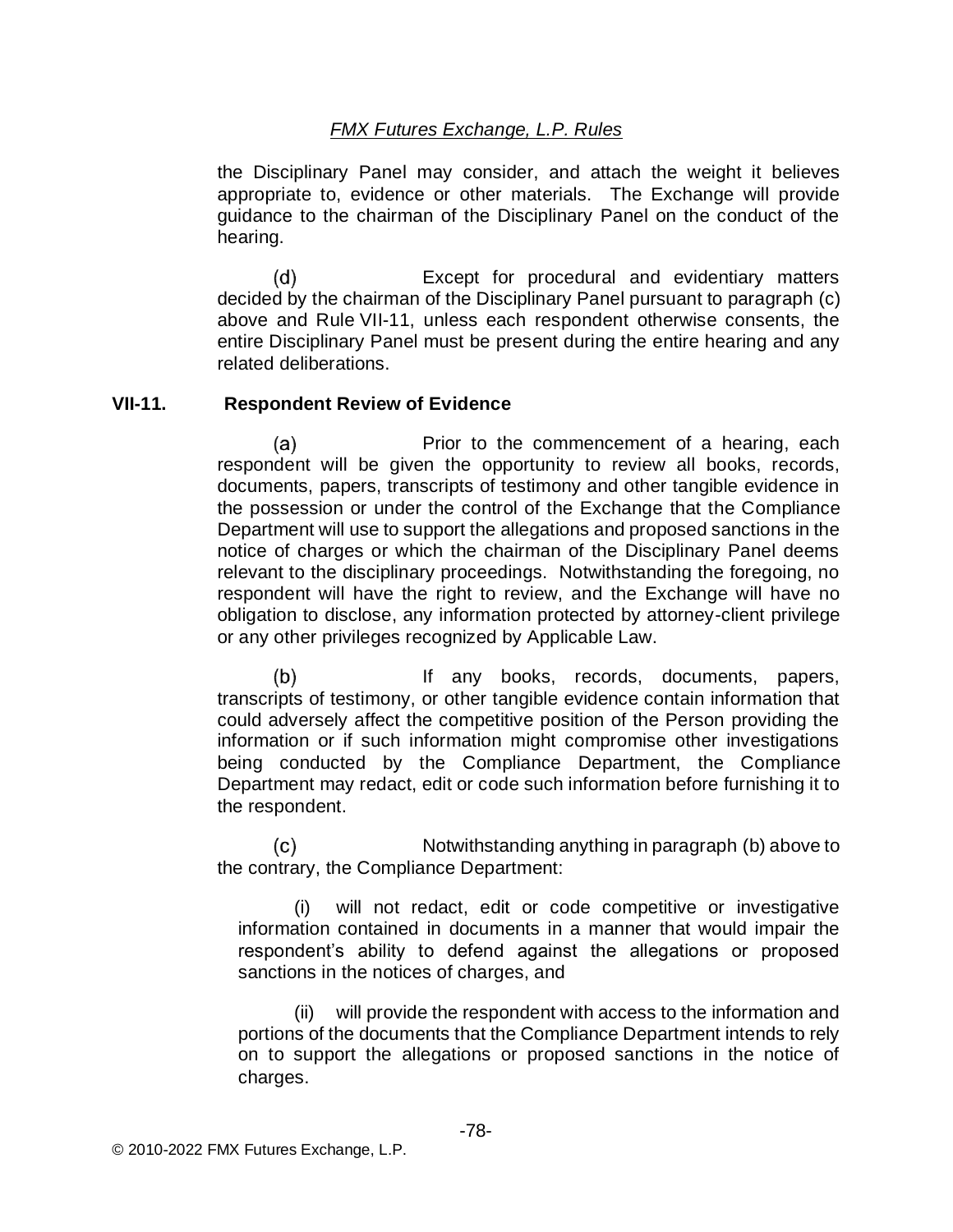the Disciplinary Panel may consider, and attach the weight it believes appropriate to, evidence or other materials. The Exchange will provide guidance to the chairman of the Disciplinary Panel on the conduct of the hearing.

(d) Except for procedural and evidentiary matters decided by the chairman of the Disciplinary Panel pursuant to paragraph (c) above and Rule VII-11, unless each respondent otherwise consents, the entire Disciplinary Panel must be present during the entire hearing and any related deliberations.

### VII-11. Respondent Review of Evidence

(a) Prior to the commencement of a hearing, each respondent will be given the opportunity to review all books, records, documents, papers, transcripts of testimony and other tangible evidence in the possession or under the control of the Exchange that the Compliance Department will use to support the allegations and proposed sanctions in the notice of charges or which the chairman of the Disciplinary Panel deems relevant to the disciplinary proceedings. Notwithstanding the foregoing, no respondent will have the right to review, and the Exchange will have no obligation to disclose, any information protected by attorney-client privilege or any other privileges recognized by Applicable Law.

(b) If any books, records, documents, papers, transcripts of testimony, or other tangible evidence contain information that could adversely affect the competitive position of the Person providing the information or if such information might compromise other investigations being conducted by the Compliance Department, the Compliance Department may redact, edit or code such information before furnishing it to the respondent.

(c) Notwithstanding anything in paragraph (b) above to the contrary, the Compliance Department:

(i) will not redact, edit or code competitive or investigative information contained in documents in a manner that would impair the respondent's ability to defend against the allegations or proposed sanctions in the notices of charges, and

(ii) will provide the respondent with access to the information and portions of the documents that the Compliance Department intends to rely on to support the allegations or proposed sanctions in the notice of charges.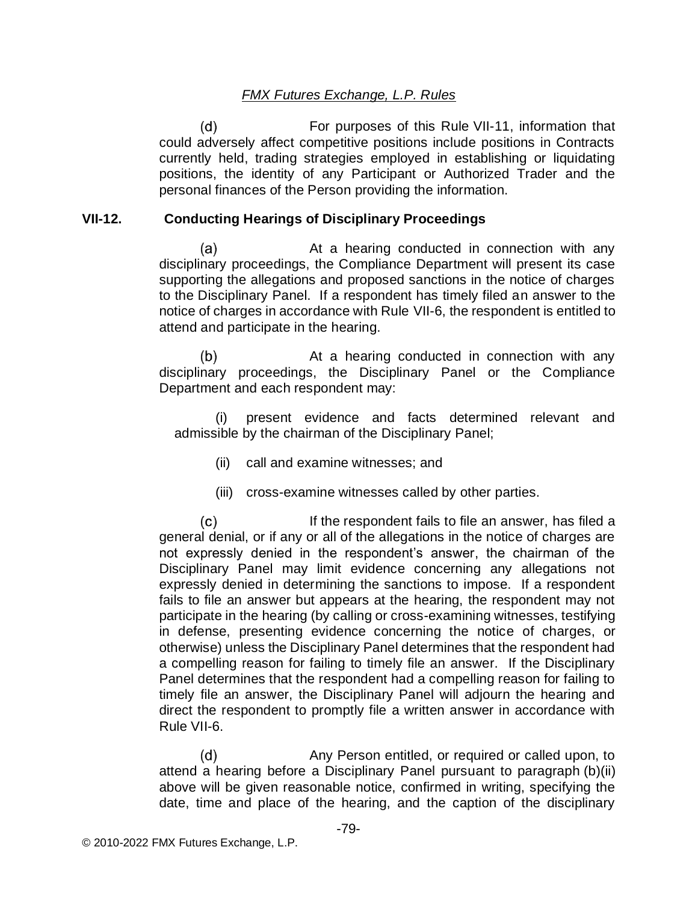(d) For purposes of this Rule VII-11, information that could adversely affect competitive positions include positions in Contracts currently held, trading strategies employed in establishing or liquidating positions, the identity of any Participant or Authorized Trader and the personal finances of the Person providing the information.

### VII-12. Conducting Hearings of Disciplinary Proceedings

(a) At a hearing conducted in connection with any disciplinary proceedings, the Compliance Department will present its case supporting the allegations and proposed sanctions in the notice of charges to the Disciplinary Panel. If a respondent has timely filed an answer to the notice of charges in accordance with Rule VII-6, the respondent is entitled to attend and participate in the hearing.

(b) At a hearing conducted in connection with any disciplinary proceedings, the Disciplinary Panel or the Compliance Department and each respondent may:

(i) present evidence and facts determined relevant and admissible by the chairman of the Disciplinary Panel;

(ii) call and examine witnesses; and

(iii) cross-examine witnesses called by other parties.

(c) If the respondent fails to file an answer, has filed a general denial, or if any or all of the allegations in the notice of charges are not expressly denied in the respondent's answer, the chairman of the Disciplinary Panel may limit evidence concerning any allegations not expressly denied in determining the sanctions to impose. If a respondent fails to file an answer but appears at the hearing, the respondent may not participate in the hearing (by calling or cross-examining witnesses, testifying in defense, presenting evidence concerning the notice of charges, or otherwise) unless the Disciplinary Panel determines that the respondent had a compelling reason for failing to timely file an answer. If the Disciplinary Panel determines that the respondent had a compelling reason for failing to timely file an answer, the Disciplinary Panel will adjourn the hearing and direct the respondent to promptly file a written answer in accordance with Rule VII-6.

(d) Any Person entitled, or required or called upon, to attend a hearing before a Disciplinary Panel pursuant to paragraph (b)(ii) above will be given reasonable notice, confirmed in writing, specifying the date, time and place of the hearing, and the caption of the disciplinary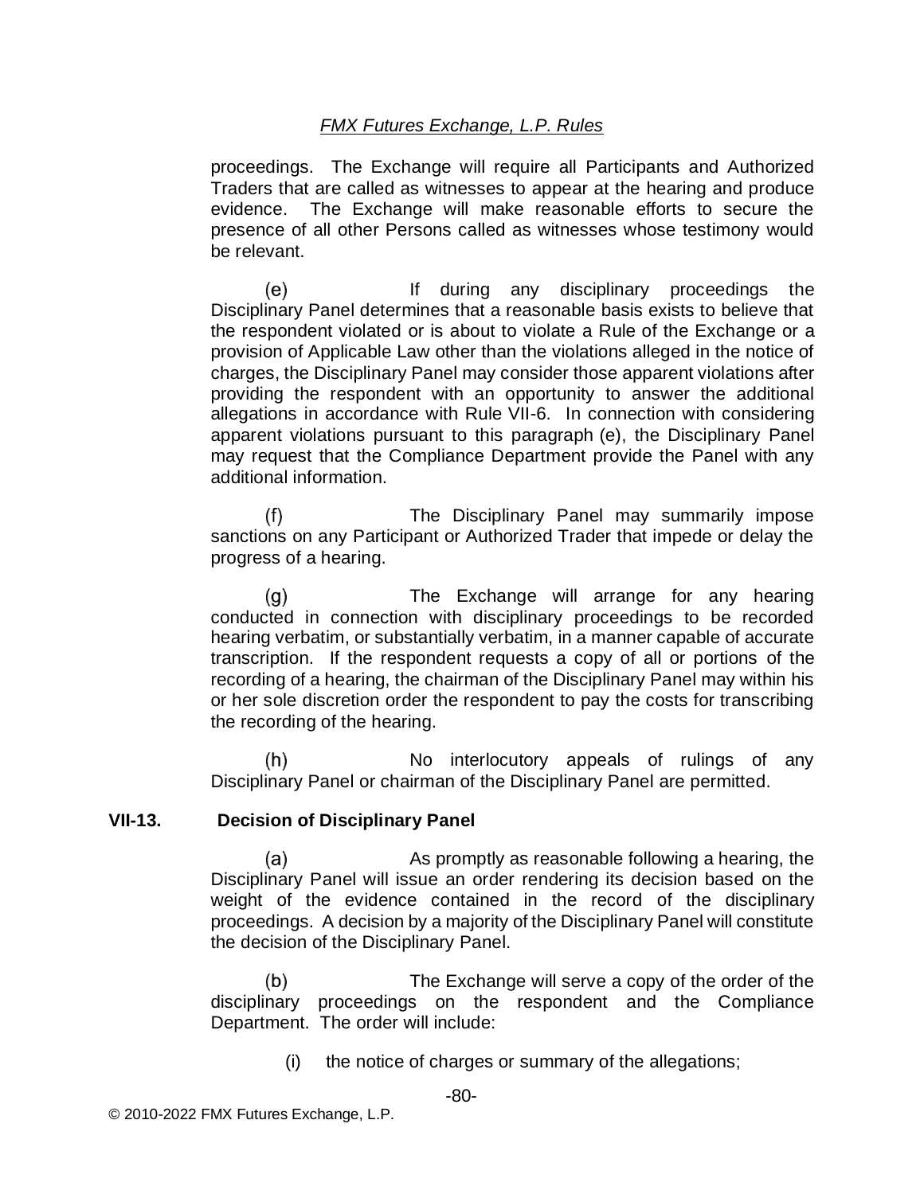proceedings. The Exchange will require all Participants and Authorized Traders that are called as witnesses to appear at the hearing and produce evidence. The Exchange will make reasonable efforts to secure the presence of all other Persons called as witnesses whose testimony would be relevant.

(e) If during any disciplinary proceedings the Disciplinary Panel determines that a reasonable basis exists to believe that the respondent violated or is about to violate a Rule of the Exchange or a provision of Applicable Law other than the violations alleged in the notice of charges, the Disciplinary Panel may consider those apparent violations after providing the respondent with an opportunity to answer the additional allegations in accordance with Rule VII-6. In connection with considering apparent violations pursuant to this paragraph (e), the Disciplinary Panel may request that the Compliance Department provide the Panel with any additional information.

(f) The Disciplinary Panel may summarily impose sanctions on any Participant or Authorized Trader that impede or delay the progress of a hearing.

(g) The Exchange will arrange for any hearing conducted in connection with disciplinary proceedings to be recorded hearing verbatim, or substantially verbatim, in a manner capable of accurate transcription. If the respondent requests a copy of all or portions of the recording of a hearing, the chairman of the Disciplinary Panel may within his or her sole discretion order the respondent to pay the costs for transcribing the recording of the hearing.

(h) No interlocutory appeals of rulings of any Disciplinary Panel or chairman of the Disciplinary Panel are permitted.

**VII-13. Decision of Disciplinary Panel**

(a) As promptly as reasonable following a hearing, the Disciplinary Panel will issue an order rendering its decision based on the weight of the evidence contained in the record of the disciplinary proceedings. A decision by a majority of the Disciplinary Panel will constitute the decision of the Disciplinary Panel.

(b) The Exchange will serve a copy of the order of the disciplinary proceedings on the respondent and the Compliance Department. The order will include:

(i) the notice of charges or summary of the allegations;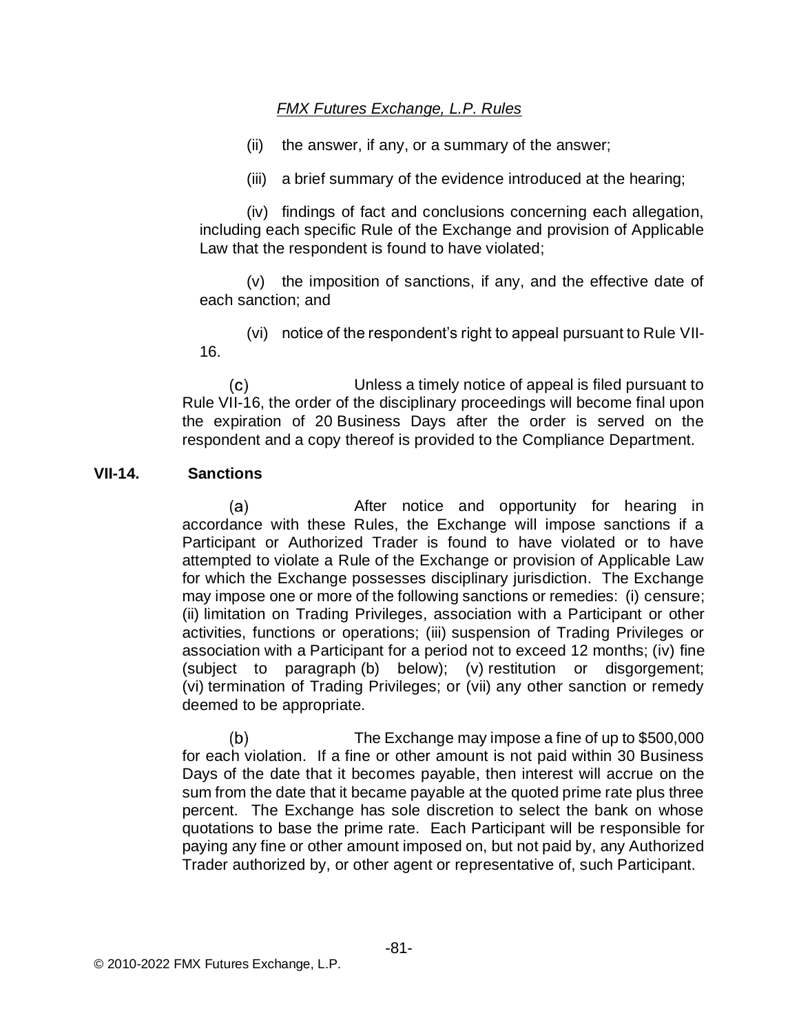(ii) the answer, if any, or a summary of the answer;

(iii) a brief summary of the evidence introduced at the hearing;

(iv) findings of fact and conclusions concerning each allegation, including each specific Rule of the Exchange and provision of Applicable Law that the respondent is found to have violated;

(v) the imposition of sanctions, if any, and the effective date of each sanction; and

(vi) notice of the respondent's right to appeal pursuant to Rule VII-16.

(c) Unless a timely notice of appeal is filed pursuant to Rule VII-16, the order of the disciplinary proceedings will become final upon the expiration of 20 Business Days after the order is served on the respondent and a copy thereof is provided to the Compliance Department.

### VII-14. Sanctions

(a) After notice and opportunity for hearing in accordance with these Rules, the Exchange will impose sanctions if a Participant or Authorized Trader is found to have violated or to have attempted to violate a Rule of the Exchange or provision of Applicable Law for which the Exchange possesses disciplinary jurisdiction. The Exchange may impose one or more of the following sanctions or remedies: (i) censure; (ii) limitation on Trading Privileges, association with a Participant or other activities, functions or operations; (iii) suspension of Trading Privileges or association with a Participant for a period not to exceed 12 months; (iv) fine (subject to paragraph (b) below); (v) restitution or disgorgement; (vi) termination of Trading Privileges; or (vii) any other sanction or remedy deemed to be appropriate.

(b) The Exchange may impose a fine of up to $500,000 for each violation. If a fine or other amount is not paid within 30 Business Days of the date that it becomes payable, then interest will accrue on the sum from the date that it became payable at the quoted prime rate plus three percent. The Exchange has sole discretion to select the bank on whose quotations to base the prime rate. Each Participant will be responsible for paying any fine or other amount imposed on, but not paid by, any Authorized Trader authorized by, or other agent or representative of, such Participant.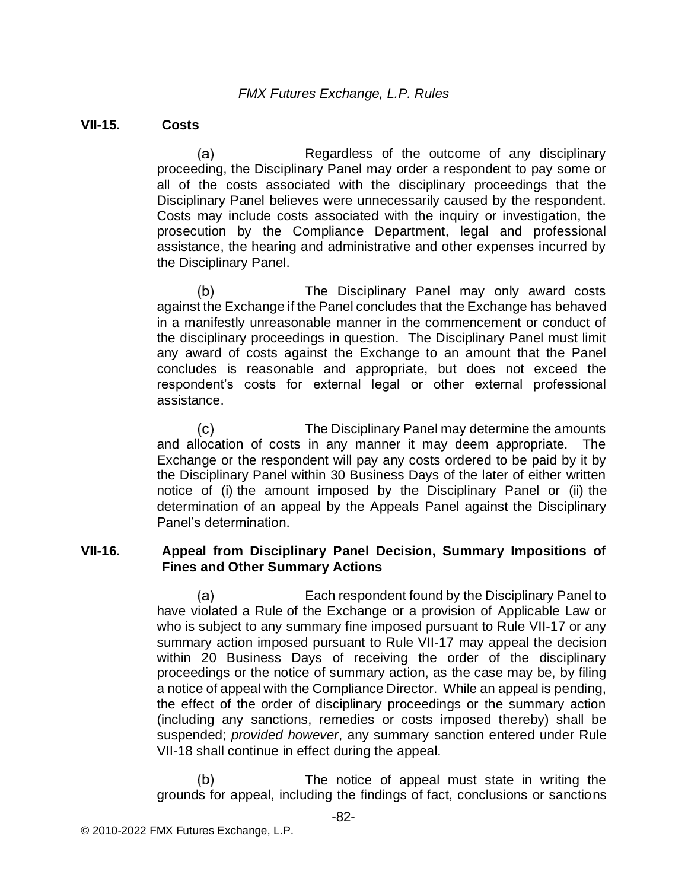## VII-15. Costs

(a) Regardless of the outcome of any disciplinary proceeding, the Disciplinary Panel may order a respondent to pay some or all of the costs associated with the disciplinary proceedings that the Disciplinary Panel believes were unnecessarily caused by the respondent. Costs may include costs associated with the inquiry or investigation, the prosecution by the Compliance Department, legal and professional assistance, the hearing and administrative and other expenses incurred by the Disciplinary Panel.

(b) The Disciplinary Panel may only award costs against the Exchange if the Panel concludes that the Exchange has behaved in a manifestly unreasonable manner in the commencement or conduct of the disciplinary proceedings in question. The Disciplinary Panel must limit any award of costs against the Exchange to an amount that the Panel concludes is reasonable and appropriate, but does not exceed the respondent's costs for external legal or other external professional assistance.

(c) The Disciplinary Panel may determine the amounts and allocation of costs in any manner it may deem appropriate. The Exchange or the respondent will pay any costs ordered to be paid by it by the Disciplinary Panel within 30 Business Days of the later of either written notice of (i) the amount imposed by the Disciplinary Panel or (ii) the determination of an appeal by the Appeals Panel against the Disciplinary Panel's determination.

## VII-16. Appeal from Disciplinary Panel Decision, Summary Impositions of Fines and Other Summary Actions

(a) Each respondent found by the Disciplinary Panel to have violated a Rule of the Exchange or a provision of Applicable Law or who is subject to any summary fine imposed pursuant to Rule VII-17 or any summary action imposed pursuant to Rule VII-17 may appeal the decision within 20 Business Days of receiving the order of the disciplinary proceedings or the notice of summary action, as the case may be, by filing a notice of appeal with the Compliance Director. While an appeal is pending, the effect of the order of disciplinary proceedings or the summary action (including any sanctions, remedies or costs imposed thereby) shall be suspended; *provided however*, any summary sanction entered under Rule VII-18 shall continue in effect during the appeal.

(b) The notice of appeal must state in writing the grounds for appeal, including the findings of fact, conclusions or sanctions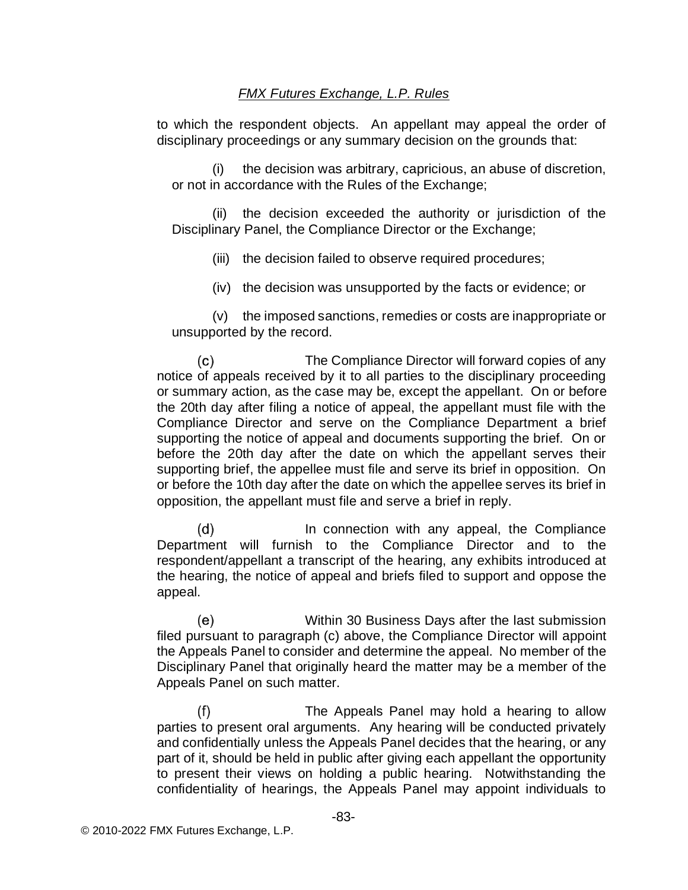to which the respondent objects. An appellant may appeal the order of disciplinary proceedings or any summary decision on the grounds that:

(i) the decision was arbitrary, capricious, an abuse of discretion, or not in accordance with the Rules of the Exchange;

(ii) the decision exceeded the authority or jurisdiction of the Disciplinary Panel, the Compliance Director or the Exchange;

(iii) the decision failed to observe required procedures;

(iv) the decision was unsupported by the facts or evidence; or

(v) the imposed sanctions, remedies or costs are inappropriate or unsupported by the record.

(c) The Compliance Director will forward copies of any notice of appeals received by it to all parties to the disciplinary proceeding or summary action, as the case may be, except the appellant. On or before the 20th day after filing a notice of appeal, the appellant must file with the Compliance Director and serve on the Compliance Department a brief supporting the notice of appeal and documents supporting the brief. On or before the 20th day after the date on which the appellant serves their supporting brief, the appellee must file and serve its brief in opposition. On or before the 10th day after the date on which the appellee serves its brief in opposition, the appellant must file and serve a brief in reply.

(d) In connection with any appeal, the Compliance Department will furnish to the Compliance Director and to the respondent/appellant a transcript of the hearing, any exhibits introduced at the hearing, the notice of appeal and briefs filed to support and oppose the appeal.

(e) Within 30 Business Days after the last submission filed pursuant to paragraph (c) above, the Compliance Director will appoint the Appeals Panel to consider and determine the appeal. No member of the Disciplinary Panel that originally heard the matter may be a member of the Appeals Panel on such matter.

(f) The Appeals Panel may hold a hearing to allow parties to present oral arguments. Any hearing will be conducted privately and confidentially unless the Appeals Panel decides that the hearing, or any part of it, should be held in public after giving each appellant the opportunity to present their views on holding a public hearing. Notwithstanding the confidentiality of hearings, the Appeals Panel may appoint individuals to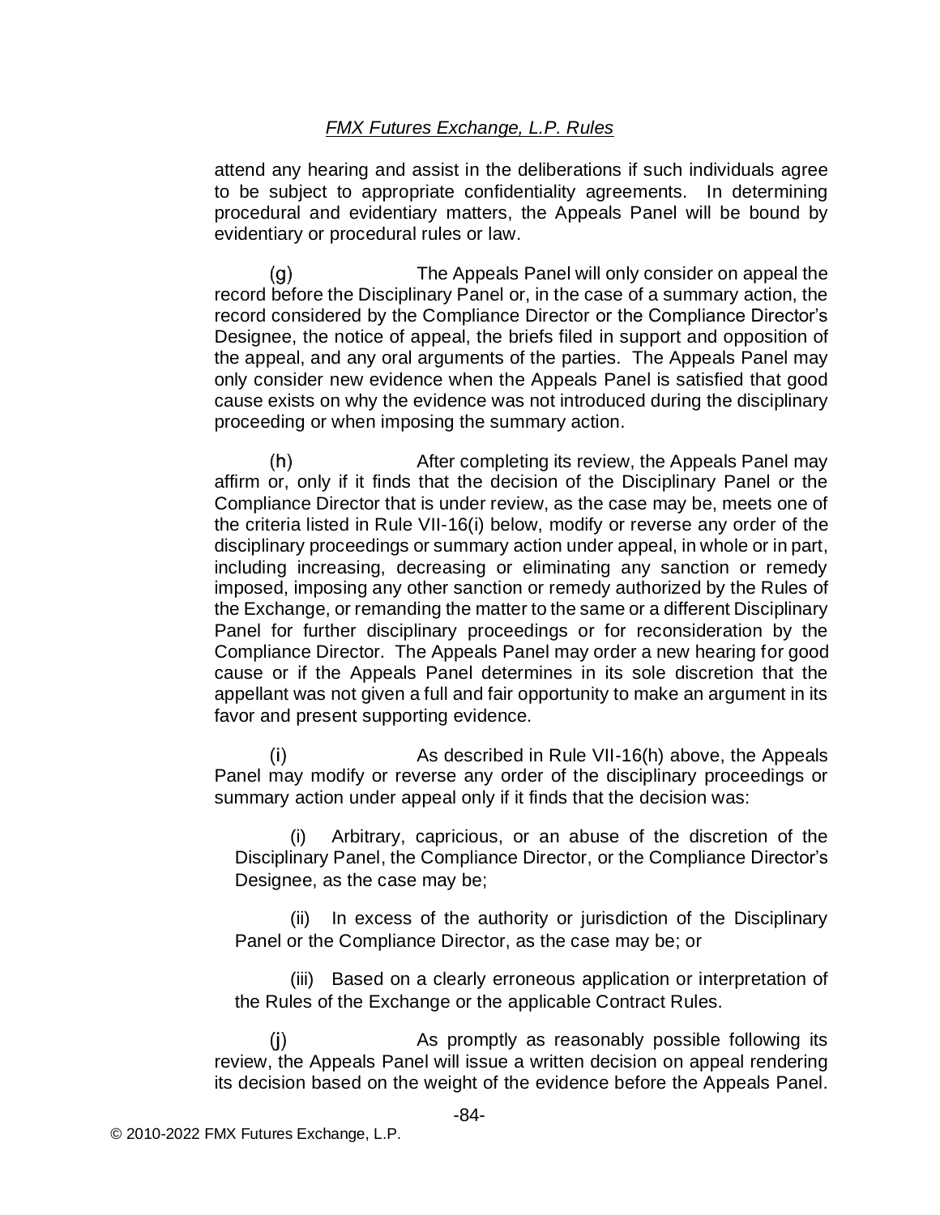attend any hearing and assist in the deliberations if such individuals agree to be subject to appropriate confidentiality agreements. In determining procedural and evidentiary matters, the Appeals Panel will be bound by evidentiary or procedural rules or law.

(g) The Appeals Panel will only consider on appeal the record before the Disciplinary Panel or, in the case of a summary action, the record considered by the Compliance Director or the Compliance Director's Designee, the notice of appeal, the briefs filed in support and opposition of the appeal, and any oral arguments of the parties. The Appeals Panel may only consider new evidence when the Appeals Panel is satisfied that good cause exists on why the evidence was not introduced during the disciplinary proceeding or when imposing the summary action.

(h) After completing its review, the Appeals Panel may affirm or, only if it finds that the decision of the Disciplinary Panel or the Compliance Director that is under review, as the case may be, meets one of the criteria listed in Rule VII-16(i) below, modify or reverse any order of the disciplinary proceedings or summary action under appeal, in whole or in part, including increasing, decreasing or eliminating any sanction or remedy imposed, imposing any other sanction or remedy authorized by the Rules of the Exchange, or remanding the matter to the same or a different Disciplinary Panel for further disciplinary proceedings or for reconsideration by the Compliance Director. The Appeals Panel may order a new hearing for good cause or if the Appeals Panel determines in its sole discretion that the appellant was not given a full and fair opportunity to make an argument in its favor and present supporting evidence.

(i) As described in Rule VII-16(h) above, the Appeals Panel may modify or reverse any order of the disciplinary proceedings or summary action under appeal only if it finds that the decision was:

(i) Arbitrary, capricious, or an abuse of the discretion of the Disciplinary Panel, the Compliance Director, or the Compliance Director's Designee, as the case may be;

(ii) In excess of the authority or jurisdiction of the Disciplinary Panel or the Compliance Director, as the case may be; or

(iii) Based on a clearly erroneous application or interpretation of the Rules of the Exchange or the applicable Contract Rules.

(j) As promptly as reasonably possible following its review, the Appeals Panel will issue a written decision on appeal rendering its decision based on the weight of the evidence before the Appeals Panel.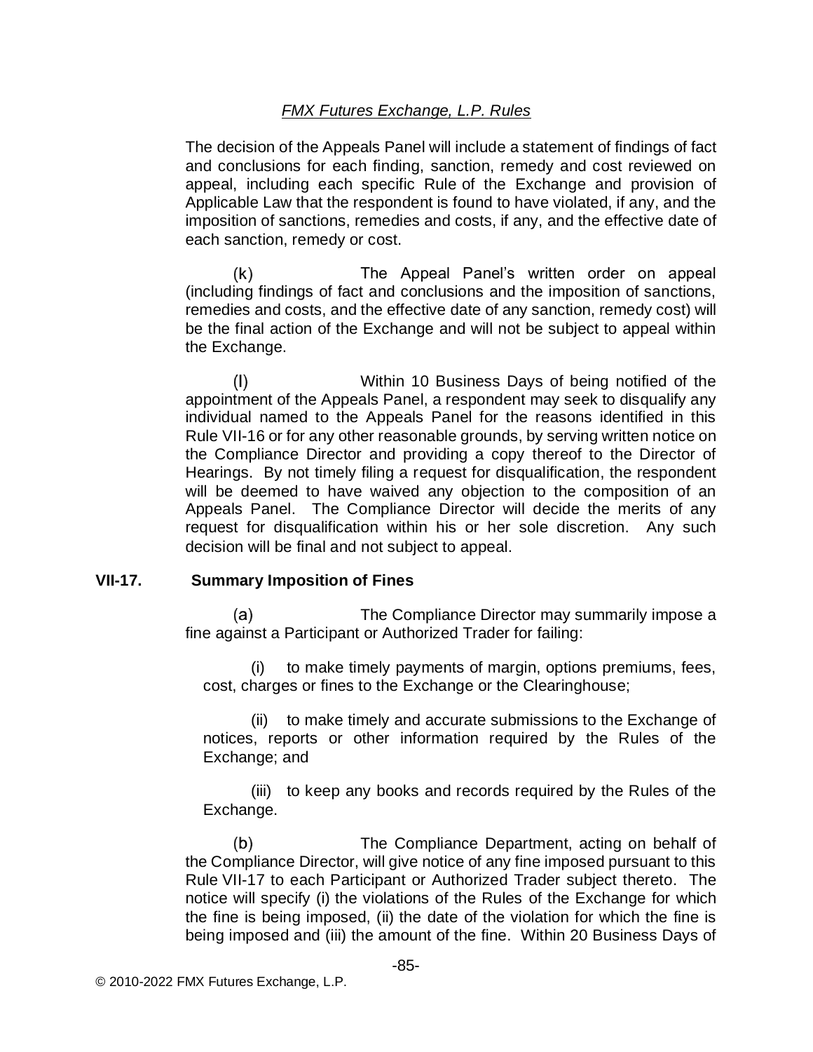The decision of the Appeals Panel will include a statement of findings of fact and conclusions for each finding, sanction, remedy and cost reviewed on appeal, including each specific Rule of the Exchange and provision of Applicable Law that the respondent is found to have violated, if any, and the imposition of sanctions, remedies and costs, if any, and the effective date of each sanction, remedy or cost.

(k) The Appeal Panel's written order on appeal (including findings of fact and conclusions and the imposition of sanctions, remedies and costs, and the effective date of any sanction, remedy cost) will be the final action of the Exchange and will not be subject to appeal within the Exchange.

(l) Within 10 Business Days of being notified of the appointment of the Appeals Panel, a respondent may seek to disqualify any individual named to the Appeals Panel for the reasons identified in this Rule VII-16 or for any other reasonable grounds, by serving written notice on the Compliance Director and providing a copy thereof to the Director of Hearings. By not timely filing a request for disqualification, the respondent will be deemed to have waived any objection to the composition of an Appeals Panel. The Compliance Director will decide the merits of any request for disqualification within his or her sole discretion. Any such decision will be final and not subject to appeal.

### VII-17. Summary Imposition of Fines

(a) The Compliance Director may summarily impose a fine against a Participant or Authorized Trader for failing:

(i) to make timely payments of margin, options premiums, fees, cost, charges or fines to the Exchange or the Clearinghouse;

(ii) to make timely and accurate submissions to the Exchange of notices, reports or other information required by the Rules of the Exchange; and

(iii) to keep any books and records required by the Rules of the Exchange.

(b) The Compliance Department, acting on behalf of the Compliance Director, will give notice of any fine imposed pursuant to this Rule VII-17 to each Participant or Authorized Trader subject thereto. The notice will specify (i) the violations of the Rules of the Exchange for which the fine is being imposed, (ii) the date of the violation for which the fine is being imposed and (iii) the amount of the fine. Within 20 Business Days of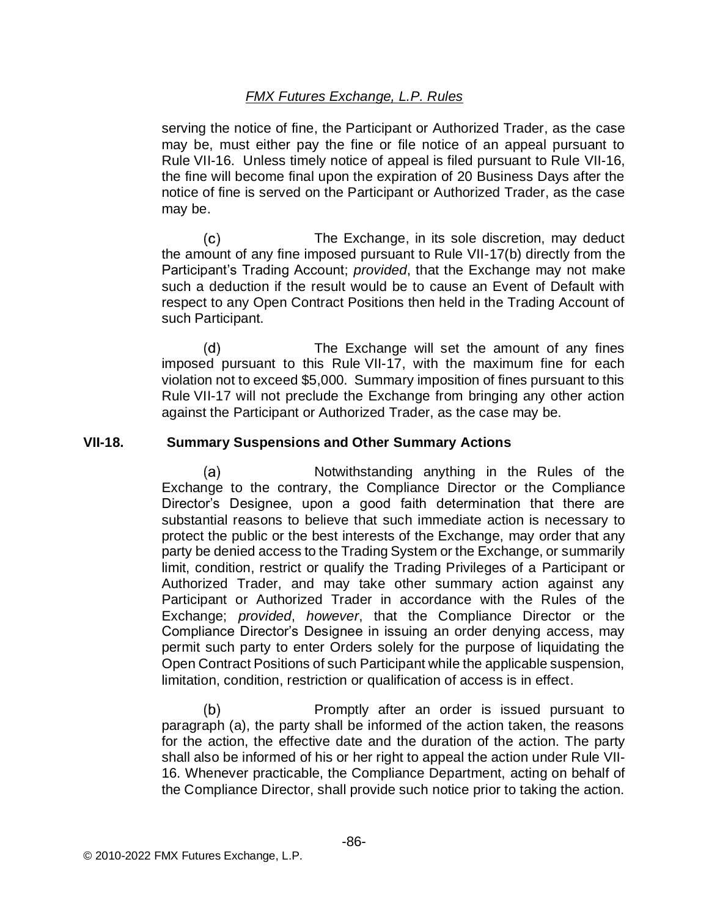serving the notice of fine, the Participant or Authorized Trader, as the case may be, must either pay the fine or file notice of an appeal pursuant to Rule VII-16. Unless timely notice of appeal is filed pursuant to Rule VII-16, the fine will become final upon the expiration of 20 Business Days after the notice of fine is served on the Participant or Authorized Trader, as the case may be.

(c) The Exchange, in its sole discretion, may deduct the amount of any fine imposed pursuant to Rule VII-17(b) directly from the Participant's Trading Account; *provided*, that the Exchange may not make such a deduction if the result would be to cause an Event of Default with respect to any Open Contract Positions then held in the Trading Account of such Participant.

(d) The Exchange will set the amount of any fines imposed pursuant to this Rule VII-17, with the maximum fine for each violation not to exceed $5,000. Summary imposition of fines pursuant to this Rule VII-17 will not preclude the Exchange from bringing any other action against the Participant or Authorized Trader, as the case may be.

### VII-18. Summary Suspensions and Other Summary Actions

(a) Notwithstanding anything in the Rules of the Exchange to the contrary, the Compliance Director or the Compliance Director's Designee, upon a good faith determination that there are substantial reasons to believe that such immediate action is necessary to protect the public or the best interests of the Exchange, may order that any party be denied access to the Trading System or the Exchange, or summarily limit, condition, restrict or qualify the Trading Privileges of a Participant or Authorized Trader, and may take other summary action against any Participant or Authorized Trader in accordance with the Rules of the Exchange; *provided*, *however*, that the Compliance Director or the Compliance Director's Designee in issuing an order denying access, may permit such party to enter Orders solely for the purpose of liquidating the Open Contract Positions of such Participant while the applicable suspension, limitation, condition, restriction or qualification of access is in effect.

(b) Promptly after an order is issued pursuant to paragraph (a), the party shall be informed of the action taken, the reasons for the action, the effective date and the duration of the action. The party shall also be informed of his or her right to appeal the action under Rule VII-16. Whenever practicable, the Compliance Department, acting on behalf of the Compliance Director, shall provide such notice prior to taking the action.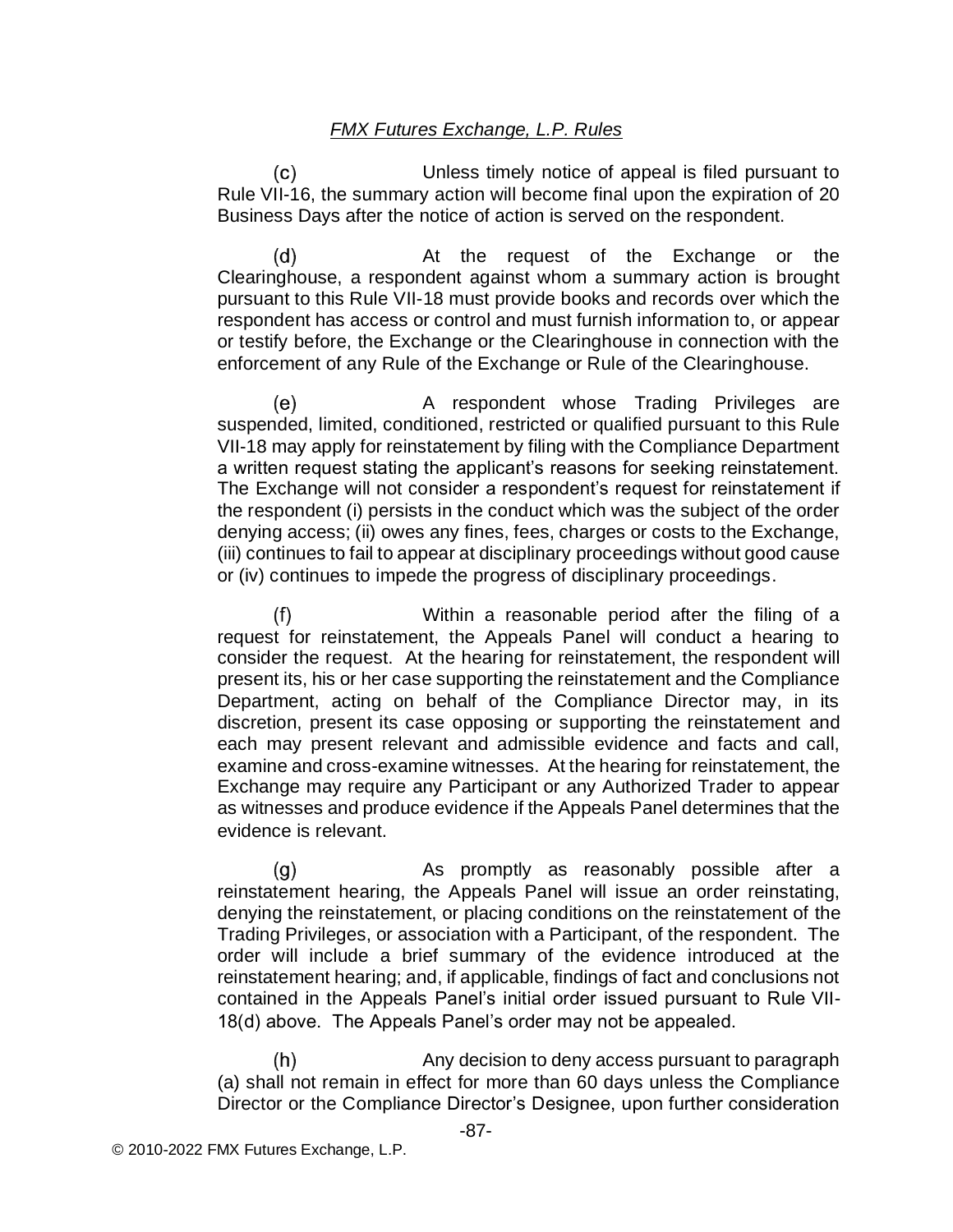(c) Unless timely notice of appeal is filed pursuant to Rule VII-16, the summary action will become final upon the expiration of 20 Business Days after the notice of action is served on the respondent.

(d) At the request of the Exchange or the Clearinghouse, a respondent against whom a summary action is brought pursuant to this Rule VII-18 must provide books and records over which the respondent has access or control and must furnish information to, or appear or testify before, the Exchange or the Clearinghouse in connection with the enforcement of any Rule of the Exchange or Rule of the Clearinghouse.

(e) A respondent whose Trading Privileges are suspended, limited, conditioned, restricted or qualified pursuant to this Rule VII-18 may apply for reinstatement by filing with the Compliance Department a written request stating the applicant's reasons for seeking reinstatement. The Exchange will not consider a respondent's request for reinstatement if the respondent (i) persists in the conduct which was the subject of the order denying access; (ii) owes any fines, fees, charges or costs to the Exchange, (iii) continues to fail to appear at disciplinary proceedings without good cause or (iv) continues to impede the progress of disciplinary proceedings.

(f) Within a reasonable period after the filing of a request for reinstatement, the Appeals Panel will conduct a hearing to consider the request. At the hearing for reinstatement, the respondent will present its, his or her case supporting the reinstatement and the Compliance Department, acting on behalf of the Compliance Director may, in its discretion, present its case opposing or supporting the reinstatement and each may present relevant and admissible evidence and facts and call, examine and cross-examine witnesses. At the hearing for reinstatement, the Exchange may require any Participant or any Authorized Trader to appear as witnesses and produce evidence if the Appeals Panel determines that the evidence is relevant.

(g) As promptly as reasonably possible after a reinstatement hearing, the Appeals Panel will issue an order reinstating, denying the reinstatement, or placing conditions on the reinstatement of the Trading Privileges, or association with a Participant, of the respondent. The order will include a brief summary of the evidence introduced at the reinstatement hearing; and, if applicable, findings of fact and conclusions not contained in the Appeals Panel's initial order issued pursuant to Rule VII-18(d) above. The Appeals Panel's order may not be appealed.

(h) Any decision to deny access pursuant to paragraph (a) shall not remain in effect for more than 60 days unless the Compliance Director or the Compliance Director's Designee, upon further consideration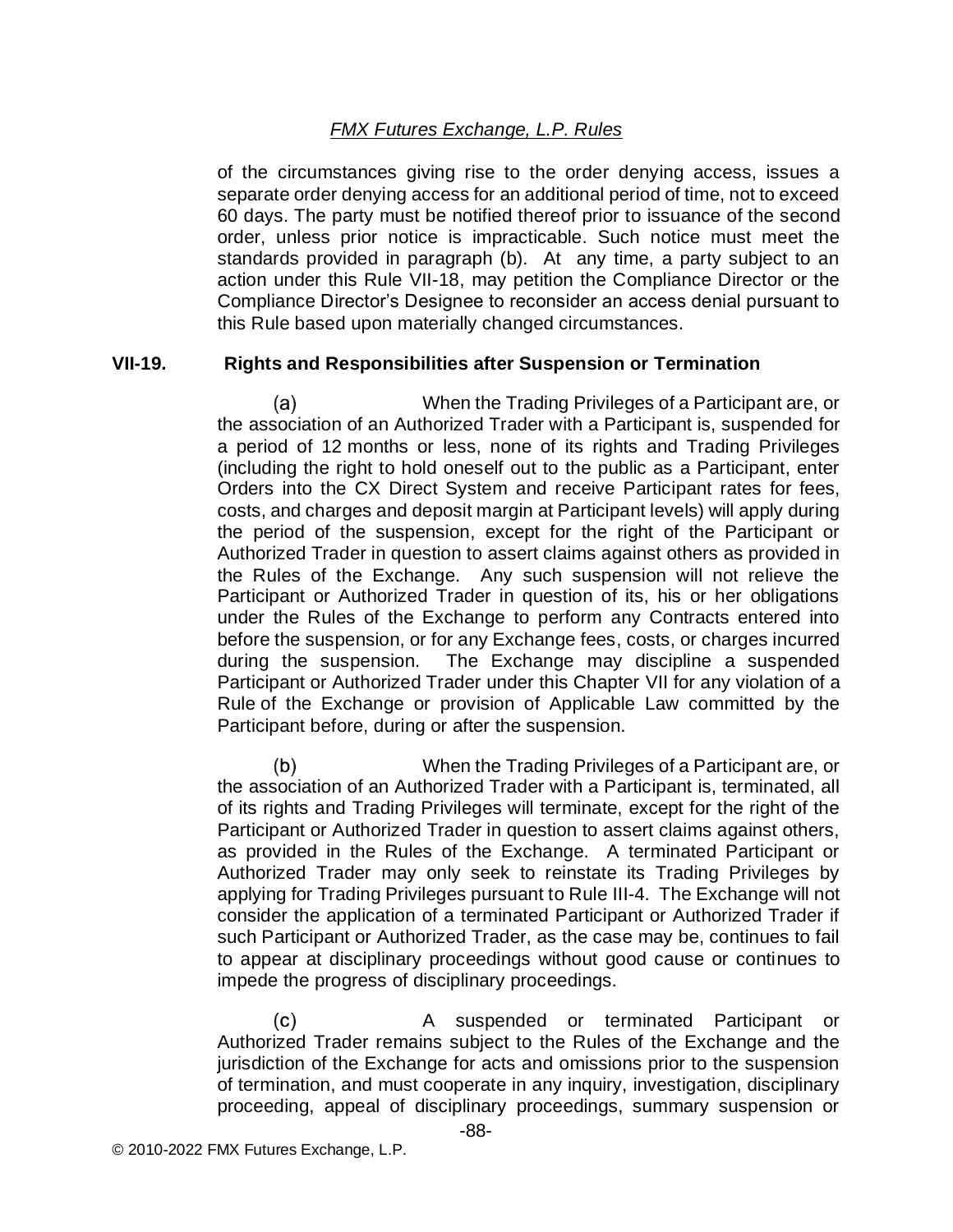of the circumstances giving rise to the order denying access, issues a separate order denying access for an additional period of time, not to exceed 60 days. The party must be notified thereof prior to issuance of the second order, unless prior notice is impracticable. Such notice must meet the standards provided in paragraph (b). At any time, a party subject to an action under this Rule VII-18, may petition the Compliance Director or the Compliance Director's Designee to reconsider an access denial pursuant to this Rule based upon materially changed circumstances.

### VII-19. Rights and Responsibilities after Suspension or Termination

(a) When the Trading Privileges of a Participant are, or the association of an Authorized Trader with a Participant is, suspended for a period of 12 months or less, none of its rights and Trading Privileges (including the right to hold oneself out to the public as a Participant, enter Orders into the CX Direct System and receive Participant rates for fees, costs, and charges and deposit margin at Participant levels) will apply during the period of the suspension, except for the right of the Participant or Authorized Trader in question to assert claims against others as provided in the Rules of the Exchange. Any such suspension will not relieve the Participant or Authorized Trader in question of its, his or her obligations under the Rules of the Exchange to perform any Contracts entered into before the suspension, or for any Exchange fees, costs, or charges incurred during the suspension. The Exchange may discipline a suspended Participant or Authorized Trader under this Chapter VII for any violation of a Rule of the Exchange or provision of Applicable Law committed by the Participant before, during or after the suspension.

(b) When the Trading Privileges of a Participant are, or the association of an Authorized Trader with a Participant is, terminated, all of its rights and Trading Privileges will terminate, except for the right of the Participant or Authorized Trader in question to assert claims against others, as provided in the Rules of the Exchange. A terminated Participant or Authorized Trader may only seek to reinstate its Trading Privileges by applying for Trading Privileges pursuant to Rule III-4. The Exchange will not consider the application of a terminated Participant or Authorized Trader if such Participant or Authorized Trader, as the case may be, continues to fail to appear at disciplinary proceedings without good cause or continues to impede the progress of disciplinary proceedings.

(c) A suspended or terminated Participant or Authorized Trader remains subject to the Rules of the Exchange and the jurisdiction of the Exchange for acts and omissions prior to the suspension of termination, and must cooperate in any inquiry, investigation, disciplinary proceeding, appeal of disciplinary proceedings, summary suspension or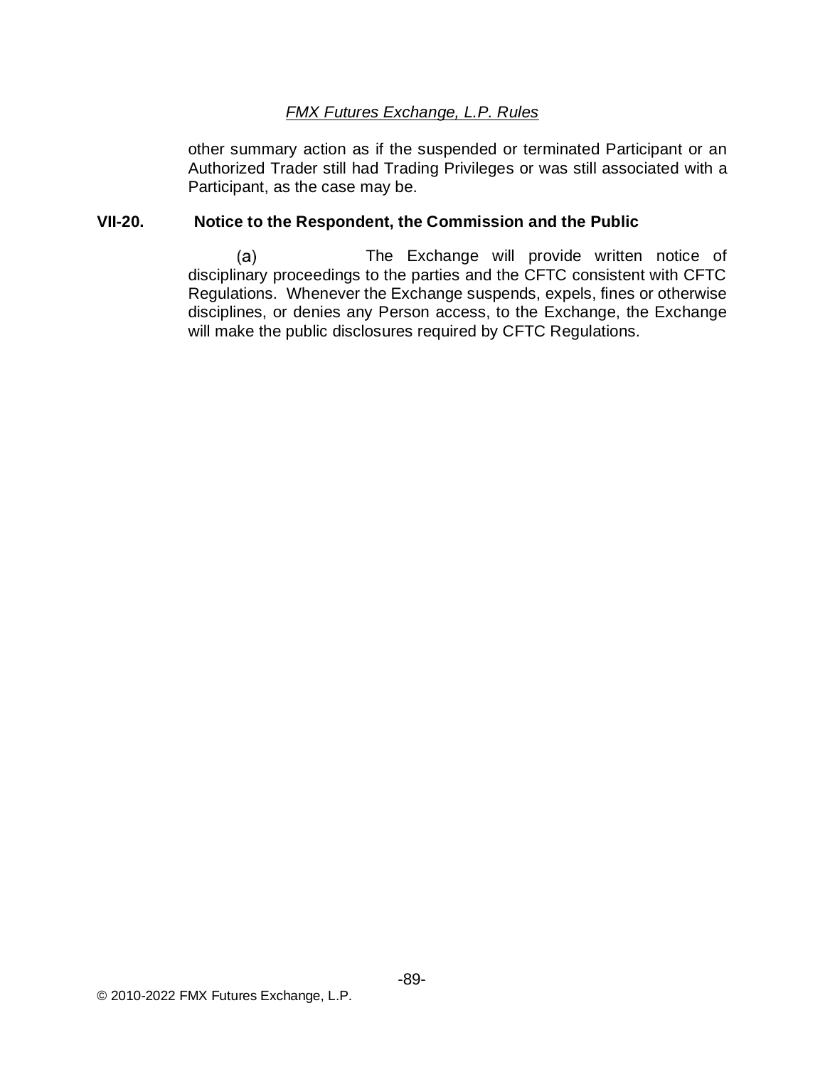other summary action as if the suspended or terminated Participant or an Authorized Trader still had Trading Privileges or was still associated with a Participant, as the case may be.

### VII-20. Notice to the Respondent, the Commission and the Public

(a) The Exchange will provide written notice of disciplinary proceedings to the parties and the CFTC consistent with CFTC Regulations. Whenever the Exchange suspends, expels, fines or otherwise disciplines, or denies any Person access, to the Exchange, the Exchange will make the public disclosures required by CFTC Regulations.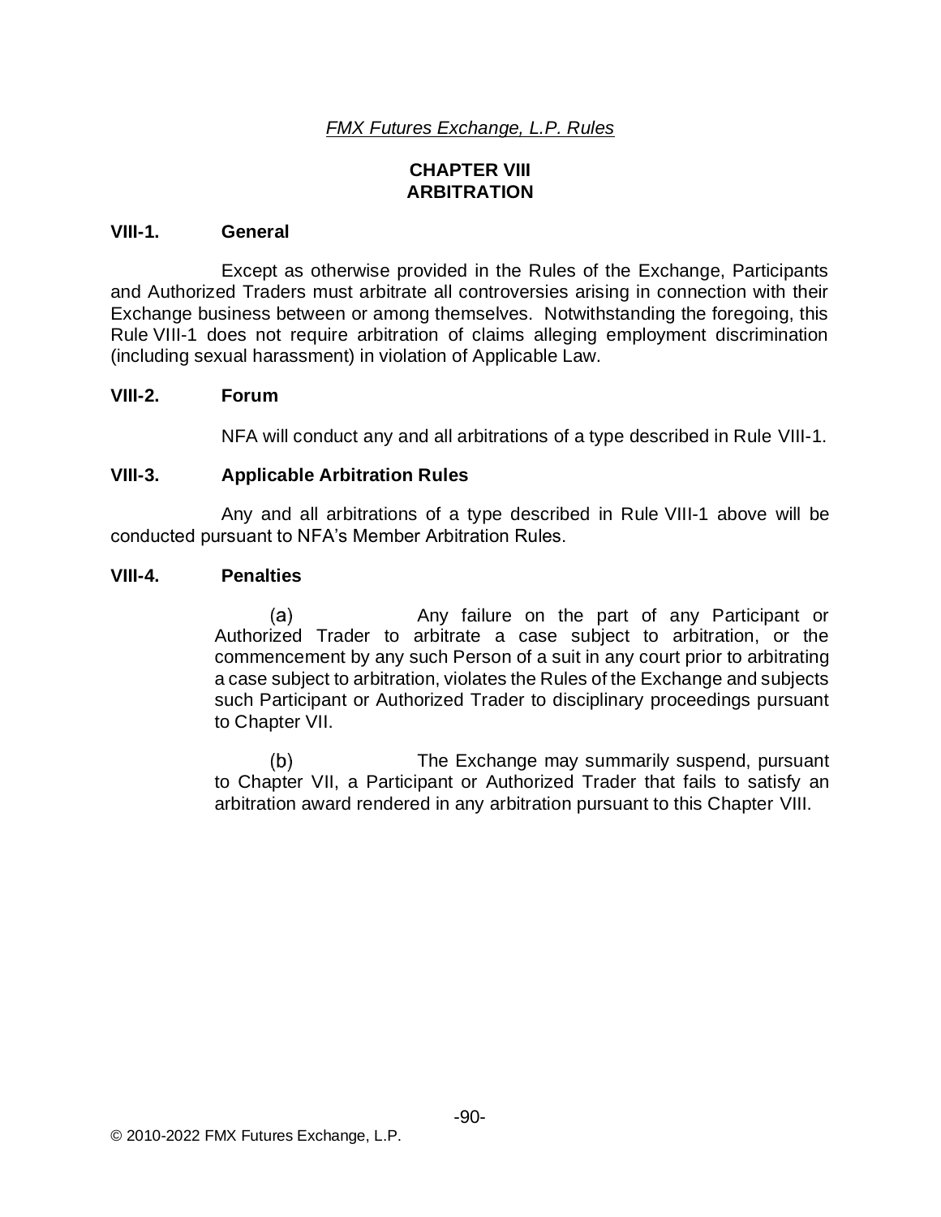# CHAPTER VIII ARBITRATION

## VIII-1. General

Except as otherwise provided in the Rules of the Exchange, Participants and Authorized Traders must arbitrate all controversies arising in connection with their Exchange business between or among themselves. Notwithstanding the foregoing, this Rule VIII-1 does not require arbitration of claims alleging employment discrimination (including sexual harassment) in violation of Applicable Law.

## VIII-2. Forum

NFA will conduct any and all arbitrations of a type described in Rule VIII-1.

## VIII-3. Applicable Arbitration Rules

Any and all arbitrations of a type described in Rule VIII-1 above will be conducted pursuant to NFA's Member Arbitration Rules.

## VIII-4. Penalties

(a) Any failure on the part of any Participant or Authorized Trader to arbitrate a case subject to arbitration, or the commencement by any such Person of a suit in any court prior to arbitrating a case subject to arbitration, violates the Rules of the Exchange and subjects such Participant or Authorized Trader to disciplinary proceedings pursuant to Chapter VII.

(b) The Exchange may summarily suspend, pursuant to Chapter VII, a Participant or Authorized Trader that fails to satisfy an arbitration award rendered in any arbitration pursuant to this Chapter VIII.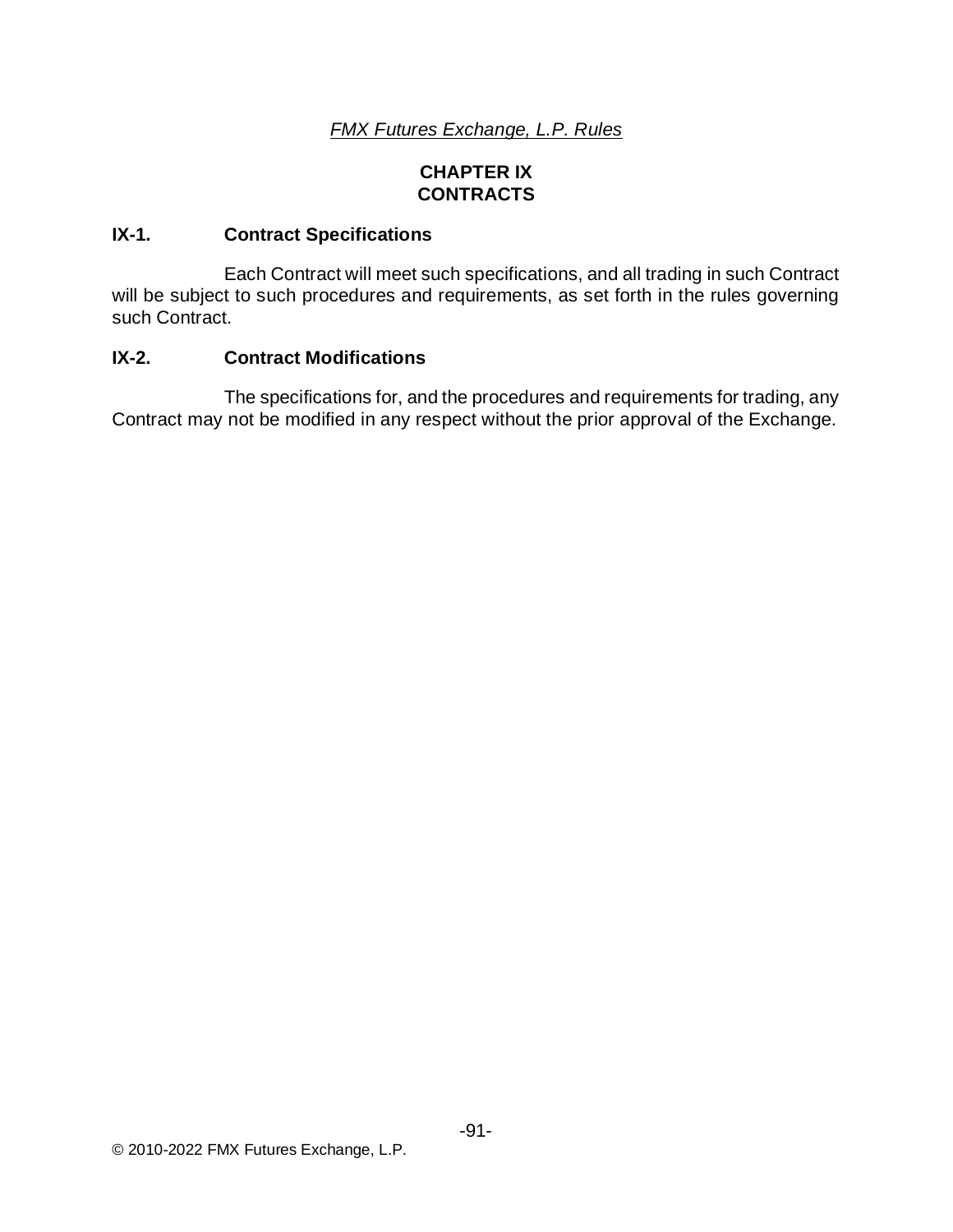# CHAPTER IX
# CONTRACTS

## IX-1. Contract Specifications

Each Contract will meet such specifications, and all trading in such Contract will be subject to such procedures and requirements, as set forth in the rules governing such Contract.

## IX-2. Contract Modifications

The specifications for, and the procedures and requirements for trading, any Contract may not be modified in any respect without the prior approval of the Exchange.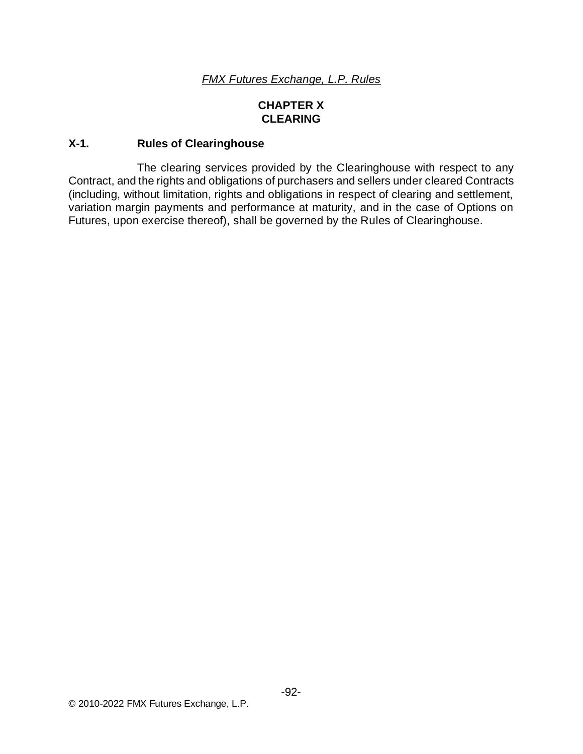# CHAPTER X
# CLEARING

## X-1. Rules of Clearinghouse

The clearing services provided by the Clearinghouse with respect to any Contract, and the rights and obligations of purchasers and sellers under cleared Contracts (including, without limitation, rights and obligations in respect of clearing and settlement, variation margin payments and performance at maturity, and in the case of Options on Futures, upon exercise thereof), shall be governed by the Rules of Clearinghouse.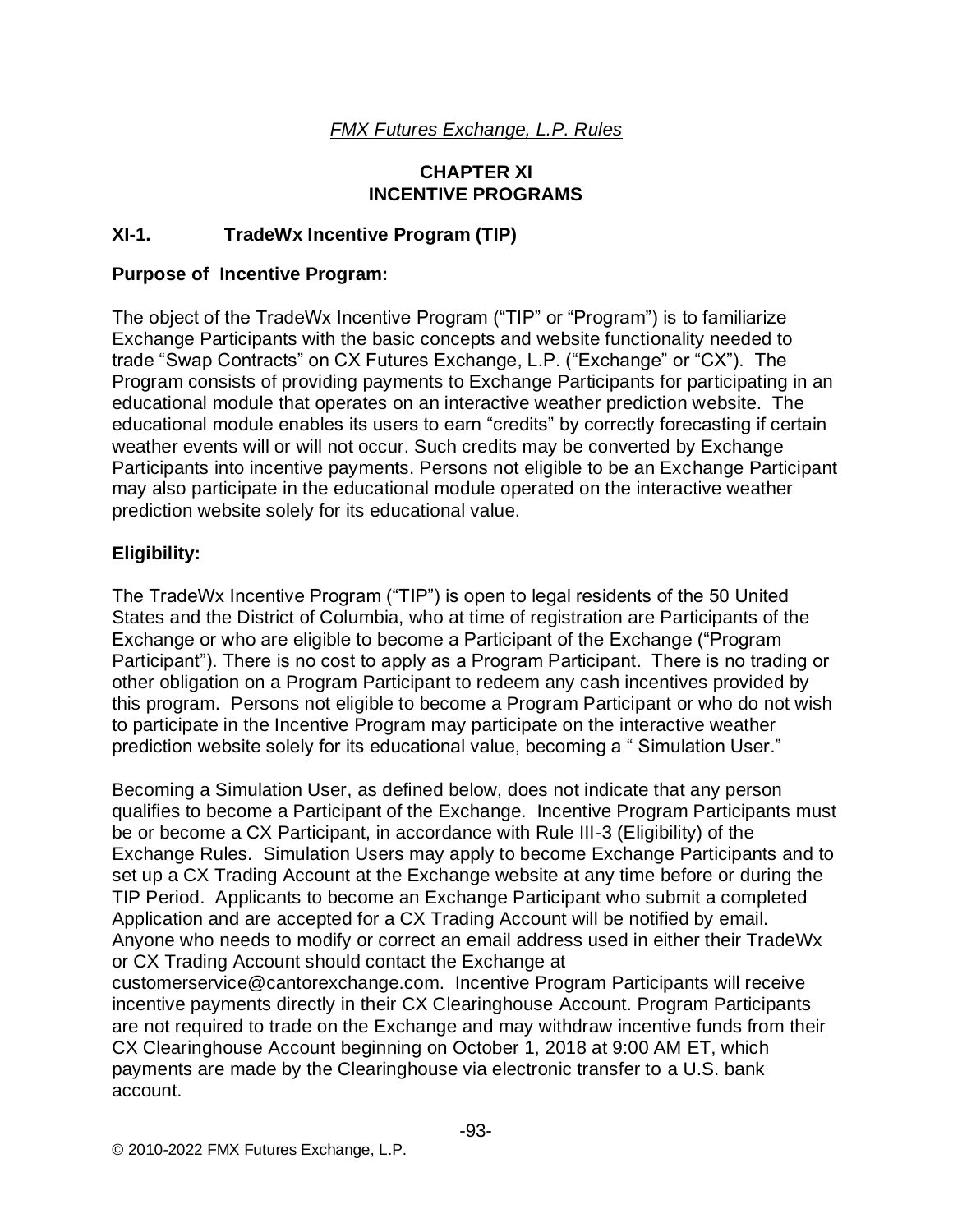*FMX Futures Exchange, L.P. Rules*

# CHAPTER XI
# INCENTIVE PROGRAMS

## XI-1. TradeWx Incentive Program (TIP)

**Purpose of Incentive Program:**

The object of the TradeWx Incentive Program ("TIP" or "Program") is to familiarize Exchange Participants with the basic concepts and website functionality needed to trade "Swap Contracts" on CX Futures Exchange, L.P. ("Exchange" or "CX"). The Program consists of providing payments to Exchange Participants for participating in an educational module that operates on an interactive weather prediction website. The educational module enables its users to earn "credits" by correctly forecasting if certain weather events will or will not occur. Such credits may be converted by Exchange Participants into incentive payments. Persons not eligible to be an Exchange Participant may also participate in the educational module operated on the interactive weather prediction website solely for its educational value.

**Eligibility:**

The TradeWx Incentive Program ("TIP") is open to legal residents of the 50 United States and the District of Columbia, who at time of registration are Participants of the Exchange or who are eligible to become a Participant of the Exchange ("Program Participant"). There is no cost to apply as a Program Participant. There is no trading or other obligation on a Program Participant to redeem any cash incentives provided by this program. Persons not eligible to become a Program Participant or who do not wish to participate in the Incentive Program may participate on the interactive weather prediction website solely for its educational value, becoming a " Simulation User."

Becoming a Simulation User, as defined below, does not indicate that any person qualifies to become a Participant of the Exchange. Incentive Program Participants must be or become a CX Participant, in accordance with Rule III-3 (Eligibility) of the Exchange Rules. Simulation Users may apply to become Exchange Participants and to set up a CX Trading Account at the Exchange website at any time before or during the TIP Period. Applicants to become an Exchange Participant who submit a completed Application and are accepted for a CX Trading Account will be notified by email. Anyone who needs to modify or correct an email address used in either their TradeWx or CX Trading Account should contact the Exchange at customerservice@cantorexchange.com. Incentive Program Participants will receive incentive payments directly in their CX Clearinghouse Account. Program Participants are not required to trade on the Exchange and may withdraw incentive funds from their CX Clearinghouse Account beginning on October 1, 2018 at 9:00 AM ET, which payments are made by the Clearinghouse via electronic transfer to a U.S. bank account.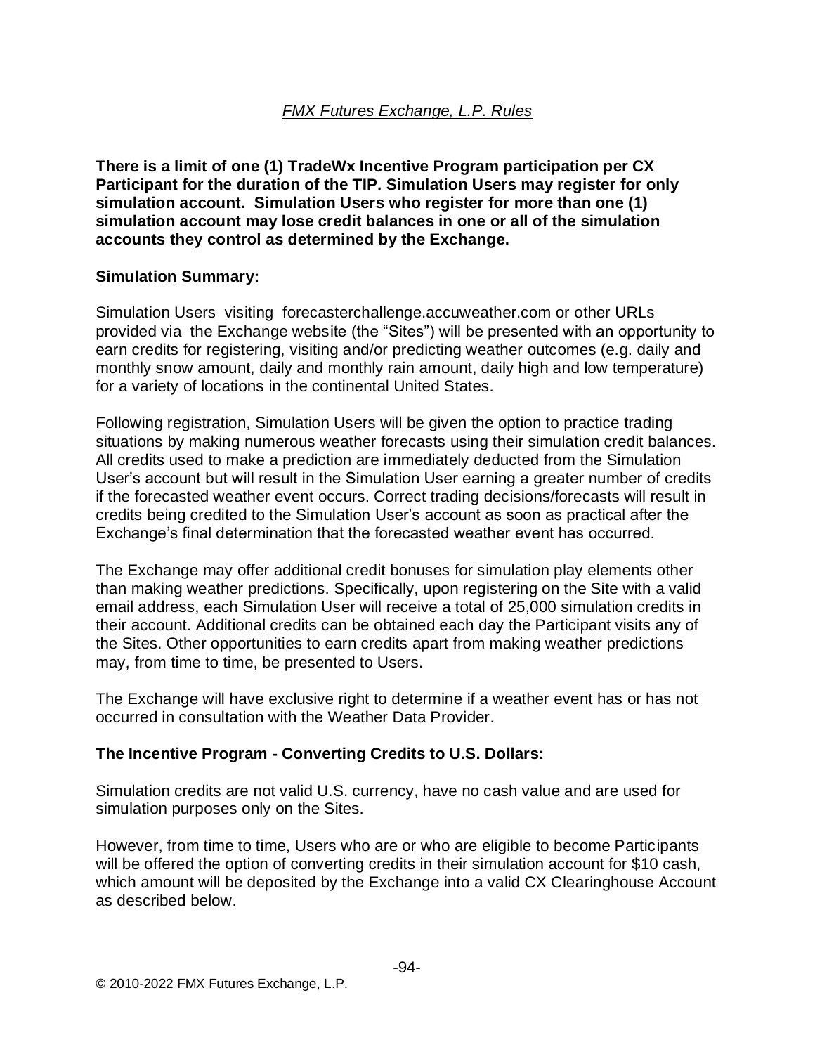There is a limit of one (1) TradeWx Incentive Program participation per CX Participant for the duration of the TIP. Simulation Users may register for only simulation account. Simulation Users who register for more than one (1) simulation account may lose credit balances in one or all of the simulation accounts they control as determined by the Exchange.

**Simulation Summary:**

Simulation Users visiting forecasterchallenge.accuweather.com or other URLs provided via the Exchange website (the "Sites") will be presented with an opportunity to earn credits for registering, visiting and/or predicting weather outcomes (e.g. daily and monthly snow amount, daily and monthly rain amount, daily high and low temperature) for a variety of locations in the continental United States.

Following registration, Simulation Users will be given the option to practice trading situations by making numerous weather forecasts using their simulation credit balances. All credits used to make a prediction are immediately deducted from the Simulation User's account but will result in the Simulation User earning a greater number of credits if the forecasted weather event occurs. Correct trading decisions/forecasts will result in credits being credited to the Simulation User's account as soon as practical after the Exchange's final determination that the forecasted weather event has occurred.

The Exchange may offer additional credit bonuses for simulation play elements other than making weather predictions. Specifically, upon registering on the Site with a valid email address, each Simulation User will receive a total of 25,000 simulation credits in their account. Additional credits can be obtained each day the Participant visits any of the Sites. Other opportunities to earn credits apart from making weather predictions may, from time to time, be presented to Users.

The Exchange will have exclusive right to determine if a weather event has or has not occurred in consultation with the Weather Data Provider.

**The Incentive Program - Converting Credits to U.S. Dollars:**

Simulation credits are not valid U.S. currency, have no cash value and are used for simulation purposes only on the Sites.

However, from time to time, Users who are or who are eligible to become Participants will be offered the option of converting credits in their simulation account for $10 cash, which amount will be deposited by the Exchange into a valid CX Clearinghouse Account as described below.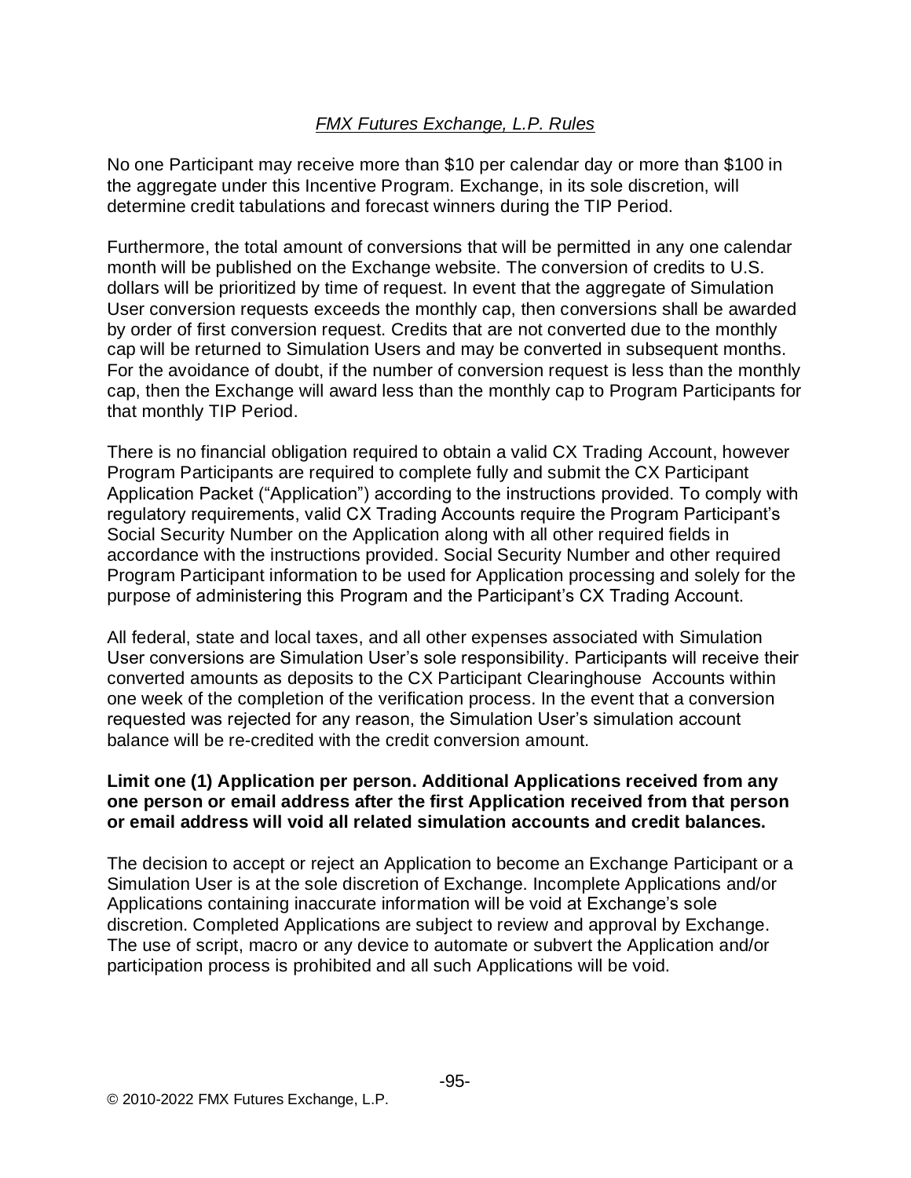No one Participant may receive more than $10 per calendar day or more than $100 in the aggregate under this Incentive Program. Exchange, in its sole discretion, will determine credit tabulations and forecast winners during the TIP Period.

Furthermore, the total amount of conversions that will be permitted in any one calendar month will be published on the Exchange website. The conversion of credits to U.S. dollars will be prioritized by time of request. In event that the aggregate of Simulation User conversion requests exceeds the monthly cap, then conversions shall be awarded by order of first conversion request. Credits that are not converted due to the monthly cap will be returned to Simulation Users and may be converted in subsequent months. For the avoidance of doubt, if the number of conversion request is less than the monthly cap, then the Exchange will award less than the monthly cap to Program Participants for that monthly TIP Period.

There is no financial obligation required to obtain a valid CX Trading Account, however Program Participants are required to complete fully and submit the CX Participant Application Packet ("Application") according to the instructions provided. To comply with regulatory requirements, valid CX Trading Accounts require the Program Participant's Social Security Number on the Application along with all other required fields in accordance with the instructions provided. Social Security Number and other required Program Participant information to be used for Application processing and solely for the purpose of administering this Program and the Participant's CX Trading Account.

All federal, state and local taxes, and all other expenses associated with Simulation User conversions are Simulation User's sole responsibility. Participants will receive their converted amounts as deposits to the CX Participant Clearinghouse Accounts within one week of the completion of the verification process. In the event that a conversion requested was rejected for any reason, the Simulation User's simulation account balance will be re-credited with the credit conversion amount.

**Limit one (1) Application per person. Additional Applications received from any one person or email address after the first Application received from that person or email address will void all related simulation accounts and credit balances.**

The decision to accept or reject an Application to become an Exchange Participant or a Simulation User is at the sole discretion of Exchange. Incomplete Applications and/or Applications containing inaccurate information will be void at Exchange's sole discretion. Completed Applications are subject to review and approval by Exchange. The use of script, macro or any device to automate or subvert the Application and/or participation process is prohibited and all such Applications will be void.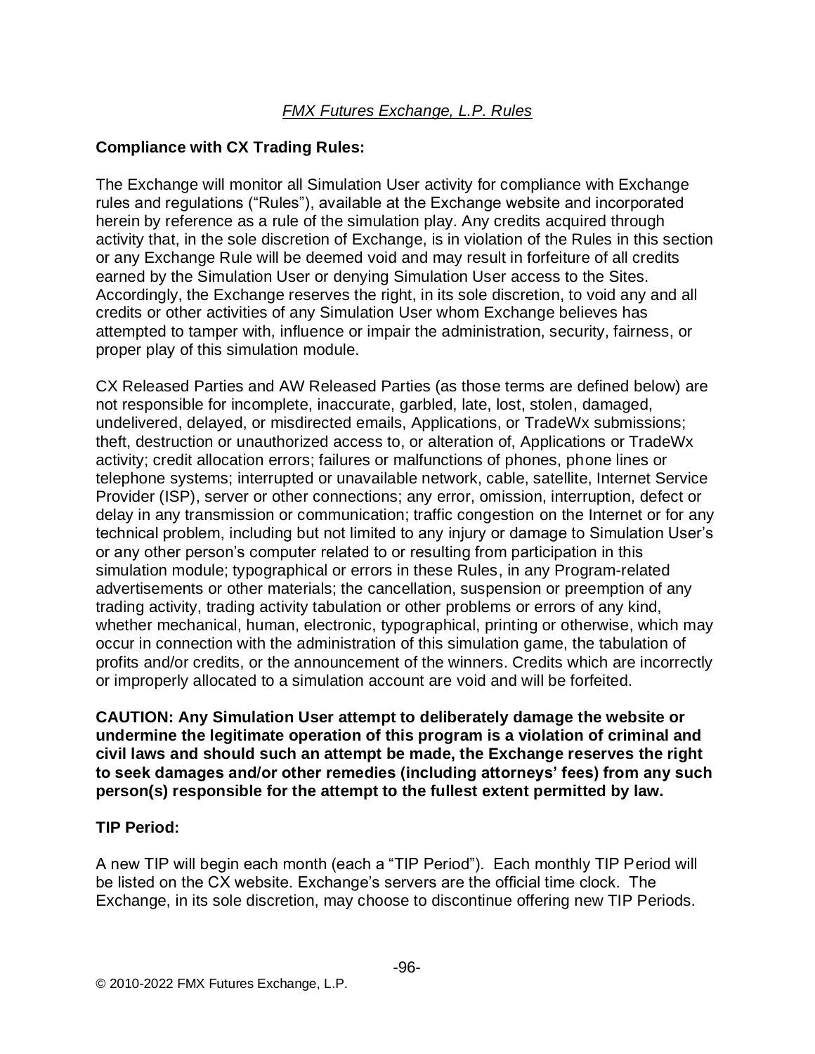*FMX Futures Exchange, L.P. Rules*

**Compliance with CX Trading Rules:**

The Exchange will monitor all Simulation User activity for compliance with Exchange rules and regulations ("Rules"), available at the Exchange website and incorporated herein by reference as a rule of the simulation play. Any credits acquired through activity that, in the sole discretion of Exchange, is in violation of the Rules in this section or any Exchange Rule will be deemed void and may result in forfeiture of all credits earned by the Simulation User or denying Simulation User access to the Sites. Accordingly, the Exchange reserves the right, in its sole discretion, to void any and all credits or other activities of any Simulation User whom Exchange believes has attempted to tamper with, influence or impair the administration, security, fairness, or proper play of this simulation module.

CX Released Parties and AW Released Parties (as those terms are defined below) are not responsible for incomplete, inaccurate, garbled, late, lost, stolen, damaged, undelivered, delayed, or misdirected emails, Applications, or TradeWx submissions; theft, destruction or unauthorized access to, or alteration of, Applications or TradeWx activity; credit allocation errors; failures or malfunctions of phones, phone lines or telephone systems; interrupted or unavailable network, cable, satellite, Internet Service Provider (ISP), server or other connections; any error, omission, interruption, defect or delay in any transmission or communication; traffic congestion on the Internet or for any technical problem, including but not limited to any injury or damage to Simulation User's or any other person's computer related to or resulting from participation in this simulation module; typographical or errors in these Rules, in any Program-related advertisements or other materials; the cancellation, suspension or preemption of any trading activity, trading activity tabulation or other problems or errors of any kind, whether mechanical, human, electronic, typographical, printing or otherwise, which may occur in connection with the administration of this simulation game, the tabulation of profits and/or credits, or the announcement of the winners. Credits which are incorrectly or improperly allocated to a simulation account are void and will be forfeited.

**CAUTION: Any Simulation User attempt to deliberately damage the website or undermine the legitimate operation of this program is a violation of criminal and civil laws and should such an attempt be made, the Exchange reserves the right to seek damages and/or other remedies (including attorneys' fees) from any such person(s) responsible for the attempt to the fullest extent permitted by law.**

**TIP Period:**

A new TIP will begin each month (each a "TIP Period"). Each monthly TIP Period will be listed on the CX website. Exchange's servers are the official time clock. The Exchange, in its sole discretion, may choose to discontinue offering new TIP Periods.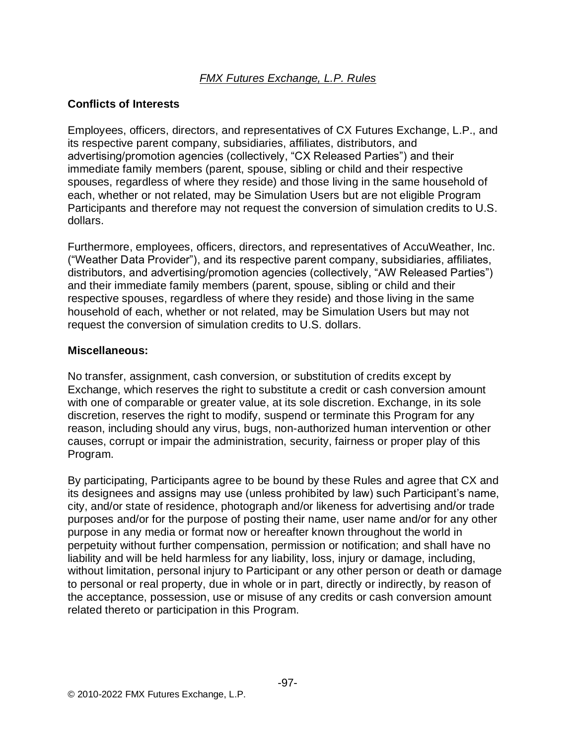*FMX Futures Exchange, L.P. Rules*

**Conflicts of Interests**

Employees, officers, directors, and representatives of CX Futures Exchange, L.P., and its respective parent company, subsidiaries, affiliates, distributors, and advertising/promotion agencies (collectively, "CX Released Parties") and their immediate family members (parent, spouse, sibling or child and their respective spouses, regardless of where they reside) and those living in the same household of each, whether or not related, may be Simulation Users but are not eligible Program Participants and therefore may not request the conversion of simulation credits to U.S. dollars.

Furthermore, employees, officers, directors, and representatives of AccuWeather, Inc. ("Weather Data Provider"), and its respective parent company, subsidiaries, affiliates, distributors, and advertising/promotion agencies (collectively, "AW Released Parties") and their immediate family members (parent, spouse, sibling or child and their respective spouses, regardless of where they reside) and those living in the same household of each, whether or not related, may be Simulation Users but may not request the conversion of simulation credits to U.S. dollars.

**Miscellaneous:**

No transfer, assignment, cash conversion, or substitution of credits except by Exchange, which reserves the right to substitute a credit or cash conversion amount with one of comparable or greater value, at its sole discretion. Exchange, in its sole discretion, reserves the right to modify, suspend or terminate this Program for any reason, including should any virus, bugs, non-authorized human intervention or other causes, corrupt or impair the administration, security, fairness or proper play of this Program.

By participating, Participants agree to be bound by these Rules and agree that CX and its designees and assigns may use (unless prohibited by law) such Participant's name, city, and/or state of residence, photograph and/or likeness for advertising and/or trade purposes and/or for the purpose of posting their name, user name and/or for any other purpose in any media or format now or hereafter known throughout the world in perpetuity without further compensation, permission or notification; and shall have no liability and will be held harmless for any liability, loss, injury or damage, including, without limitation, personal injury to Participant or any other person or death or damage to personal or real property, due in whole or in part, directly or indirectly, by reason of the acceptance, possession, use or misuse of any credits or cash conversion amount related thereto or participation in this Program.